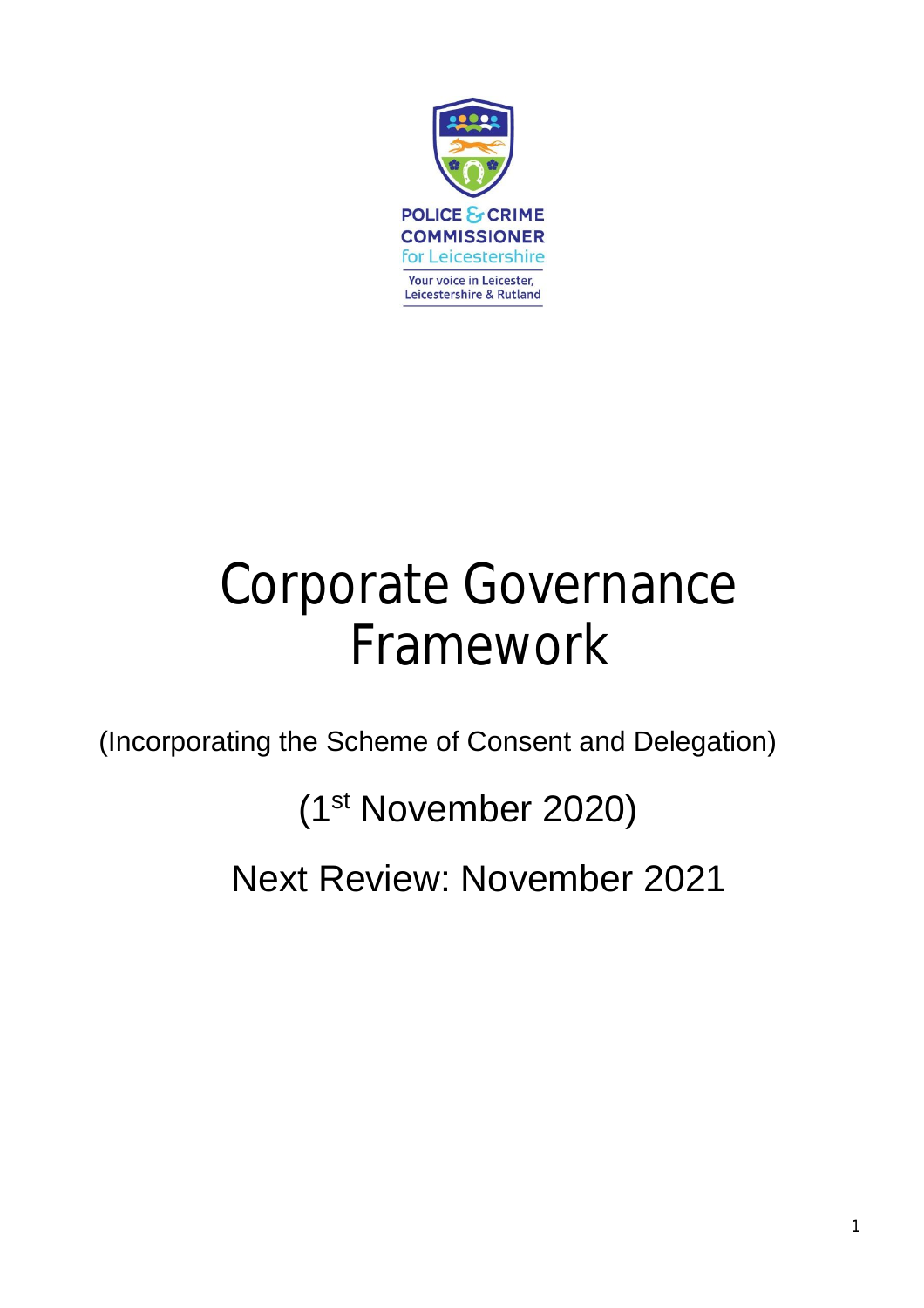POLICE & CRIME COMMISSIONER for Leicestershire

Your voice in Leicester, Leicestershire & Rutland

# Corporate Governance Framework

(Incorporating the Scheme of Consent and Delegation)

(1st November 2020)

Next Review: November 2021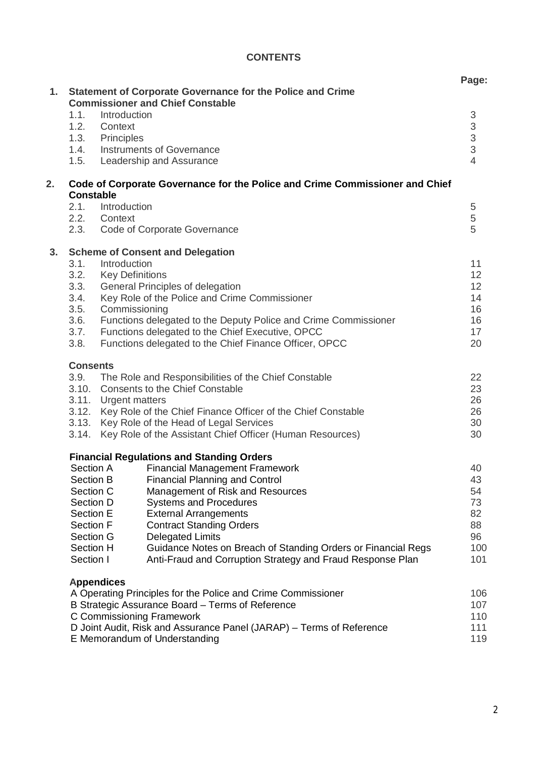# CONTENTS

| | | Page: |
|---|---|---|
| **1.** | **Statement of Corporate Governance for the Police and Crime Commissioner and Chief Constable** | |
| | 1.1. Introduction | 3 |
| | 1.2. Context | 3 |
| | 1.3. Principles | 3 |
| | 1.4. Instruments of Governance | 3 |
| | 1.5. Leadership and Assurance | 4 |
| **2.** | **Code of Corporate Governance for the Police and Crime Commissioner and Chief Constable** | |
| | 2.1. Introduction | 5 |
| | 2.2. Context | 5 |
| | 2.3. Code of Corporate Governance | 5 |
| **3.** | **Scheme of Consent and Delegation** | |
| | 3.1. Introduction | 11 |
| | 3.2. Key Definitions | 12 |
| | 3.3. General Principles of delegation | 12 |
| | 3.4. Key Role of the Police and Crime Commissioner | 14 |
| | 3.5. Commissioning | 16 |
| | 3.6. Functions delegated to the Deputy Police and Crime Commissioner | 16 |
| | 3.7. Functions delegated to the Chief Executive, OPCC | 17 |
| | 3.8. Functions delegated to the Chief Finance Officer, OPCC | 20 |
| | **Consents** | |
| | 3.9. The Role and Responsibilities of the Chief Constable | 22 |
| | 3.10. Consents to the Chief Constable | 23 |
| | 3.11. Urgent matters | 26 |
| | 3.12. Key Role of the Chief Finance Officer of the Chief Constable | 26 |
| | 3.13. Key Role of the Head of Legal Services | 30 |
| | 3.14. Key Role of the Assistant Chief Officer (Human Resources) | 30 |
| | **Financial Regulations and Standing Orders** | |
| | Section A — Financial Management Framework | 40 |
| | Section B — Financial Planning and Control | 43 |
| | Section C — Management of Risk and Resources | 54 |
| | Section D — Systems and Procedures | 73 |
| | Section E — External Arrangements | 82 |
| | Section F — Contract Standing Orders | 88 |
| | Section G — Delegated Limits | 96 |
| | Section H — Guidance Notes on Breach of Standing Orders or Financial Regs | 100 |
| | Section I — Anti-Fraud and Corruption Strategy and Fraud Response Plan | 101 |
| | **Appendices** | |
| | A Operating Principles for the Police and Crime Commissioner | 106 |
| | B Strategic Assurance Board – Terms of Reference | 107 |
| | C Commissioning Framework | 110 |
| | D Joint Audit, Risk and Assurance Panel (JARAP) – Terms of Reference | 111 |
| | E Memorandum of Understanding | 119 |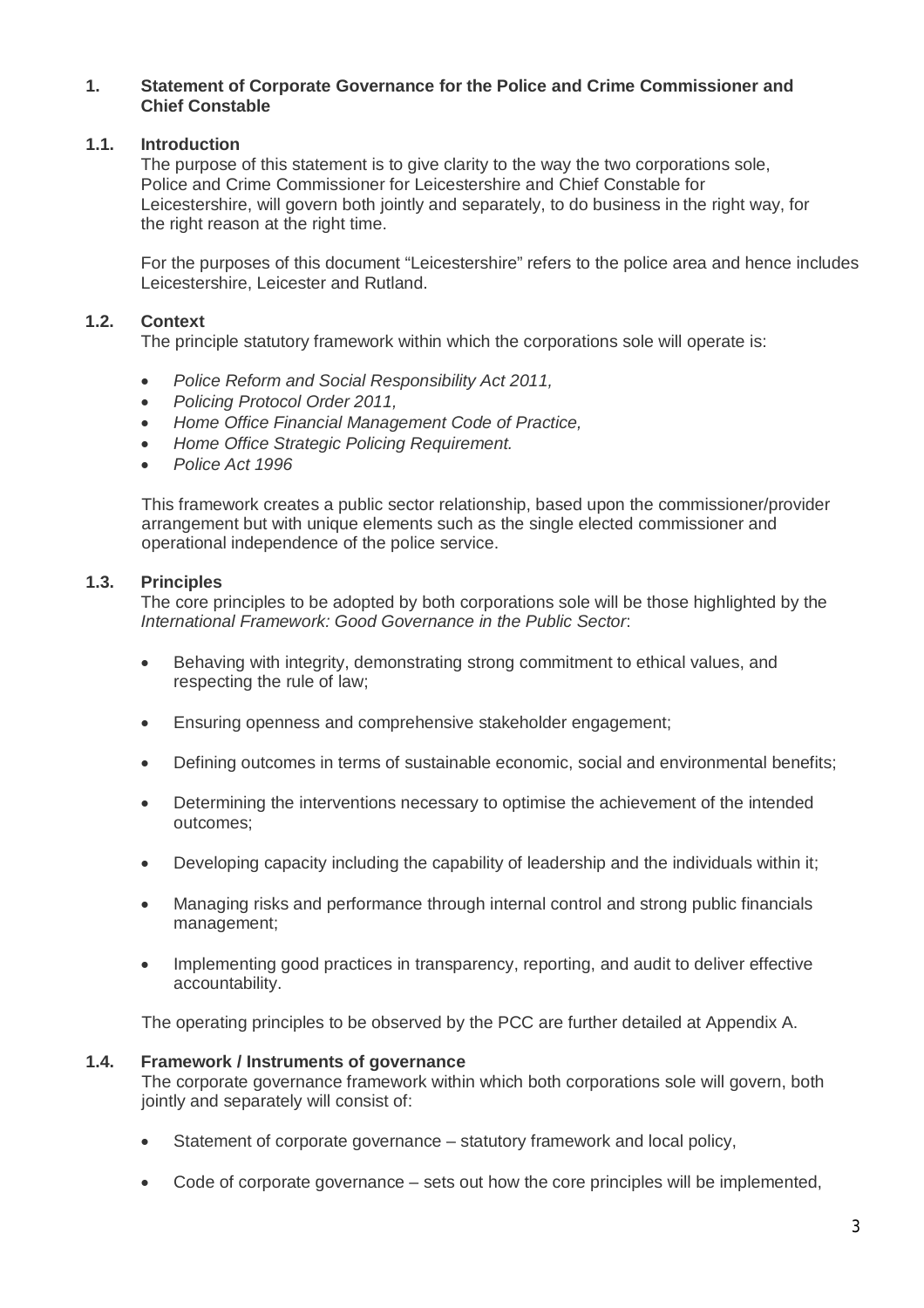## 1. Statement of Corporate Governance for the Police and Crime Commissioner and Chief Constable

### 1.1. Introduction

The purpose of this statement is to give clarity to the way the two corporations sole, Police and Crime Commissioner for Leicestershire and Chief Constable for Leicestershire, will govern both jointly and separately, to do business in the right way, for the right reason at the right time.

For the purposes of this document "Leicestershire" refers to the police area and hence includes Leicestershire, Leicester and Rutland.

### 1.2. Context

The principle statutory framework within which the corporations sole will operate is:

- *Police Reform and Social Responsibility Act 2011,*
- *Policing Protocol Order 2011,*
- *Home Office Financial Management Code of Practice,*
- *Home Office Strategic Policing Requirement.*
- *Police Act 1996*

This framework creates a public sector relationship, based upon the commissioner/provider arrangement but with unique elements such as the single elected commissioner and operational independence of the police service.

### 1.3. Principles

The core principles to be adopted by both corporations sole will be those highlighted by the *International Framework: Good Governance in the Public Sector*:

- Behaving with integrity, demonstrating strong commitment to ethical values, and respecting the rule of law;
- Ensuring openness and comprehensive stakeholder engagement;
- Defining outcomes in terms of sustainable economic, social and environmental benefits;
- Determining the interventions necessary to optimise the achievement of the intended outcomes;
- Developing capacity including the capability of leadership and the individuals within it;
- Managing risks and performance through internal control and strong public financials management;
- Implementing good practices in transparency, reporting, and audit to deliver effective accountability.

The operating principles to be observed by the PCC are further detailed at Appendix A.

### 1.4. Framework / Instruments of governance

The corporate governance framework within which both corporations sole will govern, both jointly and separately will consist of:

- Statement of corporate governance – statutory framework and local policy,
- Code of corporate governance – sets out how the core principles will be implemented,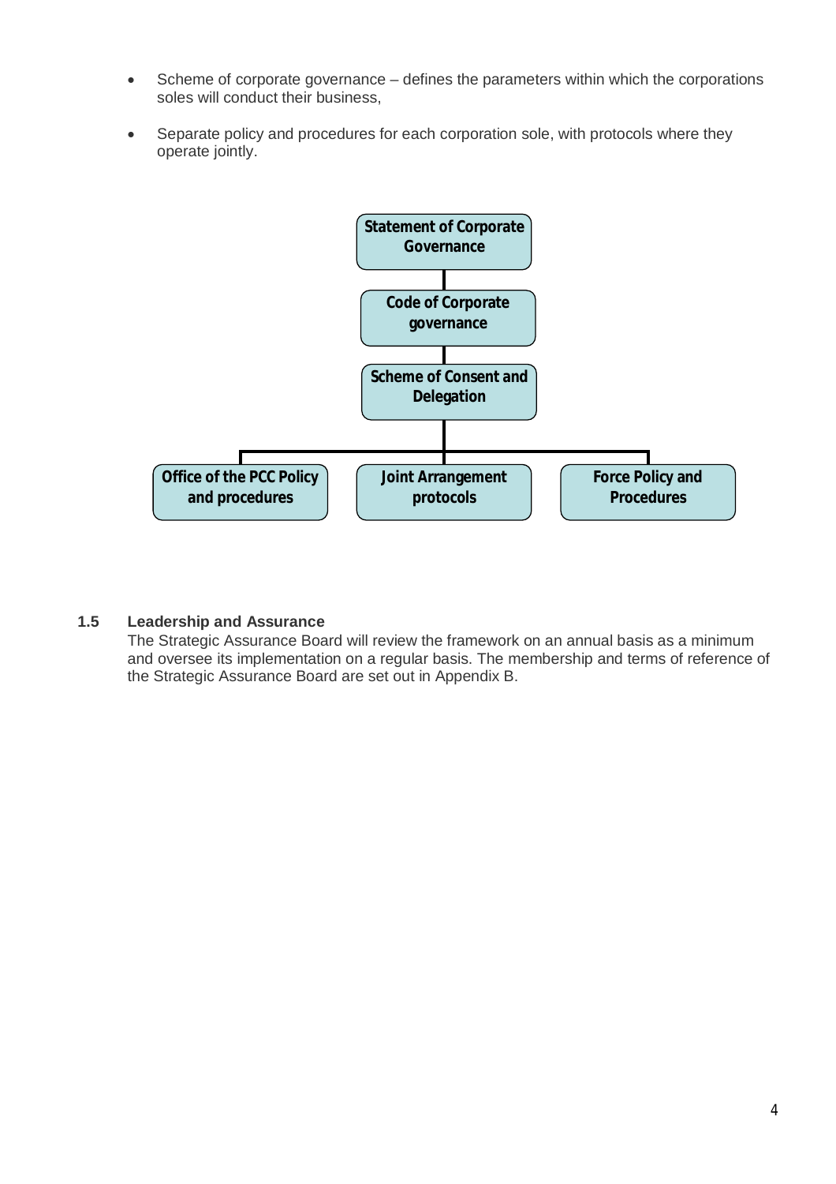- Scheme of corporate governance – defines the parameters within which the corporations soles will conduct their business,
- Separate policy and procedures for each corporation sole, with protocols where they operate jointly.

Statement of Corporate Governance

Code of Corporate governance

Scheme of Consent and Delegation

Office of the PCC Policy and procedures | Joint Arrangement protocols | Force Policy and Procedures

**1.5 Leadership and Assurance**

The Strategic Assurance Board will review the framework on an annual basis as a minimum and oversee its implementation on a regular basis. The membership and terms of reference of the Strategic Assurance Board are set out in Appendix B.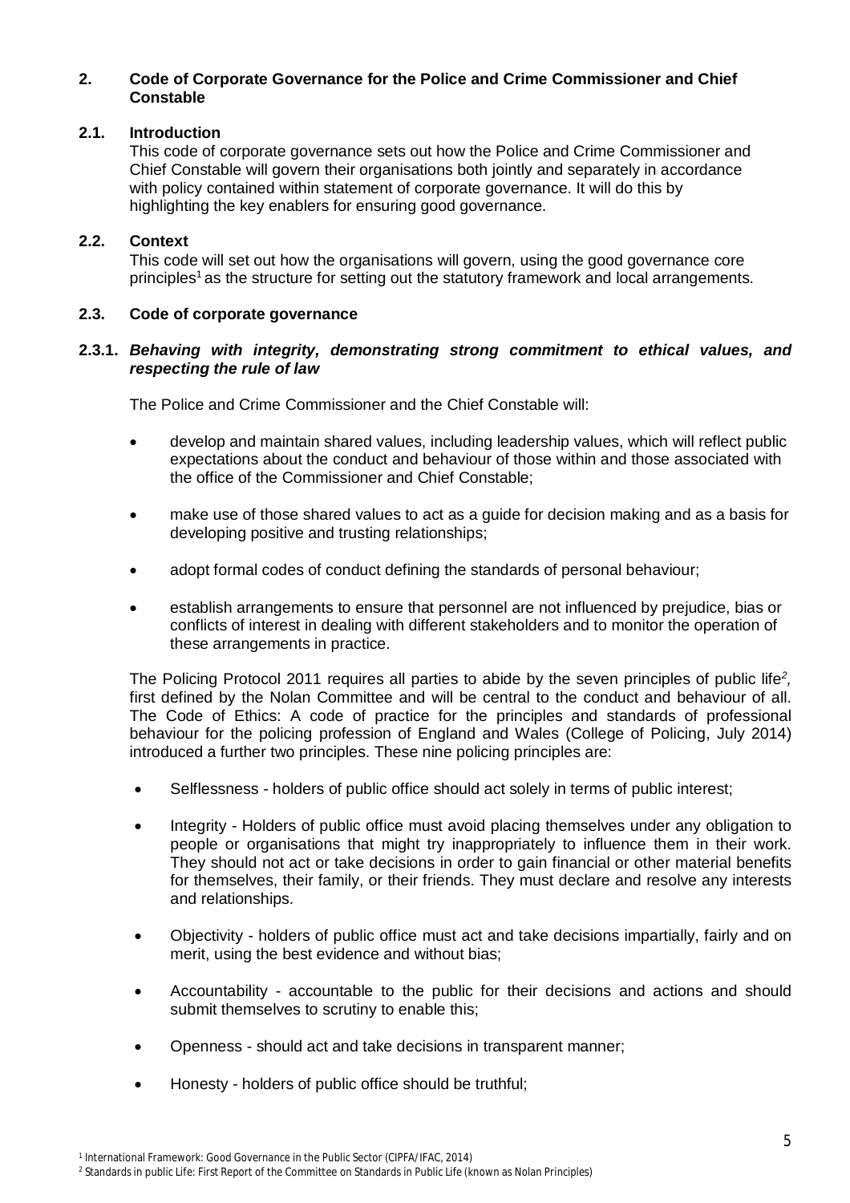## 2. Code of Corporate Governance for the Police and Crime Commissioner and Chief Constable

### 2.1. Introduction

This code of corporate governance sets out how the Police and Crime Commissioner and Chief Constable will govern their organisations both jointly and separately in accordance with policy contained within statement of corporate governance. It will do this by highlighting the key enablers for ensuring good governance.

### 2.2. Context

This code will set out how the organisations will govern, using the good governance core principles[1] as the structure for setting out the statutory framework and local arrangements.

### 2.3. Code of corporate governance

#### 2.3.1. *Behaving with integrity, demonstrating strong commitment to ethical values, and respecting the rule of law*

The Police and Crime Commissioner and the Chief Constable will:

- develop and maintain shared values, including leadership values, which will reflect public expectations about the conduct and behaviour of those within and those associated with the office of the Commissioner and Chief Constable;
- make use of those shared values to act as a guide for decision making and as a basis for developing positive and trusting relationships;
- adopt formal codes of conduct defining the standards of personal behaviour;
- establish arrangements to ensure that personnel are not influenced by prejudice, bias or conflicts of interest in dealing with different stakeholders and to monitor the operation of these arrangements in practice.

The Policing Protocol 2011 requires all parties to abide by the seven principles of public life[2], first defined by the Nolan Committee and will be central to the conduct and behaviour of all. The Code of Ethics: A code of practice for the principles and standards of professional behaviour for the policing profession of England and Wales (College of Policing, July 2014) introduced a further two principles. These nine policing principles are:

- Selflessness - holders of public office should act solely in terms of public interest;
- Integrity - Holders of public office must avoid placing themselves under any obligation to people or organisations that might try inappropriately to influence them in their work. They should not act or take decisions in order to gain financial or other material benefits for themselves, their family, or their friends. They must declare and resolve any interests and relationships.
- Objectivity - holders of public office must act and take decisions impartially, fairly and on merit, using the best evidence and without bias;
- Accountability - accountable to the public for their decisions and actions and should submit themselves to scrutiny to enable this;
- Openness - should act and take decisions in transparent manner;
- Honesty - holders of public office should be truthful;

[1] International Framework: Good Governance in the Public Sector (CIPFA/IFAC, 2014)

[2] Standards in public Life: First Report of the Committee on Standards in Public Life (known as Nolan Principles)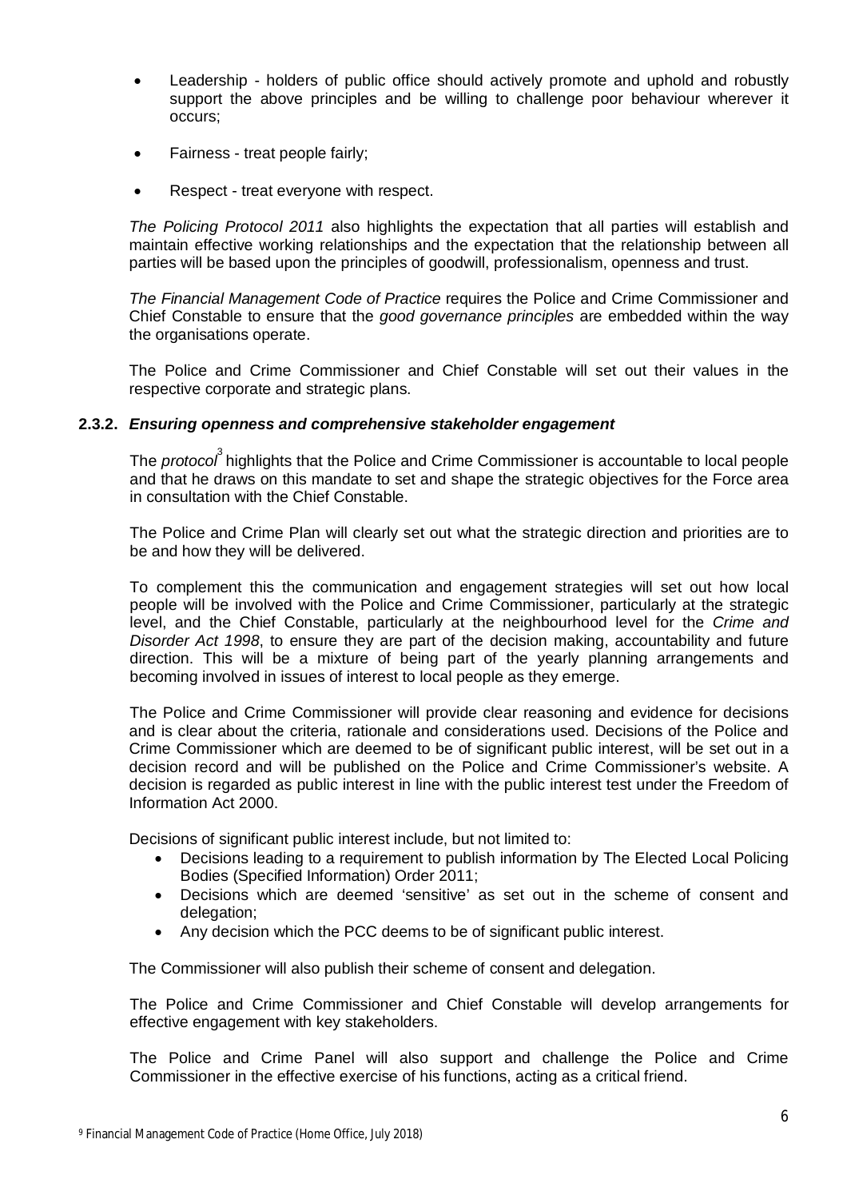- Leadership - holders of public office should actively promote and uphold and robustly support the above principles and be willing to challenge poor behaviour wherever it occurs;
- Fairness - treat people fairly;
- Respect - treat everyone with respect.

*The Policing Protocol 2011* also highlights the expectation that all parties will establish and maintain effective working relationships and the expectation that the relationship between all parties will be based upon the principles of goodwill, professionalism, openness and trust.

*The Financial Management Code of Practice* requires the Police and Crime Commissioner and Chief Constable to ensure that the *good governance principles* are embedded within the way the organisations operate.

The Police and Crime Commissioner and Chief Constable will set out their values in the respective corporate and strategic plans.

### 2.3.2. *Ensuring openness and comprehensive stakeholder engagement*

The *protocol*[3] highlights that the Police and Crime Commissioner is accountable to local people and that he draws on this mandate to set and shape the strategic objectives for the Force area in consultation with the Chief Constable.

The Police and Crime Plan will clearly set out what the strategic direction and priorities are to be and how they will be delivered.

To complement this the communication and engagement strategies will set out how local people will be involved with the Police and Crime Commissioner, particularly at the strategic level, and the Chief Constable, particularly at the neighbourhood level for the *Crime and Disorder Act 1998*, to ensure they are part of the decision making, accountability and future direction. This will be a mixture of being part of the yearly planning arrangements and becoming involved in issues of interest to local people as they emerge.

The Police and Crime Commissioner will provide clear reasoning and evidence for decisions and is clear about the criteria, rationale and considerations used. Decisions of the Police and Crime Commissioner which are deemed to be of significant public interest, will be set out in a decision record and will be published on the Police and Crime Commissioner's website. A decision is regarded as public interest in line with the public interest test under the Freedom of Information Act 2000.

Decisions of significant public interest include, but not limited to:

- Decisions leading to a requirement to publish information by The Elected Local Policing Bodies (Specified Information) Order 2011;
- Decisions which are deemed 'sensitive' as set out in the scheme of consent and delegation;
- Any decision which the PCC deems to be of significant public interest.

The Commissioner will also publish their scheme of consent and delegation.

The Police and Crime Commissioner and Chief Constable will develop arrangements for effective engagement with key stakeholders.

The Police and Crime Panel will also support and challenge the Police and Crime Commissioner in the effective exercise of his functions, acting as a critical friend.

[9] Financial Management Code of Practice (Home Office, July 2018)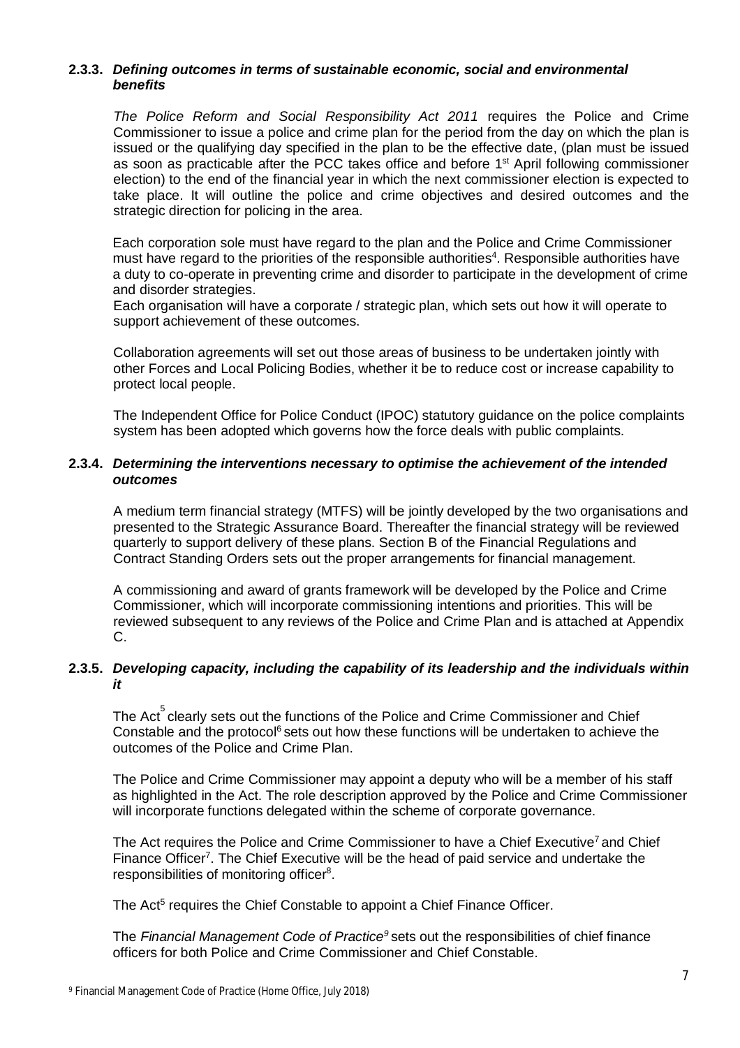### 2.3.3. *Defining outcomes in terms of sustainable economic, social and environmental benefits*

*The Police Reform and Social Responsibility Act 2011* requires the Police and Crime Commissioner to issue a police and crime plan for the period from the day on which the plan is issued or the qualifying day specified in the plan to be the effective date, (plan must be issued as soon as practicable after the PCC takes office and before 1st April following commissioner election) to the end of the financial year in which the next commissioner election is expected to take place. It will outline the police and crime objectives and desired outcomes and the strategic direction for policing in the area.

Each corporation sole must have regard to the plan and the Police and Crime Commissioner must have regard to the priorities of the responsible authorities[4]. Responsible authorities have a duty to co-operate in preventing crime and disorder to participate in the development of crime and disorder strategies.

Each organisation will have a corporate / strategic plan, which sets out how it will operate to support achievement of these outcomes.

Collaboration agreements will set out those areas of business to be undertaken jointly with other Forces and Local Policing Bodies, whether it be to reduce cost or increase capability to protect local people.

The Independent Office for Police Conduct (IPOC) statutory guidance on the police complaints system has been adopted which governs how the force deals with public complaints.

### 2.3.4. *Determining the interventions necessary to optimise the achievement of the intended outcomes*

A medium term financial strategy (MTFS) will be jointly developed by the two organisations and presented to the Strategic Assurance Board. Thereafter the financial strategy will be reviewed quarterly to support delivery of these plans. Section B of the Financial Regulations and Contract Standing Orders sets out the proper arrangements for financial management.

A commissioning and award of grants framework will be developed by the Police and Crime Commissioner, which will incorporate commissioning intentions and priorities. This will be reviewed subsequent to any reviews of the Police and Crime Plan and is attached at Appendix C.

### 2.3.5. *Developing capacity, including the capability of its leadership and the individuals within it*

The Act[5] clearly sets out the functions of the Police and Crime Commissioner and Chief Constable and the protocol[6] sets out how these functions will be undertaken to achieve the outcomes of the Police and Crime Plan.

The Police and Crime Commissioner may appoint a deputy who will be a member of his staff as highlighted in the Act. The role description approved by the Police and Crime Commissioner will incorporate functions delegated within the scheme of corporate governance.

The Act requires the Police and Crime Commissioner to have a Chief Executive[7] and Chief Finance Officer[7]. The Chief Executive will be the head of paid service and undertake the responsibilities of monitoring officer[8].

The Act[5] requires the Chief Constable to appoint a Chief Finance Officer.

The *Financial Management Code of Practice*[9] sets out the responsibilities of chief finance officers for both Police and Crime Commissioner and Chief Constable.

[9] Financial Management Code of Practice (Home Office, July 2018)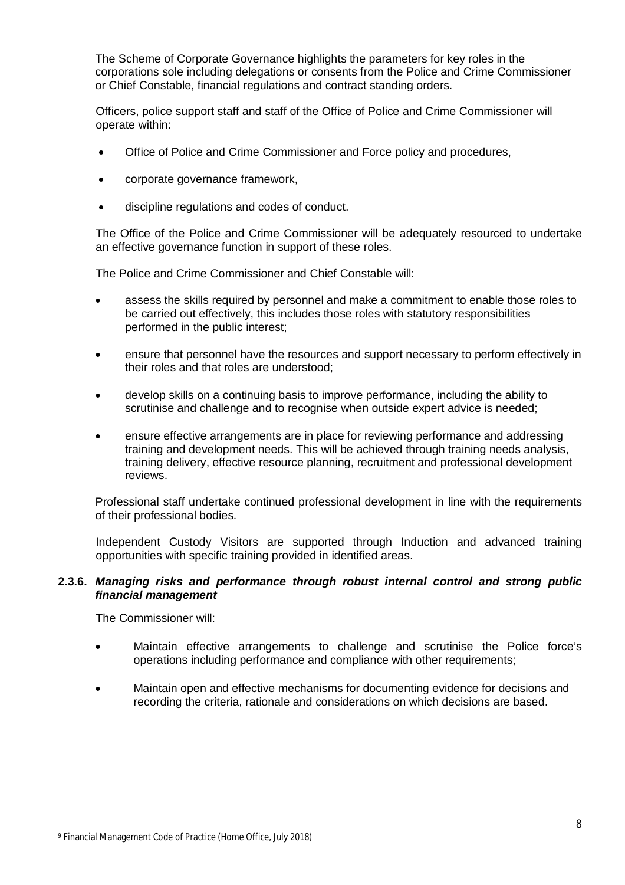The Scheme of Corporate Governance highlights the parameters for key roles in the corporations sole including delegations or consents from the Police and Crime Commissioner or Chief Constable, financial regulations and contract standing orders.

Officers, police support staff and staff of the Office of Police and Crime Commissioner will operate within:

- Office of Police and Crime Commissioner and Force policy and procedures,
- corporate governance framework,
- discipline regulations and codes of conduct.

The Office of the Police and Crime Commissioner will be adequately resourced to undertake an effective governance function in support of these roles.

The Police and Crime Commissioner and Chief Constable will:

- assess the skills required by personnel and make a commitment to enable those roles to be carried out effectively, this includes those roles with statutory responsibilities performed in the public interest;
- ensure that personnel have the resources and support necessary to perform effectively in their roles and that roles are understood;
- develop skills on a continuing basis to improve performance, including the ability to scrutinise and challenge and to recognise when outside expert advice is needed;
- ensure effective arrangements are in place for reviewing performance and addressing training and development needs. This will be achieved through training needs analysis, training delivery, effective resource planning, recruitment and professional development reviews.

Professional staff undertake continued professional development in line with the requirements of their professional bodies.

Independent Custody Visitors are supported through Induction and advanced training opportunities with specific training provided in identified areas.

#### 2.3.6. *Managing risks and performance through robust internal control and strong public financial management*

The Commissioner will:

- Maintain effective arrangements to challenge and scrutinise the Police force's operations including performance and compliance with other requirements;
- Maintain open and effective mechanisms for documenting evidence for decisions and recording the criteria, rationale and considerations on which decisions are based.

[9] Financial Management Code of Practice (Home Office, July 2018)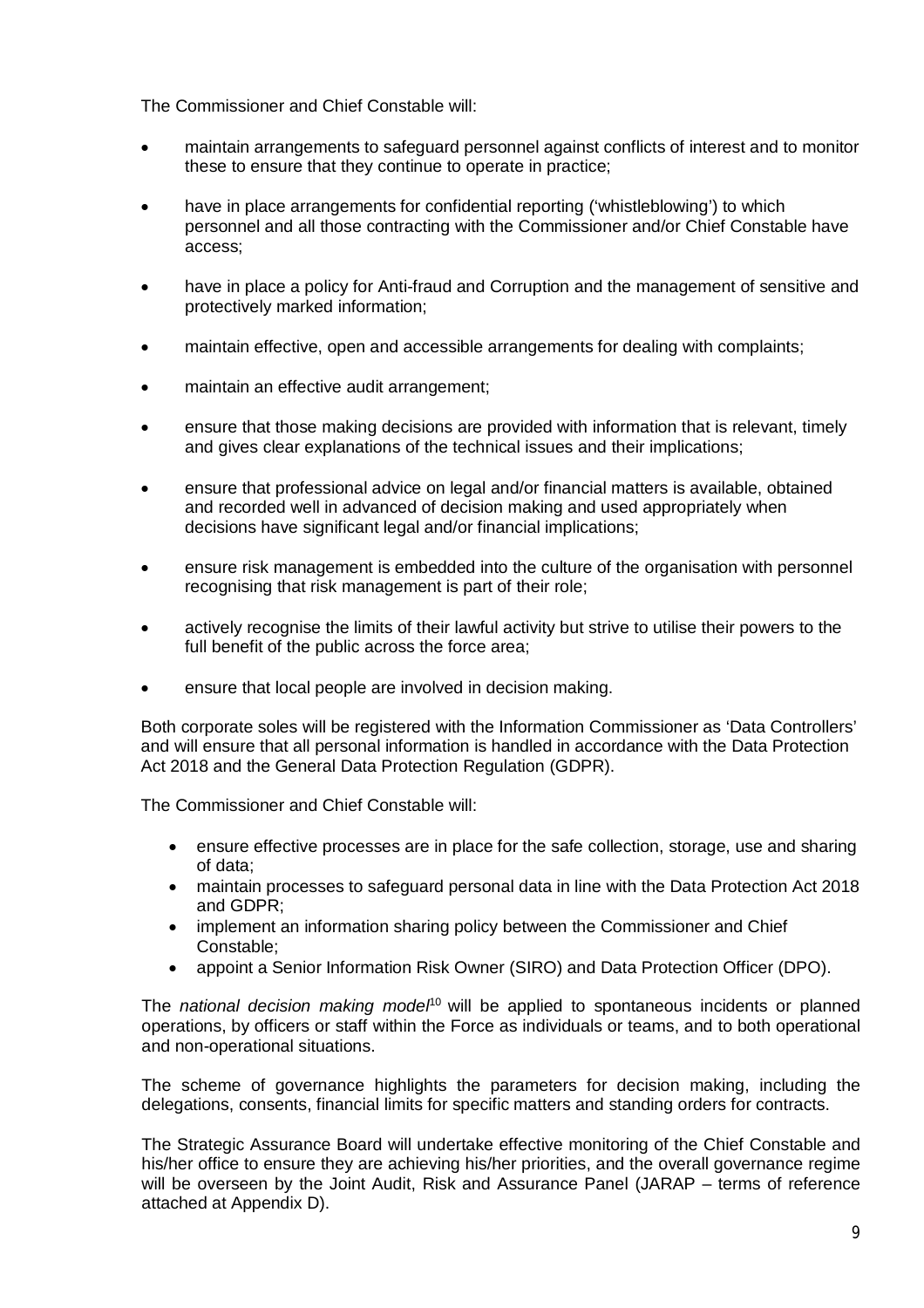The Commissioner and Chief Constable will:

- maintain arrangements to safeguard personnel against conflicts of interest and to monitor these to ensure that they continue to operate in practice;
- have in place arrangements for confidential reporting ('whistleblowing') to which personnel and all those contracting with the Commissioner and/or Chief Constable have access;
- have in place a policy for Anti-fraud and Corruption and the management of sensitive and protectively marked information;
- maintain effective, open and accessible arrangements for dealing with complaints;
- maintain an effective audit arrangement;
- ensure that those making decisions are provided with information that is relevant, timely and gives clear explanations of the technical issues and their implications;
- ensure that professional advice on legal and/or financial matters is available, obtained and recorded well in advanced of decision making and used appropriately when decisions have significant legal and/or financial implications;
- ensure risk management is embedded into the culture of the organisation with personnel recognising that risk management is part of their role;
- actively recognise the limits of their lawful activity but strive to utilise their powers to the full benefit of the public across the force area;
- ensure that local people are involved in decision making.

Both corporate soles will be registered with the Information Commissioner as 'Data Controllers' and will ensure that all personal information is handled in accordance with the Data Protection Act 2018 and the General Data Protection Regulation (GDPR).

The Commissioner and Chief Constable will:

- ensure effective processes are in place for the safe collection, storage, use and sharing of data;
- maintain processes to safeguard personal data in line with the Data Protection Act 2018 and GDPR;
- implement an information sharing policy between the Commissioner and Chief Constable;
- appoint a Senior Information Risk Owner (SIRO) and Data Protection Officer (DPO).

The *national decision making model*[10] will be applied to spontaneous incidents or planned operations, by officers or staff within the Force as individuals or teams, and to both operational and non-operational situations.

The scheme of governance highlights the parameters for decision making, including the delegations, consents, financial limits for specific matters and standing orders for contracts.

The Strategic Assurance Board will undertake effective monitoring of the Chief Constable and his/her office to ensure they are achieving his/her priorities, and the overall governance regime will be overseen by the Joint Audit, Risk and Assurance Panel (JARAP – terms of reference attached at Appendix D).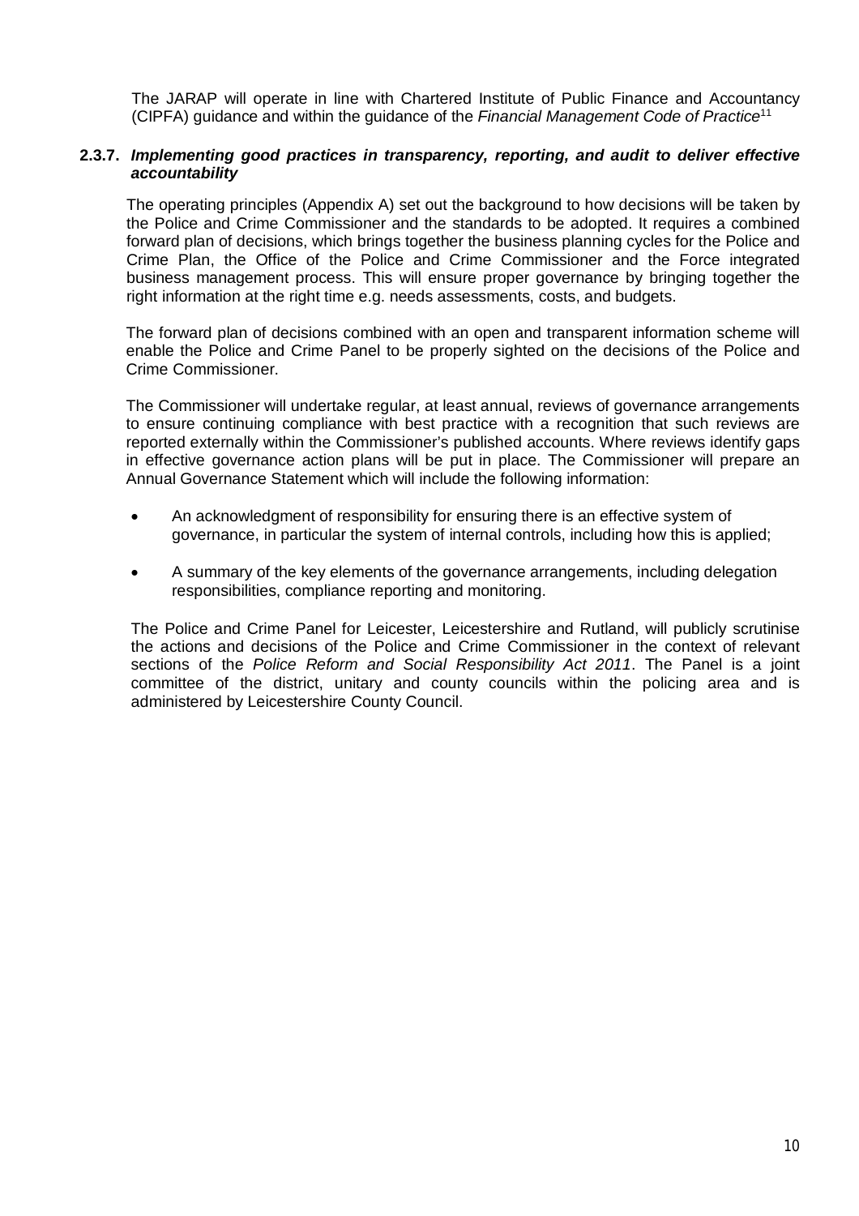The JARAP will operate in line with Chartered Institute of Public Finance and Accountancy (CIPFA) guidance and within the guidance of the *Financial Management Code of Practice*[11]

### 2.3.7. *Implementing good practices in transparency, reporting, and audit to deliver effective accountability*

The operating principles (Appendix A) set out the background to how decisions will be taken by the Police and Crime Commissioner and the standards to be adopted. It requires a combined forward plan of decisions, which brings together the business planning cycles for the Police and Crime Plan, the Office of the Police and Crime Commissioner and the Force integrated business management process. This will ensure proper governance by bringing together the right information at the right time e.g. needs assessments, costs, and budgets.

The forward plan of decisions combined with an open and transparent information scheme will enable the Police and Crime Panel to be properly sighted on the decisions of the Police and Crime Commissioner.

The Commissioner will undertake regular, at least annual, reviews of governance arrangements to ensure continuing compliance with best practice with a recognition that such reviews are reported externally within the Commissioner's published accounts. Where reviews identify gaps in effective governance action plans will be put in place. The Commissioner will prepare an Annual Governance Statement which will include the following information:

- An acknowledgment of responsibility for ensuring there is an effective system of governance, in particular the system of internal controls, including how this is applied;
- A summary of the key elements of the governance arrangements, including delegation responsibilities, compliance reporting and monitoring.

The Police and Crime Panel for Leicester, Leicestershire and Rutland, will publicly scrutinise the actions and decisions of the Police and Crime Commissioner in the context of relevant sections of the *Police Reform and Social Responsibility Act 2011*. The Panel is a joint committee of the district, unitary and county councils within the policing area and is administered by Leicestershire County Council.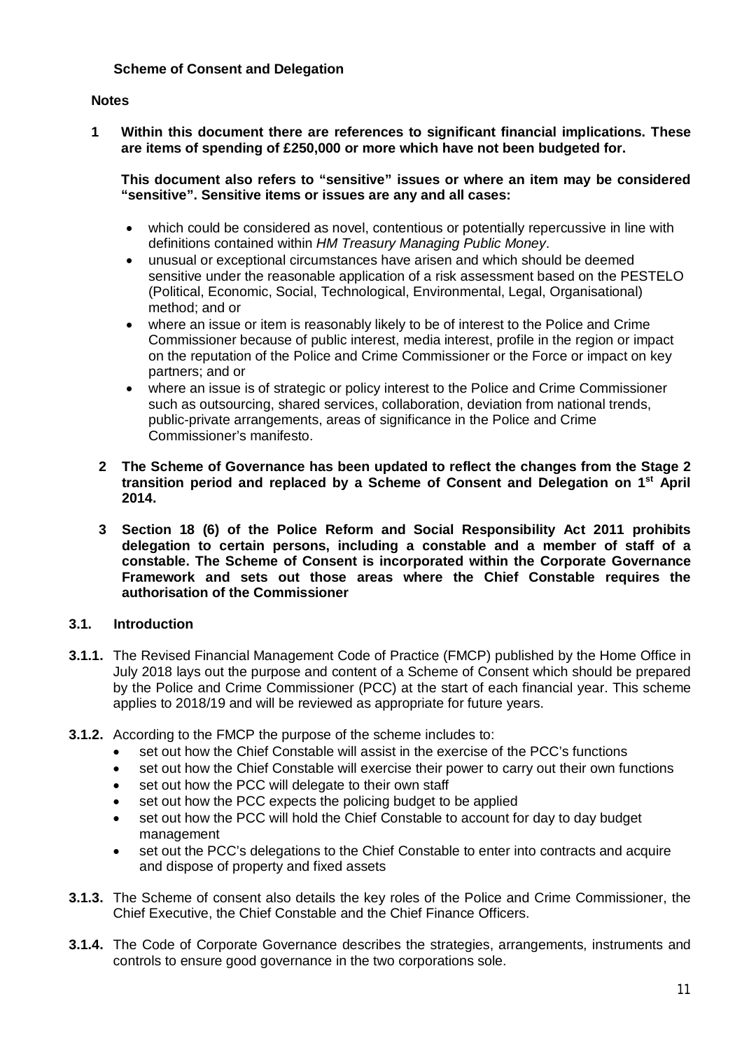**Scheme of Consent and Delegation**

**Notes**

**1 Within this document there are references to significant financial implications. These are items of spending of £250,000 or more which have not been budgeted for.**

**This document also refers to "sensitive" issues or where an item may be considered "sensitive". Sensitive items or issues are any and all cases:**

- which could be considered as novel, contentious or potentially repercussive in line with definitions contained within *HM Treasury Managing Public Money*.
- unusual or exceptional circumstances have arisen and which should be deemed sensitive under the reasonable application of a risk assessment based on the PESTELO (Political, Economic, Social, Technological, Environmental, Legal, Organisational) method; and or
- where an issue or item is reasonably likely to be of interest to the Police and Crime Commissioner because of public interest, media interest, profile in the region or impact on the reputation of the Police and Crime Commissioner or the Force or impact on key partners; and or
- where an issue is of strategic or policy interest to the Police and Crime Commissioner such as outsourcing, shared services, collaboration, deviation from national trends, public-private arrangements, areas of significance in the Police and Crime Commissioner's manifesto.

**2 The Scheme of Governance has been updated to reflect the changes from the Stage 2 transition period and replaced by a Scheme of Consent and Delegation on 1st April 2014.**

**3 Section 18 (6) of the Police Reform and Social Responsibility Act 2011 prohibits delegation to certain persons, including a constable and a member of staff of a constable. The Scheme of Consent is incorporated within the Corporate Governance Framework and sets out those areas where the Chief Constable requires the authorisation of the Commissioner**

## 3.1. Introduction

**3.1.1.** The Revised Financial Management Code of Practice (FMCP) published by the Home Office in July 2018 lays out the purpose and content of a Scheme of Consent which should be prepared by the Police and Crime Commissioner (PCC) at the start of each financial year. This scheme applies to 2018/19 and will be reviewed as appropriate for future years.

**3.1.2.** According to the FMCP the purpose of the scheme includes to:

- set out how the Chief Constable will assist in the exercise of the PCC's functions
- set out how the Chief Constable will exercise their power to carry out their own functions
- set out how the PCC will delegate to their own staff
- set out how the PCC expects the policing budget to be applied
- set out how the PCC will hold the Chief Constable to account for day to day budget management
- set out the PCC's delegations to the Chief Constable to enter into contracts and acquire and dispose of property and fixed assets

**3.1.3.** The Scheme of consent also details the key roles of the Police and Crime Commissioner, the Chief Executive, the Chief Constable and the Chief Finance Officers.

**3.1.4.** The Code of Corporate Governance describes the strategies, arrangements, instruments and controls to ensure good governance in the two corporations sole.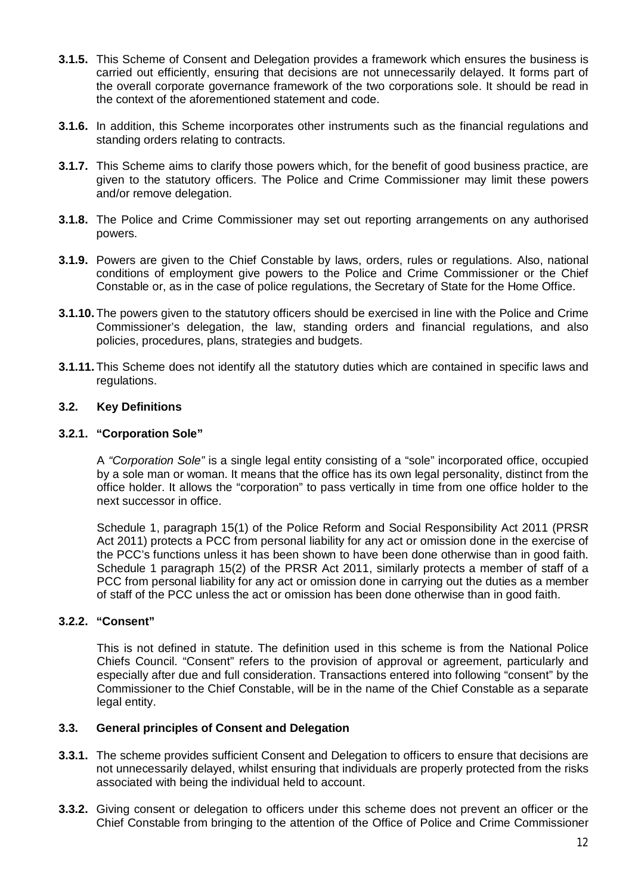**3.1.5.** This Scheme of Consent and Delegation provides a framework which ensures the business is carried out efficiently, ensuring that decisions are not unnecessarily delayed. It forms part of the overall corporate governance framework of the two corporations sole. It should be read in the context of the aforementioned statement and code.

**3.1.6.** In addition, this Scheme incorporates other instruments such as the financial regulations and standing orders relating to contracts.

**3.1.7.** This Scheme aims to clarify those powers which, for the benefit of good business practice, are given to the statutory officers. The Police and Crime Commissioner may limit these powers and/or remove delegation.

**3.1.8.** The Police and Crime Commissioner may set out reporting arrangements on any authorised powers.

**3.1.9.** Powers are given to the Chief Constable by laws, orders, rules or regulations. Also, national conditions of employment give powers to the Police and Crime Commissioner or the Chief Constable or, as in the case of police regulations, the Secretary of State for the Home Office.

**3.1.10.** The powers given to the statutory officers should be exercised in line with the Police and Crime Commissioner's delegation, the law, standing orders and financial regulations, and also policies, procedures, plans, strategies and budgets.

**3.1.11.** This Scheme does not identify all the statutory duties which are contained in specific laws and regulations.

### 3.2. Key Definitions

#### 3.2.1. "Corporation Sole"

A *"Corporation Sole"* is a single legal entity consisting of a "sole" incorporated office, occupied by a sole man or woman. It means that the office has its own legal personality, distinct from the office holder. It allows the "corporation" to pass vertically in time from one office holder to the next successor in office.

Schedule 1, paragraph 15(1) of the Police Reform and Social Responsibility Act 2011 (PRSR Act 2011) protects a PCC from personal liability for any act or omission done in the exercise of the PCC's functions unless it has been shown to have been done otherwise than in good faith. Schedule 1 paragraph 15(2) of the PRSR Act 2011, similarly protects a member of staff of a PCC from personal liability for any act or omission done in carrying out the duties as a member of staff of the PCC unless the act or omission has been done otherwise than in good faith.

#### 3.2.2. "Consent"

This is not defined in statute. The definition used in this scheme is from the National Police Chiefs Council. "Consent" refers to the provision of approval or agreement, particularly and especially after due and full consideration. Transactions entered into following "consent" by the Commissioner to the Chief Constable, will be in the name of the Chief Constable as a separate legal entity.

### 3.3. General principles of Consent and Delegation

**3.3.1.** The scheme provides sufficient Consent and Delegation to officers to ensure that decisions are not unnecessarily delayed, whilst ensuring that individuals are properly protected from the risks associated with being the individual held to account.

**3.3.2.** Giving consent or delegation to officers under this scheme does not prevent an officer or the Chief Constable from bringing to the attention of the Office of Police and Crime Commissioner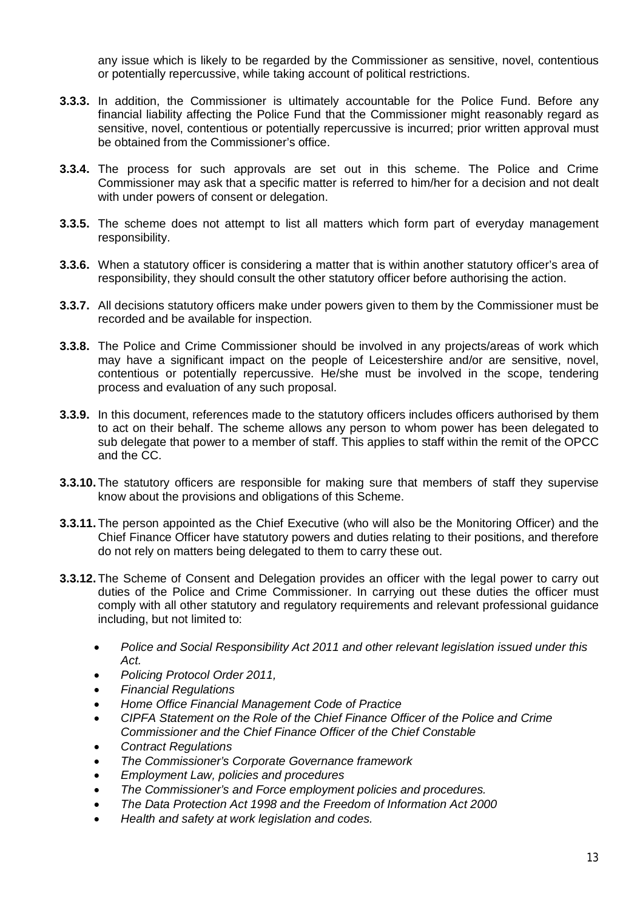any issue which is likely to be regarded by the Commissioner as sensitive, novel, contentious or potentially repercussive, while taking account of political restrictions.

**3.3.3.** In addition, the Commissioner is ultimately accountable for the Police Fund. Before any financial liability affecting the Police Fund that the Commissioner might reasonably regard as sensitive, novel, contentious or potentially repercussive is incurred; prior written approval must be obtained from the Commissioner's office.

**3.3.4.** The process for such approvals are set out in this scheme. The Police and Crime Commissioner may ask that a specific matter is referred to him/her for a decision and not dealt with under powers of consent or delegation.

**3.3.5.** The scheme does not attempt to list all matters which form part of everyday management responsibility.

**3.3.6.** When a statutory officer is considering a matter that is within another statutory officer's area of responsibility, they should consult the other statutory officer before authorising the action.

**3.3.7.** All decisions statutory officers make under powers given to them by the Commissioner must be recorded and be available for inspection.

**3.3.8.** The Police and Crime Commissioner should be involved in any projects/areas of work which may have a significant impact on the people of Leicestershire and/or are sensitive, novel, contentious or potentially repercussive. He/she must be involved in the scope, tendering process and evaluation of any such proposal.

**3.3.9.** In this document, references made to the statutory officers includes officers authorised by them to act on their behalf. The scheme allows any person to whom power has been delegated to sub delegate that power to a member of staff. This applies to staff within the remit of the OPCC and the CC.

**3.3.10.** The statutory officers are responsible for making sure that members of staff they supervise know about the provisions and obligations of this Scheme.

**3.3.11.** The person appointed as the Chief Executive (who will also be the Monitoring Officer) and the Chief Finance Officer have statutory powers and duties relating to their positions, and therefore do not rely on matters being delegated to them to carry these out.

**3.3.12.** The Scheme of Consent and Delegation provides an officer with the legal power to carry out duties of the Police and Crime Commissioner. In carrying out these duties the officer must comply with all other statutory and regulatory requirements and relevant professional guidance including, but not limited to:

- *Police and Social Responsibility Act 2011 and other relevant legislation issued under this Act.*
- *Policing Protocol Order 2011,*
- *Financial Regulations*
- *Home Office Financial Management Code of Practice*
- *CIPFA Statement on the Role of the Chief Finance Officer of the Police and Crime Commissioner and the Chief Finance Officer of the Chief Constable*
- *Contract Regulations*
- *The Commissioner's Corporate Governance framework*
- *Employment Law, policies and procedures*
- *The Commissioner's and Force employment policies and procedures.*
- *The Data Protection Act 1998 and the Freedom of Information Act 2000*
- *Health and safety at work legislation and codes.*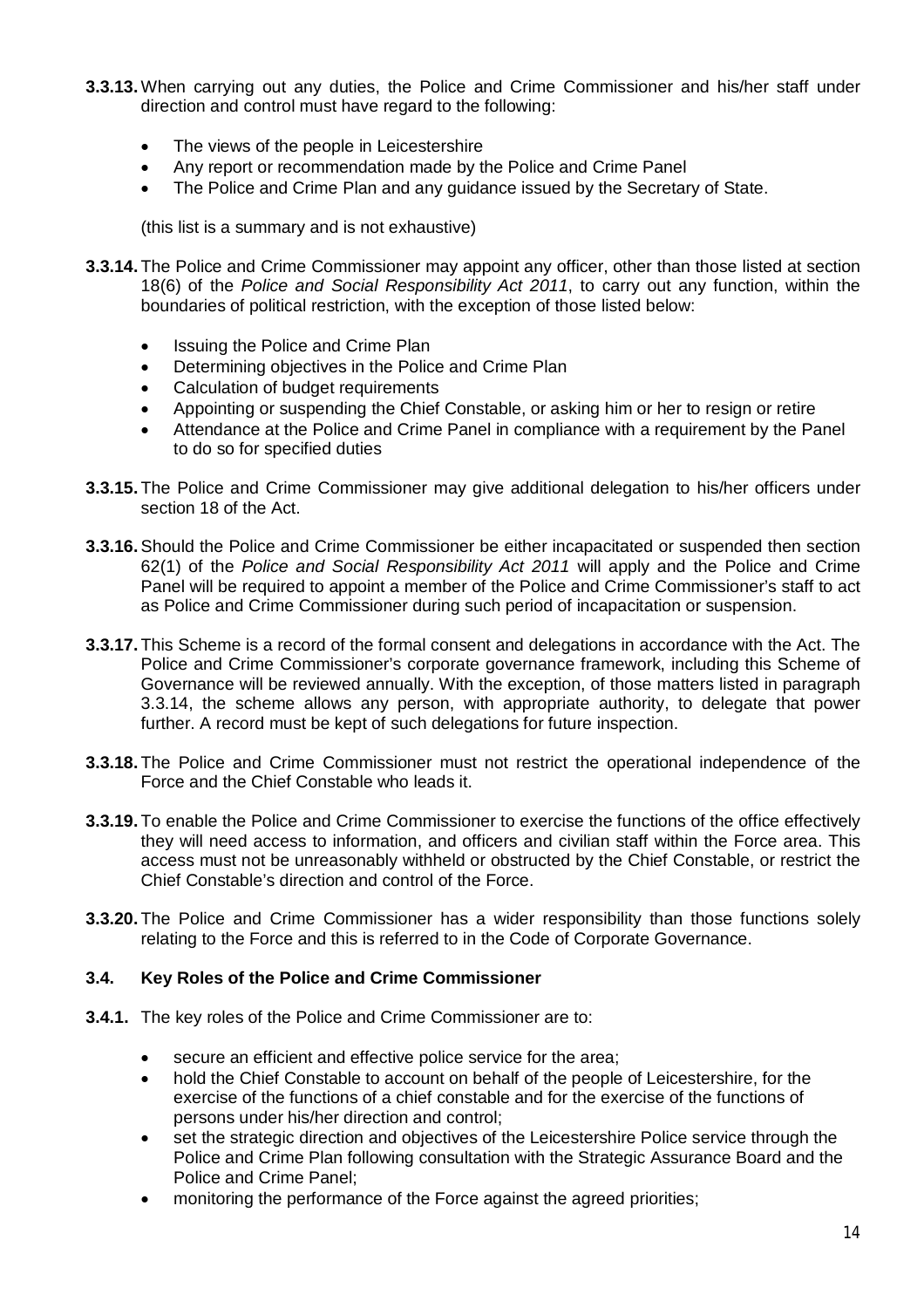**3.3.13.** When carrying out any duties, the Police and Crime Commissioner and his/her staff under direction and control must have regard to the following:

- The views of the people in Leicestershire
- Any report or recommendation made by the Police and Crime Panel
- The Police and Crime Plan and any guidance issued by the Secretary of State.

(this list is a summary and is not exhaustive)

**3.3.14.** The Police and Crime Commissioner may appoint any officer, other than those listed at section 18(6) of the *Police and Social Responsibility Act 2011*, to carry out any function, within the boundaries of political restriction, with the exception of those listed below:

- Issuing the Police and Crime Plan
- Determining objectives in the Police and Crime Plan
- Calculation of budget requirements
- Appointing or suspending the Chief Constable, or asking him or her to resign or retire
- Attendance at the Police and Crime Panel in compliance with a requirement by the Panel to do so for specified duties

**3.3.15.** The Police and Crime Commissioner may give additional delegation to his/her officers under section 18 of the Act.

**3.3.16.** Should the Police and Crime Commissioner be either incapacitated or suspended then section 62(1) of the *Police and Social Responsibility Act 2011* will apply and the Police and Crime Panel will be required to appoint a member of the Police and Crime Commissioner's staff to act as Police and Crime Commissioner during such period of incapacitation or suspension.

**3.3.17.** This Scheme is a record of the formal consent and delegations in accordance with the Act. The Police and Crime Commissioner's corporate governance framework, including this Scheme of Governance will be reviewed annually. With the exception, of those matters listed in paragraph 3.3.14, the scheme allows any person, with appropriate authority, to delegate that power further. A record must be kept of such delegations for future inspection.

**3.3.18.** The Police and Crime Commissioner must not restrict the operational independence of the Force and the Chief Constable who leads it.

**3.3.19.** To enable the Police and Crime Commissioner to exercise the functions of the office effectively they will need access to information, and officers and civilian staff within the Force area. This access must not be unreasonably withheld or obstructed by the Chief Constable, or restrict the Chief Constable's direction and control of the Force.

**3.3.20.** The Police and Crime Commissioner has a wider responsibility than those functions solely relating to the Force and this is referred to in the Code of Corporate Governance.

### 3.4. Key Roles of the Police and Crime Commissioner

**3.4.1.** The key roles of the Police and Crime Commissioner are to:

- secure an efficient and effective police service for the area;
- hold the Chief Constable to account on behalf of the people of Leicestershire, for the exercise of the functions of a chief constable and for the exercise of the functions of persons under his/her direction and control;
- set the strategic direction and objectives of the Leicestershire Police service through the Police and Crime Plan following consultation with the Strategic Assurance Board and the Police and Crime Panel;
- monitoring the performance of the Force against the agreed priorities;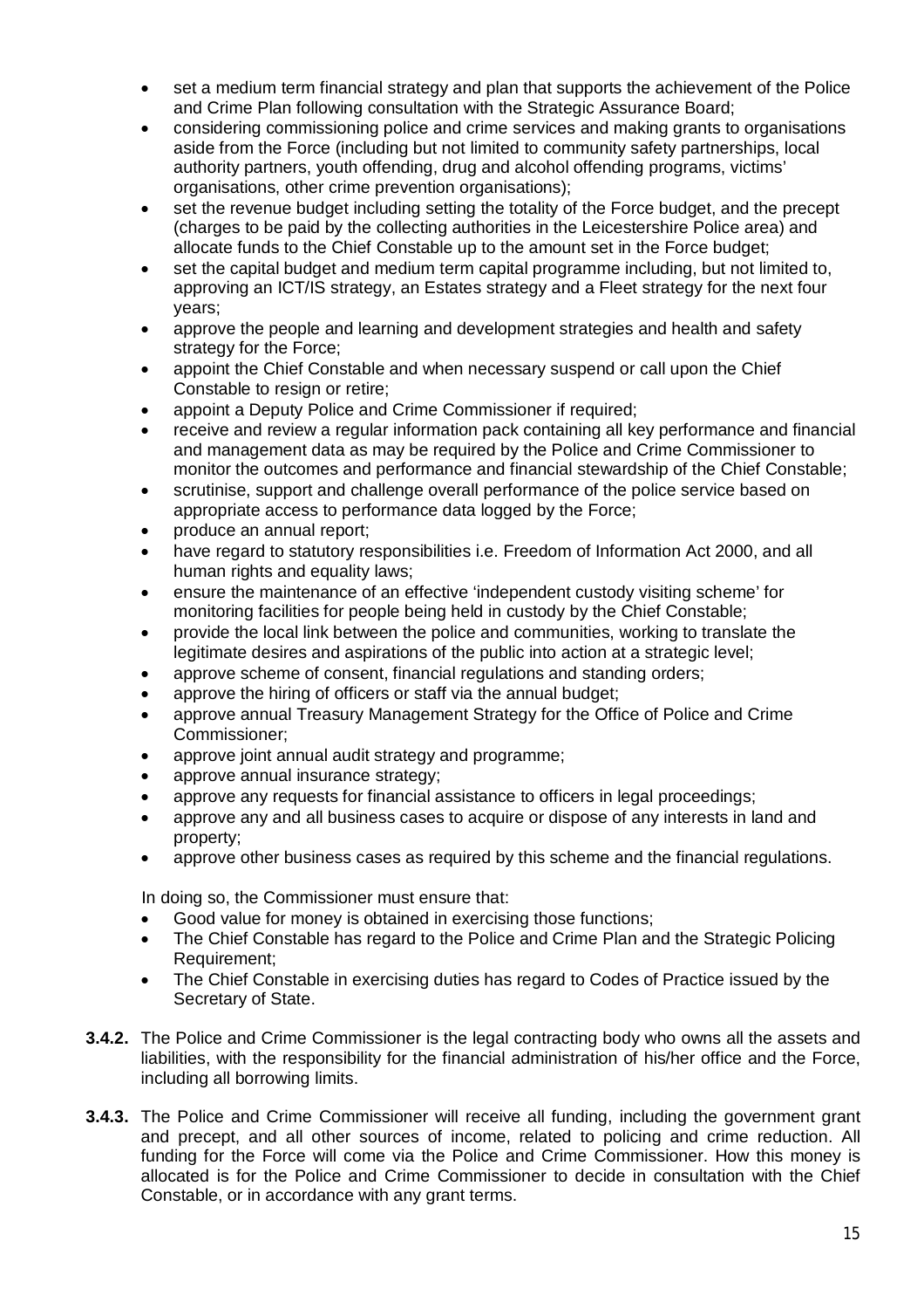- set a medium term financial strategy and plan that supports the achievement of the Police and Crime Plan following consultation with the Strategic Assurance Board;
- considering commissioning police and crime services and making grants to organisations aside from the Force (including but not limited to community safety partnerships, local authority partners, youth offending, drug and alcohol offending programs, victims' organisations, other crime prevention organisations);
- set the revenue budget including setting the totality of the Force budget, and the precept (charges to be paid by the collecting authorities in the Leicestershire Police area) and allocate funds to the Chief Constable up to the amount set in the Force budget;
- set the capital budget and medium term capital programme including, but not limited to, approving an ICT/IS strategy, an Estates strategy and a Fleet strategy for the next four years;
- approve the people and learning and development strategies and health and safety strategy for the Force;
- appoint the Chief Constable and when necessary suspend or call upon the Chief Constable to resign or retire;
- appoint a Deputy Police and Crime Commissioner if required;
- receive and review a regular information pack containing all key performance and financial and management data as may be required by the Police and Crime Commissioner to monitor the outcomes and performance and financial stewardship of the Chief Constable;
- scrutinise, support and challenge overall performance of the police service based on appropriate access to performance data logged by the Force;
- produce an annual report;
- have regard to statutory responsibilities i.e. Freedom of Information Act 2000, and all human rights and equality laws;
- ensure the maintenance of an effective 'independent custody visiting scheme' for monitoring facilities for people being held in custody by the Chief Constable;
- provide the local link between the police and communities, working to translate the legitimate desires and aspirations of the public into action at a strategic level;
- approve scheme of consent, financial regulations and standing orders;
- approve the hiring of officers or staff via the annual budget;
- approve annual Treasury Management Strategy for the Office of Police and Crime Commissioner;
- approve joint annual audit strategy and programme;
- approve annual insurance strategy;
- approve any requests for financial assistance to officers in legal proceedings;
- approve any and all business cases to acquire or dispose of any interests in land and property;
- approve other business cases as required by this scheme and the financial regulations.

In doing so, the Commissioner must ensure that:

- Good value for money is obtained in exercising those functions;
- The Chief Constable has regard to the Police and Crime Plan and the Strategic Policing Requirement;
- The Chief Constable in exercising duties has regard to Codes of Practice issued by the Secretary of State.

**3.4.2.** The Police and Crime Commissioner is the legal contracting body who owns all the assets and liabilities, with the responsibility for the financial administration of his/her office and the Force, including all borrowing limits.

**3.4.3.** The Police and Crime Commissioner will receive all funding, including the government grant and precept, and all other sources of income, related to policing and crime reduction. All funding for the Force will come via the Police and Crime Commissioner. How this money is allocated is for the Police and Crime Commissioner to decide in consultation with the Chief Constable, or in accordance with any grant terms.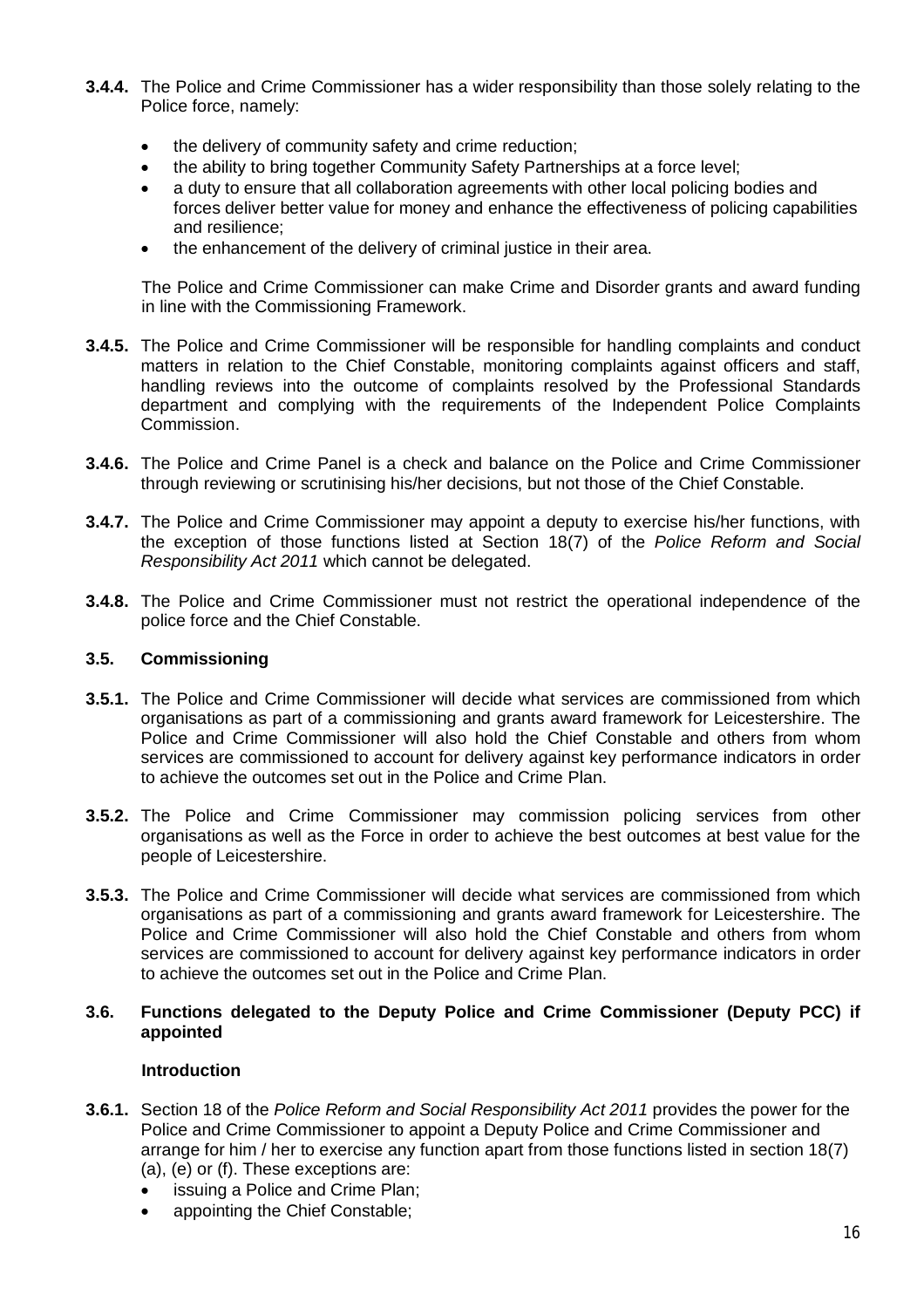**3.4.4.** The Police and Crime Commissioner has a wider responsibility than those solely relating to the Police force, namely:

- the delivery of community safety and crime reduction;
- the ability to bring together Community Safety Partnerships at a force level;
- a duty to ensure that all collaboration agreements with other local policing bodies and forces deliver better value for money and enhance the effectiveness of policing capabilities and resilience;
- the enhancement of the delivery of criminal justice in their area.

The Police and Crime Commissioner can make Crime and Disorder grants and award funding in line with the Commissioning Framework.

**3.4.5.** The Police and Crime Commissioner will be responsible for handling complaints and conduct matters in relation to the Chief Constable, monitoring complaints against officers and staff, handling reviews into the outcome of complaints resolved by the Professional Standards department and complying with the requirements of the Independent Police Complaints Commission.

**3.4.6.** The Police and Crime Panel is a check and balance on the Police and Crime Commissioner through reviewing or scrutinising his/her decisions, but not those of the Chief Constable.

**3.4.7.** The Police and Crime Commissioner may appoint a deputy to exercise his/her functions, with the exception of those functions listed at Section 18(7) of the *Police Reform and Social Responsibility Act 2011* which cannot be delegated.

**3.4.8.** The Police and Crime Commissioner must not restrict the operational independence of the police force and the Chief Constable.

### 3.5. Commissioning

**3.5.1.** The Police and Crime Commissioner will decide what services are commissioned from which organisations as part of a commissioning and grants award framework for Leicestershire. The Police and Crime Commissioner will also hold the Chief Constable and others from whom services are commissioned to account for delivery against key performance indicators in order to achieve the outcomes set out in the Police and Crime Plan.

**3.5.2.** The Police and Crime Commissioner may commission policing services from other organisations as well as the Force in order to achieve the best outcomes at best value for the people of Leicestershire.

**3.5.3.** The Police and Crime Commissioner will decide what services are commissioned from which organisations as part of a commissioning and grants award framework for Leicestershire. The Police and Crime Commissioner will also hold the Chief Constable and others from whom services are commissioned to account for delivery against key performance indicators in order to achieve the outcomes set out in the Police and Crime Plan.

### 3.6. Functions delegated to the Deputy Police and Crime Commissioner (Deputy PCC) if appointed

**Introduction**

**3.6.1.** Section 18 of the *Police Reform and Social Responsibility Act 2011* provides the power for the Police and Crime Commissioner to appoint a Deputy Police and Crime Commissioner and arrange for him / her to exercise any function apart from those functions listed in section 18(7) (a), (e) or (f). These exceptions are:

- issuing a Police and Crime Plan;
- appointing the Chief Constable;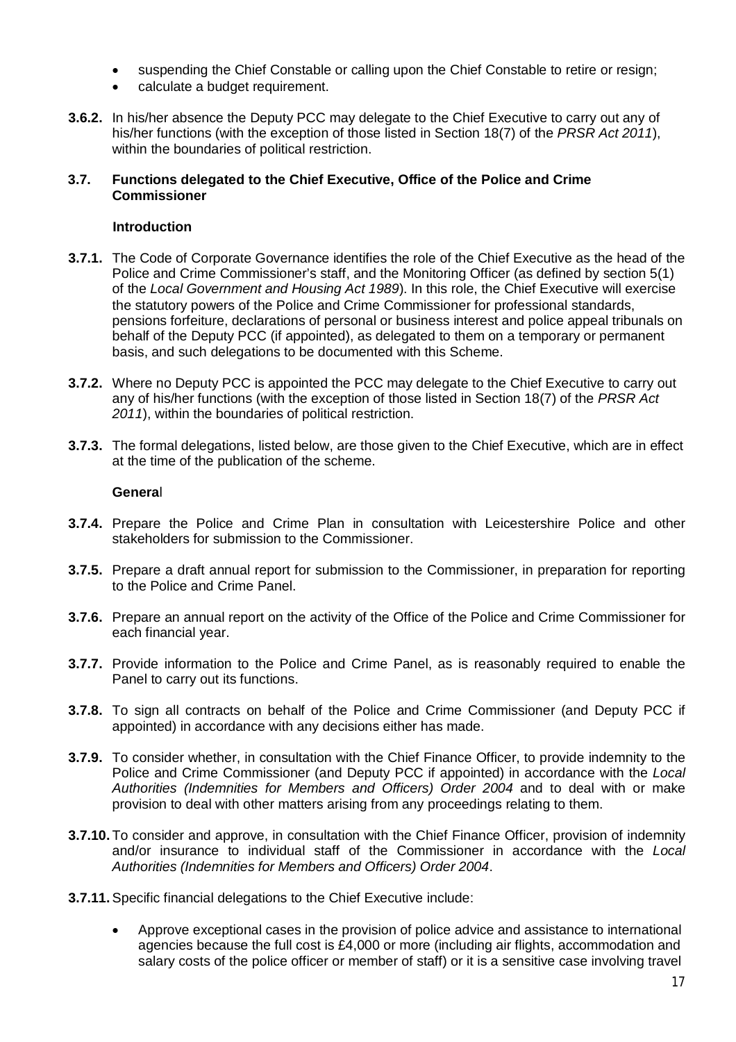- suspending the Chief Constable or calling upon the Chief Constable to retire or resign;
- calculate a budget requirement.

**3.6.2.** In his/her absence the Deputy PCC may delegate to the Chief Executive to carry out any of his/her functions (with the exception of those listed in Section 18(7) of the *PRSR Act 2011*), within the boundaries of political restriction.

### 3.7. Functions delegated to the Chief Executive, Office of the Police and Crime Commissioner

#### Introduction

**3.7.1.** The Code of Corporate Governance identifies the role of the Chief Executive as the head of the Police and Crime Commissioner's staff, and the Monitoring Officer (as defined by section 5(1) of the *Local Government and Housing Act 1989*). In this role, the Chief Executive will exercise the statutory powers of the Police and Crime Commissioner for professional standards, pensions forfeiture, declarations of personal or business interest and police appeal tribunals on behalf of the Deputy PCC (if appointed), as delegated to them on a temporary or permanent basis, and such delegations to be documented with this Scheme.

**3.7.2.** Where no Deputy PCC is appointed the PCC may delegate to the Chief Executive to carry out any of his/her functions (with the exception of those listed in Section 18(7) of the *PRSR Act 2011*), within the boundaries of political restriction.

**3.7.3.** The formal delegations, listed below, are those given to the Chief Executive, which are in effect at the time of the publication of the scheme.

#### General

**3.7.4.** Prepare the Police and Crime Plan in consultation with Leicestershire Police and other stakeholders for submission to the Commissioner.

**3.7.5.** Prepare a draft annual report for submission to the Commissioner, in preparation for reporting to the Police and Crime Panel.

**3.7.6.** Prepare an annual report on the activity of the Office of the Police and Crime Commissioner for each financial year.

**3.7.7.** Provide information to the Police and Crime Panel, as is reasonably required to enable the Panel to carry out its functions.

**3.7.8.** To sign all contracts on behalf of the Police and Crime Commissioner (and Deputy PCC if appointed) in accordance with any decisions either has made.

**3.7.9.** To consider whether, in consultation with the Chief Finance Officer, to provide indemnity to the Police and Crime Commissioner (and Deputy PCC if appointed) in accordance with the *Local Authorities (Indemnities for Members and Officers) Order 2004* and to deal with or make provision to deal with other matters arising from any proceedings relating to them.

**3.7.10.** To consider and approve, in consultation with the Chief Finance Officer, provision of indemnity and/or insurance to individual staff of the Commissioner in accordance with the *Local Authorities (Indemnities for Members and Officers) Order 2004*.

**3.7.11.** Specific financial delegations to the Chief Executive include:

- Approve exceptional cases in the provision of police advice and assistance to international agencies because the full cost is £4,000 or more (including air flights, accommodation and salary costs of the police officer or member of staff) or it is a sensitive case involving travel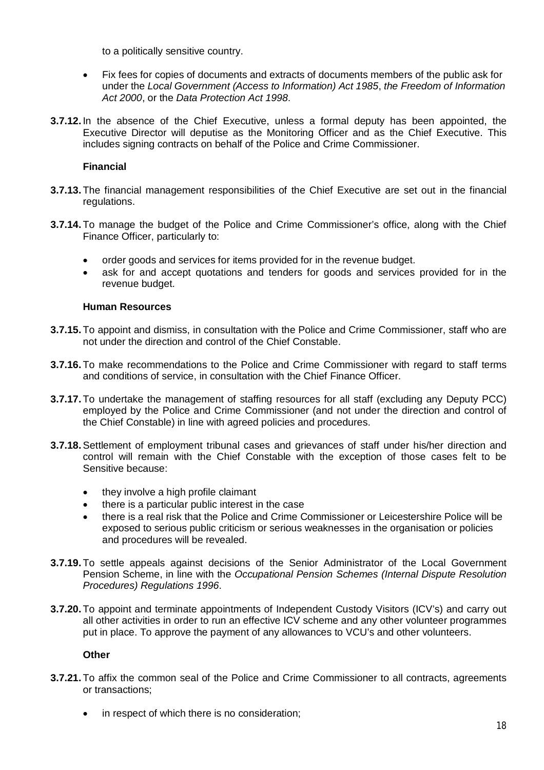to a politically sensitive country.

- Fix fees for copies of documents and extracts of documents members of the public ask for under the *Local Government (Access to Information) Act 1985*, *the Freedom of Information Act 2000*, or the *Data Protection Act 1998*.

**3.7.12.** In the absence of the Chief Executive, unless a formal deputy has been appointed, the Executive Director will deputise as the Monitoring Officer and as the Chief Executive. This includes signing contracts on behalf of the Police and Crime Commissioner.

**Financial**

**3.7.13.** The financial management responsibilities of the Chief Executive are set out in the financial regulations.

**3.7.14.** To manage the budget of the Police and Crime Commissioner's office, along with the Chief Finance Officer, particularly to:

- order goods and services for items provided for in the revenue budget.
- ask for and accept quotations and tenders for goods and services provided for in the revenue budget.

**Human Resources**

**3.7.15.** To appoint and dismiss, in consultation with the Police and Crime Commissioner, staff who are not under the direction and control of the Chief Constable.

**3.7.16.** To make recommendations to the Police and Crime Commissioner with regard to staff terms and conditions of service, in consultation with the Chief Finance Officer.

**3.7.17.** To undertake the management of staffing resources for all staff (excluding any Deputy PCC) employed by the Police and Crime Commissioner (and not under the direction and control of the Chief Constable) in line with agreed policies and procedures.

**3.7.18.** Settlement of employment tribunal cases and grievances of staff under his/her direction and control will remain with the Chief Constable with the exception of those cases felt to be Sensitive because:

- they involve a high profile claimant
- there is a particular public interest in the case
- there is a real risk that the Police and Crime Commissioner or Leicestershire Police will be exposed to serious public criticism or serious weaknesses in the organisation or policies and procedures will be revealed.

**3.7.19.** To settle appeals against decisions of the Senior Administrator of the Local Government Pension Scheme, in line with the *Occupational Pension Schemes (Internal Dispute Resolution Procedures) Regulations 1996*.

**3.7.20.** To appoint and terminate appointments of Independent Custody Visitors (ICV's) and carry out all other activities in order to run an effective ICV scheme and any other volunteer programmes put in place. To approve the payment of any allowances to VCU's and other volunteers.

**Other**

**3.7.21.** To affix the common seal of the Police and Crime Commissioner to all contracts, agreements or transactions;

- in respect of which there is no consideration;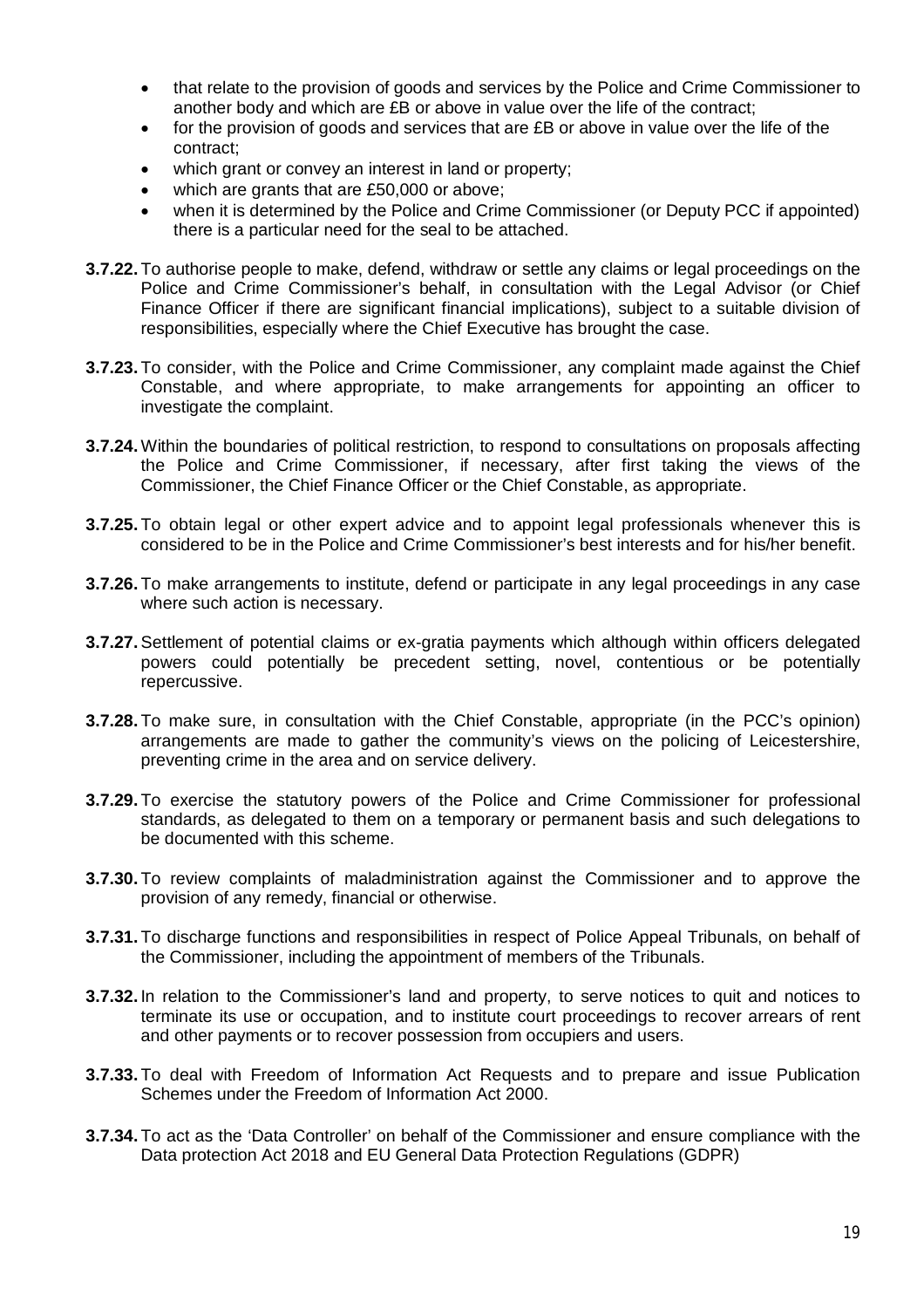- that relate to the provision of goods and services by the Police and Crime Commissioner to another body and which are £B or above in value over the life of the contract;
- for the provision of goods and services that are £B or above in value over the life of the contract;
- which grant or convey an interest in land or property;
- which are grants that are £50,000 or above;
- when it is determined by the Police and Crime Commissioner (or Deputy PCC if appointed) there is a particular need for the seal to be attached.

**3.7.22.** To authorise people to make, defend, withdraw or settle any claims or legal proceedings on the Police and Crime Commissioner's behalf, in consultation with the Legal Advisor (or Chief Finance Officer if there are significant financial implications), subject to a suitable division of responsibilities, especially where the Chief Executive has brought the case.

**3.7.23.** To consider, with the Police and Crime Commissioner, any complaint made against the Chief Constable, and where appropriate, to make arrangements for appointing an officer to investigate the complaint.

**3.7.24.** Within the boundaries of political restriction, to respond to consultations on proposals affecting the Police and Crime Commissioner, if necessary, after first taking the views of the Commissioner, the Chief Finance Officer or the Chief Constable, as appropriate.

**3.7.25.** To obtain legal or other expert advice and to appoint legal professionals whenever this is considered to be in the Police and Crime Commissioner's best interests and for his/her benefit.

**3.7.26.** To make arrangements to institute, defend or participate in any legal proceedings in any case where such action is necessary.

**3.7.27.** Settlement of potential claims or ex-gratia payments which although within officers delegated powers could potentially be precedent setting, novel, contentious or be potentially repercussive.

**3.7.28.** To make sure, in consultation with the Chief Constable, appropriate (in the PCC's opinion) arrangements are made to gather the community's views on the policing of Leicestershire, preventing crime in the area and on service delivery.

**3.7.29.** To exercise the statutory powers of the Police and Crime Commissioner for professional standards, as delegated to them on a temporary or permanent basis and such delegations to be documented with this scheme.

**3.7.30.** To review complaints of maladministration against the Commissioner and to approve the provision of any remedy, financial or otherwise.

**3.7.31.** To discharge functions and responsibilities in respect of Police Appeal Tribunals, on behalf of the Commissioner, including the appointment of members of the Tribunals.

**3.7.32.** In relation to the Commissioner's land and property, to serve notices to quit and notices to terminate its use or occupation, and to institute court proceedings to recover arrears of rent and other payments or to recover possession from occupiers and users.

**3.7.33.** To deal with Freedom of Information Act Requests and to prepare and issue Publication Schemes under the Freedom of Information Act 2000.

**3.7.34.** To act as the 'Data Controller' on behalf of the Commissioner and ensure compliance with the Data protection Act 2018 and EU General Data Protection Regulations (GDPR)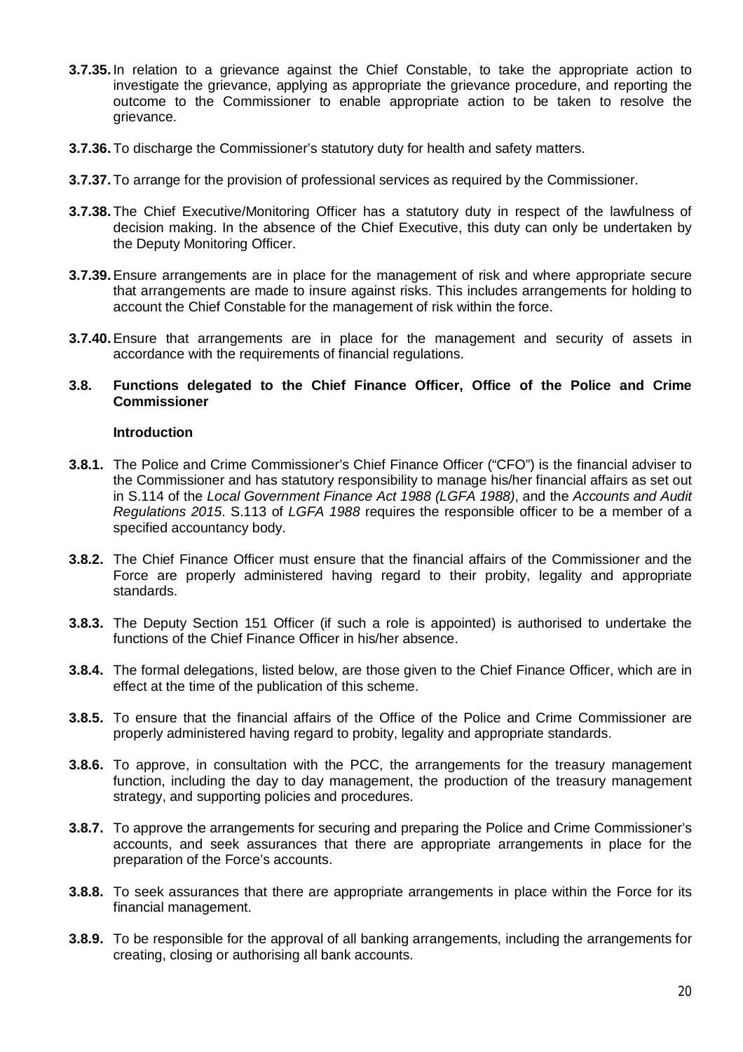**3.7.35.** In relation to a grievance against the Chief Constable, to take the appropriate action to investigate the grievance, applying as appropriate the grievance procedure, and reporting the outcome to the Commissioner to enable appropriate action to be taken to resolve the grievance.

**3.7.36.** To discharge the Commissioner's statutory duty for health and safety matters.

**3.7.37.** To arrange for the provision of professional services as required by the Commissioner.

**3.7.38.** The Chief Executive/Monitoring Officer has a statutory duty in respect of the lawfulness of decision making. In the absence of the Chief Executive, this duty can only be undertaken by the Deputy Monitoring Officer.

**3.7.39.** Ensure arrangements are in place for the management of risk and where appropriate secure that arrangements are made to insure against risks. This includes arrangements for holding to account the Chief Constable for the management of risk within the force.

**3.7.40.** Ensure that arrangements are in place for the management and security of assets in accordance with the requirements of financial regulations.

### 3.8. Functions delegated to the Chief Finance Officer, Office of the Police and Crime Commissioner

#### Introduction

**3.8.1.** The Police and Crime Commissioner's Chief Finance Officer ("CFO") is the financial adviser to the Commissioner and has statutory responsibility to manage his/her financial affairs as set out in S.114 of the *Local Government Finance Act 1988 (LGFA 1988)*, and the *Accounts and Audit Regulations 2015*. S.113 of *LGFA 1988* requires the responsible officer to be a member of a specified accountancy body.

**3.8.2.** The Chief Finance Officer must ensure that the financial affairs of the Commissioner and the Force are properly administered having regard to their probity, legality and appropriate standards.

**3.8.3.** The Deputy Section 151 Officer (if such a role is appointed) is authorised to undertake the functions of the Chief Finance Officer in his/her absence.

**3.8.4.** The formal delegations, listed below, are those given to the Chief Finance Officer, which are in effect at the time of the publication of this scheme.

**3.8.5.** To ensure that the financial affairs of the Office of the Police and Crime Commissioner are properly administered having regard to probity, legality and appropriate standards.

**3.8.6.** To approve, in consultation with the PCC, the arrangements for the treasury management function, including the day to day management, the production of the treasury management strategy, and supporting policies and procedures.

**3.8.7.** To approve the arrangements for securing and preparing the Police and Crime Commissioner's accounts, and seek assurances that there are appropriate arrangements in place for the preparation of the Force's accounts.

**3.8.8.** To seek assurances that there are appropriate arrangements in place within the Force for its financial management.

**3.8.9.** To be responsible for the approval of all banking arrangements, including the arrangements for creating, closing or authorising all bank accounts.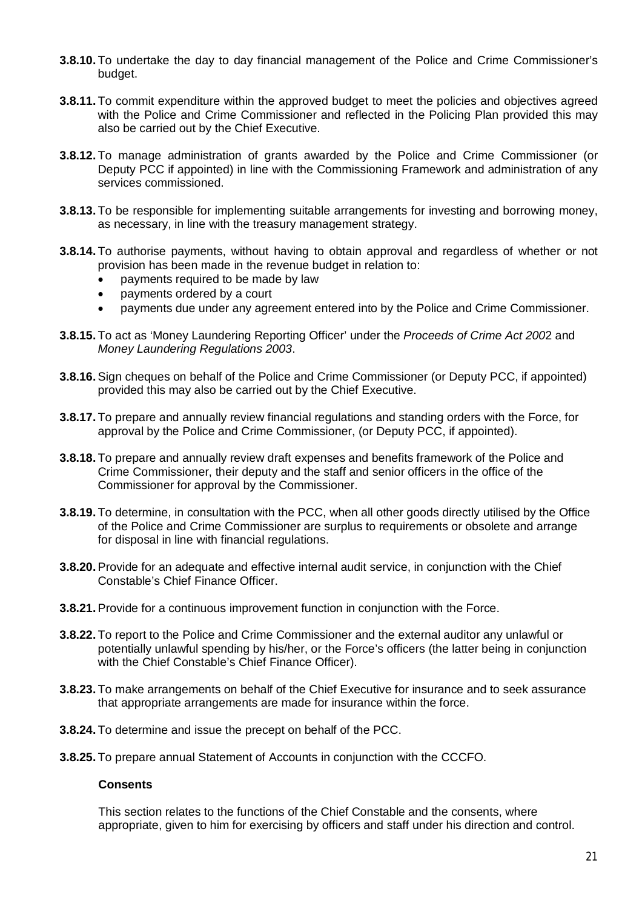**3.8.10.** To undertake the day to day financial management of the Police and Crime Commissioner's budget.

**3.8.11.** To commit expenditure within the approved budget to meet the policies and objectives agreed with the Police and Crime Commissioner and reflected in the Policing Plan provided this may also be carried out by the Chief Executive.

**3.8.12.** To manage administration of grants awarded by the Police and Crime Commissioner (or Deputy PCC if appointed) in line with the Commissioning Framework and administration of any services commissioned.

**3.8.13.** To be responsible for implementing suitable arrangements for investing and borrowing money, as necessary, in line with the treasury management strategy.

**3.8.14.** To authorise payments, without having to obtain approval and regardless of whether or not provision has been made in the revenue budget in relation to:

- payments required to be made by law
- payments ordered by a court
- payments due under any agreement entered into by the Police and Crime Commissioner.

**3.8.15.** To act as 'Money Laundering Reporting Officer' under the *Proceeds of Crime Act 200*2 and *Money Laundering Regulations 2003*.

**3.8.16.** Sign cheques on behalf of the Police and Crime Commissioner (or Deputy PCC, if appointed) provided this may also be carried out by the Chief Executive.

**3.8.17.** To prepare and annually review financial regulations and standing orders with the Force, for approval by the Police and Crime Commissioner, (or Deputy PCC, if appointed).

**3.8.18.** To prepare and annually review draft expenses and benefits framework of the Police and Crime Commissioner, their deputy and the staff and senior officers in the office of the Commissioner for approval by the Commissioner.

**3.8.19.** To determine, in consultation with the PCC, when all other goods directly utilised by the Office of the Police and Crime Commissioner are surplus to requirements or obsolete and arrange for disposal in line with financial regulations.

**3.8.20.** Provide for an adequate and effective internal audit service, in conjunction with the Chief Constable's Chief Finance Officer.

**3.8.21.** Provide for a continuous improvement function in conjunction with the Force.

**3.8.22.** To report to the Police and Crime Commissioner and the external auditor any unlawful or potentially unlawful spending by his/her, or the Force's officers (the latter being in conjunction with the Chief Constable's Chief Finance Officer).

**3.8.23.** To make arrangements on behalf of the Chief Executive for insurance and to seek assurance that appropriate arrangements are made for insurance within the force.

**3.8.24.** To determine and issue the precept on behalf of the PCC.

**3.8.25.** To prepare annual Statement of Accounts in conjunction with the CCCFO.

**Consents**

This section relates to the functions of the Chief Constable and the consents, where appropriate, given to him for exercising by officers and staff under his direction and control.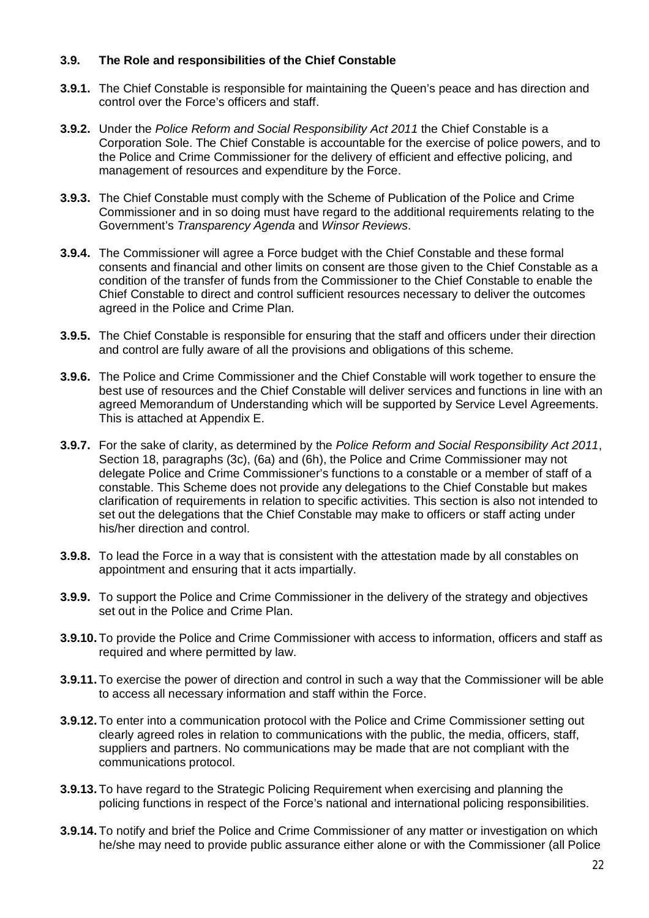### 3.9. The Role and responsibilities of the Chief Constable

**3.9.1.** The Chief Constable is responsible for maintaining the Queen's peace and has direction and control over the Force's officers and staff.

**3.9.2.** Under the *Police Reform and Social Responsibility Act 2011* the Chief Constable is a Corporation Sole. The Chief Constable is accountable for the exercise of police powers, and to the Police and Crime Commissioner for the delivery of efficient and effective policing, and management of resources and expenditure by the Force.

**3.9.3.** The Chief Constable must comply with the Scheme of Publication of the Police and Crime Commissioner and in so doing must have regard to the additional requirements relating to the Government's *Transparency Agenda* and *Winsor Reviews*.

**3.9.4.** The Commissioner will agree a Force budget with the Chief Constable and these formal consents and financial and other limits on consent are those given to the Chief Constable as a condition of the transfer of funds from the Commissioner to the Chief Constable to enable the Chief Constable to direct and control sufficient resources necessary to deliver the outcomes agreed in the Police and Crime Plan.

**3.9.5.** The Chief Constable is responsible for ensuring that the staff and officers under their direction and control are fully aware of all the provisions and obligations of this scheme.

**3.9.6.** The Police and Crime Commissioner and the Chief Constable will work together to ensure the best use of resources and the Chief Constable will deliver services and functions in line with an agreed Memorandum of Understanding which will be supported by Service Level Agreements. This is attached at Appendix E.

**3.9.7.** For the sake of clarity, as determined by the *Police Reform and Social Responsibility Act 2011*, Section 18, paragraphs (3c), (6a) and (6h), the Police and Crime Commissioner may not delegate Police and Crime Commissioner's functions to a constable or a member of staff of a constable. This Scheme does not provide any delegations to the Chief Constable but makes clarification of requirements in relation to specific activities. This section is also not intended to set out the delegations that the Chief Constable may make to officers or staff acting under his/her direction and control.

**3.9.8.** To lead the Force in a way that is consistent with the attestation made by all constables on appointment and ensuring that it acts impartially.

**3.9.9.** To support the Police and Crime Commissioner in the delivery of the strategy and objectives set out in the Police and Crime Plan.

**3.9.10.** To provide the Police and Crime Commissioner with access to information, officers and staff as required and where permitted by law.

**3.9.11.** To exercise the power of direction and control in such a way that the Commissioner will be able to access all necessary information and staff within the Force.

**3.9.12.** To enter into a communication protocol with the Police and Crime Commissioner setting out clearly agreed roles in relation to communications with the public, the media, officers, staff, suppliers and partners. No communications may be made that are not compliant with the communications protocol.

**3.9.13.** To have regard to the Strategic Policing Requirement when exercising and planning the policing functions in respect of the Force's national and international policing responsibilities.

**3.9.14.** To notify and brief the Police and Crime Commissioner of any matter or investigation on which he/she may need to provide public assurance either alone or with the Commissioner (all Police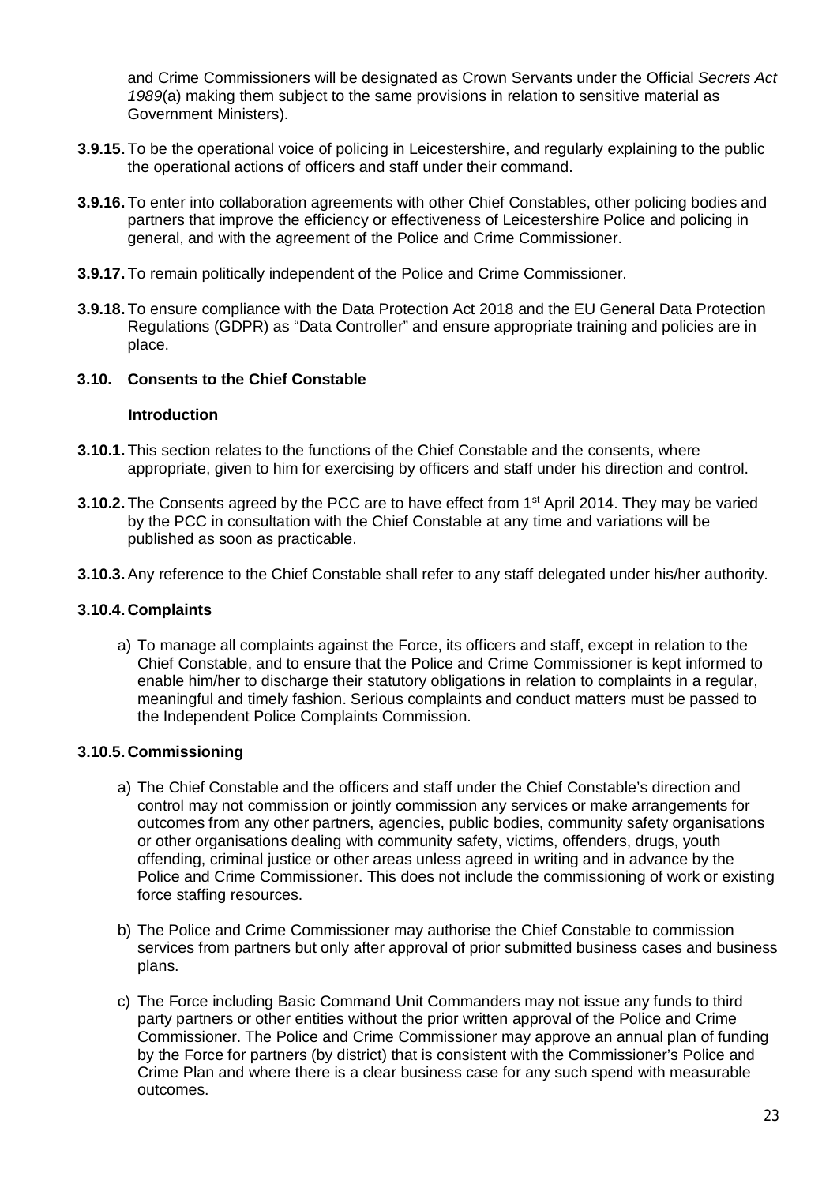and Crime Commissioners will be designated as Crown Servants under the Official *Secrets Act 1989*(a) making them subject to the same provisions in relation to sensitive material as Government Ministers).

**3.9.15.** To be the operational voice of policing in Leicestershire, and regularly explaining to the public the operational actions of officers and staff under their command.

**3.9.16.** To enter into collaboration agreements with other Chief Constables, other policing bodies and partners that improve the efficiency or effectiveness of Leicestershire Police and policing in general, and with the agreement of the Police and Crime Commissioner.

**3.9.17.** To remain politically independent of the Police and Crime Commissioner.

**3.9.18.** To ensure compliance with the Data Protection Act 2018 and the EU General Data Protection Regulations (GDPR) as "Data Controller" and ensure appropriate training and policies are in place.

### 3.10. Consents to the Chief Constable

**Introduction**

**3.10.1.** This section relates to the functions of the Chief Constable and the consents, where appropriate, given to him for exercising by officers and staff under his direction and control.

**3.10.2.** The Consents agreed by the PCC are to have effect from 1st April 2014. They may be varied by the PCC in consultation with the Chief Constable at any time and variations will be published as soon as practicable.

**3.10.3.** Any reference to the Chief Constable shall refer to any staff delegated under his/her authority.

#### 3.10.4. Complaints

a) To manage all complaints against the Force, its officers and staff, except in relation to the Chief Constable, and to ensure that the Police and Crime Commissioner is kept informed to enable him/her to discharge their statutory obligations in relation to complaints in a regular, meaningful and timely fashion. Serious complaints and conduct matters must be passed to the Independent Police Complaints Commission.

#### 3.10.5. Commissioning

a) The Chief Constable and the officers and staff under the Chief Constable's direction and control may not commission or jointly commission any services or make arrangements for outcomes from any other partners, agencies, public bodies, community safety organisations or other organisations dealing with community safety, victims, offenders, drugs, youth offending, criminal justice or other areas unless agreed in writing and in advance by the Police and Crime Commissioner. This does not include the commissioning of work or existing force staffing resources.

b) The Police and Crime Commissioner may authorise the Chief Constable to commission services from partners but only after approval of prior submitted business cases and business plans.

c) The Force including Basic Command Unit Commanders may not issue any funds to third party partners or other entities without the prior written approval of the Police and Crime Commissioner. The Police and Crime Commissioner may approve an annual plan of funding by the Force for partners (by district) that is consistent with the Commissioner's Police and Crime Plan and where there is a clear business case for any such spend with measurable outcomes.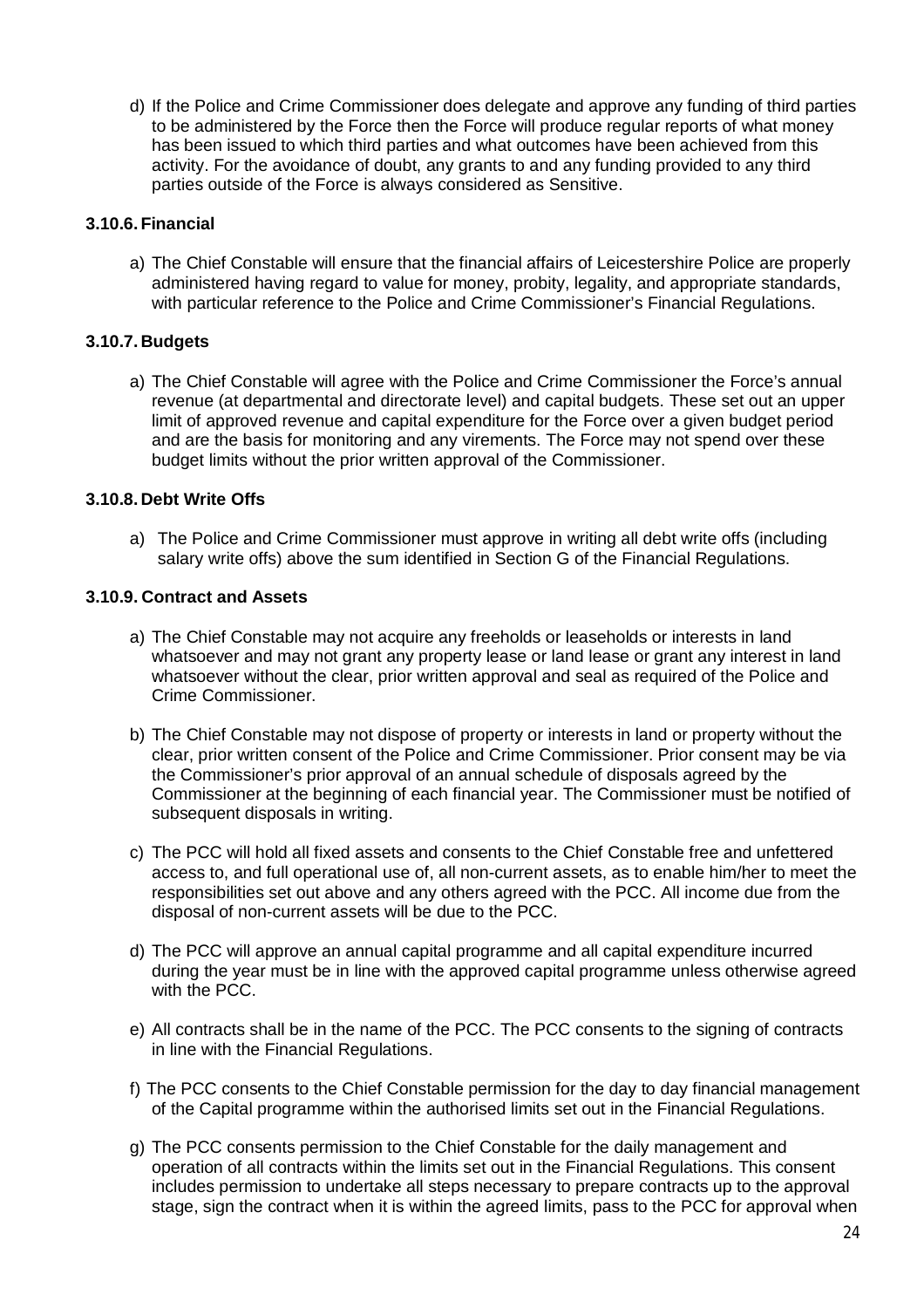d) If the Police and Crime Commissioner does delegate and approve any funding of third parties to be administered by the Force then the Force will produce regular reports of what money has been issued to which third parties and what outcomes have been achieved from this activity. For the avoidance of doubt, any grants to and any funding provided to any third parties outside of the Force is always considered as Sensitive.

### 3.10.6. Financial

a) The Chief Constable will ensure that the financial affairs of Leicestershire Police are properly administered having regard to value for money, probity, legality, and appropriate standards, with particular reference to the Police and Crime Commissioner's Financial Regulations.

### 3.10.7. Budgets

a) The Chief Constable will agree with the Police and Crime Commissioner the Force's annual revenue (at departmental and directorate level) and capital budgets. These set out an upper limit of approved revenue and capital expenditure for the Force over a given budget period and are the basis for monitoring and any virements. The Force may not spend over these budget limits without the prior written approval of the Commissioner.

### 3.10.8. Debt Write Offs

a) The Police and Crime Commissioner must approve in writing all debt write offs (including salary write offs) above the sum identified in Section G of the Financial Regulations.

### 3.10.9. Contract and Assets

a) The Chief Constable may not acquire any freeholds or leaseholds or interests in land whatsoever and may not grant any property lease or land lease or grant any interest in land whatsoever without the clear, prior written approval and seal as required of the Police and Crime Commissioner.

b) The Chief Constable may not dispose of property or interests in land or property without the clear, prior written consent of the Police and Crime Commissioner. Prior consent may be via the Commissioner's prior approval of an annual schedule of disposals agreed by the Commissioner at the beginning of each financial year. The Commissioner must be notified of subsequent disposals in writing.

c) The PCC will hold all fixed assets and consents to the Chief Constable free and unfettered access to, and full operational use of, all non-current assets, as to enable him/her to meet the responsibilities set out above and any others agreed with the PCC. All income due from the disposal of non-current assets will be due to the PCC.

d) The PCC will approve an annual capital programme and all capital expenditure incurred during the year must be in line with the approved capital programme unless otherwise agreed with the PCC.

e) All contracts shall be in the name of the PCC. The PCC consents to the signing of contracts in line with the Financial Regulations.

f) The PCC consents to the Chief Constable permission for the day to day financial management of the Capital programme within the authorised limits set out in the Financial Regulations.

g) The PCC consents permission to the Chief Constable for the daily management and operation of all contracts within the limits set out in the Financial Regulations. This consent includes permission to undertake all steps necessary to prepare contracts up to the approval stage, sign the contract when it is within the agreed limits, pass to the PCC for approval when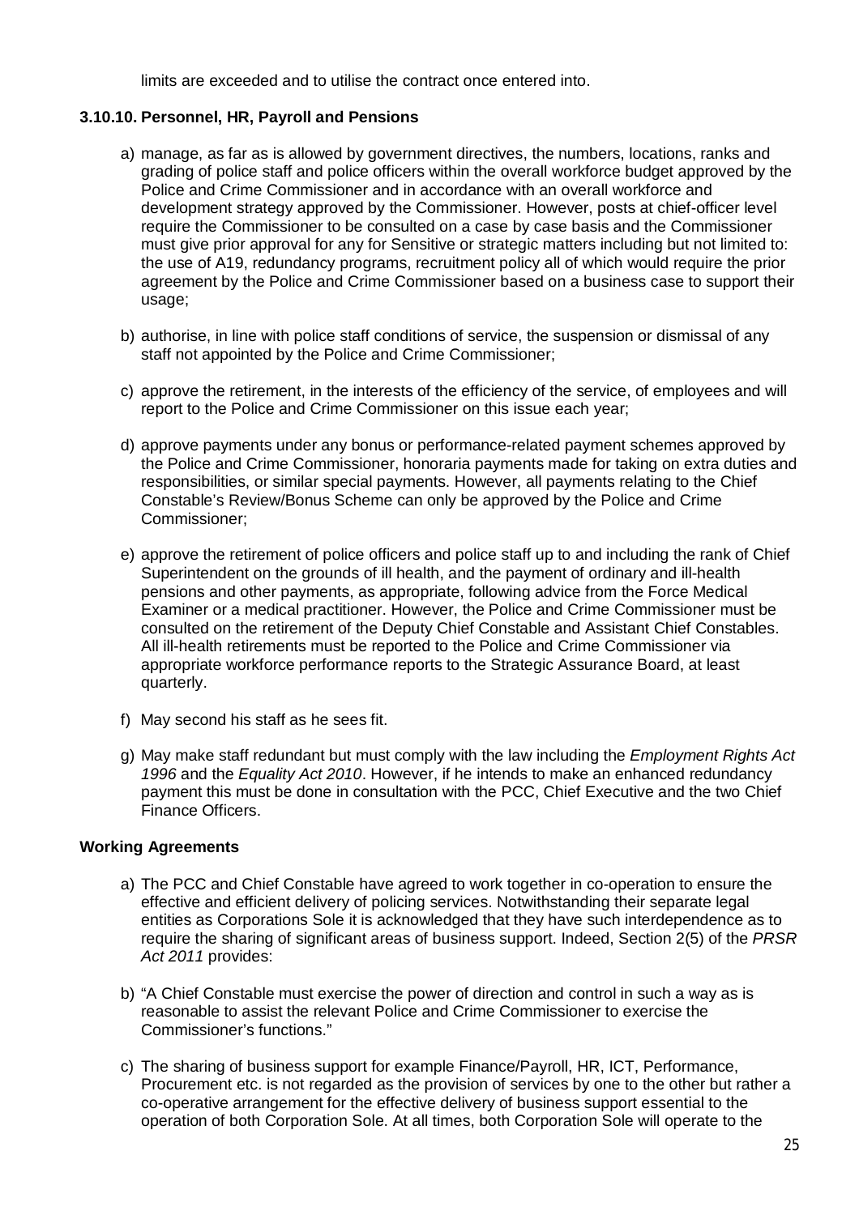limits are exceeded and to utilise the contract once entered into.

### 3.10.10. Personnel, HR, Payroll and Pensions

a) manage, as far as is allowed by government directives, the numbers, locations, ranks and grading of police staff and police officers within the overall workforce budget approved by the Police and Crime Commissioner and in accordance with an overall workforce and development strategy approved by the Commissioner. However, posts at chief-officer level require the Commissioner to be consulted on a case by case basis and the Commissioner must give prior approval for any for Sensitive or strategic matters including but not limited to: the use of A19, redundancy programs, recruitment policy all of which would require the prior agreement by the Police and Crime Commissioner based on a business case to support their usage;

b) authorise, in line with police staff conditions of service, the suspension or dismissal of any staff not appointed by the Police and Crime Commissioner;

c) approve the retirement, in the interests of the efficiency of the service, of employees and will report to the Police and Crime Commissioner on this issue each year;

d) approve payments under any bonus or performance-related payment schemes approved by the Police and Crime Commissioner, honoraria payments made for taking on extra duties and responsibilities, or similar special payments. However, all payments relating to the Chief Constable's Review/Bonus Scheme can only be approved by the Police and Crime Commissioner;

e) approve the retirement of police officers and police staff up to and including the rank of Chief Superintendent on the grounds of ill health, and the payment of ordinary and ill-health pensions and other payments, as appropriate, following advice from the Force Medical Examiner or a medical practitioner. However, the Police and Crime Commissioner must be consulted on the retirement of the Deputy Chief Constable and Assistant Chief Constables. All ill-health retirements must be reported to the Police and Crime Commissioner via appropriate workforce performance reports to the Strategic Assurance Board, at least quarterly.

f) May second his staff as he sees fit.

g) May make staff redundant but must comply with the law including the *Employment Rights Act 1996* and the *Equality Act 2010*. However, if he intends to make an enhanced redundancy payment this must be done in consultation with the PCC, Chief Executive and the two Chief Finance Officers.

### Working Agreements

a) The PCC and Chief Constable have agreed to work together in co-operation to ensure the effective and efficient delivery of policing services. Notwithstanding their separate legal entities as Corporations Sole it is acknowledged that they have such interdependence as to require the sharing of significant areas of business support. Indeed, Section 2(5) of the *PRSR Act 2011* provides:

b) "A Chief Constable must exercise the power of direction and control in such a way as is reasonable to assist the relevant Police and Crime Commissioner to exercise the Commissioner's functions."

c) The sharing of business support for example Finance/Payroll, HR, ICT, Performance, Procurement etc. is not regarded as the provision of services by one to the other but rather a co-operative arrangement for the effective delivery of business support essential to the operation of both Corporation Sole. At all times, both Corporation Sole will operate to the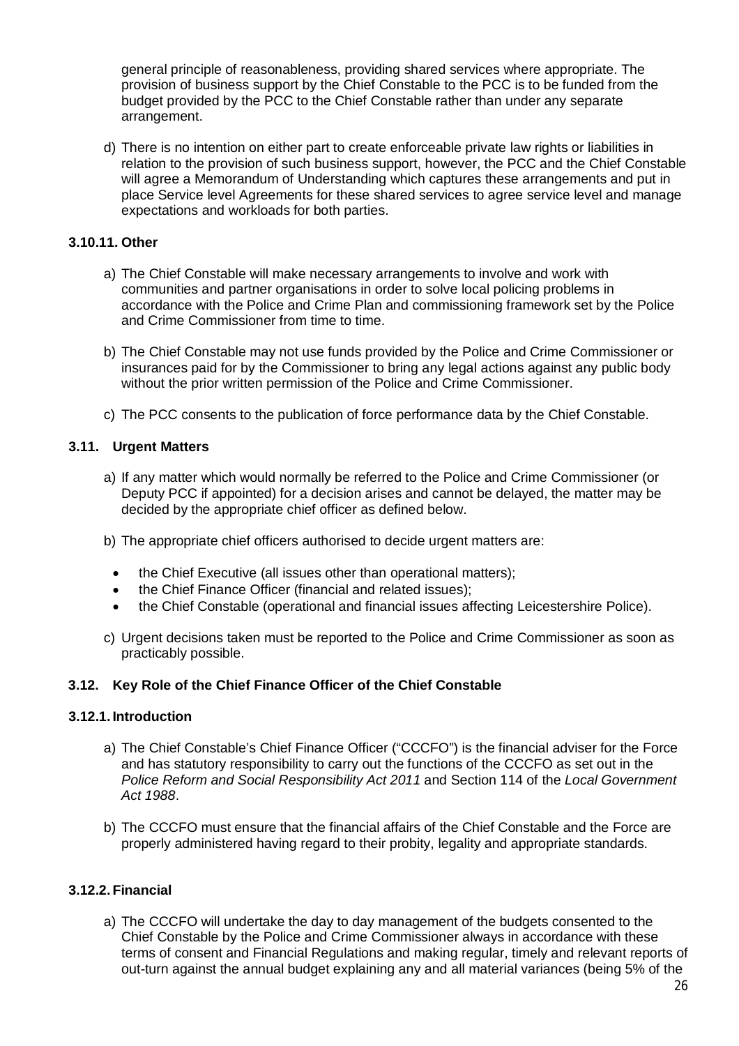general principle of reasonableness, providing shared services where appropriate. The provision of business support by the Chief Constable to the PCC is to be funded from the budget provided by the PCC to the Chief Constable rather than under any separate arrangement.

d) There is no intention on either part to create enforceable private law rights or liabilities in relation to the provision of such business support, however, the PCC and the Chief Constable will agree a Memorandum of Understanding which captures these arrangements and put in place Service level Agreements for these shared services to agree service level and manage expectations and workloads for both parties.

#### 3.10.11. Other

a) The Chief Constable will make necessary arrangements to involve and work with communities and partner organisations in order to solve local policing problems in accordance with the Police and Crime Plan and commissioning framework set by the Police and Crime Commissioner from time to time.

b) The Chief Constable may not use funds provided by the Police and Crime Commissioner or insurances paid for by the Commissioner to bring any legal actions against any public body without the prior written permission of the Police and Crime Commissioner.

c) The PCC consents to the publication of force performance data by the Chief Constable.

### 3.11. Urgent Matters

a) If any matter which would normally be referred to the Police and Crime Commissioner (or Deputy PCC if appointed) for a decision arises and cannot be delayed, the matter may be decided by the appropriate chief officer as defined below.

b) The appropriate chief officers authorised to decide urgent matters are:

- the Chief Executive (all issues other than operational matters);
- the Chief Finance Officer (financial and related issues);
- the Chief Constable (operational and financial issues affecting Leicestershire Police).

c) Urgent decisions taken must be reported to the Police and Crime Commissioner as soon as practicably possible.

### 3.12. Key Role of the Chief Finance Officer of the Chief Constable

#### 3.12.1. Introduction

a) The Chief Constable's Chief Finance Officer ("CCCFO") is the financial adviser for the Force and has statutory responsibility to carry out the functions of the CCCFO as set out in the *Police Reform and Social Responsibility Act 2011* and Section 114 of the *Local Government Act 1988*.

b) The CCCFO must ensure that the financial affairs of the Chief Constable and the Force are properly administered having regard to their probity, legality and appropriate standards.

#### 3.12.2. Financial

a) The CCCFO will undertake the day to day management of the budgets consented to the Chief Constable by the Police and Crime Commissioner always in accordance with these terms of consent and Financial Regulations and making regular, timely and relevant reports of out-turn against the annual budget explaining any and all material variances (being 5% of the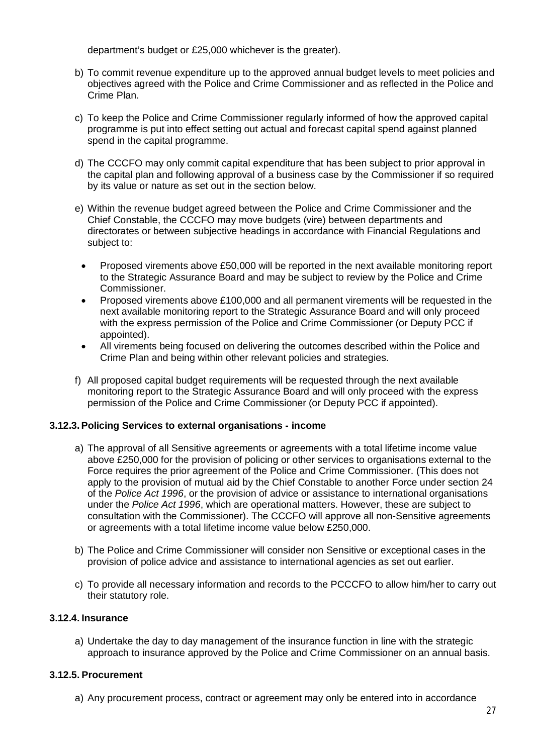department's budget or £25,000 whichever is the greater).

b) To commit revenue expenditure up to the approved annual budget levels to meet policies and objectives agreed with the Police and Crime Commissioner and as reflected in the Police and Crime Plan.

c) To keep the Police and Crime Commissioner regularly informed of how the approved capital programme is put into effect setting out actual and forecast capital spend against planned spend in the capital programme.

d) The CCCFO may only commit capital expenditure that has been subject to prior approval in the capital plan and following approval of a business case by the Commissioner if so required by its value or nature as set out in the section below.

e) Within the revenue budget agreed between the Police and Crime Commissioner and the Chief Constable, the CCCFO may move budgets (vire) between departments and directorates or between subjective headings in accordance with Financial Regulations and subject to:

   - Proposed virements above £50,000 will be reported in the next available monitoring report to the Strategic Assurance Board and may be subject to review by the Police and Crime Commissioner.
   - Proposed virements above £100,000 and all permanent virements will be requested in the next available monitoring report to the Strategic Assurance Board and will only proceed with the express permission of the Police and Crime Commissioner (or Deputy PCC if appointed).
   - All virements being focused on delivering the outcomes described within the Police and Crime Plan and being within other relevant policies and strategies.

f) All proposed capital budget requirements will be requested through the next available monitoring report to the Strategic Assurance Board and will only proceed with the express permission of the Police and Crime Commissioner (or Deputy PCC if appointed).

#### 3.12.3. Policing Services to external organisations - income

a) The approval of all Sensitive agreements or agreements with a total lifetime income value above £250,000 for the provision of policing or other services to organisations external to the Force requires the prior agreement of the Police and Crime Commissioner. (This does not apply to the provision of mutual aid by the Chief Constable to another Force under section 24 of the *Police Act 1996*, or the provision of advice or assistance to international organisations under the *Police Act 1996*, which are operational matters. However, these are subject to consultation with the Commissioner). The CCCFO will approve all non-Sensitive agreements or agreements with a total lifetime income value below £250,000.

b) The Police and Crime Commissioner will consider non Sensitive or exceptional cases in the provision of police advice and assistance to international agencies as set out earlier.

c) To provide all necessary information and records to the PCCCFO to allow him/her to carry out their statutory role.

#### 3.12.4. Insurance

a) Undertake the day to day management of the insurance function in line with the strategic approach to insurance approved by the Police and Crime Commissioner on an annual basis.

#### 3.12.5. Procurement

a) Any procurement process, contract or agreement may only be entered into in accordance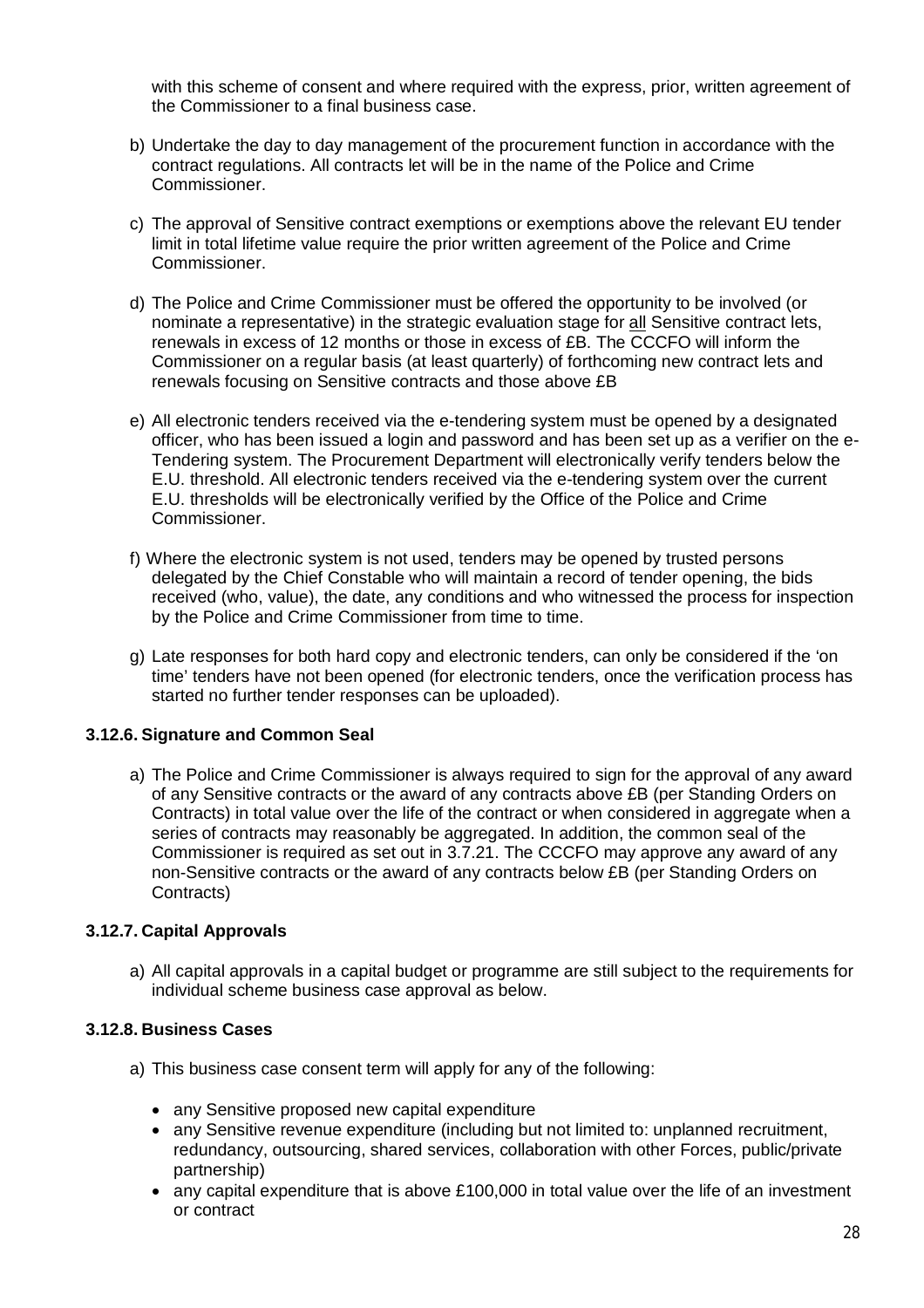with this scheme of consent and where required with the express, prior, written agreement of the Commissioner to a final business case.

b) Undertake the day to day management of the procurement function in accordance with the contract regulations. All contracts let will be in the name of the Police and Crime Commissioner.

c) The approval of Sensitive contract exemptions or exemptions above the relevant EU tender limit in total lifetime value require the prior written agreement of the Police and Crime Commissioner.

d) The Police and Crime Commissioner must be offered the opportunity to be involved (or nominate a representative) in the strategic evaluation stage for <u>all</u> Sensitive contract lets, renewals in excess of 12 months or those in excess of £B. The CCCFO will inform the Commissioner on a regular basis (at least quarterly) of forthcoming new contract lets and renewals focusing on Sensitive contracts and those above £B

e) All electronic tenders received via the e-tendering system must be opened by a designated officer, who has been issued a login and password and has been set up as a verifier on the e-Tendering system. The Procurement Department will electronically verify tenders below the E.U. threshold. All electronic tenders received via the e-tendering system over the current E.U. thresholds will be electronically verified by the Office of the Police and Crime Commissioner.

f) Where the electronic system is not used, tenders may be opened by trusted persons delegated by the Chief Constable who will maintain a record of tender opening, the bids received (who, value), the date, any conditions and who witnessed the process for inspection by the Police and Crime Commissioner from time to time.

g) Late responses for both hard copy and electronic tenders, can only be considered if the 'on time' tenders have not been opened (for electronic tenders, once the verification process has started no further tender responses can be uploaded).

### 3.12.6. Signature and Common Seal

a) The Police and Crime Commissioner is always required to sign for the approval of any award of any Sensitive contracts or the award of any contracts above £B (per Standing Orders on Contracts) in total value over the life of the contract or when considered in aggregate when a series of contracts may reasonably be aggregated. In addition, the common seal of the Commissioner is required as set out in 3.7.21. The CCCFO may approve any award of any non-Sensitive contracts or the award of any contracts below £B (per Standing Orders on Contracts)

### 3.12.7. Capital Approvals

a) All capital approvals in a capital budget or programme are still subject to the requirements for individual scheme business case approval as below.

### 3.12.8. Business Cases

a) This business case consent term will apply for any of the following:

- any Sensitive proposed new capital expenditure
- any Sensitive revenue expenditure (including but not limited to: unplanned recruitment, redundancy, outsourcing, shared services, collaboration with other Forces, public/private partnership)
- any capital expenditure that is above £100,000 in total value over the life of an investment or contract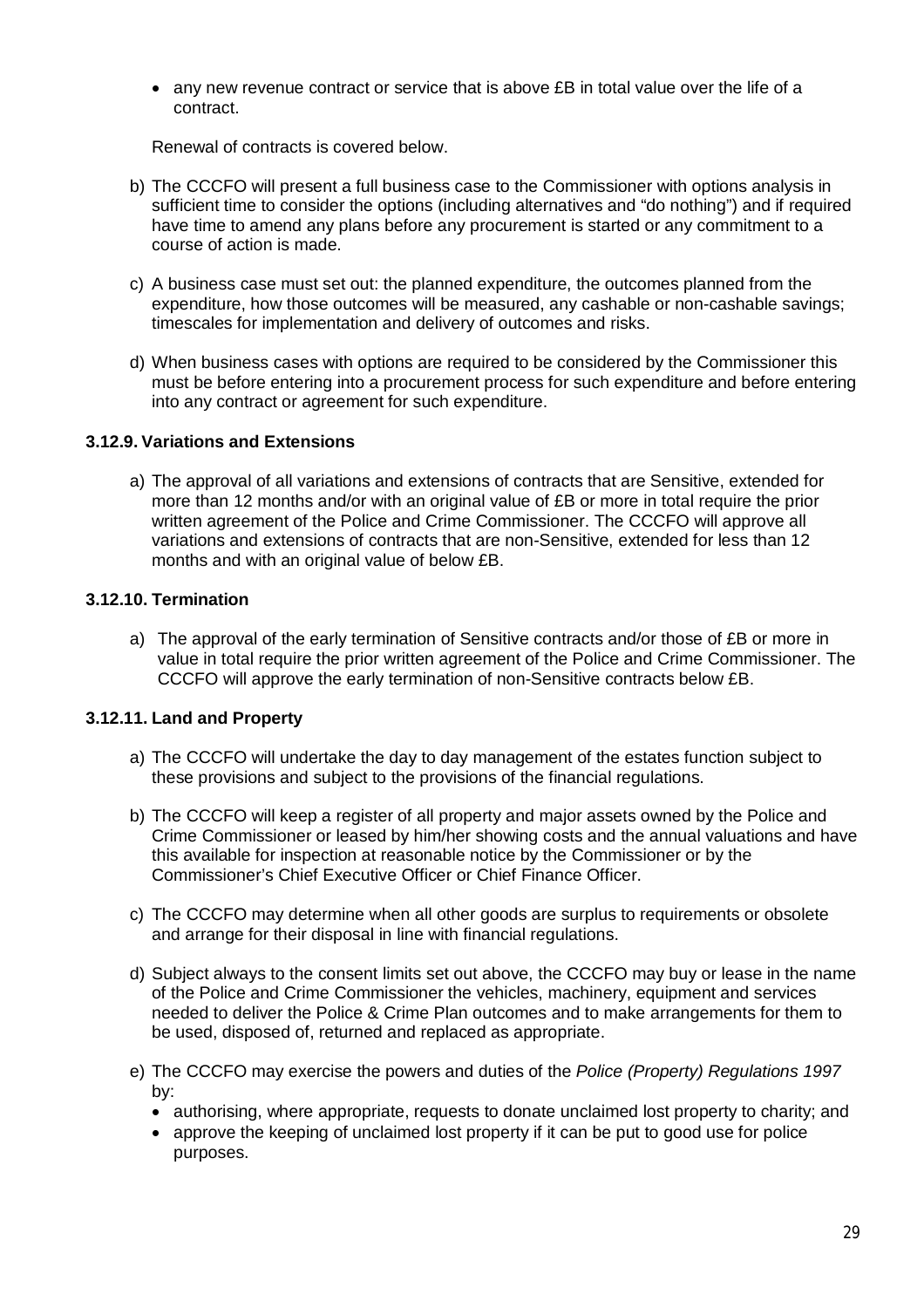- any new revenue contract or service that is above £B in total value over the life of a contract.

Renewal of contracts is covered below.

b) The CCCFO will present a full business case to the Commissioner with options analysis in sufficient time to consider the options (including alternatives and "do nothing") and if required have time to amend any plans before any procurement is started or any commitment to a course of action is made.

c) A business case must set out: the planned expenditure, the outcomes planned from the expenditure, how those outcomes will be measured, any cashable or non-cashable savings; timescales for implementation and delivery of outcomes and risks.

d) When business cases with options are required to be considered by the Commissioner this must be before entering into a procurement process for such expenditure and before entering into any contract or agreement for such expenditure.

### 3.12.9. Variations and Extensions

a) The approval of all variations and extensions of contracts that are Sensitive, extended for more than 12 months and/or with an original value of £B or more in total require the prior written agreement of the Police and Crime Commissioner. The CCCFO will approve all variations and extensions of contracts that are non-Sensitive, extended for less than 12 months and with an original value of below £B.

### 3.12.10. Termination

a) The approval of the early termination of Sensitive contracts and/or those of £B or more in value in total require the prior written agreement of the Police and Crime Commissioner. The CCCFO will approve the early termination of non-Sensitive contracts below £B.

### 3.12.11. Land and Property

a) The CCCFO will undertake the day to day management of the estates function subject to these provisions and subject to the provisions of the financial regulations.

b) The CCCFO will keep a register of all property and major assets owned by the Police and Crime Commissioner or leased by him/her showing costs and the annual valuations and have this available for inspection at reasonable notice by the Commissioner or by the Commissioner's Chief Executive Officer or Chief Finance Officer.

c) The CCCFO may determine when all other goods are surplus to requirements or obsolete and arrange for their disposal in line with financial regulations.

d) Subject always to the consent limits set out above, the CCCFO may buy or lease in the name of the Police and Crime Commissioner the vehicles, machinery, equipment and services needed to deliver the Police & Crime Plan outcomes and to make arrangements for them to be used, disposed of, returned and replaced as appropriate.

e) The CCCFO may exercise the powers and duties of the *Police (Property) Regulations 1997* by:
   - authorising, where appropriate, requests to donate unclaimed lost property to charity; and
   - approve the keeping of unclaimed lost property if it can be put to good use for police purposes.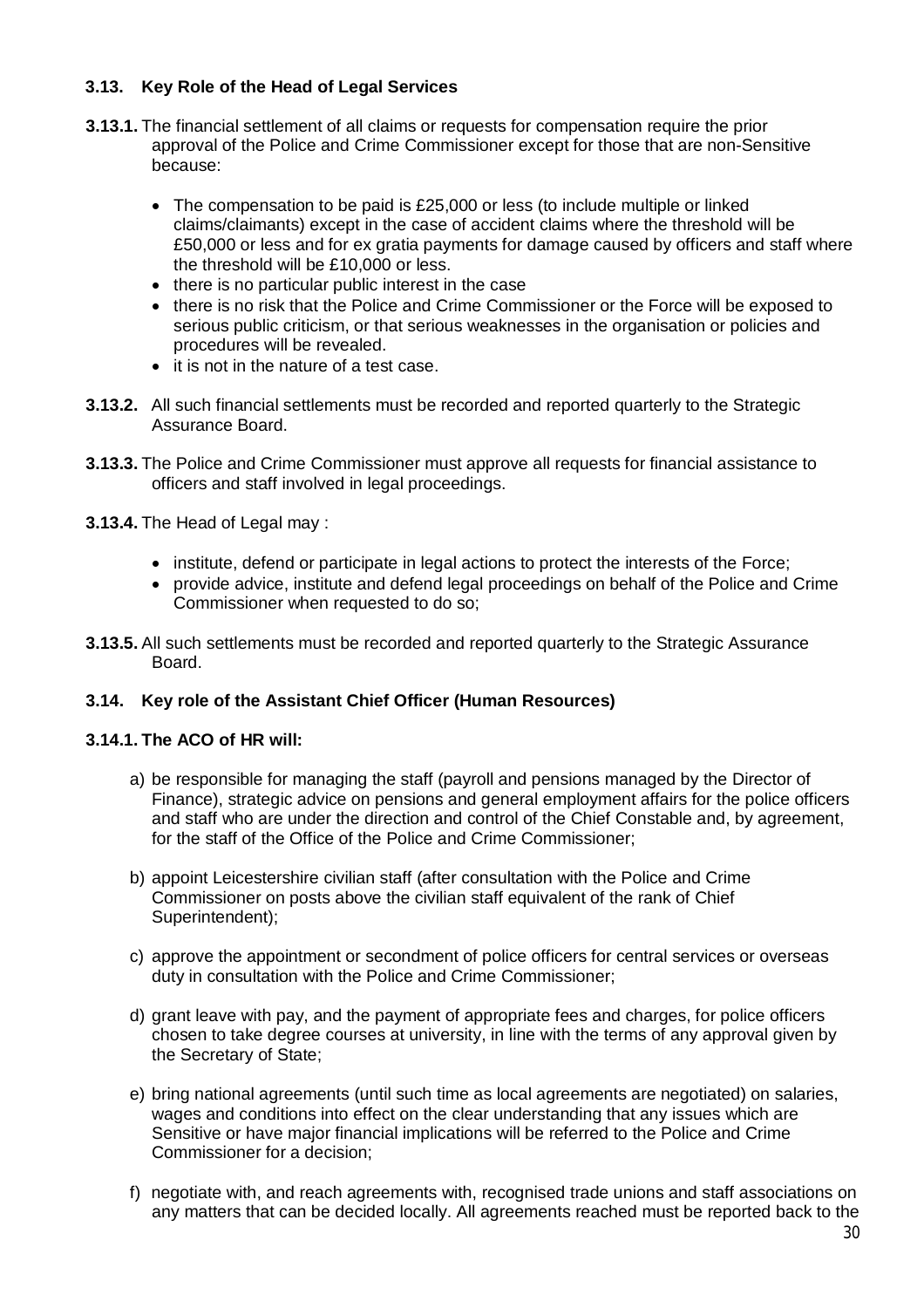### 3.13. Key Role of the Head of Legal Services

**3.13.1.** The financial settlement of all claims or requests for compensation require the prior approval of the Police and Crime Commissioner except for those that are non-Sensitive because:

- The compensation to be paid is £25,000 or less (to include multiple or linked claims/claimants) except in the case of accident claims where the threshold will be £50,000 or less and for ex gratia payments for damage caused by officers and staff where the threshold will be £10,000 or less.
- there is no particular public interest in the case
- there is no risk that the Police and Crime Commissioner or the Force will be exposed to serious public criticism, or that serious weaknesses in the organisation or policies and procedures will be revealed.
- it is not in the nature of a test case.

**3.13.2.** All such financial settlements must be recorded and reported quarterly to the Strategic Assurance Board.

**3.13.3.** The Police and Crime Commissioner must approve all requests for financial assistance to officers and staff involved in legal proceedings.

**3.13.4.** The Head of Legal may :

- institute, defend or participate in legal actions to protect the interests of the Force;
- provide advice, institute and defend legal proceedings on behalf of the Police and Crime Commissioner when requested to do so;

**3.13.5.** All such settlements must be recorded and reported quarterly to the Strategic Assurance Board.

### 3.14. Key role of the Assistant Chief Officer (Human Resources)

**3.14.1. The ACO of HR will:**

a) be responsible for managing the staff (payroll and pensions managed by the Director of Finance), strategic advice on pensions and general employment affairs for the police officers and staff who are under the direction and control of the Chief Constable and, by agreement, for the staff of the Office of the Police and Crime Commissioner;

b) appoint Leicestershire civilian staff (after consultation with the Police and Crime Commissioner on posts above the civilian staff equivalent of the rank of Chief Superintendent);

c) approve the appointment or secondment of police officers for central services or overseas duty in consultation with the Police and Crime Commissioner;

d) grant leave with pay, and the payment of appropriate fees and charges, for police officers chosen to take degree courses at university, in line with the terms of any approval given by the Secretary of State;

e) bring national agreements (until such time as local agreements are negotiated) on salaries, wages and conditions into effect on the clear understanding that any issues which are Sensitive or have major financial implications will be referred to the Police and Crime Commissioner for a decision;

f) negotiate with, and reach agreements with, recognised trade unions and staff associations on any matters that can be decided locally. All agreements reached must be reported back to the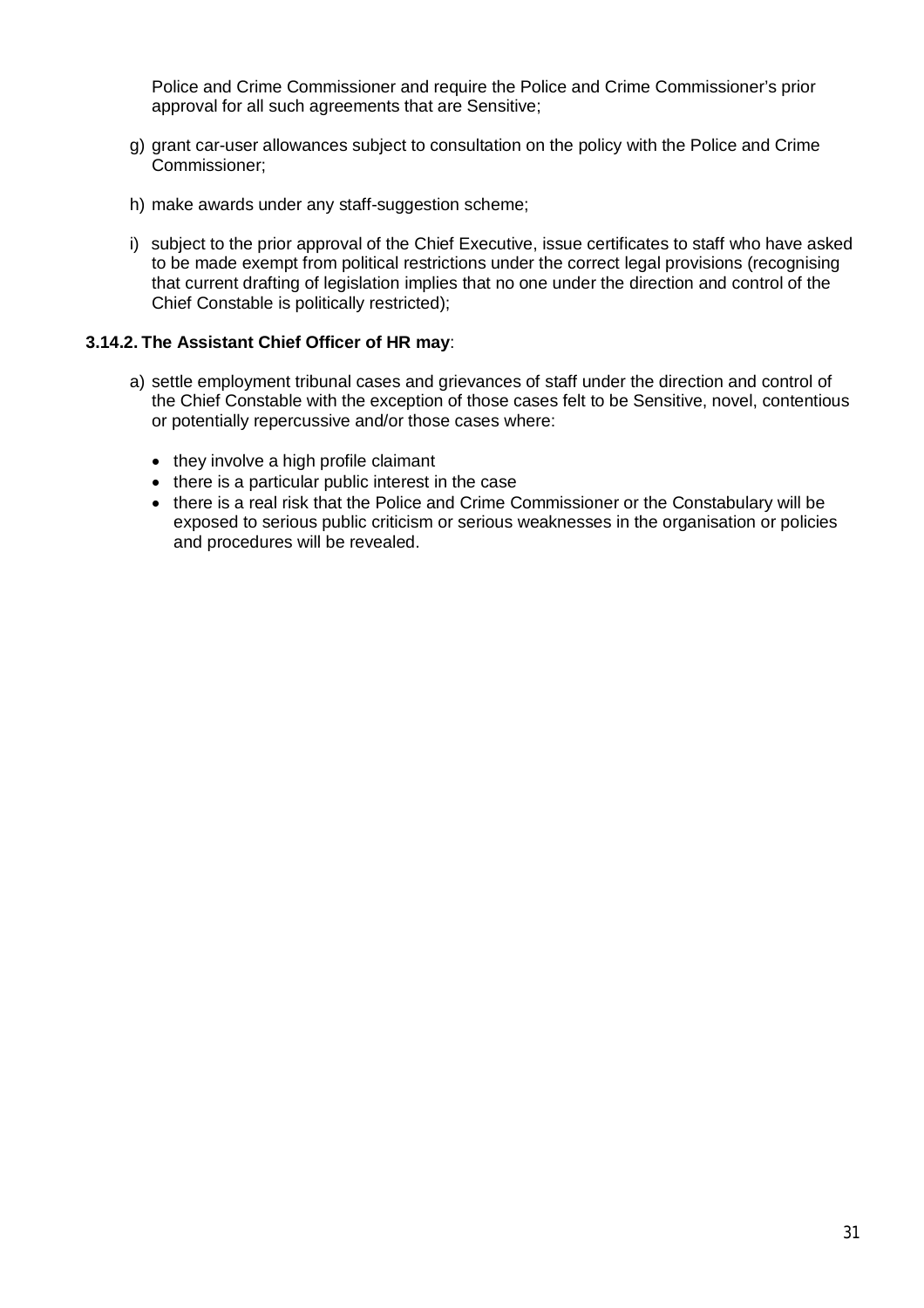Police and Crime Commissioner and require the Police and Crime Commissioner's prior approval for all such agreements that are Sensitive;

g) grant car-user allowances subject to consultation on the policy with the Police and Crime Commissioner;

h) make awards under any staff-suggestion scheme;

i) subject to the prior approval of the Chief Executive, issue certificates to staff who have asked to be made exempt from political restrictions under the correct legal provisions (recognising that current drafting of legislation implies that no one under the direction and control of the Chief Constable is politically restricted);

**3.14.2. The Assistant Chief Officer of HR may**:

a) settle employment tribunal cases and grievances of staff under the direction and control of the Chief Constable with the exception of those cases felt to be Sensitive, novel, contentious or potentially repercussive and/or those cases where:

- they involve a high profile claimant
- there is a particular public interest in the case
- there is a real risk that the Police and Crime Commissioner or the Constabulary will be exposed to serious public criticism or serious weaknesses in the organisation or policies and procedures will be revealed.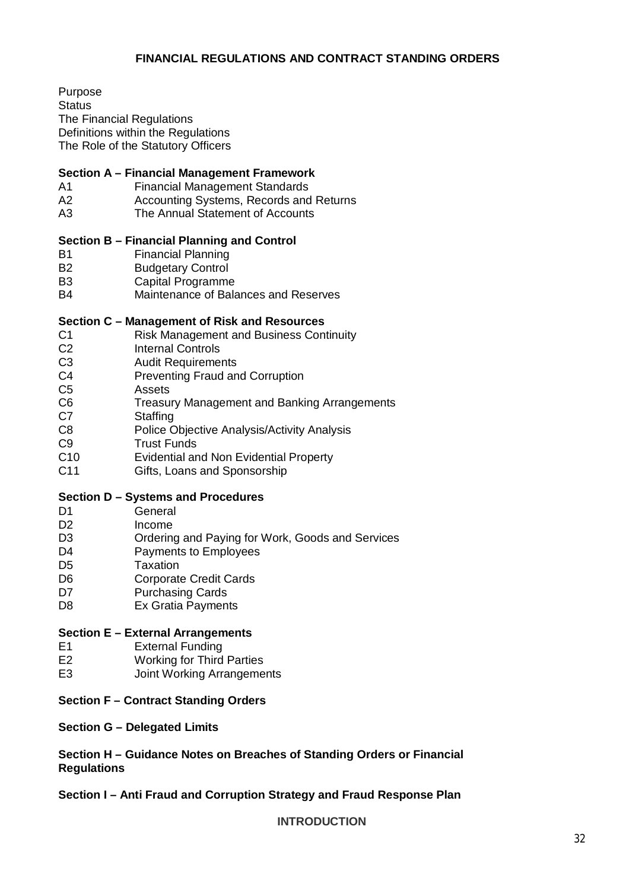# FINANCIAL REGULATIONS AND CONTRACT STANDING ORDERS

Purpose
Status
The Financial Regulations
Definitions within the Regulations
The Role of the Statutory Officers

**Section A – Financial Management Framework**

A1 Financial Management Standards
A2 Accounting Systems, Records and Returns
A3 The Annual Statement of Accounts

**Section B – Financial Planning and Control**

B1 Financial Planning
B2 Budgetary Control
B3 Capital Programme
B4 Maintenance of Balances and Reserves

**Section C – Management of Risk and Resources**

C1 Risk Management and Business Continuity
C2 Internal Controls
C3 Audit Requirements
C4 Preventing Fraud and Corruption
C5 Assets
C6 Treasury Management and Banking Arrangements
C7 Staffing
C8 Police Objective Analysis/Activity Analysis
C9 Trust Funds
C10 Evidential and Non Evidential Property
C11 Gifts, Loans and Sponsorship

**Section D – Systems and Procedures**

D1 General
D2 Income
D3 Ordering and Paying for Work, Goods and Services
D4 Payments to Employees
D5 Taxation
D6 Corporate Credit Cards
D7 Purchasing Cards
D8 Ex Gratia Payments

**Section E – External Arrangements**

E1 External Funding
E2 Working for Third Parties
E3 Joint Working Arrangements

**Section F – Contract Standing Orders**

**Section G – Delegated Limits**

**Section H – Guidance Notes on Breaches of Standing Orders or Financial Regulations**

**Section I – Anti Fraud and Corruption Strategy and Fraud Response Plan**

## INTRODUCTION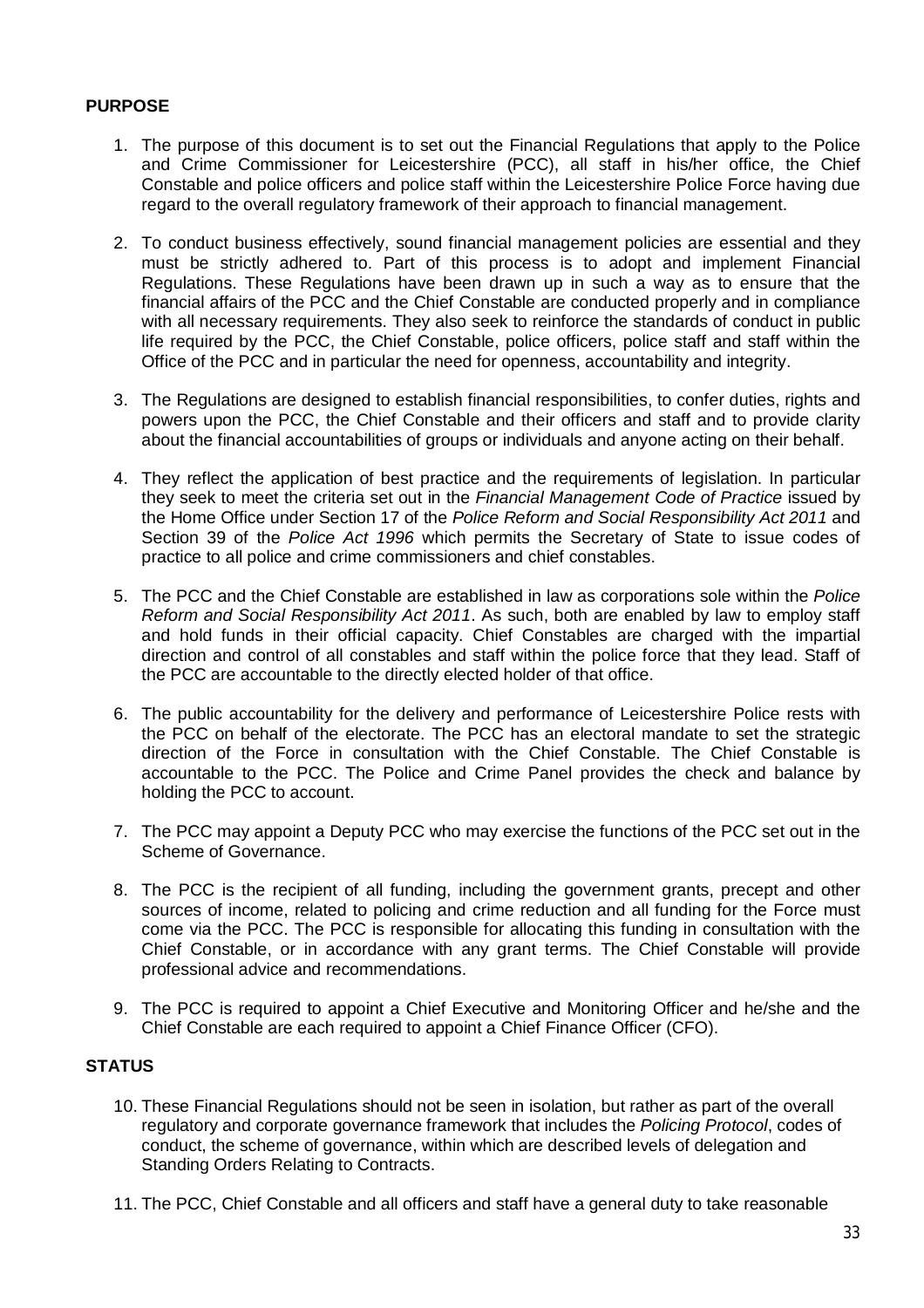## PURPOSE

1. The purpose of this document is to set out the Financial Regulations that apply to the Police and Crime Commissioner for Leicestershire (PCC), all staff in his/her office, the Chief Constable and police officers and police staff within the Leicestershire Police Force having due regard to the overall regulatory framework of their approach to financial management.

2. To conduct business effectively, sound financial management policies are essential and they must be strictly adhered to. Part of this process is to adopt and implement Financial Regulations. These Regulations have been drawn up in such a way as to ensure that the financial affairs of the PCC and the Chief Constable are conducted properly and in compliance with all necessary requirements. They also seek to reinforce the standards of conduct in public life required by the PCC, the Chief Constable, police officers, police staff and staff within the Office of the PCC and in particular the need for openness, accountability and integrity.

3. The Regulations are designed to establish financial responsibilities, to confer duties, rights and powers upon the PCC, the Chief Constable and their officers and staff and to provide clarity about the financial accountabilities of groups or individuals and anyone acting on their behalf.

4. They reflect the application of best practice and the requirements of legislation. In particular they seek to meet the criteria set out in the *Financial Management Code of Practice* issued by the Home Office under Section 17 of the *Police Reform and Social Responsibility Act 2011* and Section 39 of the *Police Act 1996* which permits the Secretary of State to issue codes of practice to all police and crime commissioners and chief constables.

5. The PCC and the Chief Constable are established in law as corporations sole within the *Police Reform and Social Responsibility Act 2011*. As such, both are enabled by law to employ staff and hold funds in their official capacity. Chief Constables are charged with the impartial direction and control of all constables and staff within the police force that they lead. Staff of the PCC are accountable to the directly elected holder of that office.

6. The public accountability for the delivery and performance of Leicestershire Police rests with the PCC on behalf of the electorate. The PCC has an electoral mandate to set the strategic direction of the Force in consultation with the Chief Constable. The Chief Constable is accountable to the PCC. The Police and Crime Panel provides the check and balance by holding the PCC to account.

7. The PCC may appoint a Deputy PCC who may exercise the functions of the PCC set out in the Scheme of Governance.

8. The PCC is the recipient of all funding, including the government grants, precept and other sources of income, related to policing and crime reduction and all funding for the Force must come via the PCC. The PCC is responsible for allocating this funding in consultation with the Chief Constable, or in accordance with any grant terms. The Chief Constable will provide professional advice and recommendations.

9. The PCC is required to appoint a Chief Executive and Monitoring Officer and he/she and the Chief Constable are each required to appoint a Chief Finance Officer (CFO).

## STATUS

10. These Financial Regulations should not be seen in isolation, but rather as part of the overall regulatory and corporate governance framework that includes the *Policing Protocol*, codes of conduct, the scheme of governance, within which are described levels of delegation and Standing Orders Relating to Contracts.

11. The PCC, Chief Constable and all officers and staff have a general duty to take reasonable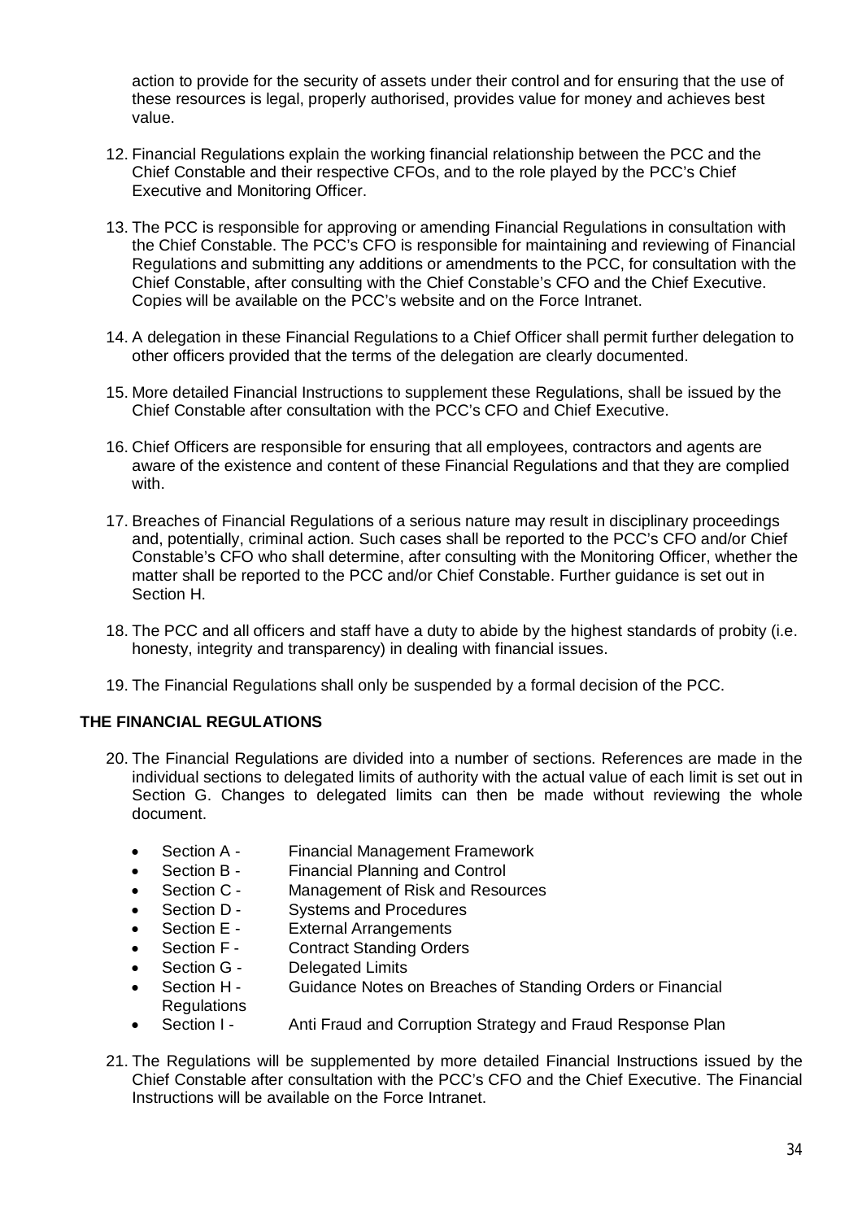action to provide for the security of assets under their control and for ensuring that the use of these resources is legal, properly authorised, provides value for money and achieves best value.

12. Financial Regulations explain the working financial relationship between the PCC and the Chief Constable and their respective CFOs, and to the role played by the PCC's Chief Executive and Monitoring Officer.

13. The PCC is responsible for approving or amending Financial Regulations in consultation with the Chief Constable. The PCC's CFO is responsible for maintaining and reviewing of Financial Regulations and submitting any additions or amendments to the PCC, for consultation with the Chief Constable, after consulting with the Chief Constable's CFO and the Chief Executive. Copies will be available on the PCC's website and on the Force Intranet.

14. A delegation in these Financial Regulations to a Chief Officer shall permit further delegation to other officers provided that the terms of the delegation are clearly documented.

15. More detailed Financial Instructions to supplement these Regulations, shall be issued by the Chief Constable after consultation with the PCC's CFO and Chief Executive.

16. Chief Officers are responsible for ensuring that all employees, contractors and agents are aware of the existence and content of these Financial Regulations and that they are complied with.

17. Breaches of Financial Regulations of a serious nature may result in disciplinary proceedings and, potentially, criminal action. Such cases shall be reported to the PCC's CFO and/or Chief Constable's CFO who shall determine, after consulting with the Monitoring Officer, whether the matter shall be reported to the PCC and/or Chief Constable. Further guidance is set out in Section H.

18. The PCC and all officers and staff have a duty to abide by the highest standards of probity (i.e. honesty, integrity and transparency) in dealing with financial issues.

19. The Financial Regulations shall only be suspended by a formal decision of the PCC.

## THE FINANCIAL REGULATIONS

20. The Financial Regulations are divided into a number of sections. References are made in the individual sections to delegated limits of authority with the actual value of each limit is set out in Section G. Changes to delegated limits can then be made without reviewing the whole document.

    - Section A - Financial Management Framework
    - Section B - Financial Planning and Control
    - Section C - Management of Risk and Resources
    - Section D - Systems and Procedures
    - Section E - External Arrangements
    - Section F - Contract Standing Orders
    - Section G - Delegated Limits
    - Section H - Guidance Notes on Breaches of Standing Orders or Financial Regulations
    - Section I - Anti Fraud and Corruption Strategy and Fraud Response Plan

21. The Regulations will be supplemented by more detailed Financial Instructions issued by the Chief Constable after consultation with the PCC's CFO and the Chief Executive. The Financial Instructions will be available on the Force Intranet.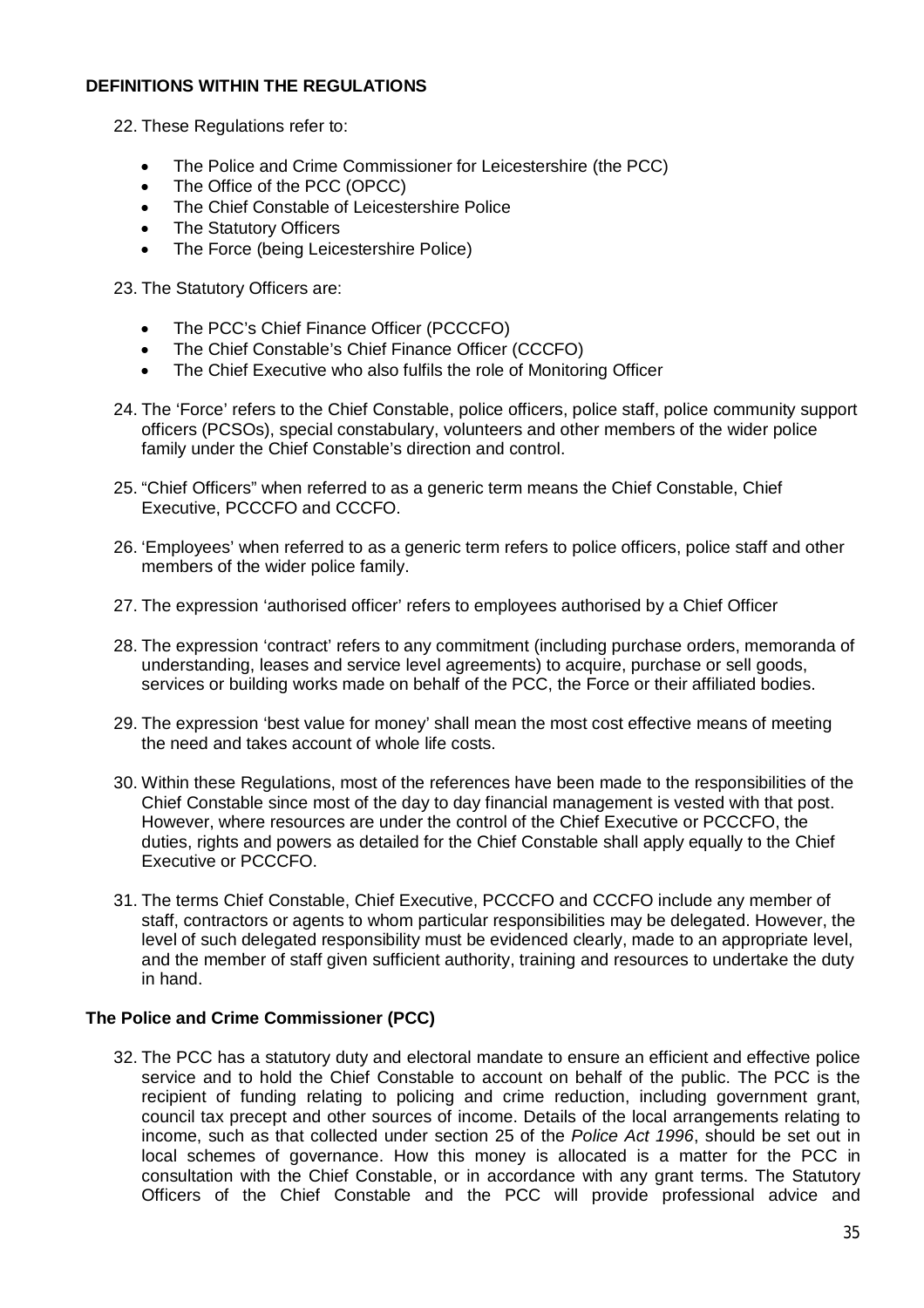**DEFINITIONS WITHIN THE REGULATIONS**

22. These Regulations refer to:

    - The Police and Crime Commissioner for Leicestershire (the PCC)
    - The Office of the PCC (OPCC)
    - The Chief Constable of Leicestershire Police
    - The Statutory Officers
    - The Force (being Leicestershire Police)

23. The Statutory Officers are:

    - The PCC's Chief Finance Officer (PCCCFO)
    - The Chief Constable's Chief Finance Officer (CCCFO)
    - The Chief Executive who also fulfils the role of Monitoring Officer

24. The 'Force' refers to the Chief Constable, police officers, police staff, police community support officers (PCSOs), special constabulary, volunteers and other members of the wider police family under the Chief Constable's direction and control.

25. "Chief Officers" when referred to as a generic term means the Chief Constable, Chief Executive, PCCCFO and CCCFO.

26. 'Employees' when referred to as a generic term refers to police officers, police staff and other members of the wider police family.

27. The expression 'authorised officer' refers to employees authorised by a Chief Officer

28. The expression 'contract' refers to any commitment (including purchase orders, memoranda of understanding, leases and service level agreements) to acquire, purchase or sell goods, services or building works made on behalf of the PCC, the Force or their affiliated bodies.

29. The expression 'best value for money' shall mean the most cost effective means of meeting the need and takes account of whole life costs.

30. Within these Regulations, most of the references have been made to the responsibilities of the Chief Constable since most of the day to day financial management is vested with that post. However, where resources are under the control of the Chief Executive or PCCCFO, the duties, rights and powers as detailed for the Chief Constable shall apply equally to the Chief Executive or PCCCFO.

31. The terms Chief Constable, Chief Executive, PCCCFO and CCCFO include any member of staff, contractors or agents to whom particular responsibilities may be delegated. However, the level of such delegated responsibility must be evidenced clearly, made to an appropriate level, and the member of staff given sufficient authority, training and resources to undertake the duty in hand.

**The Police and Crime Commissioner (PCC)**

32. The PCC has a statutory duty and electoral mandate to ensure an efficient and effective police service and to hold the Chief Constable to account on behalf of the public. The PCC is the recipient of funding relating to policing and crime reduction, including government grant, council tax precept and other sources of income. Details of the local arrangements relating to income, such as that collected under section 25 of the *Police Act 1996*, should be set out in local schemes of governance. How this money is allocated is a matter for the PCC in consultation with the Chief Constable, or in accordance with any grant terms. The Statutory Officers of the Chief Constable and the PCC will provide professional advice and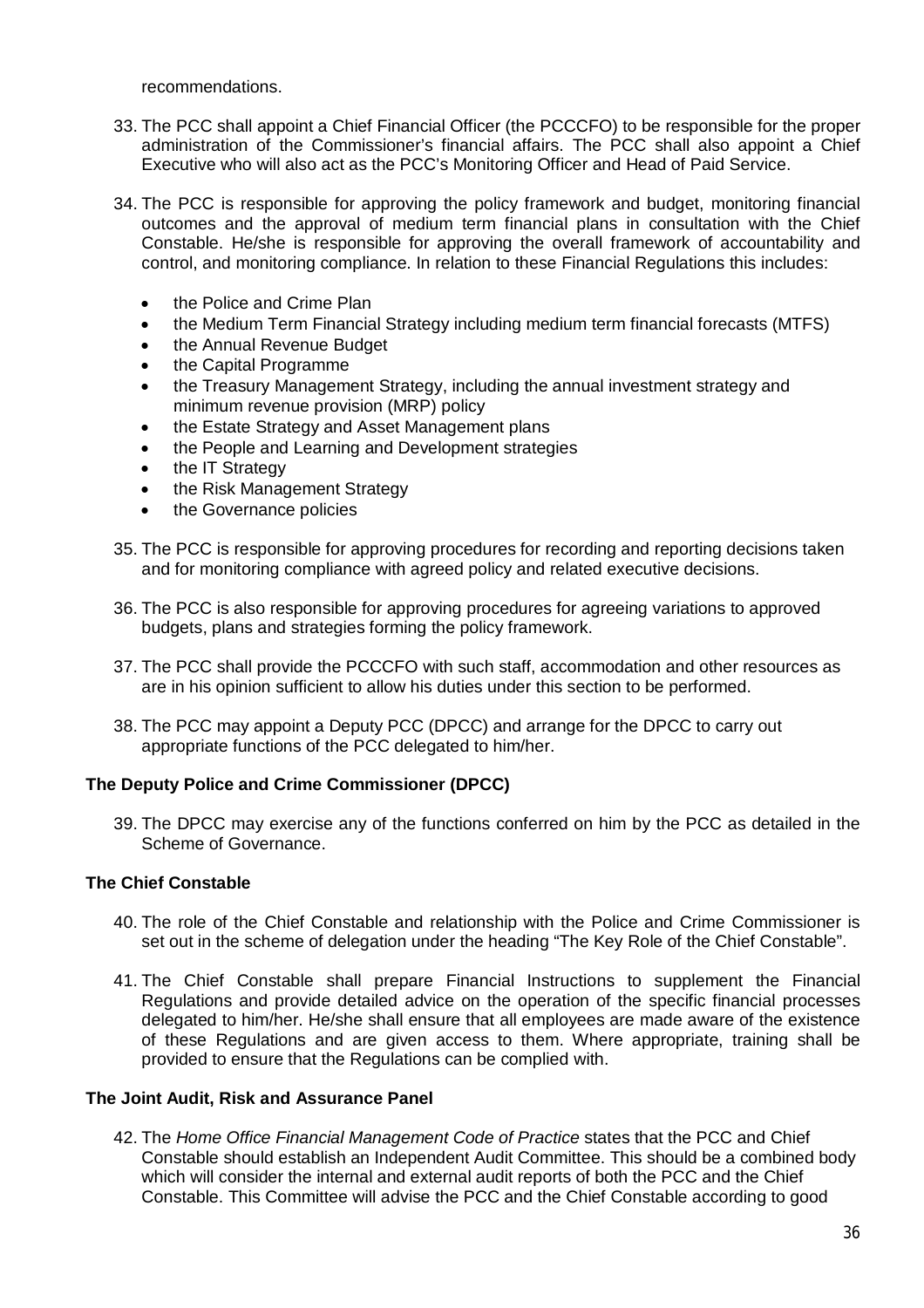recommendations.

33. The PCC shall appoint a Chief Financial Officer (the PCCCFO) to be responsible for the proper administration of the Commissioner's financial affairs. The PCC shall also appoint a Chief Executive who will also act as the PCC's Monitoring Officer and Head of Paid Service.

34. The PCC is responsible for approving the policy framework and budget, monitoring financial outcomes and the approval of medium term financial plans in consultation with the Chief Constable. He/she is responsible for approving the overall framework of accountability and control, and monitoring compliance. In relation to these Financial Regulations this includes:

    - the Police and Crime Plan
    - the Medium Term Financial Strategy including medium term financial forecasts (MTFS)
    - the Annual Revenue Budget
    - the Capital Programme
    - the Treasury Management Strategy, including the annual investment strategy and minimum revenue provision (MRP) policy
    - the Estate Strategy and Asset Management plans
    - the People and Learning and Development strategies
    - the IT Strategy
    - the Risk Management Strategy
    - the Governance policies

35. The PCC is responsible for approving procedures for recording and reporting decisions taken and for monitoring compliance with agreed policy and related executive decisions.

36. The PCC is also responsible for approving procedures for agreeing variations to approved budgets, plans and strategies forming the policy framework.

37. The PCC shall provide the PCCCFO with such staff, accommodation and other resources as are in his opinion sufficient to allow his duties under this section to be performed.

38. The PCC may appoint a Deputy PCC (DPCC) and arrange for the DPCC to carry out appropriate functions of the PCC delegated to him/her.

**The Deputy Police and Crime Commissioner (DPCC)**

39. The DPCC may exercise any of the functions conferred on him by the PCC as detailed in the Scheme of Governance.

**The Chief Constable**

40. The role of the Chief Constable and relationship with the Police and Crime Commissioner is set out in the scheme of delegation under the heading "The Key Role of the Chief Constable".

41. The Chief Constable shall prepare Financial Instructions to supplement the Financial Regulations and provide detailed advice on the operation of the specific financial processes delegated to him/her. He/she shall ensure that all employees are made aware of the existence of these Regulations and are given access to them. Where appropriate, training shall be provided to ensure that the Regulations can be complied with.

**The Joint Audit, Risk and Assurance Panel**

42. The *Home Office Financial Management Code of Practice* states that the PCC and Chief Constable should establish an Independent Audit Committee. This should be a combined body which will consider the internal and external audit reports of both the PCC and the Chief Constable. This Committee will advise the PCC and the Chief Constable according to good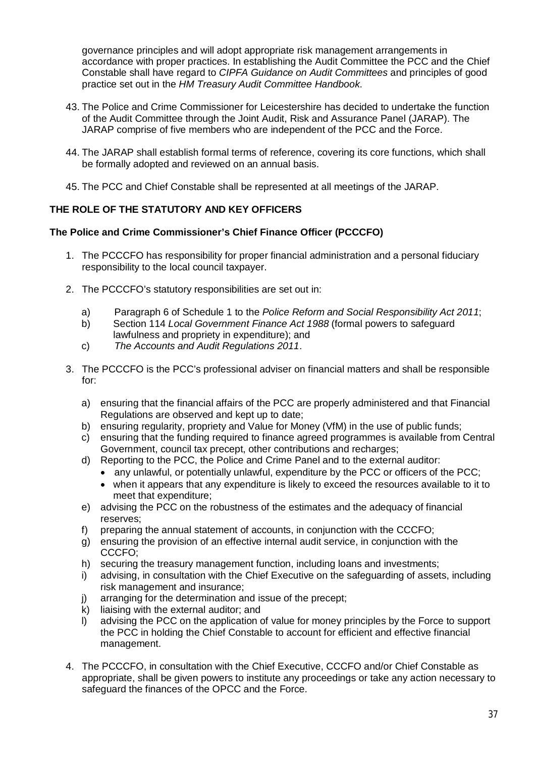governance principles and will adopt appropriate risk management arrangements in accordance with proper practices. In establishing the Audit Committee the PCC and the Chief Constable shall have regard to *CIPFA Guidance on Audit Committees* and principles of good practice set out in the *HM Treasury Audit Committee Handbook*.

43. The Police and Crime Commissioner for Leicestershire has decided to undertake the function of the Audit Committee through the Joint Audit, Risk and Assurance Panel (JARAP). The JARAP comprise of five members who are independent of the PCC and the Force.

44. The JARAP shall establish formal terms of reference, covering its core functions, which shall be formally adopted and reviewed on an annual basis.

45. The PCC and Chief Constable shall be represented at all meetings of the JARAP.

## THE ROLE OF THE STATUTORY AND KEY OFFICERS

### The Police and Crime Commissioner's Chief Finance Officer (PCCCFO)

1. The PCCCFO has responsibility for proper financial administration and a personal fiduciary responsibility to the local council taxpayer.

2. The PCCCFO's statutory responsibilities are set out in:

   a) Paragraph 6 of Schedule 1 to the *Police Reform and Social Responsibility Act 2011*;
   b) Section 114 *Local Government Finance Act 1988* (formal powers to safeguard lawfulness and propriety in expenditure); and
   c) *The Accounts and Audit Regulations 2011*.

3. The PCCCFO is the PCC's professional adviser on financial matters and shall be responsible for:

   a) ensuring that the financial affairs of the PCC are properly administered and that Financial Regulations are observed and kept up to date;
   b) ensuring regularity, propriety and Value for Money (VfM) in the use of public funds;
   c) ensuring that the funding required to finance agreed programmes is available from Central Government, council tax precept, other contributions and recharges;
   d) Reporting to the PCC, the Police and Crime Panel and to the external auditor:
      - any unlawful, or potentially unlawful, expenditure by the PCC or officers of the PCC;
      - when it appears that any expenditure is likely to exceed the resources available to it to meet that expenditure;
   e) advising the PCC on the robustness of the estimates and the adequacy of financial reserves;
   f) preparing the annual statement of accounts, in conjunction with the CCCFO;
   g) ensuring the provision of an effective internal audit service, in conjunction with the CCCFO;
   h) securing the treasury management function, including loans and investments;
   i) advising, in consultation with the Chief Executive on the safeguarding of assets, including risk management and insurance;
   j) arranging for the determination and issue of the precept;
   k) liaising with the external auditor; and
   l) advising the PCC on the application of value for money principles by the Force to support the PCC in holding the Chief Constable to account for efficient and effective financial management.

4. The PCCCFO, in consultation with the Chief Executive, CCCFO and/or Chief Constable as appropriate, shall be given powers to institute any proceedings or take any action necessary to safeguard the finances of the OPCC and the Force.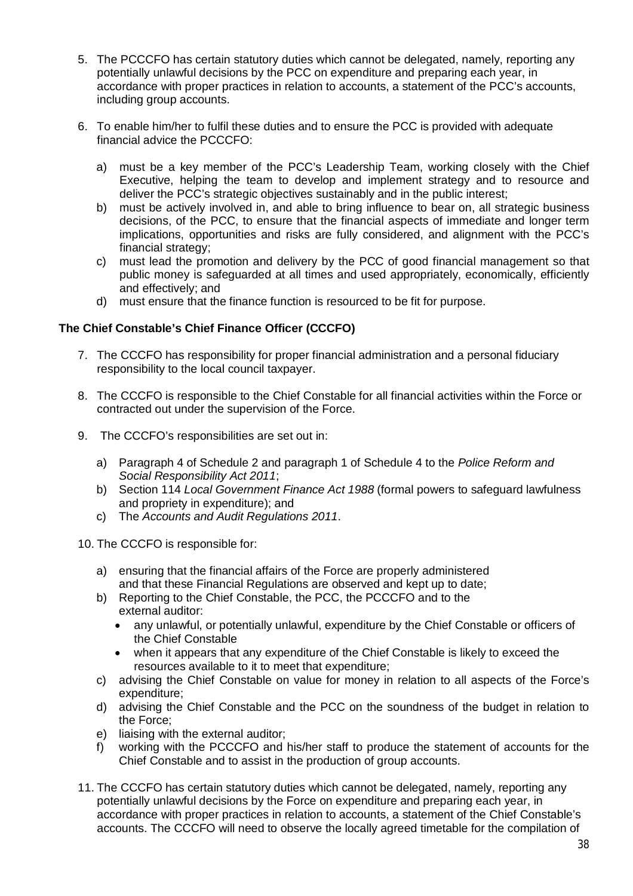5. The PCCCFO has certain statutory duties which cannot be delegated, namely, reporting any potentially unlawful decisions by the PCC on expenditure and preparing each year, in accordance with proper practices in relation to accounts, a statement of the PCC's accounts, including group accounts.

6. To enable him/her to fulfil these duties and to ensure the PCC is provided with adequate financial advice the PCCCFO:

   a) must be a key member of the PCC's Leadership Team, working closely with the Chief Executive, helping the team to develop and implement strategy and to resource and deliver the PCC's strategic objectives sustainably and in the public interest;
   b) must be actively involved in, and able to bring influence to bear on, all strategic business decisions, of the PCC, to ensure that the financial aspects of immediate and longer term implications, opportunities and risks are fully considered, and alignment with the PCC's financial strategy;
   c) must lead the promotion and delivery by the PCC of good financial management so that public money is safeguarded at all times and used appropriately, economically, efficiently and effectively; and
   d) must ensure that the finance function is resourced to be fit for purpose.

**The Chief Constable's Chief Finance Officer (CCCFO)**

7. The CCCFO has responsibility for proper financial administration and a personal fiduciary responsibility to the local council taxpayer.

8. The CCCFO is responsible to the Chief Constable for all financial activities within the Force or contracted out under the supervision of the Force.

9. The CCCFO's responsibilities are set out in:

   a) Paragraph 4 of Schedule 2 and paragraph 1 of Schedule 4 to the *Police Reform and Social Responsibility Act 2011*;
   b) Section 114 *Local Government Finance Act 1988* (formal powers to safeguard lawfulness and propriety in expenditure); and
   c) The *Accounts and Audit Regulations 2011*.

10. The CCCFO is responsible for:

    a) ensuring that the financial affairs of the Force are properly administered and that these Financial Regulations are observed and kept up to date;
    b) Reporting to the Chief Constable, the PCC, the PCCCFO and to the external auditor:
       - any unlawful, or potentially unlawful, expenditure by the Chief Constable or officers of the Chief Constable
       - when it appears that any expenditure of the Chief Constable is likely to exceed the resources available to it to meet that expenditure;
    c) advising the Chief Constable on value for money in relation to all aspects of the Force's expenditure;
    d) advising the Chief Constable and the PCC on the soundness of the budget in relation to the Force;
    e) liaising with the external auditor;
    f) working with the PCCCFO and his/her staff to produce the statement of accounts for the Chief Constable and to assist in the production of group accounts.

11. The CCCFO has certain statutory duties which cannot be delegated, namely, reporting any potentially unlawful decisions by the Force on expenditure and preparing each year, in accordance with proper practices in relation to accounts, a statement of the Chief Constable's accounts. The CCCFO will need to observe the locally agreed timetable for the compilation of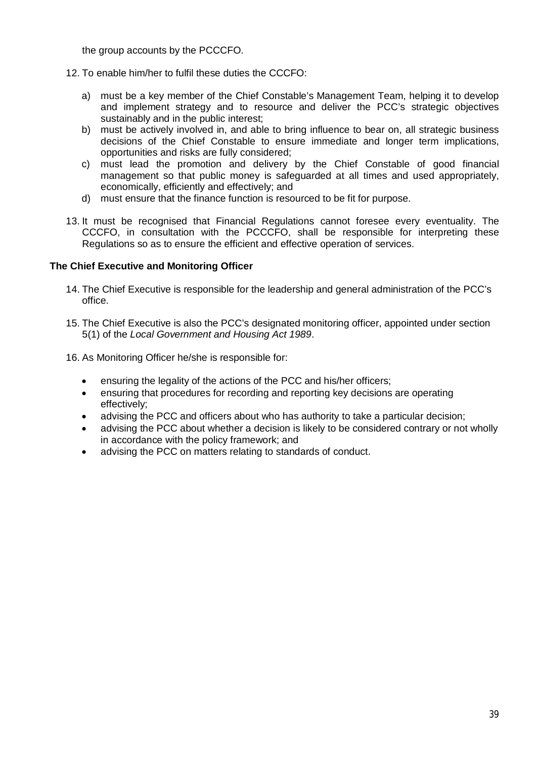the group accounts by the PCCCFO.

12. To enable him/her to fulfil these duties the CCCFO:

    a) must be a key member of the Chief Constable's Management Team, helping it to develop and implement strategy and to resource and deliver the PCC's strategic objectives sustainably and in the public interest;
    b) must be actively involved in, and able to bring influence to bear on, all strategic business decisions of the Chief Constable to ensure immediate and longer term implications, opportunities and risks are fully considered;
    c) must lead the promotion and delivery by the Chief Constable of good financial management so that public money is safeguarded at all times and used appropriately, economically, efficiently and effectively; and
    d) must ensure that the finance function is resourced to be fit for purpose.

13. It must be recognised that Financial Regulations cannot foresee every eventuality. The CCCFO, in consultation with the PCCCFO, shall be responsible for interpreting these Regulations so as to ensure the efficient and effective operation of services.

**The Chief Executive and Monitoring Officer**

14. The Chief Executive is responsible for the leadership and general administration of the PCC's office.

15. The Chief Executive is also the PCC's designated monitoring officer, appointed under section 5(1) of the *Local Government and Housing Act 1989*.

16. As Monitoring Officer he/she is responsible for:

    - ensuring the legality of the actions of the PCC and his/her officers;
    - ensuring that procedures for recording and reporting key decisions are operating effectively;
    - advising the PCC and officers about who has authority to take a particular decision;
    - advising the PCC about whether a decision is likely to be considered contrary or not wholly in accordance with the policy framework; and
    - advising the PCC on matters relating to standards of conduct.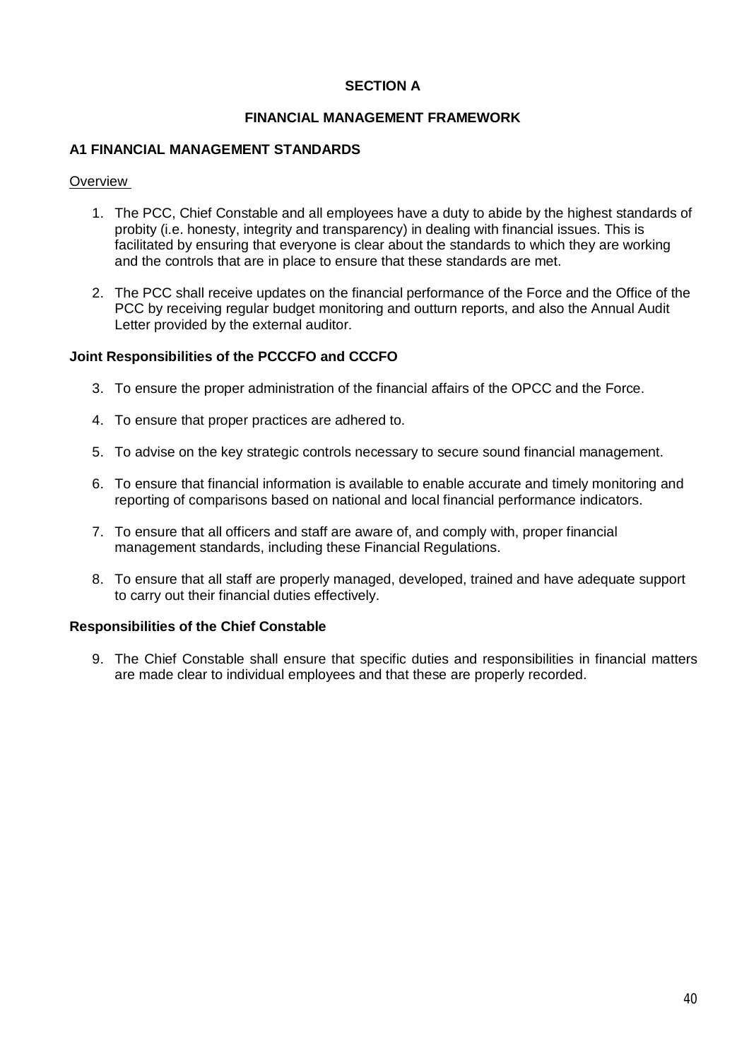# SECTION A

## FINANCIAL MANAGEMENT FRAMEWORK

### A1 FINANCIAL MANAGEMENT STANDARDS

Overview

1. The PCC, Chief Constable and all employees have a duty to abide by the highest standards of probity (i.e. honesty, integrity and transparency) in dealing with financial issues. This is facilitated by ensuring that everyone is clear about the standards to which they are working and the controls that are in place to ensure that these standards are met.

2. The PCC shall receive updates on the financial performance of the Force and the Office of the PCC by receiving regular budget monitoring and outturn reports, and also the Annual Audit Letter provided by the external auditor.

**Joint Responsibilities of the PCCCFO and CCCFO**

3. To ensure the proper administration of the financial affairs of the OPCC and the Force.

4. To ensure that proper practices are adhered to.

5. To advise on the key strategic controls necessary to secure sound financial management.

6. To ensure that financial information is available to enable accurate and timely monitoring and reporting of comparisons based on national and local financial performance indicators.

7. To ensure that all officers and staff are aware of, and comply with, proper financial management standards, including these Financial Regulations.

8. To ensure that all staff are properly managed, developed, trained and have adequate support to carry out their financial duties effectively.

**Responsibilities of the Chief Constable**

9. The Chief Constable shall ensure that specific duties and responsibilities in financial matters are made clear to individual employees and that these are properly recorded.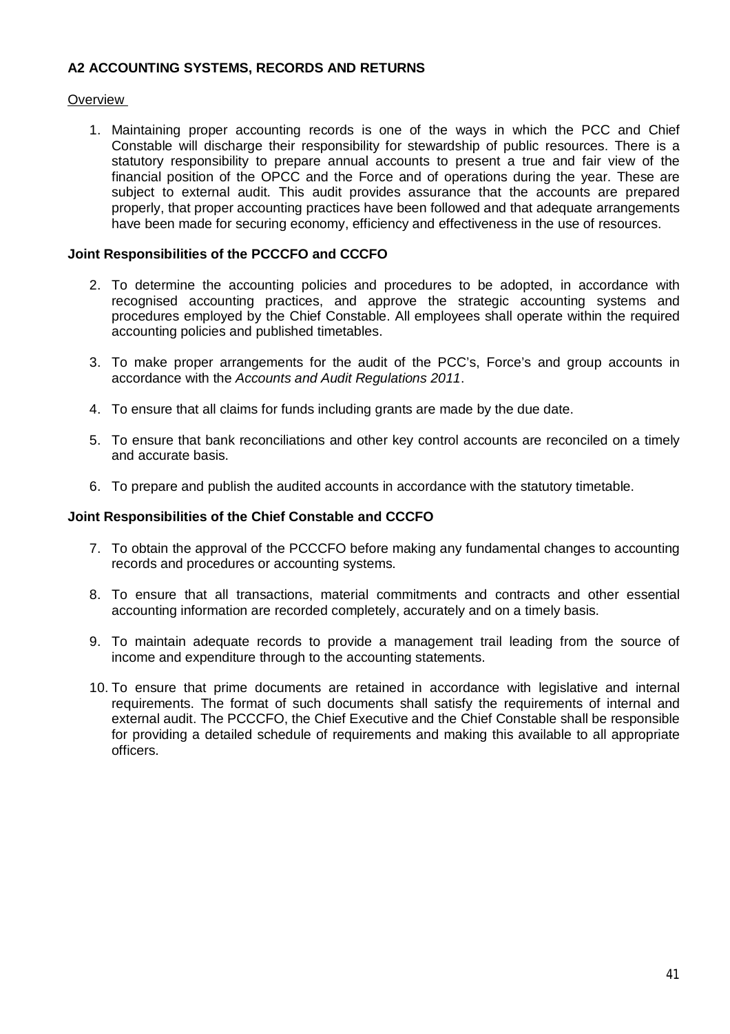## A2 ACCOUNTING SYSTEMS, RECORDS AND RETURNS

Overview

1. Maintaining proper accounting records is one of the ways in which the PCC and Chief Constable will discharge their responsibility for stewardship of public resources. There is a statutory responsibility to prepare annual accounts to present a true and fair view of the financial position of the OPCC and the Force and of operations during the year. These are subject to external audit. This audit provides assurance that the accounts are prepared properly, that proper accounting practices have been followed and that adequate arrangements have been made for securing economy, efficiency and effectiveness in the use of resources.

**Joint Responsibilities of the PCCCFO and CCCFO**

2. To determine the accounting policies and procedures to be adopted, in accordance with recognised accounting practices, and approve the strategic accounting systems and procedures employed by the Chief Constable. All employees shall operate within the required accounting policies and published timetables.
3. To make proper arrangements for the audit of the PCC's, Force's and group accounts in accordance with the *Accounts and Audit Regulations 2011*.
4. To ensure that all claims for funds including grants are made by the due date.
5. To ensure that bank reconciliations and other key control accounts are reconciled on a timely and accurate basis.
6. To prepare and publish the audited accounts in accordance with the statutory timetable.

**Joint Responsibilities of the Chief Constable and CCCFO**

7. To obtain the approval of the PCCCFO before making any fundamental changes to accounting records and procedures or accounting systems.
8. To ensure that all transactions, material commitments and contracts and other essential accounting information are recorded completely, accurately and on a timely basis.
9. To maintain adequate records to provide a management trail leading from the source of income and expenditure through to the accounting statements.
10. To ensure that prime documents are retained in accordance with legislative and internal requirements. The format of such documents shall satisfy the requirements of internal and external audit. The PCCCFO, the Chief Executive and the Chief Constable shall be responsible for providing a detailed schedule of requirements and making this available to all appropriate officers.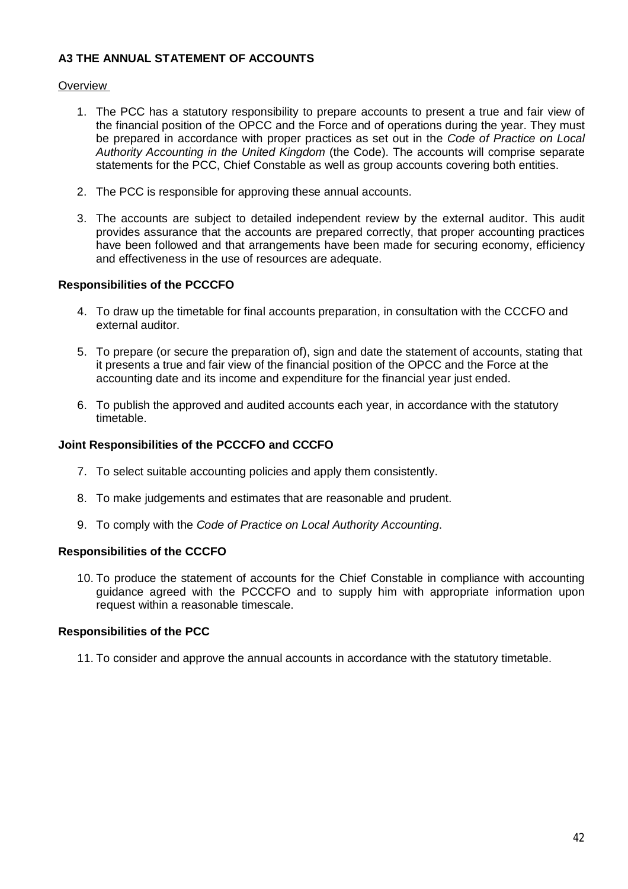## A3 THE ANNUAL STATEMENT OF ACCOUNTS

Overview

1. The PCC has a statutory responsibility to prepare accounts to present a true and fair view of the financial position of the OPCC and the Force and of operations during the year. They must be prepared in accordance with proper practices as set out in the *Code of Practice on Local Authority Accounting in the United Kingdom* (the Code). The accounts will comprise separate statements for the PCC, Chief Constable as well as group accounts covering both entities.

2. The PCC is responsible for approving these annual accounts.

3. The accounts are subject to detailed independent review by the external auditor. This audit provides assurance that the accounts are prepared correctly, that proper accounting practices have been followed and that arrangements have been made for securing economy, efficiency and effectiveness in the use of resources are adequate.

### Responsibilities of the PCCCFO

4. To draw up the timetable for final accounts preparation, in consultation with the CCCFO and external auditor.

5. To prepare (or secure the preparation of), sign and date the statement of accounts, stating that it presents a true and fair view of the financial position of the OPCC and the Force at the accounting date and its income and expenditure for the financial year just ended.

6. To publish the approved and audited accounts each year, in accordance with the statutory timetable.

### Joint Responsibilities of the PCCCFO and CCCFO

7. To select suitable accounting policies and apply them consistently.

8. To make judgements and estimates that are reasonable and prudent.

9. To comply with the *Code of Practice on Local Authority Accounting*.

### Responsibilities of the CCCFO

10. To produce the statement of accounts for the Chief Constable in compliance with accounting guidance agreed with the PCCCFO and to supply him with appropriate information upon request within a reasonable timescale.

### Responsibilities of the PCC

11. To consider and approve the annual accounts in accordance with the statutory timetable.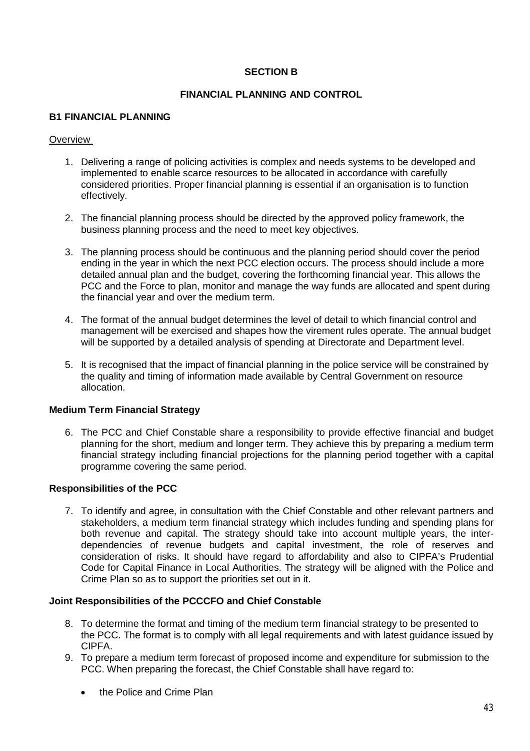# SECTION B

## FINANCIAL PLANNING AND CONTROL

### B1 FINANCIAL PLANNING

Overview

1. Delivering a range of policing activities is complex and needs systems to be developed and implemented to enable scarce resources to be allocated in accordance with carefully considered priorities. Proper financial planning is essential if an organisation is to function effectively.

2. The financial planning process should be directed by the approved policy framework, the business planning process and the need to meet key objectives.

3. The planning process should be continuous and the planning period should cover the period ending in the year in which the next PCC election occurs. The process should include a more detailed annual plan and the budget, covering the forthcoming financial year. This allows the PCC and the Force to plan, monitor and manage the way funds are allocated and spent during the financial year and over the medium term.

4. The format of the annual budget determines the level of detail to which financial control and management will be exercised and shapes how the virement rules operate. The annual budget will be supported by a detailed analysis of spending at Directorate and Department level.

5. It is recognised that the impact of financial planning in the police service will be constrained by the quality and timing of information made available by Central Government on resource allocation.

**Medium Term Financial Strategy**

6. The PCC and Chief Constable share a responsibility to provide effective financial and budget planning for the short, medium and longer term. They achieve this by preparing a medium term financial strategy including financial projections for the planning period together with a capital programme covering the same period.

**Responsibilities of the PCC**

7. To identify and agree, in consultation with the Chief Constable and other relevant partners and stakeholders, a medium term financial strategy which includes funding and spending plans for both revenue and capital. The strategy should take into account multiple years, the inter-dependencies of revenue budgets and capital investment, the role of reserves and consideration of risks. It should have regard to affordability and also to CIPFA's Prudential Code for Capital Finance in Local Authorities. The strategy will be aligned with the Police and Crime Plan so as to support the priorities set out in it.

**Joint Responsibilities of the PCCCFO and Chief Constable**

8. To determine the format and timing of the medium term financial strategy to be presented to the PCC. The format is to comply with all legal requirements and with latest guidance issued by CIPFA.
9. To prepare a medium term forecast of proposed income and expenditure for submission to the PCC. When preparing the forecast, the Chief Constable shall have regard to:

    - the Police and Crime Plan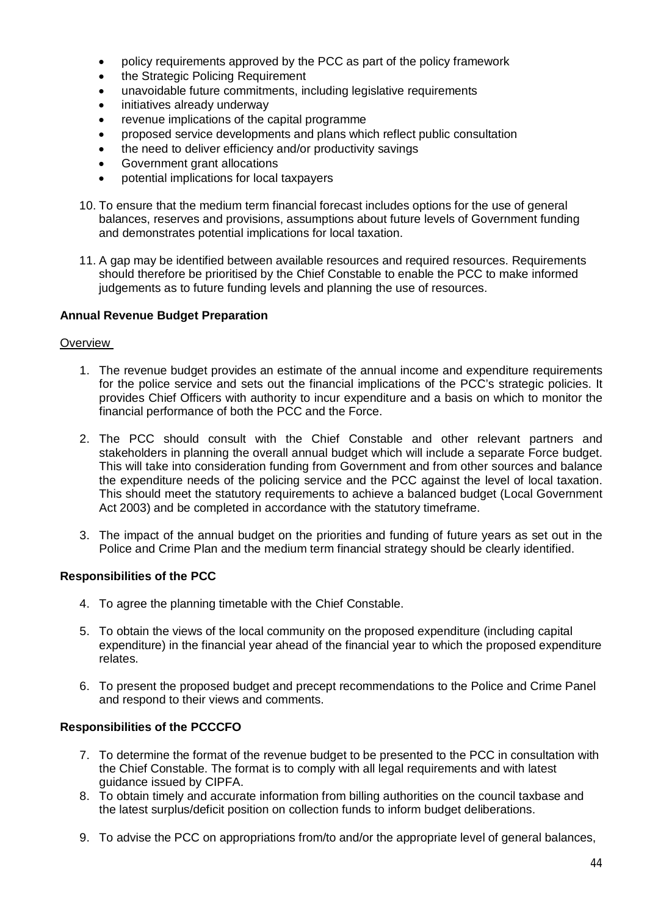- policy requirements approved by the PCC as part of the policy framework
- the Strategic Policing Requirement
- unavoidable future commitments, including legislative requirements
- initiatives already underway
- revenue implications of the capital programme
- proposed service developments and plans which reflect public consultation
- the need to deliver efficiency and/or productivity savings
- Government grant allocations
- potential implications for local taxpayers

10. To ensure that the medium term financial forecast includes options for the use of general balances, reserves and provisions, assumptions about future levels of Government funding and demonstrates potential implications for local taxation.

11. A gap may be identified between available resources and required resources. Requirements should therefore be prioritised by the Chief Constable to enable the PCC to make informed judgements as to future funding levels and planning the use of resources.

**Annual Revenue Budget Preparation**

Overview

1. The revenue budget provides an estimate of the annual income and expenditure requirements for the police service and sets out the financial implications of the PCC's strategic policies. It provides Chief Officers with authority to incur expenditure and a basis on which to monitor the financial performance of both the PCC and the Force.

2. The PCC should consult with the Chief Constable and other relevant partners and stakeholders in planning the overall annual budget which will include a separate Force budget. This will take into consideration funding from Government and from other sources and balance the expenditure needs of the policing service and the PCC against the level of local taxation. This should meet the statutory requirements to achieve a balanced budget (Local Government Act 2003) and be completed in accordance with the statutory timeframe.

3. The impact of the annual budget on the priorities and funding of future years as set out in the Police and Crime Plan and the medium term financial strategy should be clearly identified.

**Responsibilities of the PCC**

4. To agree the planning timetable with the Chief Constable.

5. To obtain the views of the local community on the proposed expenditure (including capital expenditure) in the financial year ahead of the financial year to which the proposed expenditure relates.

6. To present the proposed budget and precept recommendations to the Police and Crime Panel and respond to their views and comments.

**Responsibilities of the PCCCFO**

7. To determine the format of the revenue budget to be presented to the PCC in consultation with the Chief Constable. The format is to comply with all legal requirements and with latest guidance issued by CIPFA.
8. To obtain timely and accurate information from billing authorities on the council taxbase and the latest surplus/deficit position on collection funds to inform budget deliberations.

9. To advise the PCC on appropriations from/to and/or the appropriate level of general balances,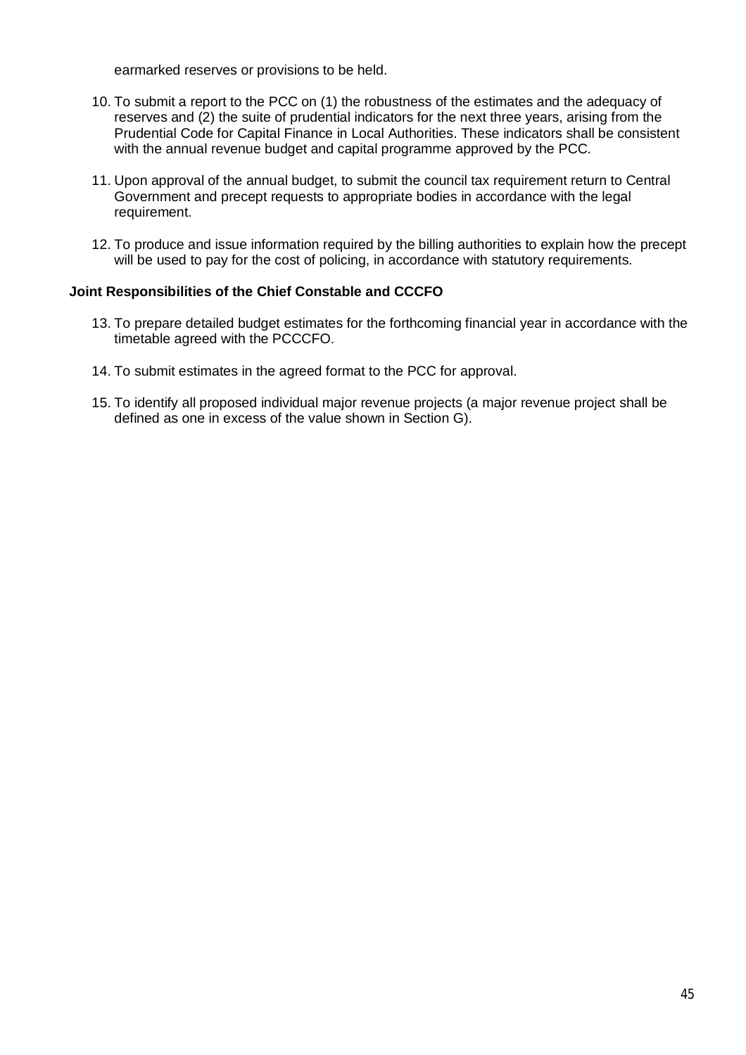earmarked reserves or provisions to be held.

10. To submit a report to the PCC on (1) the robustness of the estimates and the adequacy of reserves and (2) the suite of prudential indicators for the next three years, arising from the Prudential Code for Capital Finance in Local Authorities. These indicators shall be consistent with the annual revenue budget and capital programme approved by the PCC.

11. Upon approval of the annual budget, to submit the council tax requirement return to Central Government and precept requests to appropriate bodies in accordance with the legal requirement.

12. To produce and issue information required by the billing authorities to explain how the precept will be used to pay for the cost of policing, in accordance with statutory requirements.

**Joint Responsibilities of the Chief Constable and CCCFO**

13. To prepare detailed budget estimates for the forthcoming financial year in accordance with the timetable agreed with the PCCCFO.

14. To submit estimates in the agreed format to the PCC for approval.

15. To identify all proposed individual major revenue projects (a major revenue project shall be defined as one in excess of the value shown in Section G).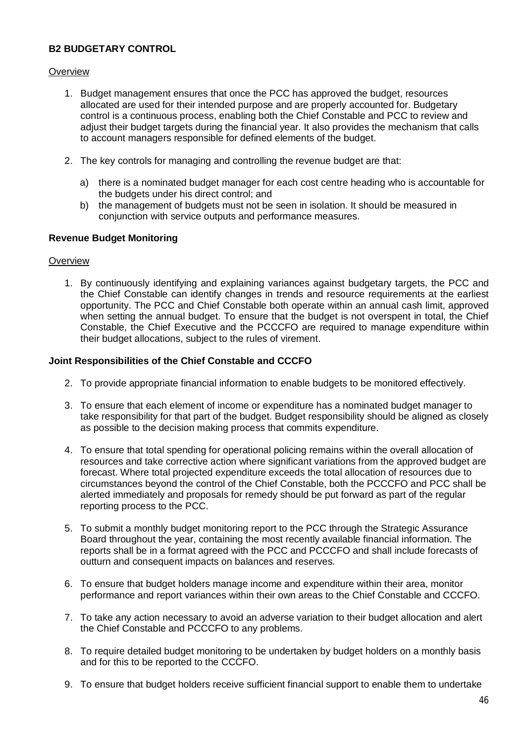**B2 BUDGETARY CONTROL**

Overview

1. Budget management ensures that once the PCC has approved the budget, resources allocated are used for their intended purpose and are properly accounted for. Budgetary control is a continuous process, enabling both the Chief Constable and PCC to review and adjust their budget targets during the financial year. It also provides the mechanism that calls to account managers responsible for defined elements of the budget.

2. The key controls for managing and controlling the revenue budget are that:

   a) there is a nominated budget manager for each cost centre heading who is accountable for the budgets under his direct control; and
   b) the management of budgets must not be seen in isolation. It should be measured in conjunction with service outputs and performance measures.

**Revenue Budget Monitoring**

Overview

1. By continuously identifying and explaining variances against budgetary targets, the PCC and the Chief Constable can identify changes in trends and resource requirements at the earliest opportunity. The PCC and Chief Constable both operate within an annual cash limit, approved when setting the annual budget. To ensure that the budget is not overspent in total, the Chief Constable, the Chief Executive and the PCCCFO are required to manage expenditure within their budget allocations, subject to the rules of virement.

**Joint Responsibilities of the Chief Constable and CCCFO**

2. To provide appropriate financial information to enable budgets to be monitored effectively.

3. To ensure that each element of income or expenditure has a nominated budget manager to take responsibility for that part of the budget. Budget responsibility should be aligned as closely as possible to the decision making process that commits expenditure.

4. To ensure that total spending for operational policing remains within the overall allocation of resources and take corrective action where significant variations from the approved budget are forecast. Where total projected expenditure exceeds the total allocation of resources due to circumstances beyond the control of the Chief Constable, both the PCCCFO and PCC shall be alerted immediately and proposals for remedy should be put forward as part of the regular reporting process to the PCC.

5. To submit a monthly budget monitoring report to the PCC through the Strategic Assurance Board throughout the year, containing the most recently available financial information. The reports shall be in a format agreed with the PCC and PCCCFO and shall include forecasts of outturn and consequent impacts on balances and reserves.

6. To ensure that budget holders manage income and expenditure within their area, monitor performance and report variances within their own areas to the Chief Constable and CCCFO.

7. To take any action necessary to avoid an adverse variation to their budget allocation and alert the Chief Constable and PCCCFO to any problems.

8. To require detailed budget monitoring to be undertaken by budget holders on a monthly basis and for this to be reported to the CCCFO.

9. To ensure that budget holders receive sufficient financial support to enable them to undertake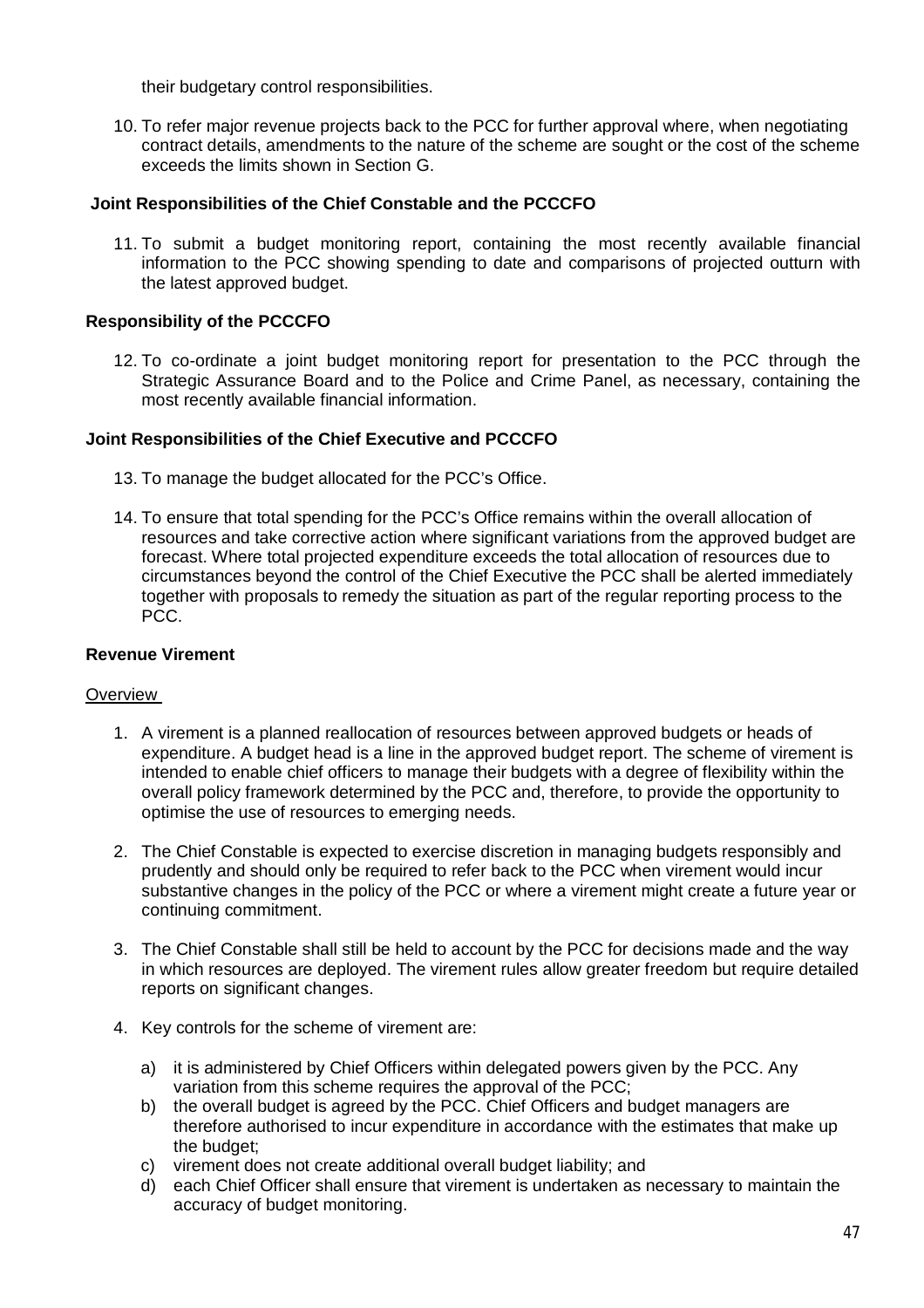their budgetary control responsibilities.

10. To refer major revenue projects back to the PCC for further approval where, when negotiating contract details, amendments to the nature of the scheme are sought or the cost of the scheme exceeds the limits shown in Section G.

**Joint Responsibilities of the Chief Constable and the PCCCFO**

11. To submit a budget monitoring report, containing the most recently available financial information to the PCC showing spending to date and comparisons of projected outturn with the latest approved budget.

**Responsibility of the PCCCFO**

12. To co-ordinate a joint budget monitoring report for presentation to the PCC through the Strategic Assurance Board and to the Police and Crime Panel, as necessary, containing the most recently available financial information.

**Joint Responsibilities of the Chief Executive and PCCCFO**

13. To manage the budget allocated for the PCC's Office.

14. To ensure that total spending for the PCC's Office remains within the overall allocation of resources and take corrective action where significant variations from the approved budget are forecast. Where total projected expenditure exceeds the total allocation of resources due to circumstances beyond the control of the Chief Executive the PCC shall be alerted immediately together with proposals to remedy the situation as part of the regular reporting process to the PCC.

**Revenue Virement**

Overview

1. A virement is a planned reallocation of resources between approved budgets or heads of expenditure. A budget head is a line in the approved budget report. The scheme of virement is intended to enable chief officers to manage their budgets with a degree of flexibility within the overall policy framework determined by the PCC and, therefore, to provide the opportunity to optimise the use of resources to emerging needs.

2. The Chief Constable is expected to exercise discretion in managing budgets responsibly and prudently and should only be required to refer back to the PCC when virement would incur substantive changes in the policy of the PCC or where a virement might create a future year or continuing commitment.

3. The Chief Constable shall still be held to account by the PCC for decisions made and the way in which resources are deployed. The virement rules allow greater freedom but require detailed reports on significant changes.

4. Key controls for the scheme of virement are:

   a) it is administered by Chief Officers within delegated powers given by the PCC. Any variation from this scheme requires the approval of the PCC;
   b) the overall budget is agreed by the PCC. Chief Officers and budget managers are therefore authorised to incur expenditure in accordance with the estimates that make up the budget;
   c) virement does not create additional overall budget liability; and
   d) each Chief Officer shall ensure that virement is undertaken as necessary to maintain the accuracy of budget monitoring.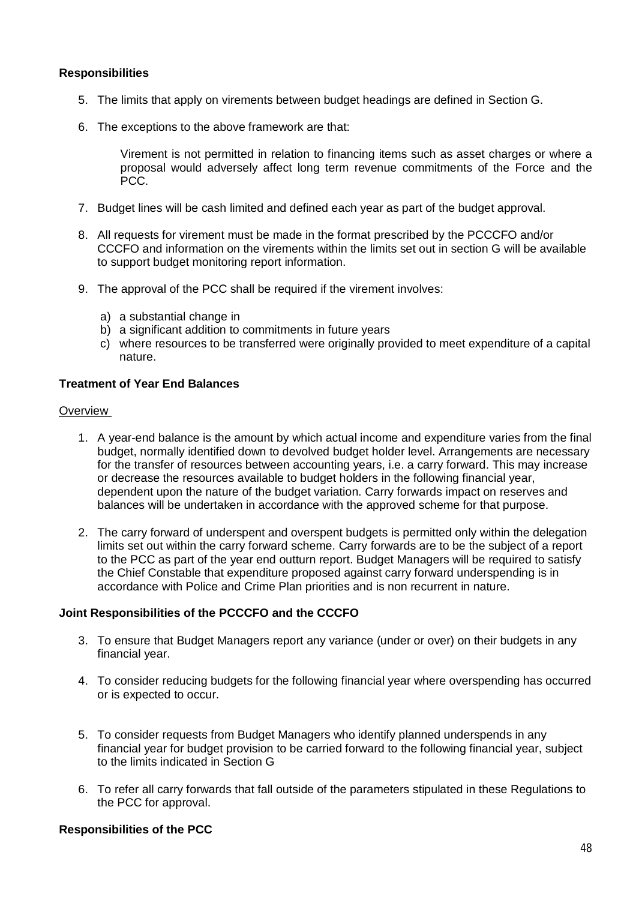**Responsibilities**

5. The limits that apply on virements between budget headings are defined in Section G.

6. The exceptions to the above framework are that:

   Virement is not permitted in relation to financing items such as asset charges or where a proposal would adversely affect long term revenue commitments of the Force and the PCC.

7. Budget lines will be cash limited and defined each year as part of the budget approval.

8. All requests for virement must be made in the format prescribed by the PCCCFO and/or CCCFO and information on the virements within the limits set out in section G will be available to support budget monitoring report information.

9. The approval of the PCC shall be required if the virement involves:

   a) a substantial change in
   b) a significant addition to commitments in future years
   c) where resources to be transferred were originally provided to meet expenditure of a capital nature.

**Treatment of Year End Balances**

Overview

1. A year-end balance is the amount by which actual income and expenditure varies from the final budget, normally identified down to devolved budget holder level. Arrangements are necessary for the transfer of resources between accounting years, i.e. a carry forward. This may increase or decrease the resources available to budget holders in the following financial year, dependent upon the nature of the budget variation. Carry forwards impact on reserves and balances will be undertaken in accordance with the approved scheme for that purpose.

2. The carry forward of underspent and overspent budgets is permitted only within the delegation limits set out within the carry forward scheme. Carry forwards are to be the subject of a report to the PCC as part of the year end outturn report. Budget Managers will be required to satisfy the Chief Constable that expenditure proposed against carry forward underspending is in accordance with Police and Crime Plan priorities and is non recurrent in nature.

**Joint Responsibilities of the PCCCFO and the CCCFO**

3. To ensure that Budget Managers report any variance (under or over) on their budgets in any financial year.

4. To consider reducing budgets for the following financial year where overspending has occurred or is expected to occur.

5. To consider requests from Budget Managers who identify planned underspends in any financial year for budget provision to be carried forward to the following financial year, subject to the limits indicated in Section G

6. To refer all carry forwards that fall outside of the parameters stipulated in these Regulations to the PCC for approval.

**Responsibilities of the PCC**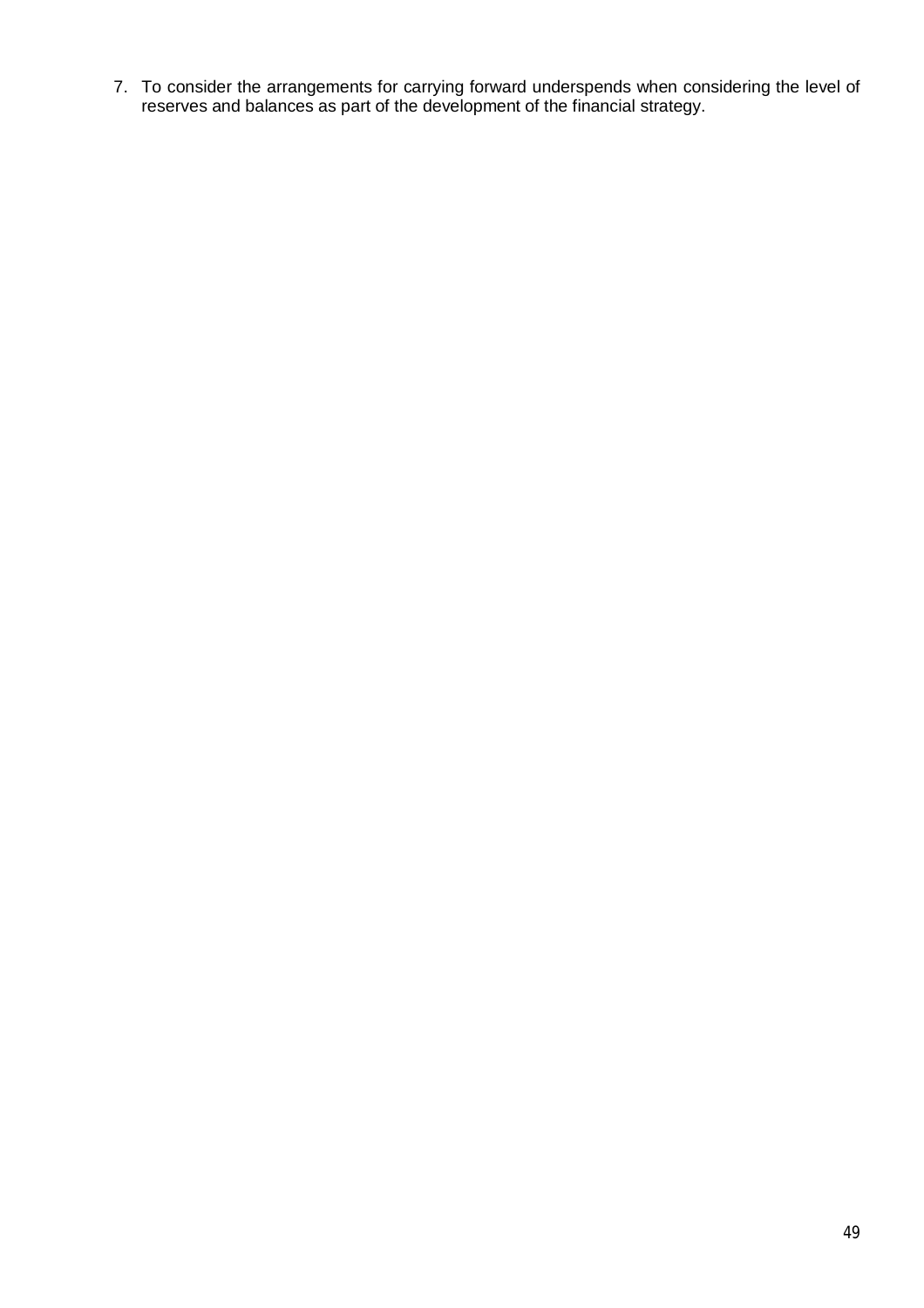7. To consider the arrangements for carrying forward underspends when considering the level of reserves and balances as part of the development of the financial strategy.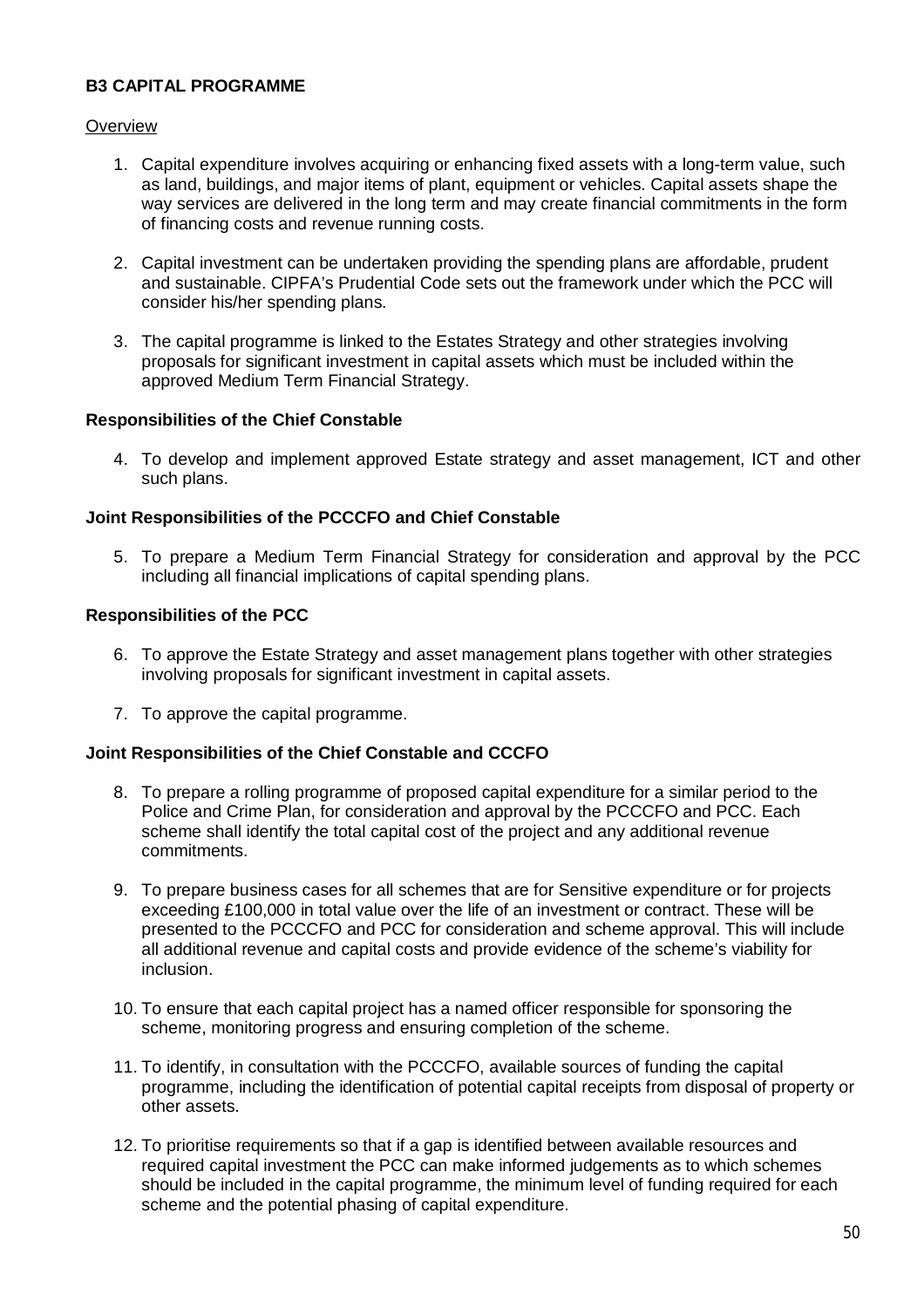**B3 CAPITAL PROGRAMME**

Overview

1. Capital expenditure involves acquiring or enhancing fixed assets with a long-term value, such as land, buildings, and major items of plant, equipment or vehicles. Capital assets shape the way services are delivered in the long term and may create financial commitments in the form of financing costs and revenue running costs.

2. Capital investment can be undertaken providing the spending plans are affordable, prudent and sustainable. CIPFA's Prudential Code sets out the framework under which the PCC will consider his/her spending plans.

3. The capital programme is linked to the Estates Strategy and other strategies involving proposals for significant investment in capital assets which must be included within the approved Medium Term Financial Strategy.

**Responsibilities of the Chief Constable**

4. To develop and implement approved Estate strategy and asset management, ICT and other such plans.

**Joint Responsibilities of the PCCCFO and Chief Constable**

5. To prepare a Medium Term Financial Strategy for consideration and approval by the PCC including all financial implications of capital spending plans.

**Responsibilities of the PCC**

6. To approve the Estate Strategy and asset management plans together with other strategies involving proposals for significant investment in capital assets.

7. To approve the capital programme.

**Joint Responsibilities of the Chief Constable and CCCFO**

8. To prepare a rolling programme of proposed capital expenditure for a similar period to the Police and Crime Plan, for consideration and approval by the PCCCFO and PCC. Each scheme shall identify the total capital cost of the project and any additional revenue commitments.

9. To prepare business cases for all schemes that are for Sensitive expenditure or for projects exceeding £100,000 in total value over the life of an investment or contract. These will be presented to the PCCCFO and PCC for consideration and scheme approval. This will include all additional revenue and capital costs and provide evidence of the scheme's viability for inclusion.

10. To ensure that each capital project has a named officer responsible for sponsoring the scheme, monitoring progress and ensuring completion of the scheme.

11. To identify, in consultation with the PCCCFO, available sources of funding the capital programme, including the identification of potential capital receipts from disposal of property or other assets.

12. To prioritise requirements so that if a gap is identified between available resources and required capital investment the PCC can make informed judgements as to which schemes should be included in the capital programme, the minimum level of funding required for each scheme and the potential phasing of capital expenditure.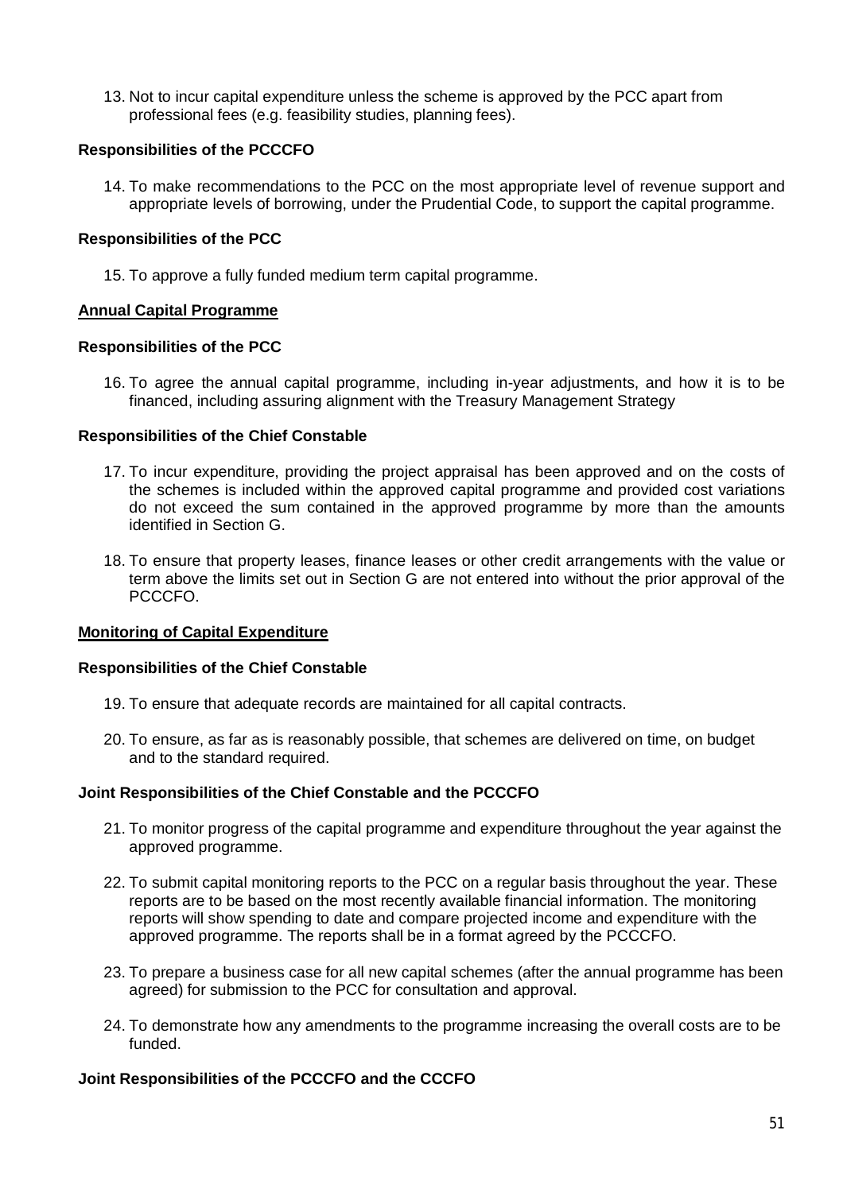13. Not to incur capital expenditure unless the scheme is approved by the PCC apart from professional fees (e.g. feasibility studies, planning fees).

**Responsibilities of the PCCCFO**

14. To make recommendations to the PCC on the most appropriate level of revenue support and appropriate levels of borrowing, under the Prudential Code, to support the capital programme.

**Responsibilities of the PCC**

15. To approve a fully funded medium term capital programme.

**Annual Capital Programme**

**Responsibilities of the PCC**

16. To agree the annual capital programme, including in-year adjustments, and how it is to be financed, including assuring alignment with the Treasury Management Strategy

**Responsibilities of the Chief Constable**

17. To incur expenditure, providing the project appraisal has been approved and on the costs of the schemes is included within the approved capital programme and provided cost variations do not exceed the sum contained in the approved programme by more than the amounts identified in Section G.

18. To ensure that property leases, finance leases or other credit arrangements with the value or term above the limits set out in Section G are not entered into without the prior approval of the PCCCFO.

**Monitoring of Capital Expenditure**

**Responsibilities of the Chief Constable**

19. To ensure that adequate records are maintained for all capital contracts.

20. To ensure, as far as is reasonably possible, that schemes are delivered on time, on budget and to the standard required.

**Joint Responsibilities of the Chief Constable and the PCCCFO**

21. To monitor progress of the capital programme and expenditure throughout the year against the approved programme.

22. To submit capital monitoring reports to the PCC on a regular basis throughout the year. These reports are to be based on the most recently available financial information. The monitoring reports will show spending to date and compare projected income and expenditure with the approved programme. The reports shall be in a format agreed by the PCCCFO.

23. To prepare a business case for all new capital schemes (after the annual programme has been agreed) for submission to the PCC for consultation and approval.

24. To demonstrate how any amendments to the programme increasing the overall costs are to be funded.

**Joint Responsibilities of the PCCCFO and the CCCFO**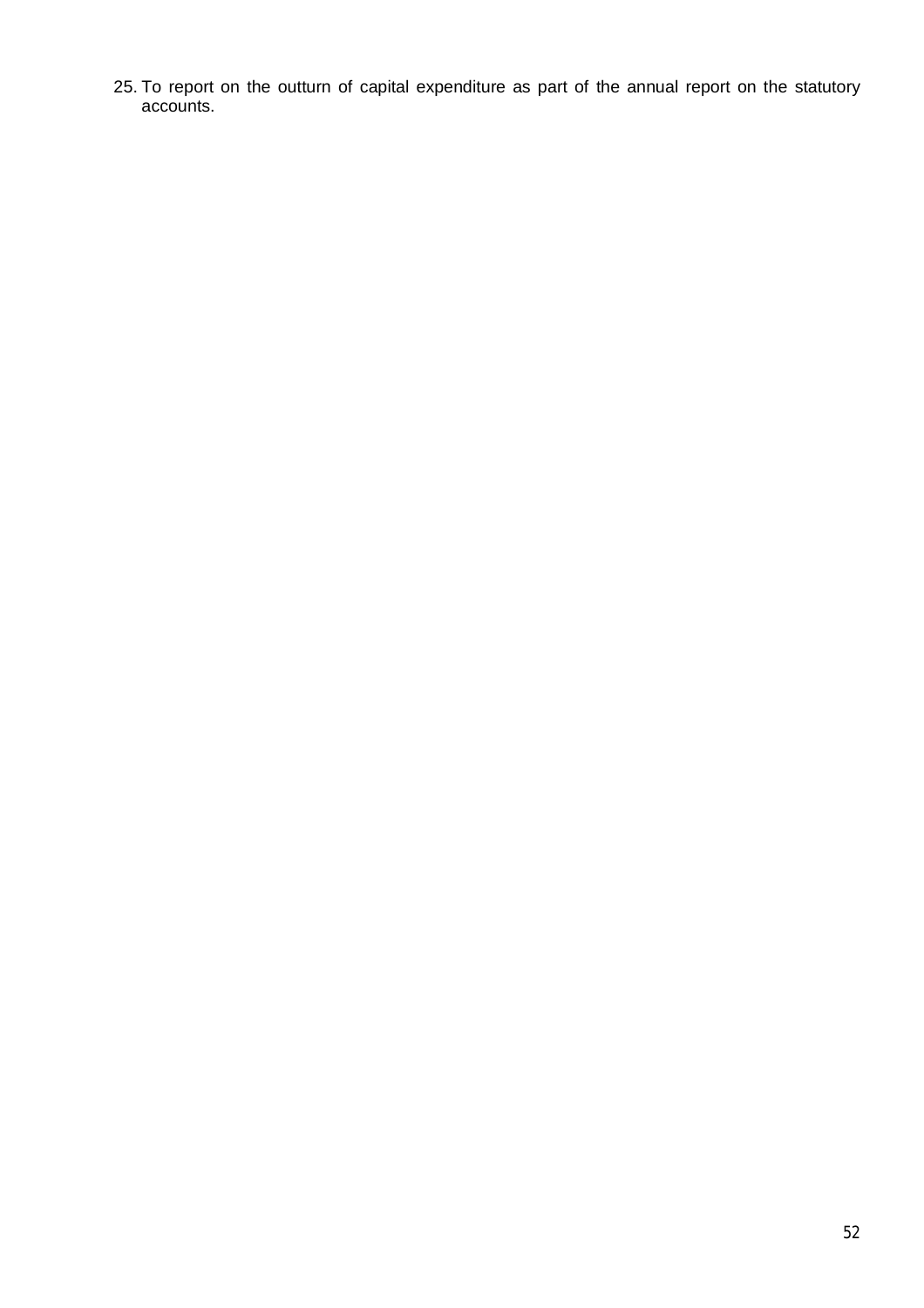25. To report on the outturn of capital expenditure as part of the annual report on the statutory accounts.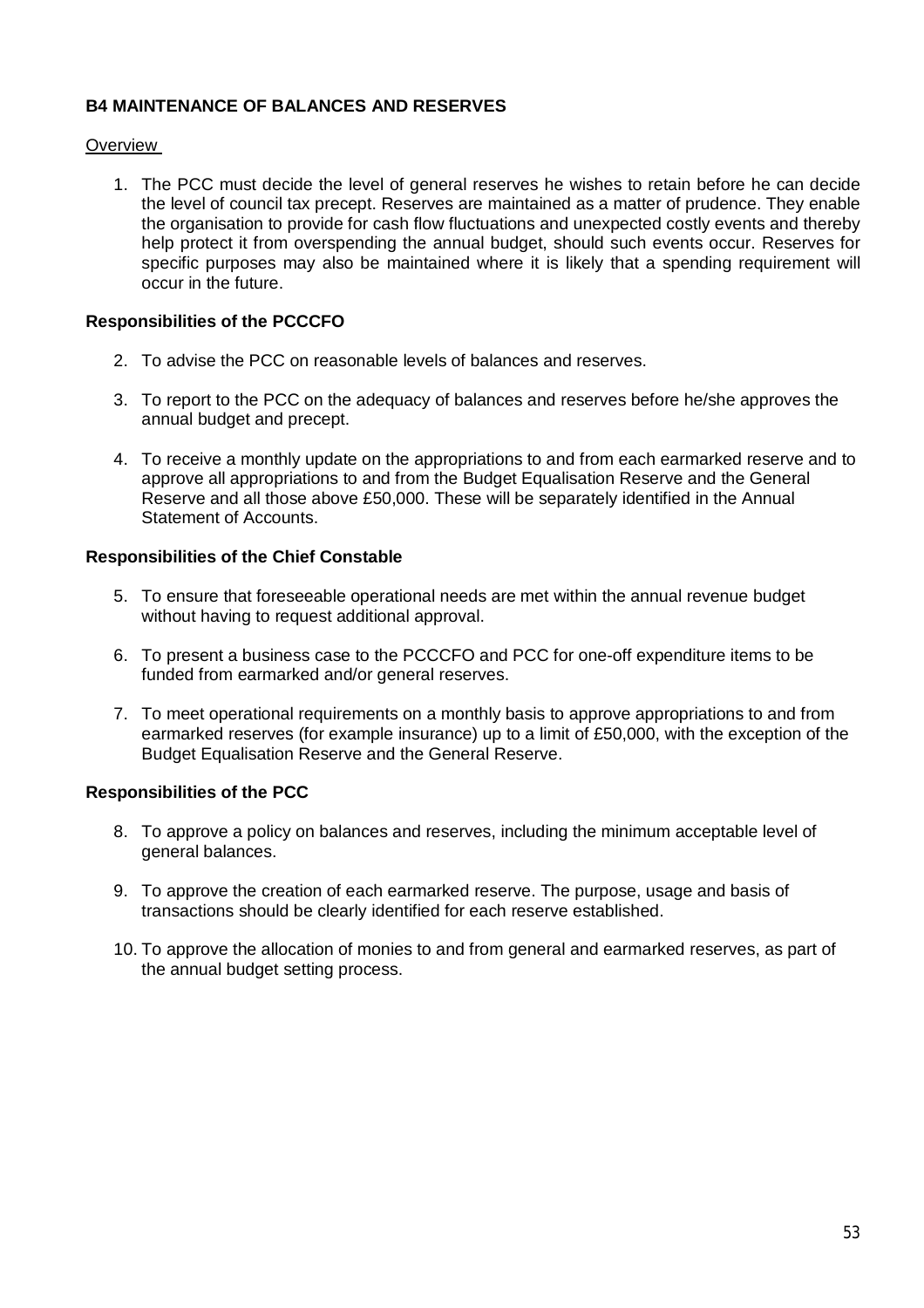## B4 MAINTENANCE OF BALANCES AND RESERVES

Overview

1. The PCC must decide the level of general reserves he wishes to retain before he can decide the level of council tax precept. Reserves are maintained as a matter of prudence. They enable the organisation to provide for cash flow fluctuations and unexpected costly events and thereby help protect it from overspending the annual budget, should such events occur. Reserves for specific purposes may also be maintained where it is likely that a spending requirement will occur in the future.

**Responsibilities of the PCCCFO**

2. To advise the PCC on reasonable levels of balances and reserves.

3. To report to the PCC on the adequacy of balances and reserves before he/she approves the annual budget and precept.

4. To receive a monthly update on the appropriations to and from each earmarked reserve and to approve all appropriations to and from the Budget Equalisation Reserve and the General Reserve and all those above £50,000. These will be separately identified in the Annual Statement of Accounts.

**Responsibilities of the Chief Constable**

5. To ensure that foreseeable operational needs are met within the annual revenue budget without having to request additional approval.

6. To present a business case to the PCCCFO and PCC for one-off expenditure items to be funded from earmarked and/or general reserves.

7. To meet operational requirements on a monthly basis to approve appropriations to and from earmarked reserves (for example insurance) up to a limit of £50,000, with the exception of the Budget Equalisation Reserve and the General Reserve.

**Responsibilities of the PCC**

8. To approve a policy on balances and reserves, including the minimum acceptable level of general balances.

9. To approve the creation of each earmarked reserve. The purpose, usage and basis of transactions should be clearly identified for each reserve established.

10. To approve the allocation of monies to and from general and earmarked reserves, as part of the annual budget setting process.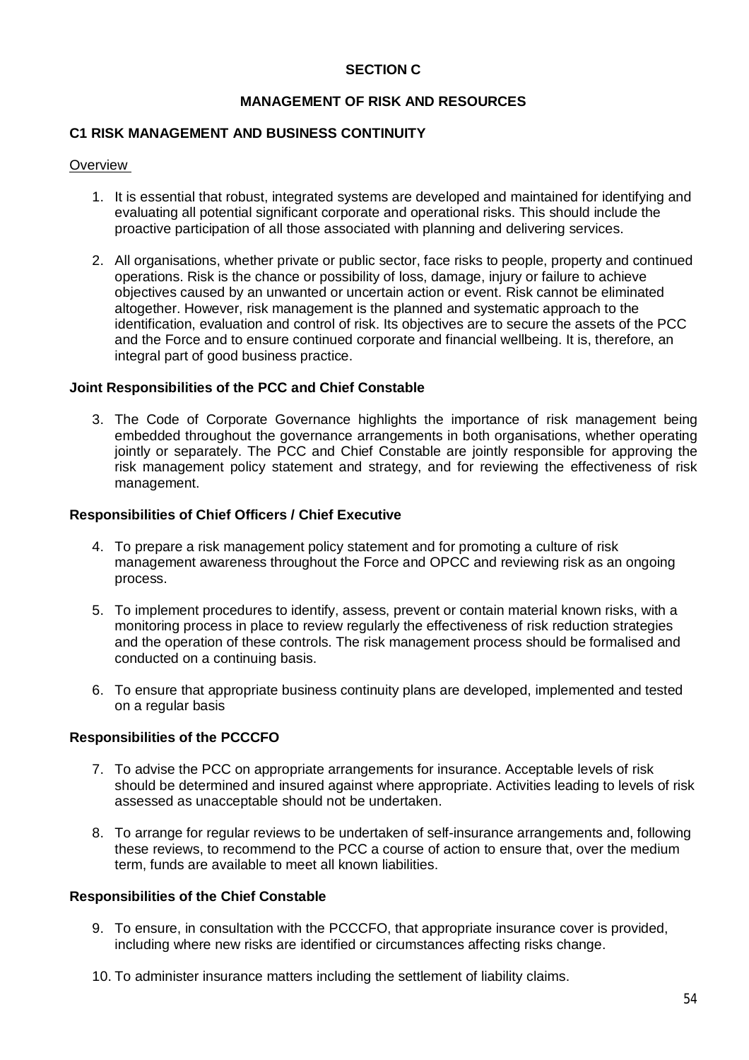# SECTION C

## MANAGEMENT OF RISK AND RESOURCES

### C1 RISK MANAGEMENT AND BUSINESS CONTINUITY

Overview

1. It is essential that robust, integrated systems are developed and maintained for identifying and evaluating all potential significant corporate and operational risks. This should include the proactive participation of all those associated with planning and delivering services.

2. All organisations, whether private or public sector, face risks to people, property and continued operations. Risk is the chance or possibility of loss, damage, injury or failure to achieve objectives caused by an unwanted or uncertain action or event. Risk cannot be eliminated altogether. However, risk management is the planned and systematic approach to the identification, evaluation and control of risk. Its objectives are to secure the assets of the PCC and the Force and to ensure continued corporate and financial wellbeing. It is, therefore, an integral part of good business practice.

**Joint Responsibilities of the PCC and Chief Constable**

3. The Code of Corporate Governance highlights the importance of risk management being embedded throughout the governance arrangements in both organisations, whether operating jointly or separately. The PCC and Chief Constable are jointly responsible for approving the risk management policy statement and strategy, and for reviewing the effectiveness of risk management.

**Responsibilities of Chief Officers / Chief Executive**

4. To prepare a risk management policy statement and for promoting a culture of risk management awareness throughout the Force and OPCC and reviewing risk as an ongoing process.

5. To implement procedures to identify, assess, prevent or contain material known risks, with a monitoring process in place to review regularly the effectiveness of risk reduction strategies and the operation of these controls. The risk management process should be formalised and conducted on a continuing basis.

6. To ensure that appropriate business continuity plans are developed, implemented and tested on a regular basis

**Responsibilities of the PCCCFO**

7. To advise the PCC on appropriate arrangements for insurance. Acceptable levels of risk should be determined and insured against where appropriate. Activities leading to levels of risk assessed as unacceptable should not be undertaken.

8. To arrange for regular reviews to be undertaken of self-insurance arrangements and, following these reviews, to recommend to the PCC a course of action to ensure that, over the medium term, funds are available to meet all known liabilities.

**Responsibilities of the Chief Constable**

9. To ensure, in consultation with the PCCCFO, that appropriate insurance cover is provided, including where new risks are identified or circumstances affecting risks change.

10. To administer insurance matters including the settlement of liability claims.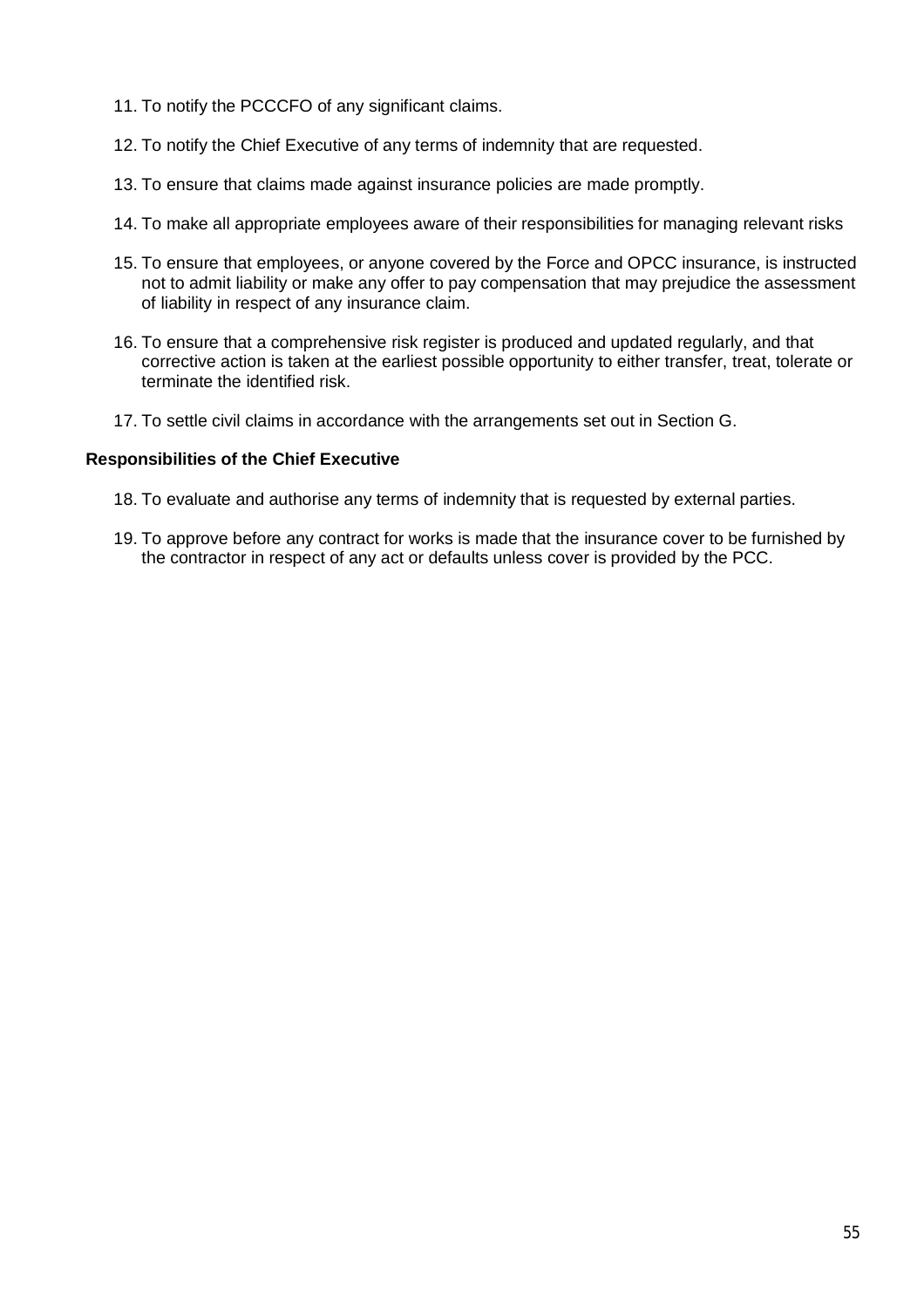11. To notify the PCCCFO of any significant claims.

12. To notify the Chief Executive of any terms of indemnity that are requested.

13. To ensure that claims made against insurance policies are made promptly.

14. To make all appropriate employees aware of their responsibilities for managing relevant risks

15. To ensure that employees, or anyone covered by the Force and OPCC insurance, is instructed not to admit liability or make any offer to pay compensation that may prejudice the assessment of liability in respect of any insurance claim.

16. To ensure that a comprehensive risk register is produced and updated regularly, and that corrective action is taken at the earliest possible opportunity to either transfer, treat, tolerate or terminate the identified risk.

17. To settle civil claims in accordance with the arrangements set out in Section G.

**Responsibilities of the Chief Executive**

18. To evaluate and authorise any terms of indemnity that is requested by external parties.

19. To approve before any contract for works is made that the insurance cover to be furnished by the contractor in respect of any act or defaults unless cover is provided by the PCC.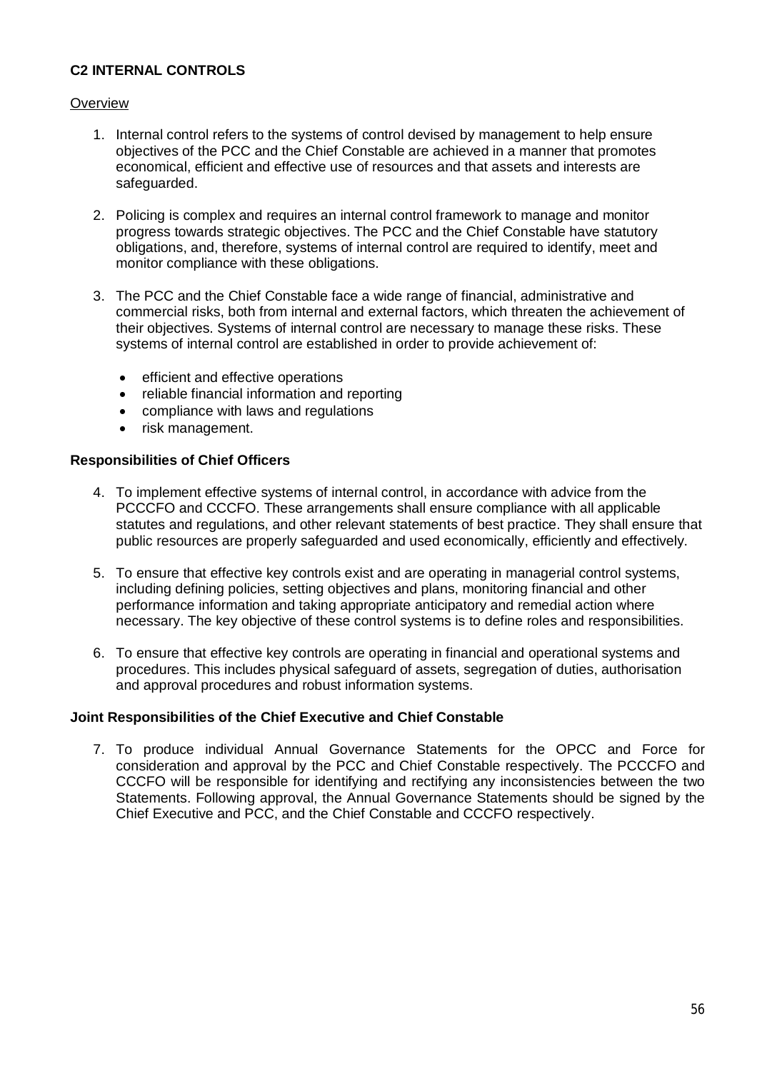**C2 INTERNAL CONTROLS**

Overview

1. Internal control refers to the systems of control devised by management to help ensure objectives of the PCC and the Chief Constable are achieved in a manner that promotes economical, efficient and effective use of resources and that assets and interests are safeguarded.

2. Policing is complex and requires an internal control framework to manage and monitor progress towards strategic objectives. The PCC and the Chief Constable have statutory obligations, and, therefore, systems of internal control are required to identify, meet and monitor compliance with these obligations.

3. The PCC and the Chief Constable face a wide range of financial, administrative and commercial risks, both from internal and external factors, which threaten the achievement of their objectives. Systems of internal control are necessary to manage these risks. These systems of internal control are established in order to provide achievement of:

   - efficient and effective operations
   - reliable financial information and reporting
   - compliance with laws and regulations
   - risk management.

**Responsibilities of Chief Officers**

4. To implement effective systems of internal control, in accordance with advice from the PCCCFO and CCCFO. These arrangements shall ensure compliance with all applicable statutes and regulations, and other relevant statements of best practice. They shall ensure that public resources are properly safeguarded and used economically, efficiently and effectively.

5. To ensure that effective key controls exist and are operating in managerial control systems, including defining policies, setting objectives and plans, monitoring financial and other performance information and taking appropriate anticipatory and remedial action where necessary. The key objective of these control systems is to define roles and responsibilities.

6. To ensure that effective key controls are operating in financial and operational systems and procedures. This includes physical safeguard of assets, segregation of duties, authorisation and approval procedures and robust information systems.

**Joint Responsibilities of the Chief Executive and Chief Constable**

7. To produce individual Annual Governance Statements for the OPCC and Force for consideration and approval by the PCC and Chief Constable respectively. The PCCCFO and CCCFO will be responsible for identifying and rectifying any inconsistencies between the two Statements. Following approval, the Annual Governance Statements should be signed by the Chief Executive and PCC, and the Chief Constable and CCCFO respectively.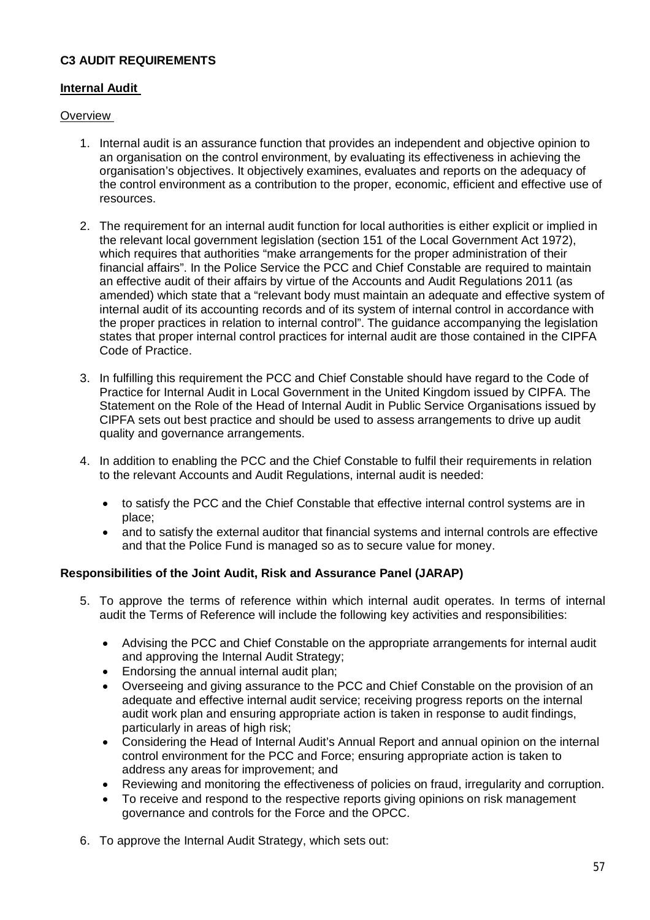**C3 AUDIT REQUIREMENTS**

**Internal Audit**

Overview

1. Internal audit is an assurance function that provides an independent and objective opinion to an organisation on the control environment, by evaluating its effectiveness in achieving the organisation's objectives. It objectively examines, evaluates and reports on the adequacy of the control environment as a contribution to the proper, economic, efficient and effective use of resources.

2. The requirement for an internal audit function for local authorities is either explicit or implied in the relevant local government legislation (section 151 of the Local Government Act 1972), which requires that authorities "make arrangements for the proper administration of their financial affairs". In the Police Service the PCC and Chief Constable are required to maintain an effective audit of their affairs by virtue of the Accounts and Audit Regulations 2011 (as amended) which state that a "relevant body must maintain an adequate and effective system of internal audit of its accounting records and of its system of internal control in accordance with the proper practices in relation to internal control". The guidance accompanying the legislation states that proper internal control practices for internal audit are those contained in the CIPFA Code of Practice.

3. In fulfilling this requirement the PCC and Chief Constable should have regard to the Code of Practice for Internal Audit in Local Government in the United Kingdom issued by CIPFA. The Statement on the Role of the Head of Internal Audit in Public Service Organisations issued by CIPFA sets out best practice and should be used to assess arrangements to drive up audit quality and governance arrangements.

4. In addition to enabling the PCC and the Chief Constable to fulfil their requirements in relation to the relevant Accounts and Audit Regulations, internal audit is needed:

   - to satisfy the PCC and the Chief Constable that effective internal control systems are in place;
   - and to satisfy the external auditor that financial systems and internal controls are effective and that the Police Fund is managed so as to secure value for money.

**Responsibilities of the Joint Audit, Risk and Assurance Panel (JARAP)**

5. To approve the terms of reference within which internal audit operates. In terms of internal audit the Terms of Reference will include the following key activities and responsibilities:

   - Advising the PCC and Chief Constable on the appropriate arrangements for internal audit and approving the Internal Audit Strategy;
   - Endorsing the annual internal audit plan;
   - Overseeing and giving assurance to the PCC and Chief Constable on the provision of an adequate and effective internal audit service; receiving progress reports on the internal audit work plan and ensuring appropriate action is taken in response to audit findings, particularly in areas of high risk;
   - Considering the Head of Internal Audit's Annual Report and annual opinion on the internal control environment for the PCC and Force; ensuring appropriate action is taken to address any areas for improvement; and
   - Reviewing and monitoring the effectiveness of policies on fraud, irregularity and corruption.
   - To receive and respond to the respective reports giving opinions on risk management governance and controls for the Force and the OPCC.

6. To approve the Internal Audit Strategy, which sets out: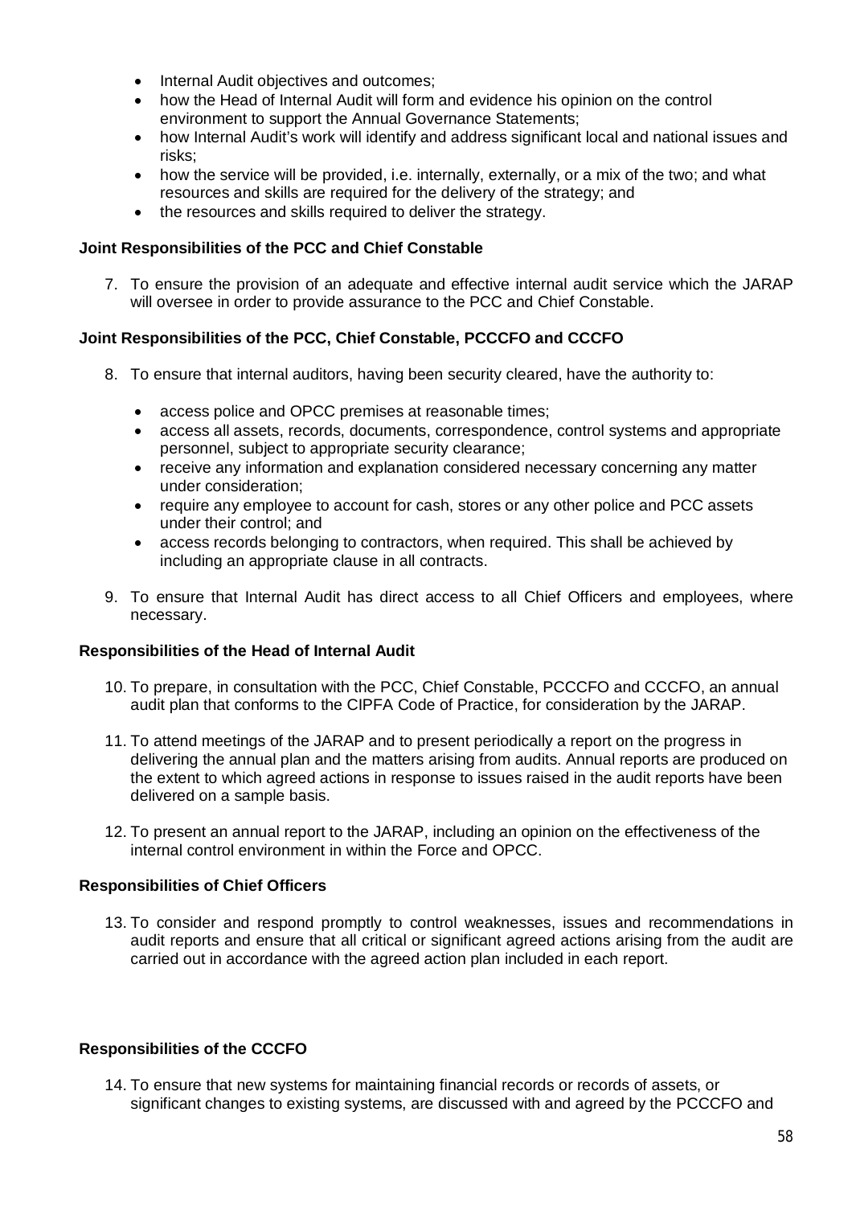- Internal Audit objectives and outcomes;
- how the Head of Internal Audit will form and evidence his opinion on the control environment to support the Annual Governance Statements;
- how Internal Audit's work will identify and address significant local and national issues and risks;
- how the service will be provided, i.e. internally, externally, or a mix of the two; and what resources and skills are required for the delivery of the strategy; and
- the resources and skills required to deliver the strategy.

**Joint Responsibilities of the PCC and Chief Constable**

7. To ensure the provision of an adequate and effective internal audit service which the JARAP will oversee in order to provide assurance to the PCC and Chief Constable.

**Joint Responsibilities of the PCC, Chief Constable, PCCCFO and CCCFO**

8. To ensure that internal auditors, having been security cleared, have the authority to:

   - access police and OPCC premises at reasonable times;
   - access all assets, records, documents, correspondence, control systems and appropriate personnel, subject to appropriate security clearance;
   - receive any information and explanation considered necessary concerning any matter under consideration;
   - require any employee to account for cash, stores or any other police and PCC assets under their control; and
   - access records belonging to contractors, when required. This shall be achieved by including an appropriate clause in all contracts.

9. To ensure that Internal Audit has direct access to all Chief Officers and employees, where necessary.

**Responsibilities of the Head of Internal Audit**

10. To prepare, in consultation with the PCC, Chief Constable, PCCCFO and CCCFO, an annual audit plan that conforms to the CIPFA Code of Practice, for consideration by the JARAP.

11. To attend meetings of the JARAP and to present periodically a report on the progress in delivering the annual plan and the matters arising from audits. Annual reports are produced on the extent to which agreed actions in response to issues raised in the audit reports have been delivered on a sample basis.

12. To present an annual report to the JARAP, including an opinion on the effectiveness of the internal control environment in within the Force and OPCC.

**Responsibilities of Chief Officers**

13. To consider and respond promptly to control weaknesses, issues and recommendations in audit reports and ensure that all critical or significant agreed actions arising from the audit are carried out in accordance with the agreed action plan included in each report.

**Responsibilities of the CCCFO**

14. To ensure that new systems for maintaining financial records or records of assets, or significant changes to existing systems, are discussed with and agreed by the PCCCFO and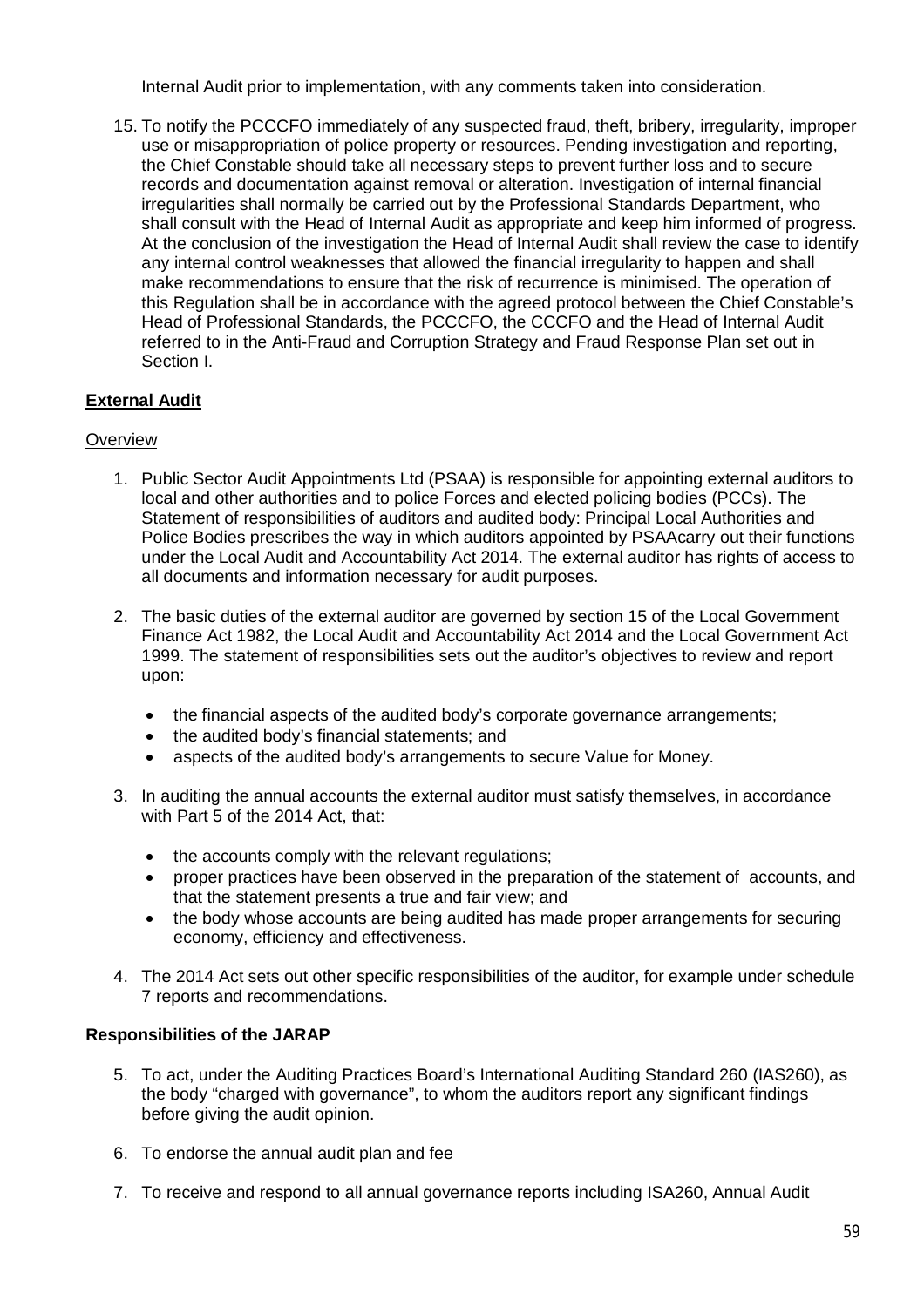Internal Audit prior to implementation, with any comments taken into consideration.

15. To notify the PCCCFO immediately of any suspected fraud, theft, bribery, irregularity, improper use or misappropriation of police property or resources. Pending investigation and reporting, the Chief Constable should take all necessary steps to prevent further loss and to secure records and documentation against removal or alteration. Investigation of internal financial irregularities shall normally be carried out by the Professional Standards Department, who shall consult with the Head of Internal Audit as appropriate and keep him informed of progress. At the conclusion of the investigation the Head of Internal Audit shall review the case to identify any internal control weaknesses that allowed the financial irregularity to happen and shall make recommendations to ensure that the risk of recurrence is minimised. The operation of this Regulation shall be in accordance with the agreed protocol between the Chief Constable's Head of Professional Standards, the PCCCFO, the CCCFO and the Head of Internal Audit referred to in the Anti-Fraud and Corruption Strategy and Fraud Response Plan set out in Section I.

**External Audit**

Overview

1. Public Sector Audit Appointments Ltd (PSAA) is responsible for appointing external auditors to local and other authorities and to police Forces and elected policing bodies (PCCs). The Statement of responsibilities of auditors and audited body: Principal Local Authorities and Police Bodies prescribes the way in which auditors appointed by PSAAcarry out their functions under the Local Audit and Accountability Act 2014. The external auditor has rights of access to all documents and information necessary for audit purposes.

2. The basic duties of the external auditor are governed by section 15 of the Local Government Finance Act 1982, the Local Audit and Accountability Act 2014 and the Local Government Act 1999. The statement of responsibilities sets out the auditor's objectives to review and report upon:

   - the financial aspects of the audited body's corporate governance arrangements;
   - the audited body's financial statements; and
   - aspects of the audited body's arrangements to secure Value for Money.

3. In auditing the annual accounts the external auditor must satisfy themselves, in accordance with Part 5 of the 2014 Act, that:

   - the accounts comply with the relevant regulations;
   - proper practices have been observed in the preparation of the statement of accounts, and that the statement presents a true and fair view; and
   - the body whose accounts are being audited has made proper arrangements for securing economy, efficiency and effectiveness.

4. The 2014 Act sets out other specific responsibilities of the auditor, for example under schedule 7 reports and recommendations.

**Responsibilities of the JARAP**

5. To act, under the Auditing Practices Board's International Auditing Standard 260 (IAS260), as the body "charged with governance", to whom the auditors report any significant findings before giving the audit opinion.

6. To endorse the annual audit plan and fee

7. To receive and respond to all annual governance reports including ISA260, Annual Audit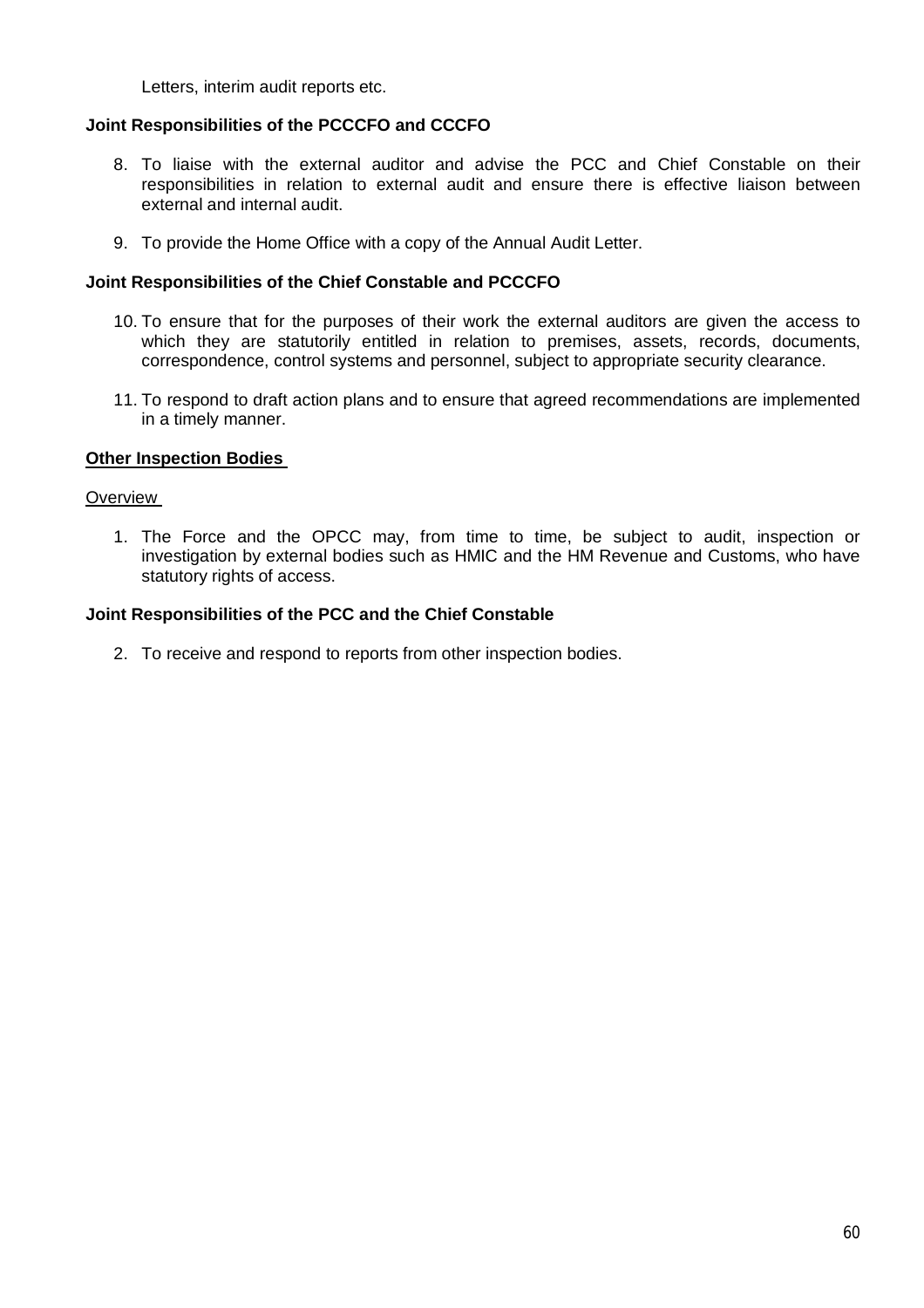Letters, interim audit reports etc.

**Joint Responsibilities of the PCCCFO and CCCFO**

8. To liaise with the external auditor and advise the PCC and Chief Constable on their responsibilities in relation to external audit and ensure there is effective liaison between external and internal audit.

9. To provide the Home Office with a copy of the Annual Audit Letter.

**Joint Responsibilities of the Chief Constable and PCCCFO**

10. To ensure that for the purposes of their work the external auditors are given the access to which they are statutorily entitled in relation to premises, assets, records, documents, correspondence, control systems and personnel, subject to appropriate security clearance.

11. To respond to draft action plans and to ensure that agreed recommendations are implemented in a timely manner.

**Other Inspection Bodies**

Overview

1. The Force and the OPCC may, from time to time, be subject to audit, inspection or investigation by external bodies such as HMIC and the HM Revenue and Customs, who have statutory rights of access.

**Joint Responsibilities of the PCC and the Chief Constable**

2. To receive and respond to reports from other inspection bodies.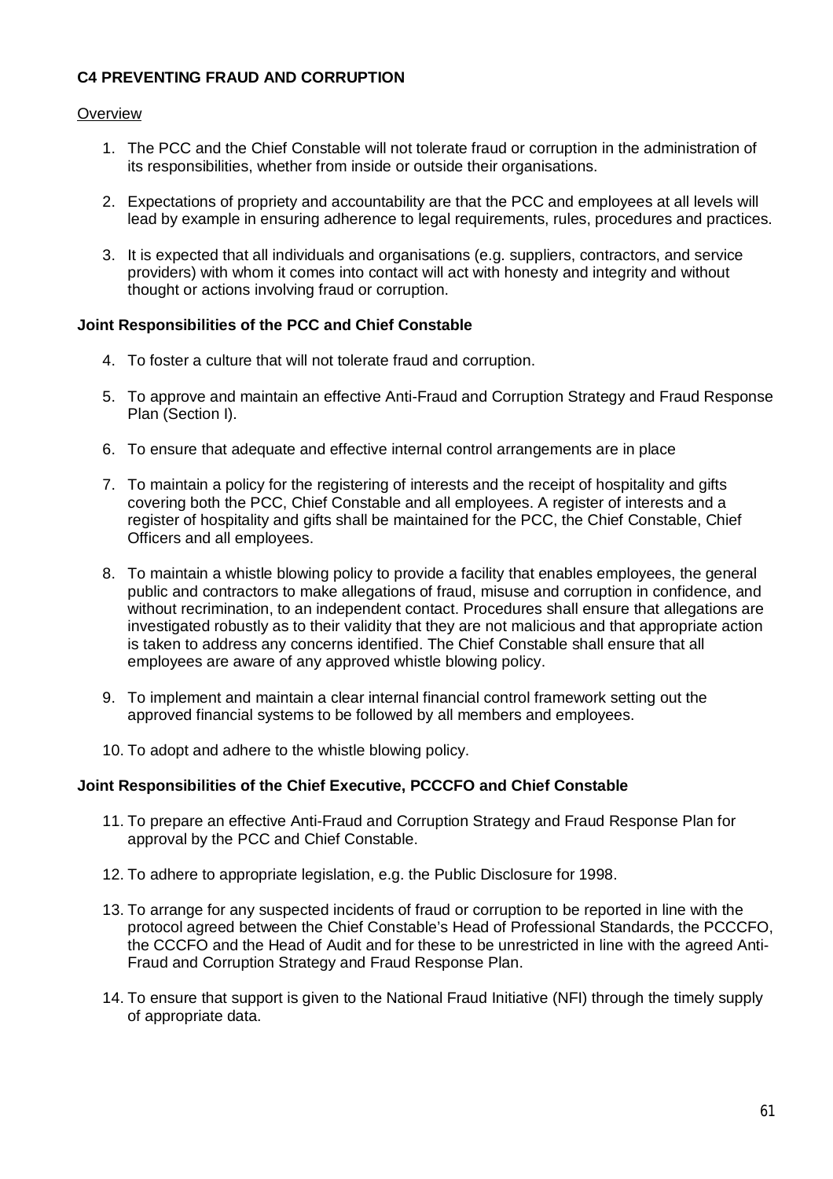**C4 PREVENTING FRAUD AND CORRUPTION**

Overview

1. The PCC and the Chief Constable will not tolerate fraud or corruption in the administration of its responsibilities, whether from inside or outside their organisations.

2. Expectations of propriety and accountability are that the PCC and employees at all levels will lead by example in ensuring adherence to legal requirements, rules, procedures and practices.

3. It is expected that all individuals and organisations (e.g. suppliers, contractors, and service providers) with whom it comes into contact will act with honesty and integrity and without thought or actions involving fraud or corruption.

**Joint Responsibilities of the PCC and Chief Constable**

4. To foster a culture that will not tolerate fraud and corruption.

5. To approve and maintain an effective Anti-Fraud and Corruption Strategy and Fraud Response Plan (Section I).

6. To ensure that adequate and effective internal control arrangements are in place

7. To maintain a policy for the registering of interests and the receipt of hospitality and gifts covering both the PCC, Chief Constable and all employees. A register of interests and a register of hospitality and gifts shall be maintained for the PCC, the Chief Constable, Chief Officers and all employees.

8. To maintain a whistle blowing policy to provide a facility that enables employees, the general public and contractors to make allegations of fraud, misuse and corruption in confidence, and without recrimination, to an independent contact. Procedures shall ensure that allegations are investigated robustly as to their validity that they are not malicious and that appropriate action is taken to address any concerns identified. The Chief Constable shall ensure that all employees are aware of any approved whistle blowing policy.

9. To implement and maintain a clear internal financial control framework setting out the approved financial systems to be followed by all members and employees.

10. To adopt and adhere to the whistle blowing policy.

**Joint Responsibilities of the Chief Executive, PCCCFO and Chief Constable**

11. To prepare an effective Anti-Fraud and Corruption Strategy and Fraud Response Plan for approval by the PCC and Chief Constable.

12. To adhere to appropriate legislation, e.g. the Public Disclosure for 1998.

13. To arrange for any suspected incidents of fraud or corruption to be reported in line with the protocol agreed between the Chief Constable's Head of Professional Standards, the PCCCFO, the CCCFO and the Head of Audit and for these to be unrestricted in line with the agreed Anti-Fraud and Corruption Strategy and Fraud Response Plan.

14. To ensure that support is given to the National Fraud Initiative (NFI) through the timely supply of appropriate data.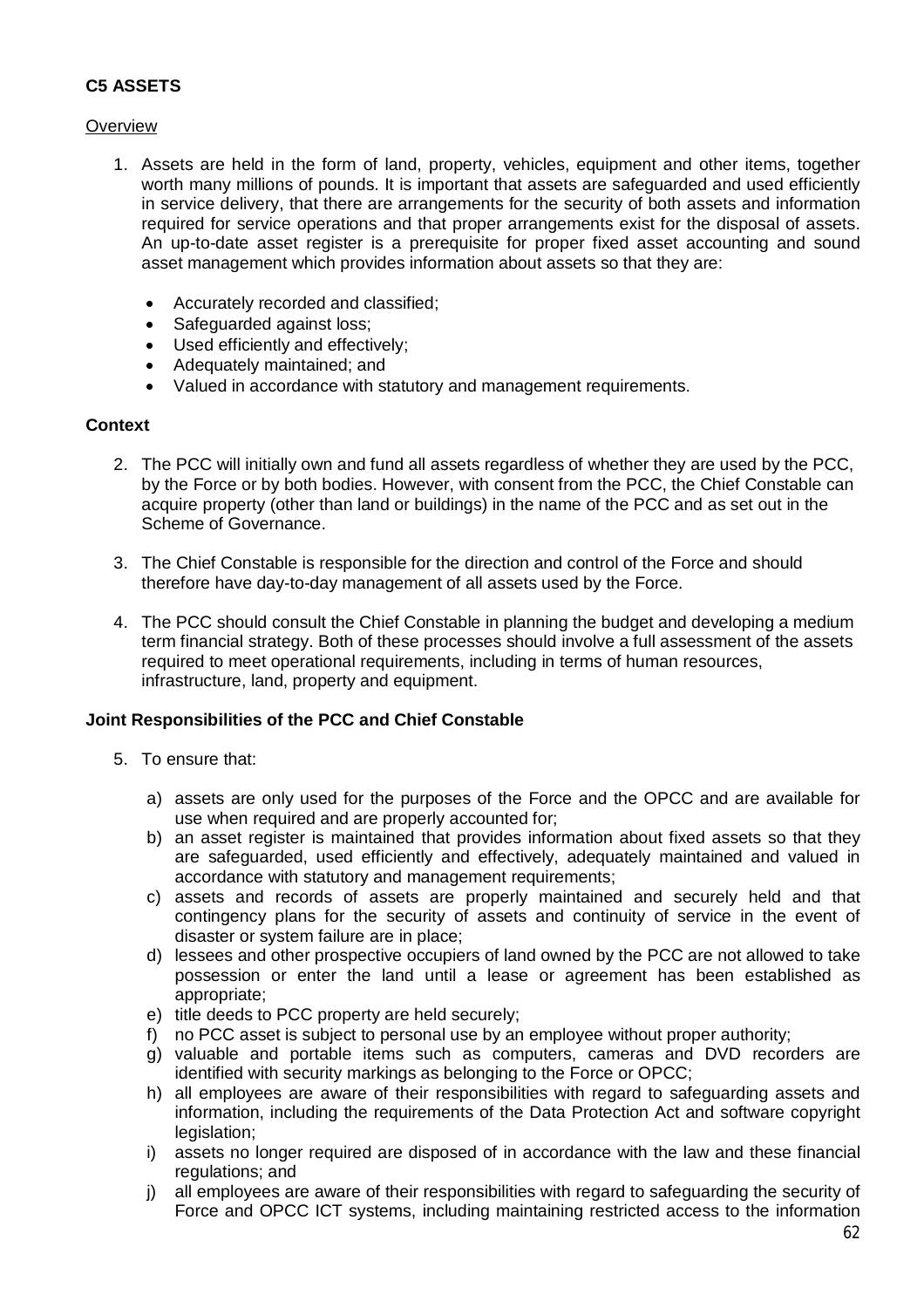## C5 ASSETS

Overview

1. Assets are held in the form of land, property, vehicles, equipment and other items, together worth many millions of pounds. It is important that assets are safeguarded and used efficiently in service delivery, that there are arrangements for the security of both assets and information required for service operations and that proper arrangements exist for the disposal of assets. An up-to-date asset register is a prerequisite for proper fixed asset accounting and sound asset management which provides information about assets so that they are:

   - Accurately recorded and classified;
   - Safeguarded against loss;
   - Used efficiently and effectively;
   - Adequately maintained; and
   - Valued in accordance with statutory and management requirements.

**Context**

2. The PCC will initially own and fund all assets regardless of whether they are used by the PCC, by the Force or by both bodies. However, with consent from the PCC, the Chief Constable can acquire property (other than land or buildings) in the name of the PCC and as set out in the Scheme of Governance.

3. The Chief Constable is responsible for the direction and control of the Force and should therefore have day-to-day management of all assets used by the Force.

4. The PCC should consult the Chief Constable in planning the budget and developing a medium term financial strategy. Both of these processes should involve a full assessment of the assets required to meet operational requirements, including in terms of human resources, infrastructure, land, property and equipment.

**Joint Responsibilities of the PCC and Chief Constable**

5. To ensure that:

   a) assets are only used for the purposes of the Force and the OPCC and are available for use when required and are properly accounted for;
   b) an asset register is maintained that provides information about fixed assets so that they are safeguarded, used efficiently and effectively, adequately maintained and valued in accordance with statutory and management requirements;
   c) assets and records of assets are properly maintained and securely held and that contingency plans for the security of assets and continuity of service in the event of disaster or system failure are in place;
   d) lessees and other prospective occupiers of land owned by the PCC are not allowed to take possession or enter the land until a lease or agreement has been established as appropriate;
   e) title deeds to PCC property are held securely;
   f) no PCC asset is subject to personal use by an employee without proper authority;
   g) valuable and portable items such as computers, cameras and DVD recorders are identified with security markings as belonging to the Force or OPCC;
   h) all employees are aware of their responsibilities with regard to safeguarding assets and information, including the requirements of the Data Protection Act and software copyright legislation;
   i) assets no longer required are disposed of in accordance with the law and these financial regulations; and
   j) all employees are aware of their responsibilities with regard to safeguarding the security of Force and OPCC ICT systems, including maintaining restricted access to the information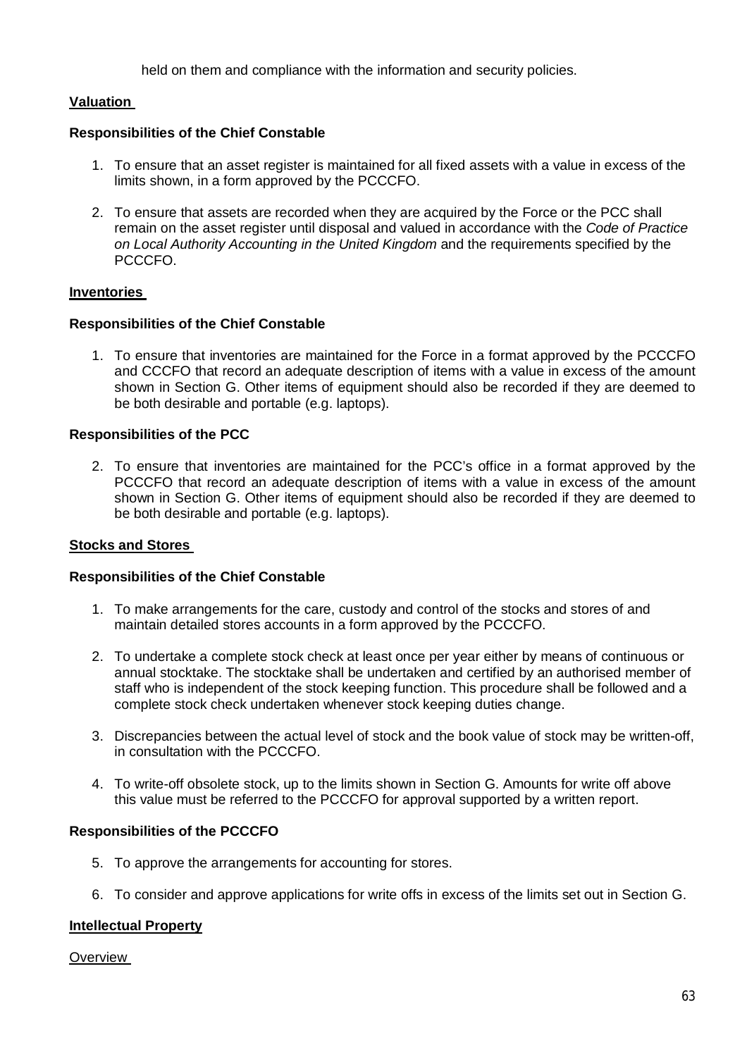held on them and compliance with the information and security policies.

**Valuation**

**Responsibilities of the Chief Constable**

1. To ensure that an asset register is maintained for all fixed assets with a value in excess of the limits shown, in a form approved by the PCCCFO.

2. To ensure that assets are recorded when they are acquired by the Force or the PCC shall remain on the asset register until disposal and valued in accordance with the *Code of Practice on Local Authority Accounting in the United Kingdom* and the requirements specified by the PCCCFO.

**Inventories**

**Responsibilities of the Chief Constable**

1. To ensure that inventories are maintained for the Force in a format approved by the PCCCFO and CCCFO that record an adequate description of items with a value in excess of the amount shown in Section G. Other items of equipment should also be recorded if they are deemed to be both desirable and portable (e.g. laptops).

**Responsibilities of the PCC**

2. To ensure that inventories are maintained for the PCC's office in a format approved by the PCCCFO that record an adequate description of items with a value in excess of the amount shown in Section G. Other items of equipment should also be recorded if they are deemed to be both desirable and portable (e.g. laptops).

**Stocks and Stores**

**Responsibilities of the Chief Constable**

1. To make arrangements for the care, custody and control of the stocks and stores of and maintain detailed stores accounts in a form approved by the PCCCFO.

2. To undertake a complete stock check at least once per year either by means of continuous or annual stocktake. The stocktake shall be undertaken and certified by an authorised member of staff who is independent of the stock keeping function. This procedure shall be followed and a complete stock check undertaken whenever stock keeping duties change.

3. Discrepancies between the actual level of stock and the book value of stock may be written-off, in consultation with the PCCCFO.

4. To write-off obsolete stock, up to the limits shown in Section G. Amounts for write off above this value must be referred to the PCCCFO for approval supported by a written report.

**Responsibilities of the PCCCFO**

5. To approve the arrangements for accounting for stores.

6. To consider and approve applications for write offs in excess of the limits set out in Section G.

**Intellectual Property**

Overview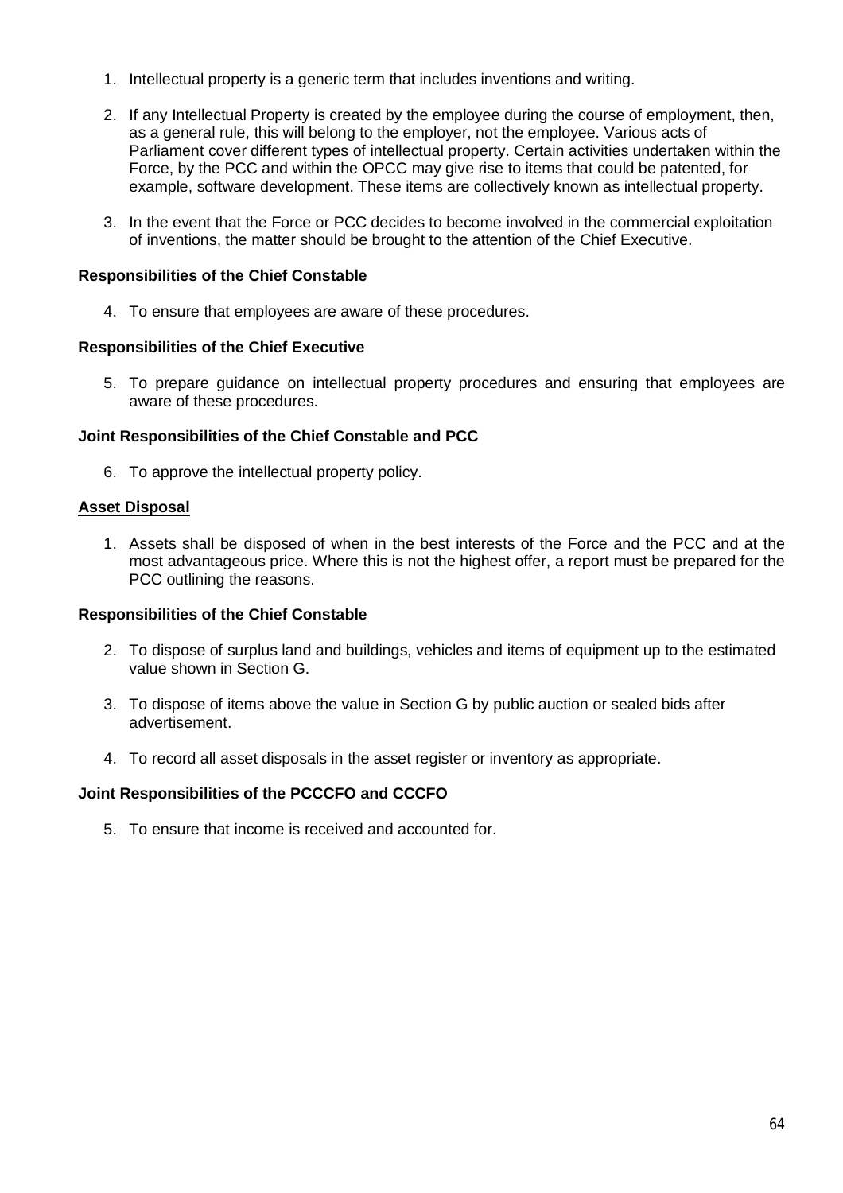1. Intellectual property is a generic term that includes inventions and writing.

2. If any Intellectual Property is created by the employee during the course of employment, then, as a general rule, this will belong to the employer, not the employee. Various acts of Parliament cover different types of intellectual property. Certain activities undertaken within the Force, by the PCC and within the OPCC may give rise to items that could be patented, for example, software development. These items are collectively known as intellectual property.

3. In the event that the Force or PCC decides to become involved in the commercial exploitation of inventions, the matter should be brought to the attention of the Chief Executive.

**Responsibilities of the Chief Constable**

4. To ensure that employees are aware of these procedures.

**Responsibilities of the Chief Executive**

5. To prepare guidance on intellectual property procedures and ensuring that employees are aware of these procedures.

**Joint Responsibilities of the Chief Constable and PCC**

6. To approve the intellectual property policy.

## Asset Disposal

1. Assets shall be disposed of when in the best interests of the Force and the PCC and at the most advantageous price. Where this is not the highest offer, a report must be prepared for the PCC outlining the reasons.

**Responsibilities of the Chief Constable**

2. To dispose of surplus land and buildings, vehicles and items of equipment up to the estimated value shown in Section G.

3. To dispose of items above the value in Section G by public auction or sealed bids after advertisement.

4. To record all asset disposals in the asset register or inventory as appropriate.

**Joint Responsibilities of the PCCCFO and CCCFO**

5. To ensure that income is received and accounted for.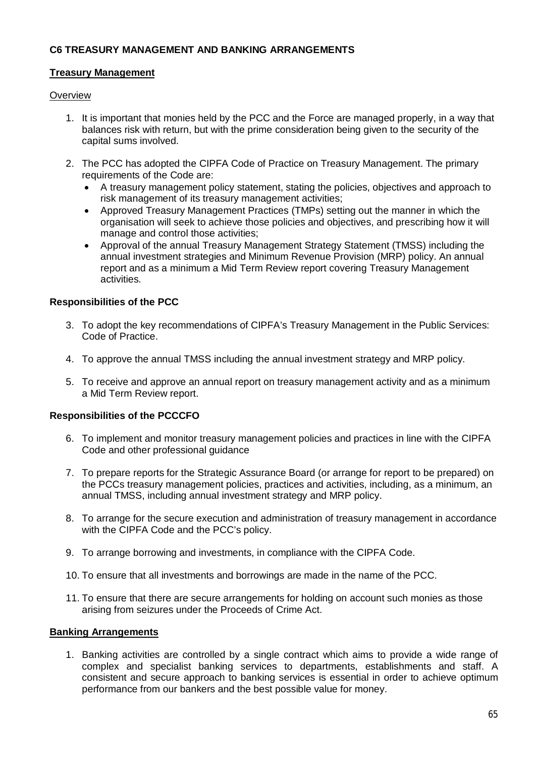## C6 TREASURY MANAGEMENT AND BANKING ARRANGEMENTS

### Treasury Management

Overview

1. It is important that monies held by the PCC and the Force are managed properly, in a way that balances risk with return, but with the prime consideration being given to the security of the capital sums involved.

2. The PCC has adopted the CIPFA Code of Practice on Treasury Management. The primary requirements of the Code are:
   - A treasury management policy statement, stating the policies, objectives and approach to risk management of its treasury management activities;
   - Approved Treasury Management Practices (TMPs) setting out the manner in which the organisation will seek to achieve those policies and objectives, and prescribing how it will manage and control those activities;
   - Approval of the annual Treasury Management Strategy Statement (TMSS) including the annual investment strategies and Minimum Revenue Provision (MRP) policy. An annual report and as a minimum a Mid Term Review report covering Treasury Management activities.

**Responsibilities of the PCC**

3. To adopt the key recommendations of CIPFA's Treasury Management in the Public Services: Code of Practice.

4. To approve the annual TMSS including the annual investment strategy and MRP policy.

5. To receive and approve an annual report on treasury management activity and as a minimum a Mid Term Review report.

**Responsibilities of the PCCCFO**

6. To implement and monitor treasury management policies and practices in line with the CIPFA Code and other professional guidance

7. To prepare reports for the Strategic Assurance Board (or arrange for report to be prepared) on the PCCs treasury management policies, practices and activities, including, as a minimum, an annual TMSS, including annual investment strategy and MRP policy.

8. To arrange for the secure execution and administration of treasury management in accordance with the CIPFA Code and the PCC's policy.

9. To arrange borrowing and investments, in compliance with the CIPFA Code.

10. To ensure that all investments and borrowings are made in the name of the PCC.

11. To ensure that there are secure arrangements for holding on account such monies as those arising from seizures under the Proceeds of Crime Act.

### Banking Arrangements

1. Banking activities are controlled by a single contract which aims to provide a wide range of complex and specialist banking services to departments, establishments and staff. A consistent and secure approach to banking services is essential in order to achieve optimum performance from our bankers and the best possible value for money.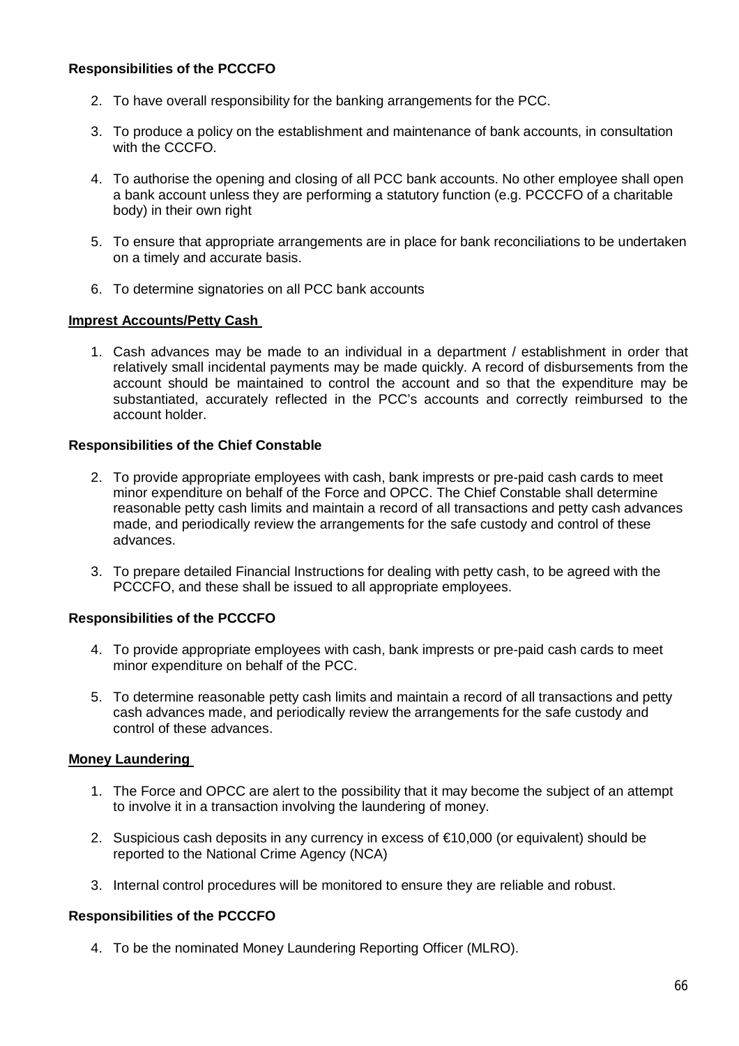**Responsibilities of the PCCCFO**

2. To have overall responsibility for the banking arrangements for the PCC.

3. To produce a policy on the establishment and maintenance of bank accounts, in consultation with the CCCFO.

4. To authorise the opening and closing of all PCC bank accounts. No other employee shall open a bank account unless they are performing a statutory function (e.g. PCCCFO of a charitable body) in their own right

5. To ensure that appropriate arrangements are in place for bank reconciliations to be undertaken on a timely and accurate basis.

6. To determine signatories on all PCC bank accounts

**Imprest Accounts/Petty Cash**

1. Cash advances may be made to an individual in a department / establishment in order that relatively small incidental payments may be made quickly. A record of disbursements from the account should be maintained to control the account and so that the expenditure may be substantiated, accurately reflected in the PCC's accounts and correctly reimbursed to the account holder.

**Responsibilities of the Chief Constable**

2. To provide appropriate employees with cash, bank imprests or pre-paid cash cards to meet minor expenditure on behalf of the Force and OPCC. The Chief Constable shall determine reasonable petty cash limits and maintain a record of all transactions and petty cash advances made, and periodically review the arrangements for the safe custody and control of these advances.

3. To prepare detailed Financial Instructions for dealing with petty cash, to be agreed with the PCCCFO, and these shall be issued to all appropriate employees.

**Responsibilities of the PCCCFO**

4. To provide appropriate employees with cash, bank imprests or pre-paid cash cards to meet minor expenditure on behalf of the PCC.

5. To determine reasonable petty cash limits and maintain a record of all transactions and petty cash advances made, and periodically review the arrangements for the safe custody and control of these advances.

**Money Laundering**

1. The Force and OPCC are alert to the possibility that it may become the subject of an attempt to involve it in a transaction involving the laundering of money.

2. Suspicious cash deposits in any currency in excess of €10,000 (or equivalent) should be reported to the National Crime Agency (NCA)

3. Internal control procedures will be monitored to ensure they are reliable and robust.

**Responsibilities of the PCCCFO**

4. To be the nominated Money Laundering Reporting Officer (MLRO).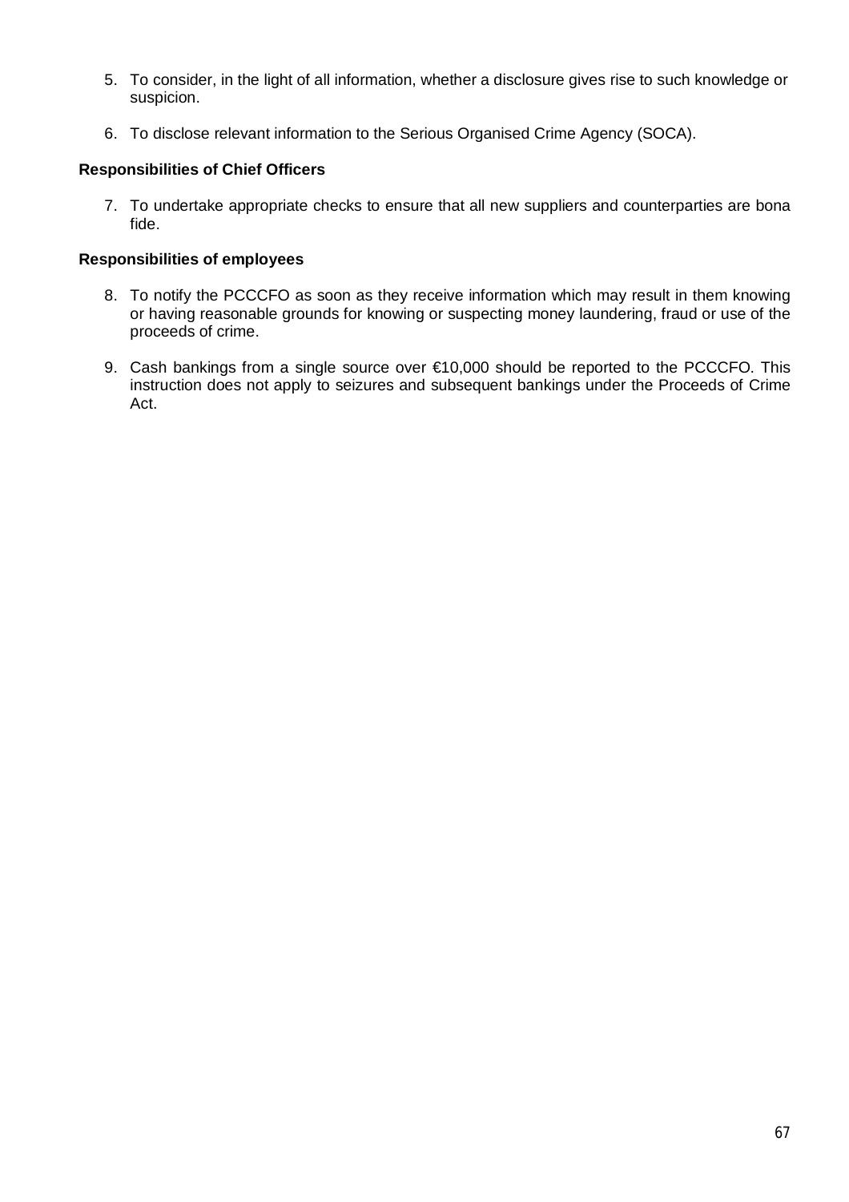5. To consider, in the light of all information, whether a disclosure gives rise to such knowledge or suspicion.

6. To disclose relevant information to the Serious Organised Crime Agency (SOCA).

**Responsibilities of Chief Officers**

7. To undertake appropriate checks to ensure that all new suppliers and counterparties are bona fide.

**Responsibilities of employees**

8. To notify the PCCCFO as soon as they receive information which may result in them knowing or having reasonable grounds for knowing or suspecting money laundering, fraud or use of the proceeds of crime.

9. Cash bankings from a single source over €10,000 should be reported to the PCCCFO. This instruction does not apply to seizures and subsequent bankings under the Proceeds of Crime Act.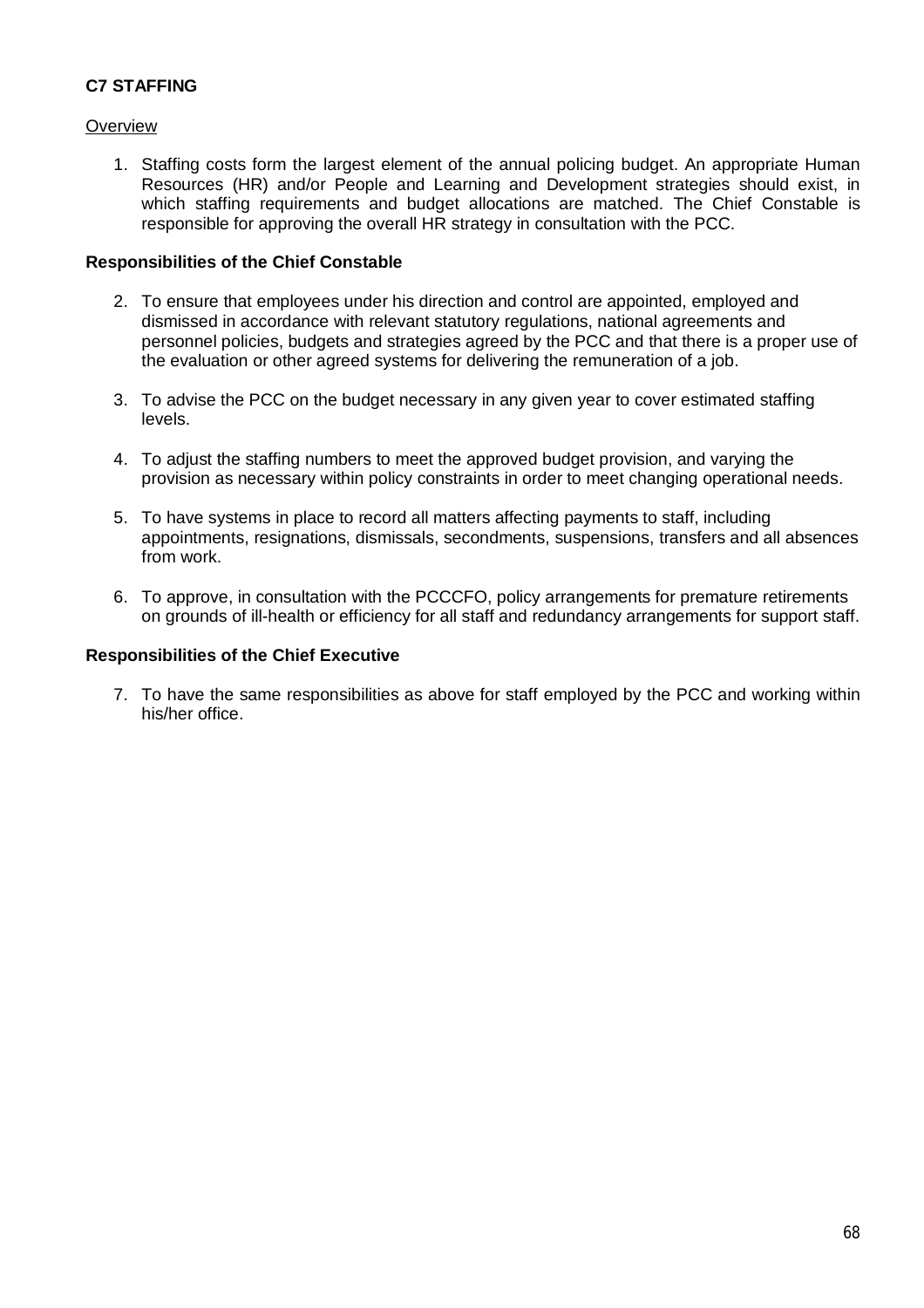## C7 STAFFING

Overview

1. Staffing costs form the largest element of the annual policing budget. An appropriate Human Resources (HR) and/or People and Learning and Development strategies should exist, in which staffing requirements and budget allocations are matched. The Chief Constable is responsible for approving the overall HR strategy in consultation with the PCC.

**Responsibilities of the Chief Constable**

2. To ensure that employees under his direction and control are appointed, employed and dismissed in accordance with relevant statutory regulations, national agreements and personnel policies, budgets and strategies agreed by the PCC and that there is a proper use of the evaluation or other agreed systems for delivering the remuneration of a job.

3. To advise the PCC on the budget necessary in any given year to cover estimated staffing levels.

4. To adjust the staffing numbers to meet the approved budget provision, and varying the provision as necessary within policy constraints in order to meet changing operational needs.

5. To have systems in place to record all matters affecting payments to staff, including appointments, resignations, dismissals, secondments, suspensions, transfers and all absences from work.

6. To approve, in consultation with the PCCCFO, policy arrangements for premature retirements on grounds of ill-health or efficiency for all staff and redundancy arrangements for support staff.

**Responsibilities of the Chief Executive**

7. To have the same responsibilities as above for staff employed by the PCC and working within his/her office.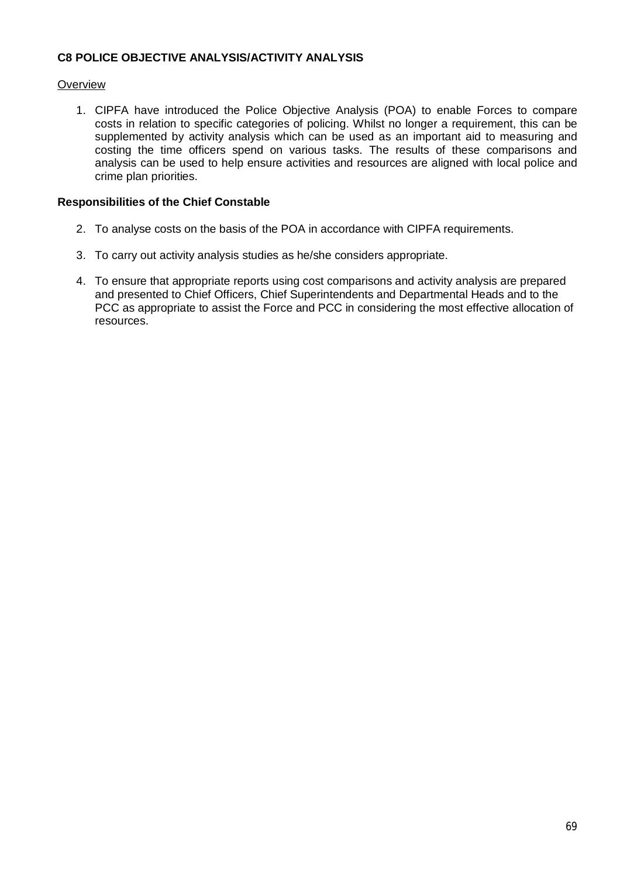**C8 POLICE OBJECTIVE ANALYSIS/ACTIVITY ANALYSIS**

Overview

1. CIPFA have introduced the Police Objective Analysis (POA) to enable Forces to compare costs in relation to specific categories of policing. Whilst no longer a requirement, this can be supplemented by activity analysis which can be used as an important aid to measuring and costing the time officers spend on various tasks. The results of these comparisons and analysis can be used to help ensure activities and resources are aligned with local police and crime plan priorities.

**Responsibilities of the Chief Constable**

2. To analyse costs on the basis of the POA in accordance with CIPFA requirements.
3. To carry out activity analysis studies as he/she considers appropriate.
4. To ensure that appropriate reports using cost comparisons and activity analysis are prepared and presented to Chief Officers, Chief Superintendents and Departmental Heads and to the PCC as appropriate to assist the Force and PCC in considering the most effective allocation of resources.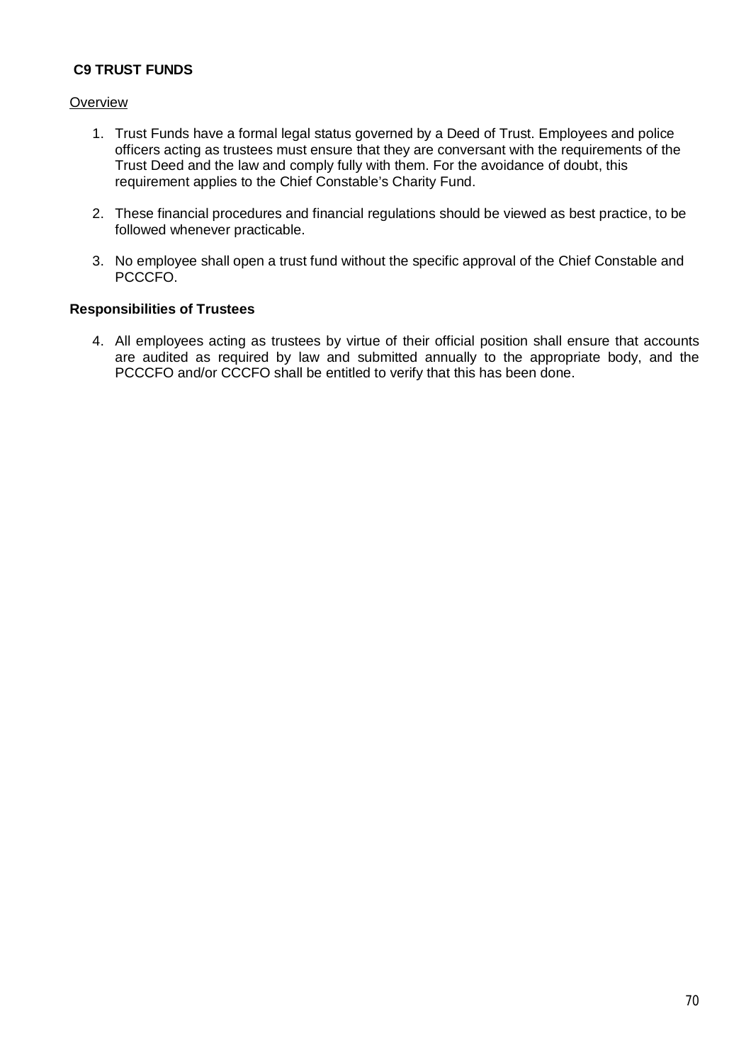## C9 TRUST FUNDS

Overview

1. Trust Funds have a formal legal status governed by a Deed of Trust. Employees and police officers acting as trustees must ensure that they are conversant with the requirements of the Trust Deed and the law and comply fully with them. For the avoidance of doubt, this requirement applies to the Chief Constable's Charity Fund.

2. These financial procedures and financial regulations should be viewed as best practice, to be followed whenever practicable.

3. No employee shall open a trust fund without the specific approval of the Chief Constable and PCCCFO.

**Responsibilities of Trustees**

4. All employees acting as trustees by virtue of their official position shall ensure that accounts are audited as required by law and submitted annually to the appropriate body, and the PCCCFO and/or CCCFO shall be entitled to verify that this has been done.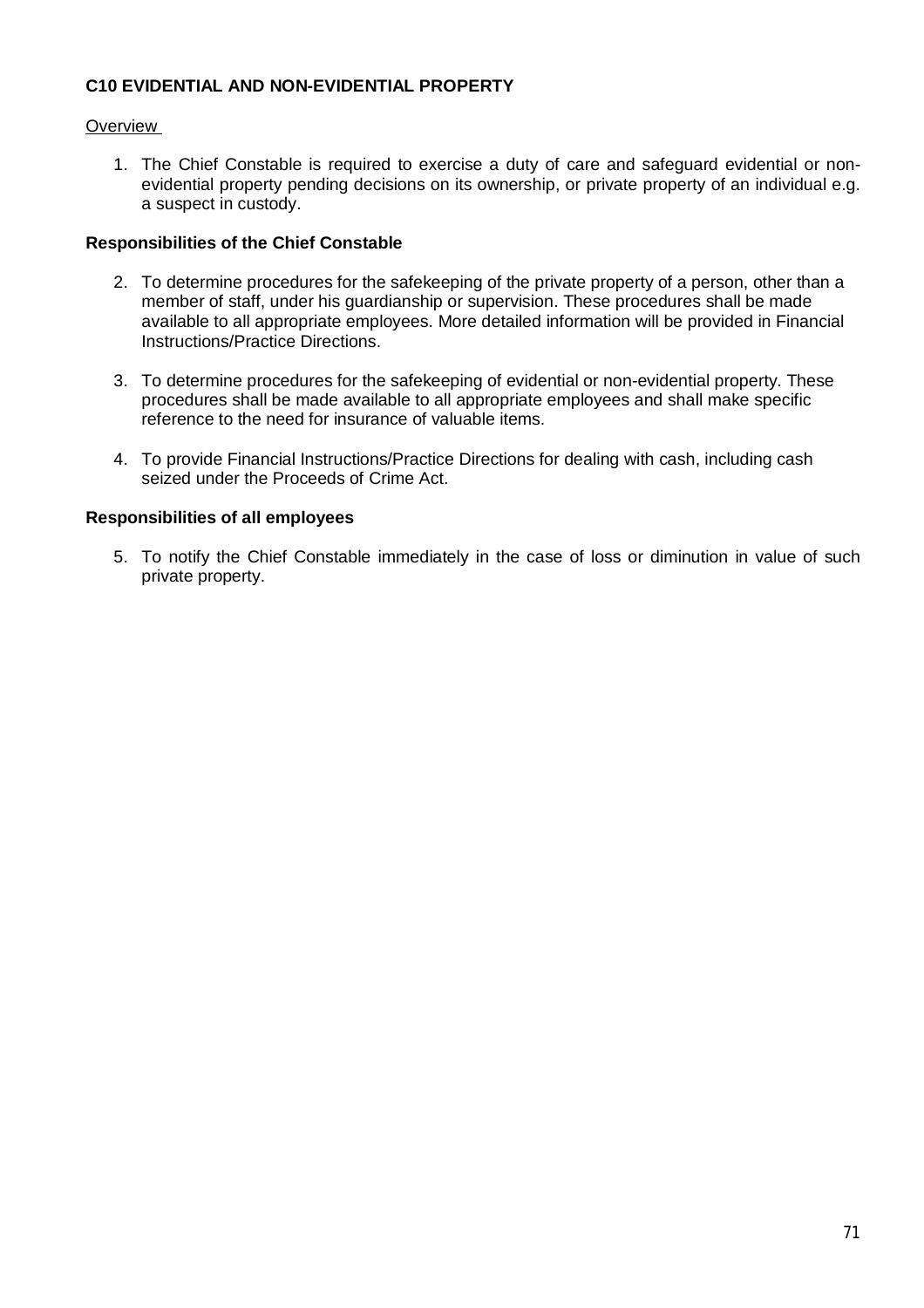**C10 EVIDENTIAL AND NON-EVIDENTIAL PROPERTY**

Overview

1. The Chief Constable is required to exercise a duty of care and safeguard evidential or non-evidential property pending decisions on its ownership, or private property of an individual e.g. a suspect in custody.

**Responsibilities of the Chief Constable**

2. To determine procedures for the safekeeping of the private property of a person, other than a member of staff, under his guardianship or supervision. These procedures shall be made available to all appropriate employees. More detailed information will be provided in Financial Instructions/Practice Directions.

3. To determine procedures for the safekeeping of evidential or non-evidential property. These procedures shall be made available to all appropriate employees and shall make specific reference to the need for insurance of valuable items.

4. To provide Financial Instructions/Practice Directions for dealing with cash, including cash seized under the Proceeds of Crime Act.

**Responsibilities of all employees**

5. To notify the Chief Constable immediately in the case of loss or diminution in value of such private property.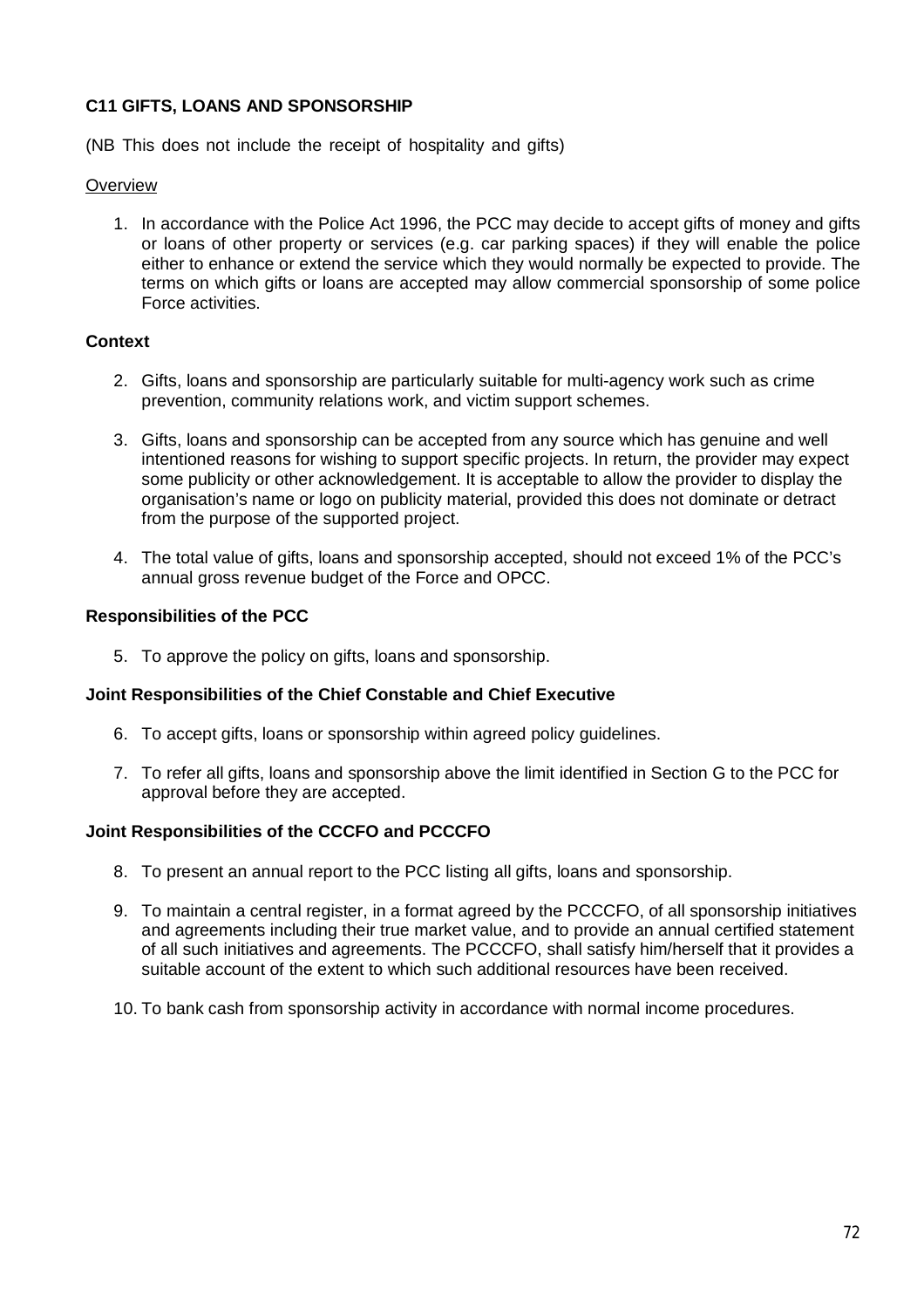## C11 GIFTS, LOANS AND SPONSORSHIP

(NB This does not include the receipt of hospitality and gifts)

Overview

1. In accordance with the Police Act 1996, the PCC may decide to accept gifts of money and gifts or loans of other property or services (e.g. car parking spaces) if they will enable the police either to enhance or extend the service which they would normally be expected to provide. The terms on which gifts or loans are accepted may allow commercial sponsorship of some police Force activities.

**Context**

2. Gifts, loans and sponsorship are particularly suitable for multi-agency work such as crime prevention, community relations work, and victim support schemes.
3. Gifts, loans and sponsorship can be accepted from any source which has genuine and well intentioned reasons for wishing to support specific projects. In return, the provider may expect some publicity or other acknowledgement. It is acceptable to allow the provider to display the organisation's name or logo on publicity material, provided this does not dominate or detract from the purpose of the supported project.
4. The total value of gifts, loans and sponsorship accepted, should not exceed 1% of the PCC's annual gross revenue budget of the Force and OPCC.

**Responsibilities of the PCC**

5. To approve the policy on gifts, loans and sponsorship.

**Joint Responsibilities of the Chief Constable and Chief Executive**

6. To accept gifts, loans or sponsorship within agreed policy guidelines.
7. To refer all gifts, loans and sponsorship above the limit identified in Section G to the PCC for approval before they are accepted.

**Joint Responsibilities of the CCCFO and PCCCFO**

8. To present an annual report to the PCC listing all gifts, loans and sponsorship.
9. To maintain a central register, in a format agreed by the PCCCFO, of all sponsorship initiatives and agreements including their true market value, and to provide an annual certified statement of all such initiatives and agreements. The PCCCFO, shall satisfy him/herself that it provides a suitable account of the extent to which such additional resources have been received.
10. To bank cash from sponsorship activity in accordance with normal income procedures.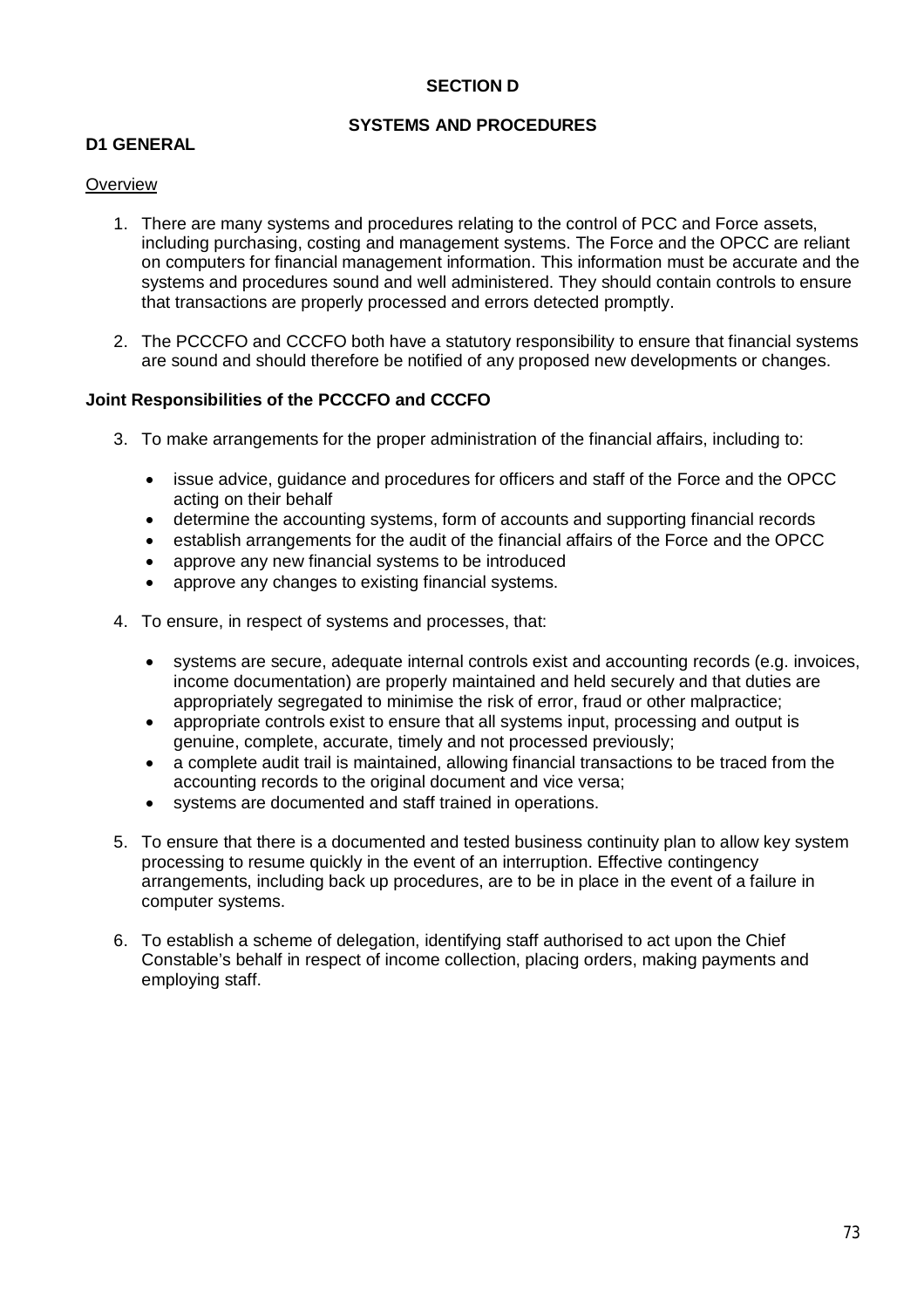# SECTION D

## SYSTEMS AND PROCEDURES

### D1 GENERAL

<u>Overview</u>

1. There are many systems and procedures relating to the control of PCC and Force assets, including purchasing, costing and management systems. The Force and the OPCC are reliant on computers for financial management information. This information must be accurate and the systems and procedures sound and well administered. They should contain controls to ensure that transactions are properly processed and errors detected promptly.

2. The PCCCFO and CCCFO both have a statutory responsibility to ensure that financial systems are sound and should therefore be notified of any proposed new developments or changes.

**Joint Responsibilities of the PCCCFO and CCCFO**

3. To make arrangements for the proper administration of the financial affairs, including to:

   - issue advice, guidance and procedures for officers and staff of the Force and the OPCC acting on their behalf
   - determine the accounting systems, form of accounts and supporting financial records
   - establish arrangements for the audit of the financial affairs of the Force and the OPCC
   - approve any new financial systems to be introduced
   - approve any changes to existing financial systems.

4. To ensure, in respect of systems and processes, that:

   - systems are secure, adequate internal controls exist and accounting records (e.g. invoices, income documentation) are properly maintained and held securely and that duties are appropriately segregated to minimise the risk of error, fraud or other malpractice;
   - appropriate controls exist to ensure that all systems input, processing and output is genuine, complete, accurate, timely and not processed previously;
   - a complete audit trail is maintained, allowing financial transactions to be traced from the accounting records to the original document and vice versa;
   - systems are documented and staff trained in operations.

5. To ensure that there is a documented and tested business continuity plan to allow key system processing to resume quickly in the event of an interruption. Effective contingency arrangements, including back up procedures, are to be in place in the event of a failure in computer systems.

6. To establish a scheme of delegation, identifying staff authorised to act upon the Chief Constable's behalf in respect of income collection, placing orders, making payments and employing staff.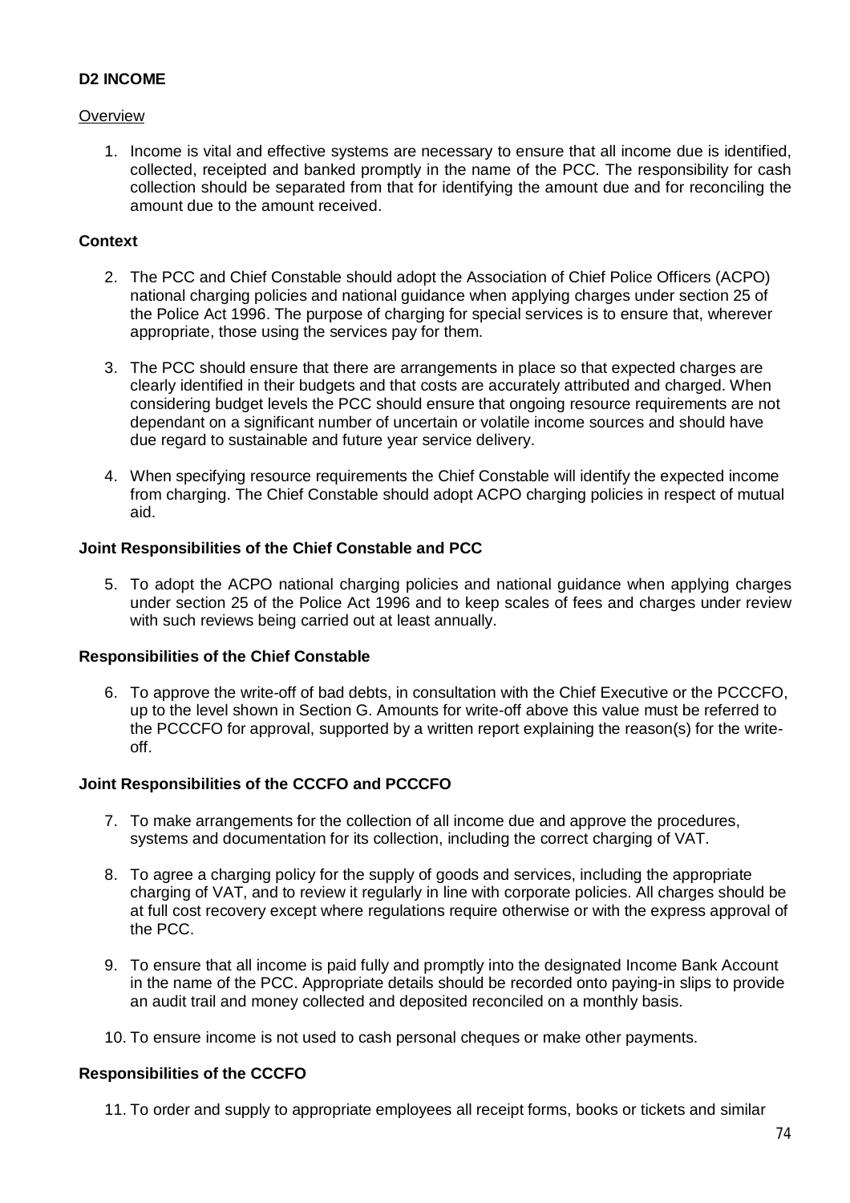## D2 INCOME

### Overview

1. Income is vital and effective systems are necessary to ensure that all income due is identified, collected, receipted and banked promptly in the name of the PCC. The responsibility for cash collection should be separated from that for identifying the amount due and for reconciling the amount due to the amount received.

### Context

2. The PCC and Chief Constable should adopt the Association of Chief Police Officers (ACPO) national charging policies and national guidance when applying charges under section 25 of the Police Act 1996. The purpose of charging for special services is to ensure that, wherever appropriate, those using the services pay for them.

3. The PCC should ensure that there are arrangements in place so that expected charges are clearly identified in their budgets and that costs are accurately attributed and charged. When considering budget levels the PCC should ensure that ongoing resource requirements are not dependant on a significant number of uncertain or volatile income sources and should have due regard to sustainable and future year service delivery.

4. When specifying resource requirements the Chief Constable will identify the expected income from charging. The Chief Constable should adopt ACPO charging policies in respect of mutual aid.

### Joint Responsibilities of the Chief Constable and PCC

5. To adopt the ACPO national charging policies and national guidance when applying charges under section 25 of the Police Act 1996 and to keep scales of fees and charges under review with such reviews being carried out at least annually.

### Responsibilities of the Chief Constable

6. To approve the write-off of bad debts, in consultation with the Chief Executive or the PCCCFO, up to the level shown in Section G. Amounts for write-off above this value must be referred to the PCCCFO for approval, supported by a written report explaining the reason(s) for the write-off.

### Joint Responsibilities of the CCCFO and PCCCFO

7. To make arrangements for the collection of all income due and approve the procedures, systems and documentation for its collection, including the correct charging of VAT.

8. To agree a charging policy for the supply of goods and services, including the appropriate charging of VAT, and to review it regularly in line with corporate policies. All charges should be at full cost recovery except where regulations require otherwise or with the express approval of the PCC.

9. To ensure that all income is paid fully and promptly into the designated Income Bank Account in the name of the PCC. Appropriate details should be recorded onto paying-in slips to provide an audit trail and money collected and deposited reconciled on a monthly basis.

10. To ensure income is not used to cash personal cheques or make other payments.

### Responsibilities of the CCCFO

11. To order and supply to appropriate employees all receipt forms, books or tickets and similar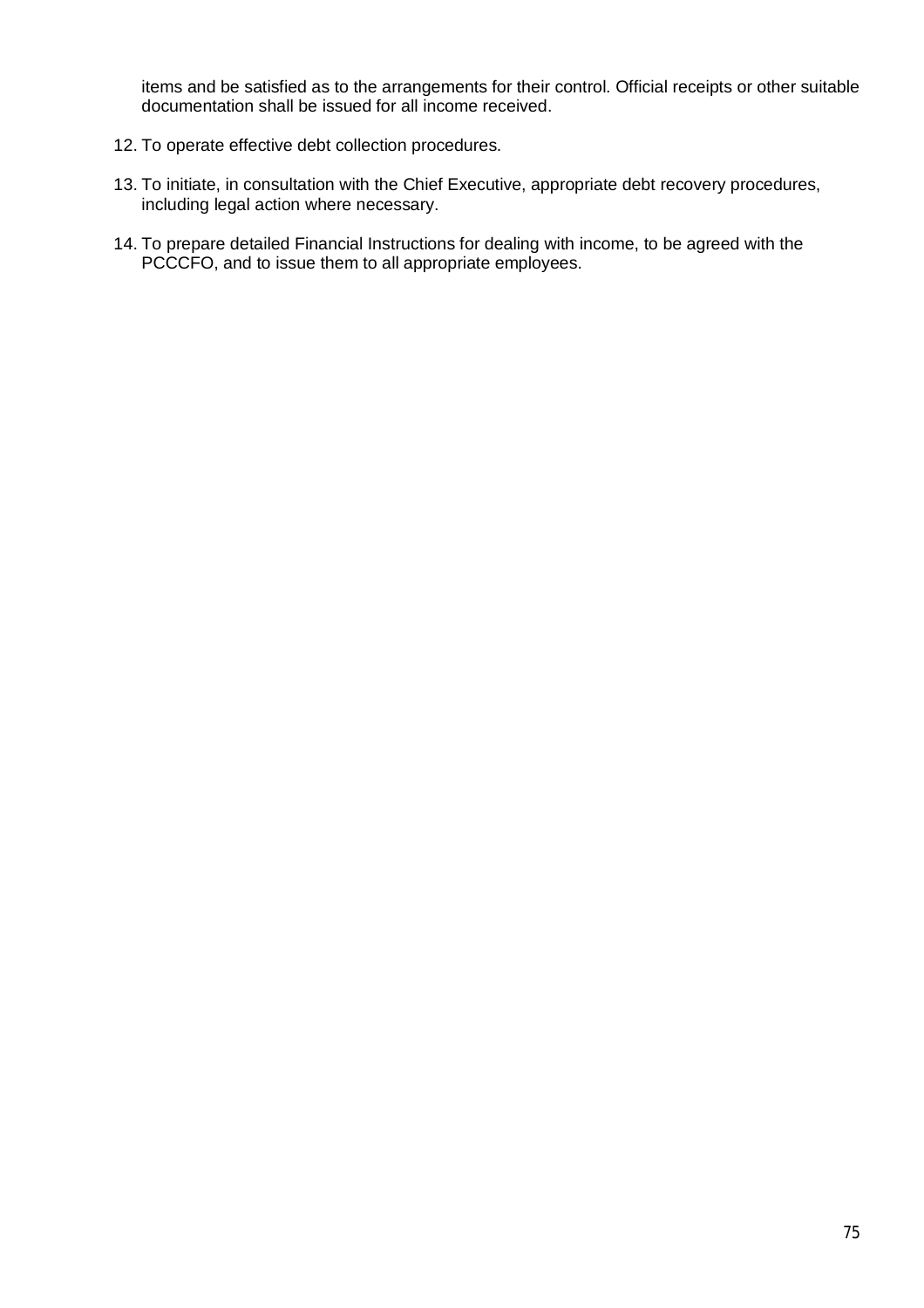items and be satisfied as to the arrangements for their control. Official receipts or other suitable documentation shall be issued for all income received.

12. To operate effective debt collection procedures.

13. To initiate, in consultation with the Chief Executive, appropriate debt recovery procedures, including legal action where necessary.

14. To prepare detailed Financial Instructions for dealing with income, to be agreed with the PCCCFO, and to issue them to all appropriate employees.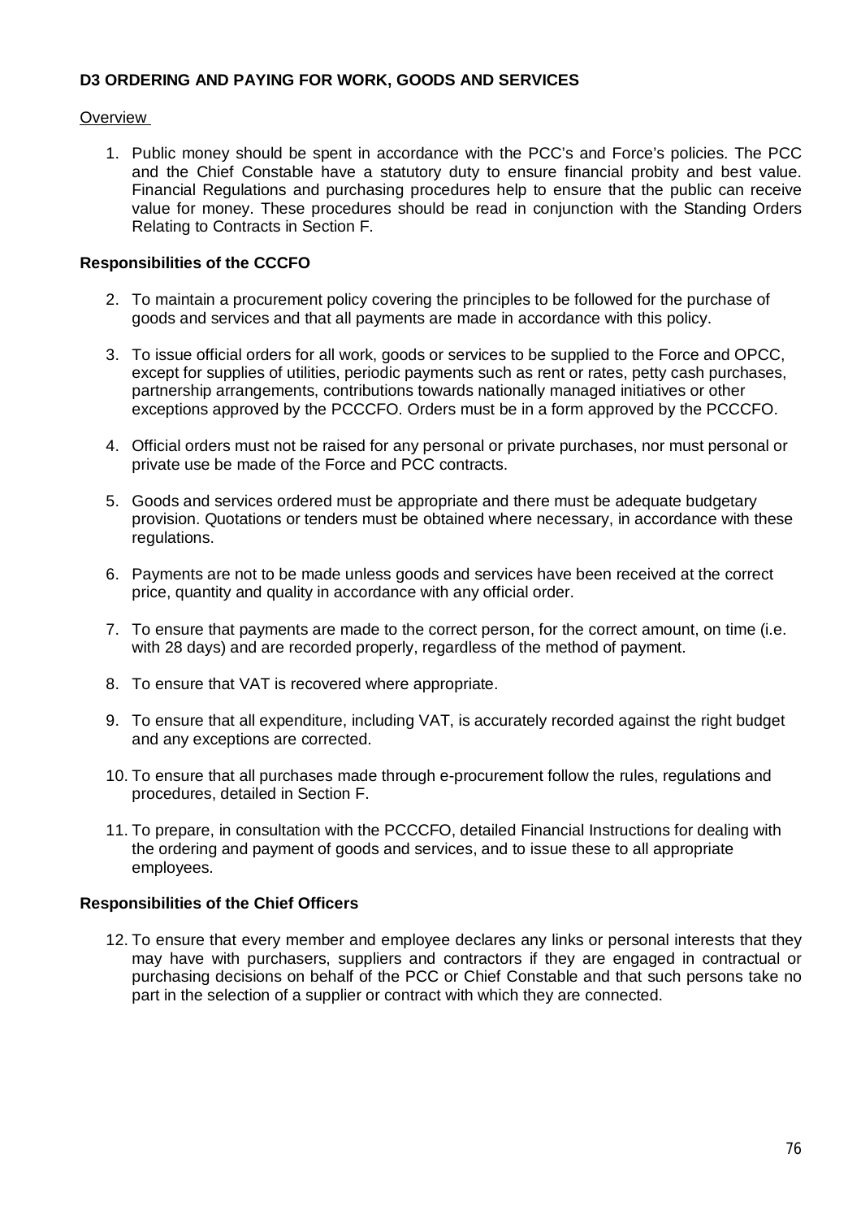**D3 ORDERING AND PAYING FOR WORK, GOODS AND SERVICES**

Overview

1. Public money should be spent in accordance with the PCC's and Force's policies. The PCC and the Chief Constable have a statutory duty to ensure financial probity and best value. Financial Regulations and purchasing procedures help to ensure that the public can receive value for money. These procedures should be read in conjunction with the Standing Orders Relating to Contracts in Section F.

**Responsibilities of the CCCFO**

2. To maintain a procurement policy covering the principles to be followed for the purchase of goods and services and that all payments are made in accordance with this policy.

3. To issue official orders for all work, goods or services to be supplied to the Force and OPCC, except for supplies of utilities, periodic payments such as rent or rates, petty cash purchases, partnership arrangements, contributions towards nationally managed initiatives or other exceptions approved by the PCCCFO. Orders must be in a form approved by the PCCCFO.

4. Official orders must not be raised for any personal or private purchases, nor must personal or private use be made of the Force and PCC contracts.

5. Goods and services ordered must be appropriate and there must be adequate budgetary provision. Quotations or tenders must be obtained where necessary, in accordance with these regulations.

6. Payments are not to be made unless goods and services have been received at the correct price, quantity and quality in accordance with any official order.

7. To ensure that payments are made to the correct person, for the correct amount, on time (i.e. with 28 days) and are recorded properly, regardless of the method of payment.

8. To ensure that VAT is recovered where appropriate.

9. To ensure that all expenditure, including VAT, is accurately recorded against the right budget and any exceptions are corrected.

10. To ensure that all purchases made through e-procurement follow the rules, regulations and procedures, detailed in Section F.

11. To prepare, in consultation with the PCCCFO, detailed Financial Instructions for dealing with the ordering and payment of goods and services, and to issue these to all appropriate employees.

**Responsibilities of the Chief Officers**

12. To ensure that every member and employee declares any links or personal interests that they may have with purchasers, suppliers and contractors if they are engaged in contractual or purchasing decisions on behalf of the PCC or Chief Constable and that such persons take no part in the selection of a supplier or contract with which they are connected.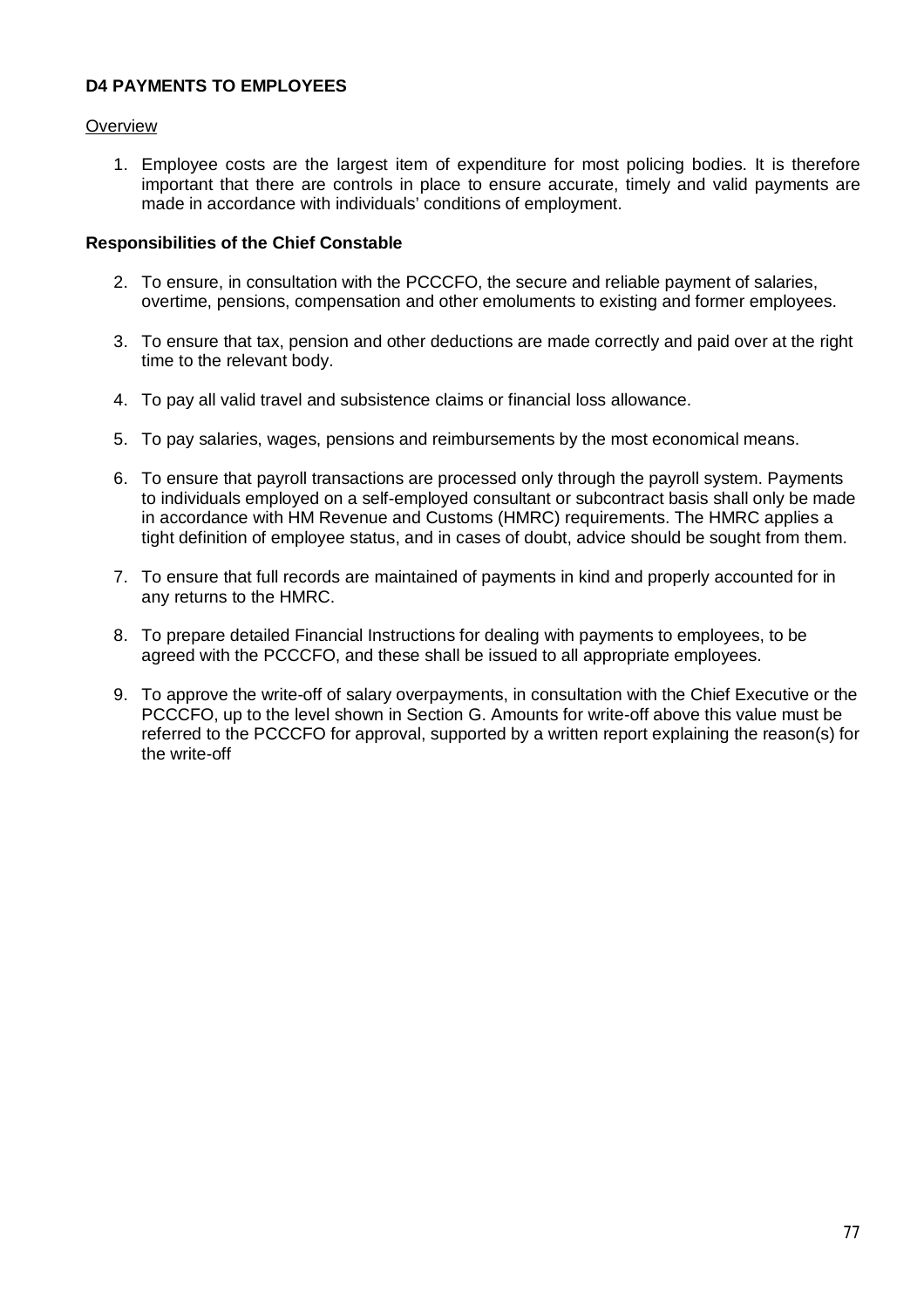## D4 PAYMENTS TO EMPLOYEES

Overview

1. Employee costs are the largest item of expenditure for most policing bodies. It is therefore important that there are controls in place to ensure accurate, timely and valid payments are made in accordance with individuals' conditions of employment.

**Responsibilities of the Chief Constable**

2. To ensure, in consultation with the PCCCFO, the secure and reliable payment of salaries, overtime, pensions, compensation and other emoluments to existing and former employees.
3. To ensure that tax, pension and other deductions are made correctly and paid over at the right time to the relevant body.
4. To pay all valid travel and subsistence claims or financial loss allowance.
5. To pay salaries, wages, pensions and reimbursements by the most economical means.
6. To ensure that payroll transactions are processed only through the payroll system. Payments to individuals employed on a self-employed consultant or subcontract basis shall only be made in accordance with HM Revenue and Customs (HMRC) requirements. The HMRC applies a tight definition of employee status, and in cases of doubt, advice should be sought from them.
7. To ensure that full records are maintained of payments in kind and properly accounted for in any returns to the HMRC.
8. To prepare detailed Financial Instructions for dealing with payments to employees, to be agreed with the PCCCFO, and these shall be issued to all appropriate employees.
9. To approve the write-off of salary overpayments, in consultation with the Chief Executive or the PCCCFO, up to the level shown in Section G. Amounts for write-off above this value must be referred to the PCCCFO for approval, supported by a written report explaining the reason(s) for the write-off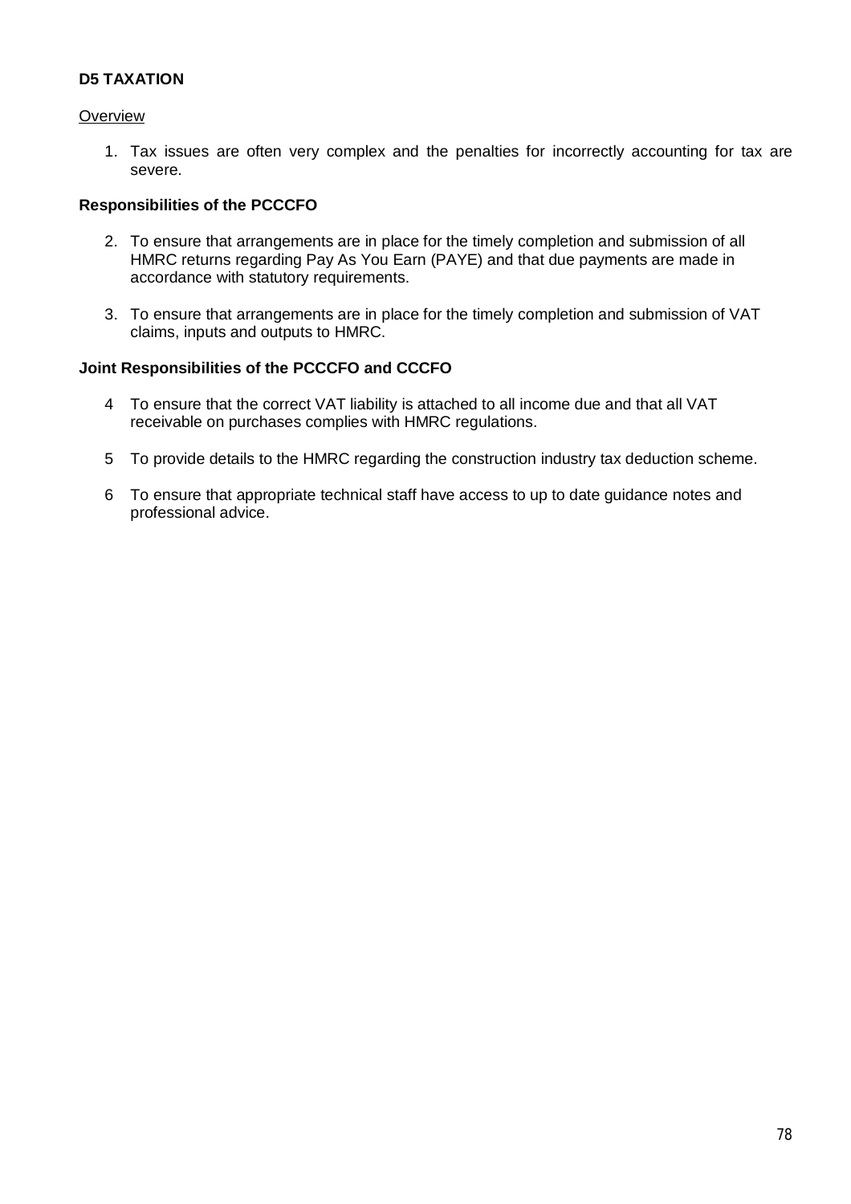**D5 TAXATION**

Overview

1. Tax issues are often very complex and the penalties for incorrectly accounting for tax are severe.

**Responsibilities of the PCCCFO**

2. To ensure that arrangements are in place for the timely completion and submission of all HMRC returns regarding Pay As You Earn (PAYE) and that due payments are made in accordance with statutory requirements.

3. To ensure that arrangements are in place for the timely completion and submission of VAT claims, inputs and outputs to HMRC.

**Joint Responsibilities of the PCCCFO and CCCFO**

4 To ensure that the correct VAT liability is attached to all income due and that all VAT receivable on purchases complies with HMRC regulations.

5 To provide details to the HMRC regarding the construction industry tax deduction scheme.

6 To ensure that appropriate technical staff have access to up to date guidance notes and professional advice.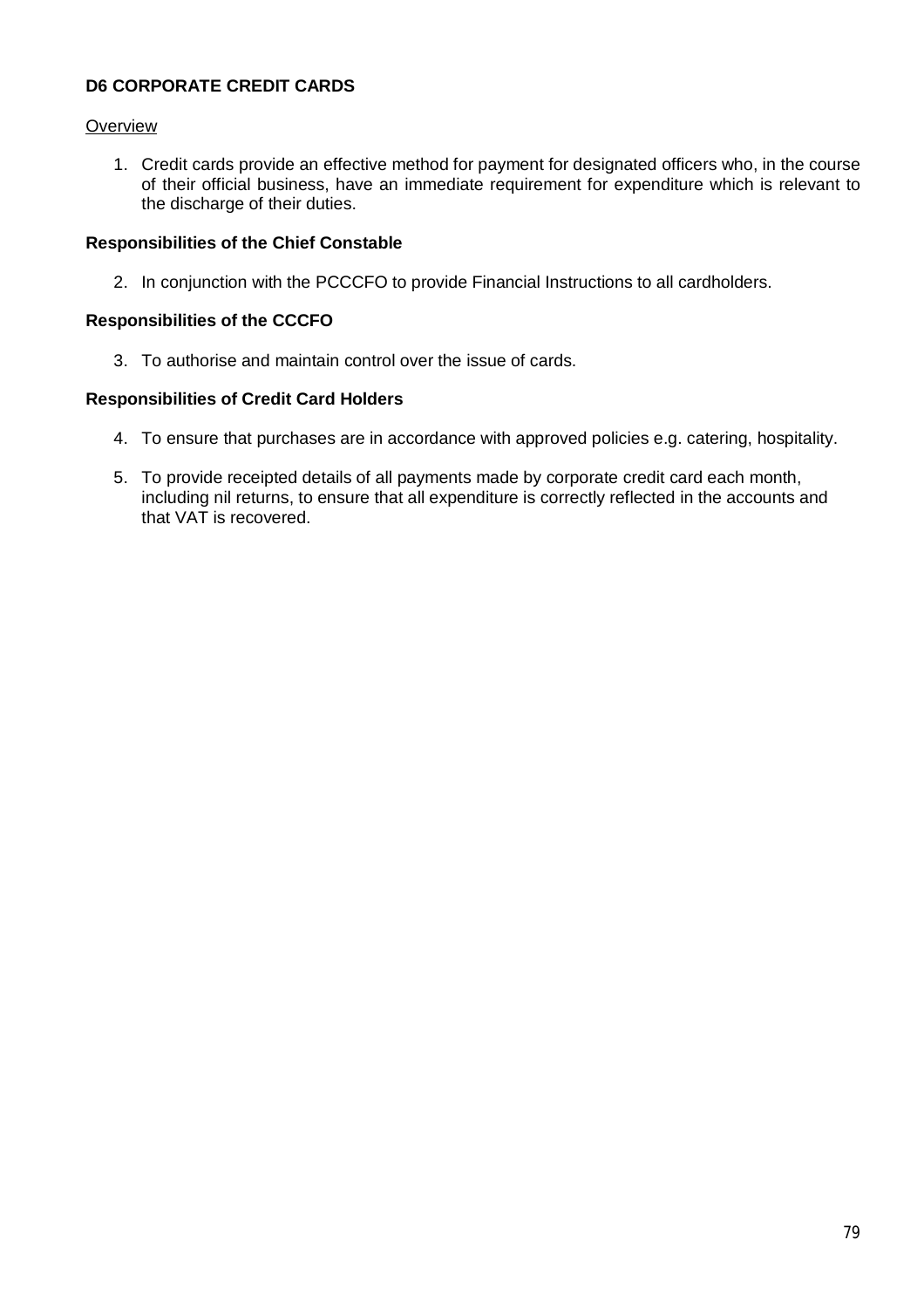**D6 CORPORATE CREDIT CARDS**

Overview

1. Credit cards provide an effective method for payment for designated officers who, in the course of their official business, have an immediate requirement for expenditure which is relevant to the discharge of their duties.

**Responsibilities of the Chief Constable**

2. In conjunction with the PCCCFO to provide Financial Instructions to all cardholders.

**Responsibilities of the CCCFO**

3. To authorise and maintain control over the issue of cards.

**Responsibilities of Credit Card Holders**

4. To ensure that purchases are in accordance with approved policies e.g. catering, hospitality.

5. To provide receipted details of all payments made by corporate credit card each month, including nil returns, to ensure that all expenditure is correctly reflected in the accounts and that VAT is recovered.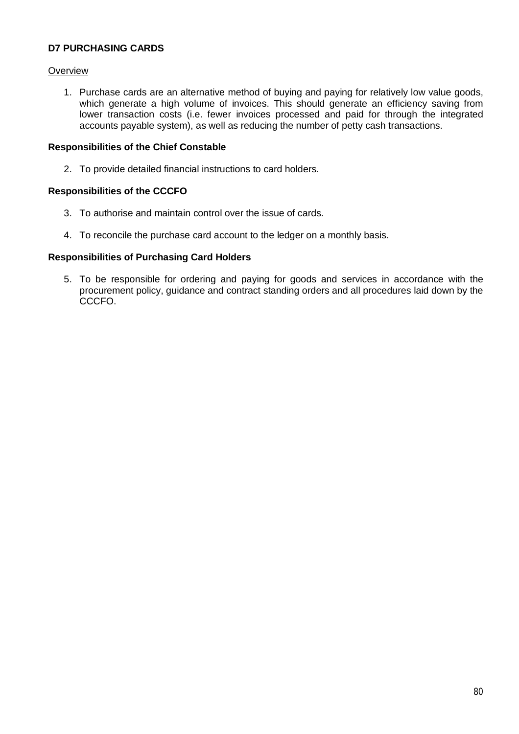## D7 PURCHASING CARDS

<u>Overview</u>

1. Purchase cards are an alternative method of buying and paying for relatively low value goods, which generate a high volume of invoices. This should generate an efficiency saving from lower transaction costs (i.e. fewer invoices processed and paid for through the integrated accounts payable system), as well as reducing the number of petty cash transactions.

### Responsibilities of the Chief Constable

2. To provide detailed financial instructions to card holders.

### Responsibilities of the CCCFO

3. To authorise and maintain control over the issue of cards.

4. To reconcile the purchase card account to the ledger on a monthly basis.

### Responsibilities of Purchasing Card Holders

5. To be responsible for ordering and paying for goods and services in accordance with the procurement policy, guidance and contract standing orders and all procedures laid down by the CCCFO.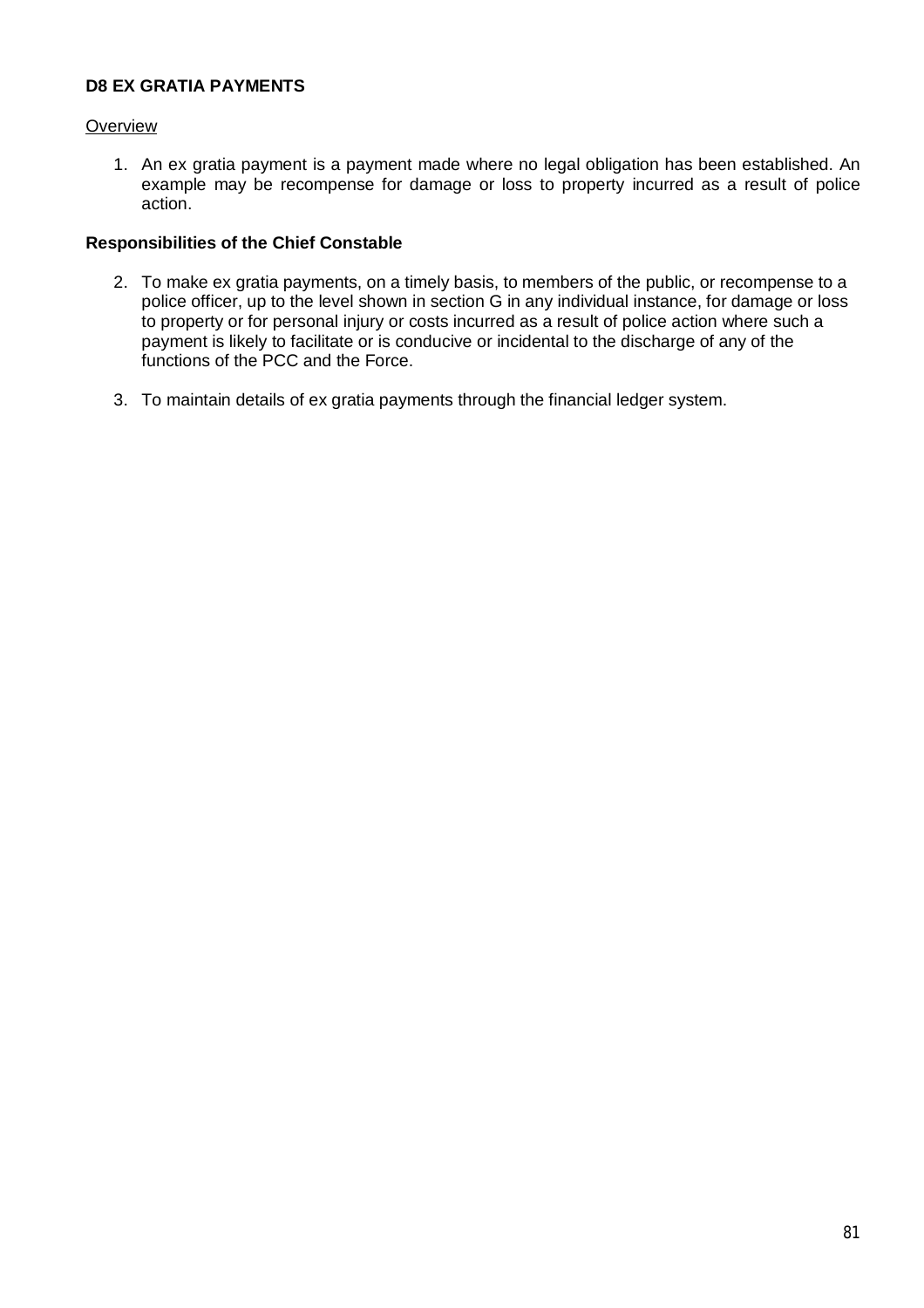**D8 EX GRATIA PAYMENTS**

Overview

1. An ex gratia payment is a payment made where no legal obligation has been established. An example may be recompense for damage or loss to property incurred as a result of police action.

**Responsibilities of the Chief Constable**

2. To make ex gratia payments, on a timely basis, to members of the public, or recompense to a police officer, up to the level shown in section G in any individual instance, for damage or loss to property or for personal injury or costs incurred as a result of police action where such a payment is likely to facilitate or is conducive or incidental to the discharge of any of the functions of the PCC and the Force.

3. To maintain details of ex gratia payments through the financial ledger system.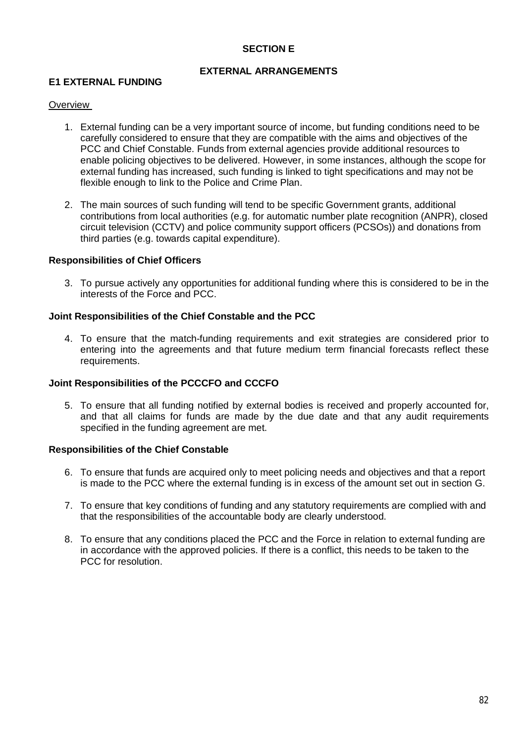# SECTION E

## EXTERNAL ARRANGEMENTS

### E1 EXTERNAL FUNDING

Overview

1. External funding can be a very important source of income, but funding conditions need to be carefully considered to ensure that they are compatible with the aims and objectives of the PCC and Chief Constable. Funds from external agencies provide additional resources to enable policing objectives to be delivered. However, in some instances, although the scope for external funding has increased, such funding is linked to tight specifications and may not be flexible enough to link to the Police and Crime Plan.

2. The main sources of such funding will tend to be specific Government grants, additional contributions from local authorities (e.g. for automatic number plate recognition (ANPR), closed circuit television (CCTV) and police community support officers (PCSOs)) and donations from third parties (e.g. towards capital expenditure).

**Responsibilities of Chief Officers**

3. To pursue actively any opportunities for additional funding where this is considered to be in the interests of the Force and PCC.

**Joint Responsibilities of the Chief Constable and the PCC**

4. To ensure that the match-funding requirements and exit strategies are considered prior to entering into the agreements and that future medium term financial forecasts reflect these requirements.

**Joint Responsibilities of the PCCCFO and CCCFO**

5. To ensure that all funding notified by external bodies is received and properly accounted for, and that all claims for funds are made by the due date and that any audit requirements specified in the funding agreement are met.

**Responsibilities of the Chief Constable**

6. To ensure that funds are acquired only to meet policing needs and objectives and that a report is made to the PCC where the external funding is in excess of the amount set out in section G.

7. To ensure that key conditions of funding and any statutory requirements are complied with and that the responsibilities of the accountable body are clearly understood.

8. To ensure that any conditions placed the PCC and the Force in relation to external funding are in accordance with the approved policies. If there is a conflict, this needs to be taken to the PCC for resolution.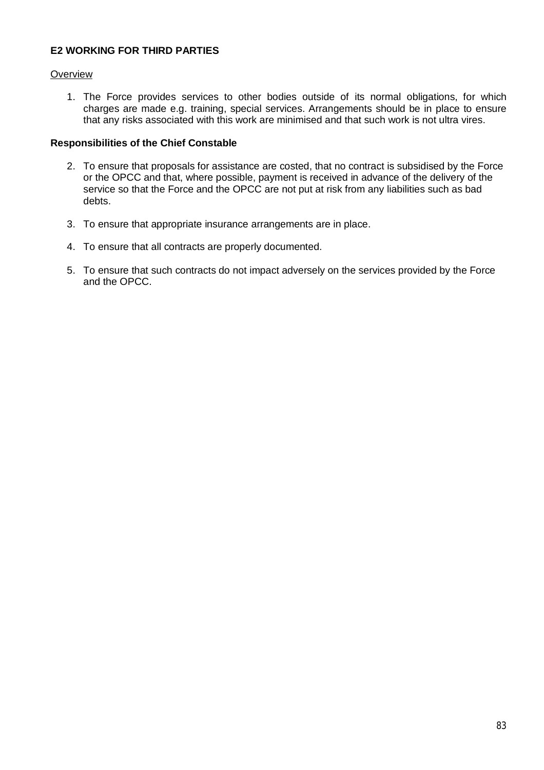**E2 WORKING FOR THIRD PARTIES**

Overview

1. The Force provides services to other bodies outside of its normal obligations, for which charges are made e.g. training, special services. Arrangements should be in place to ensure that any risks associated with this work are minimised and that such work is not ultra vires.

**Responsibilities of the Chief Constable**

2. To ensure that proposals for assistance are costed, that no contract is subsidised by the Force or the OPCC and that, where possible, payment is received in advance of the delivery of the service so that the Force and the OPCC are not put at risk from any liabilities such as bad debts.

3. To ensure that appropriate insurance arrangements are in place.

4. To ensure that all contracts are properly documented.

5. To ensure that such contracts do not impact adversely on the services provided by the Force and the OPCC.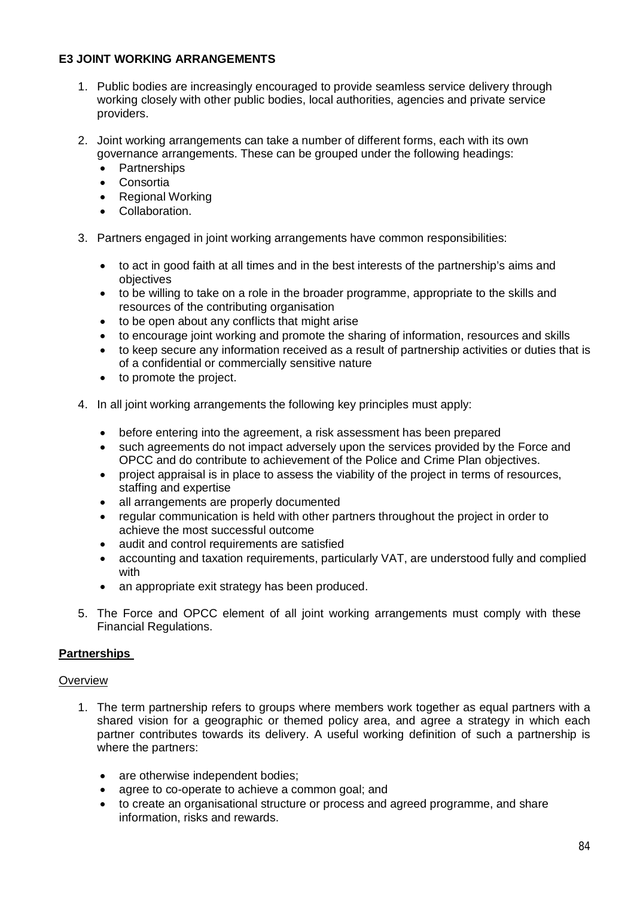**E3 JOINT WORKING ARRANGEMENTS**

1. Public bodies are increasingly encouraged to provide seamless service delivery through working closely with other public bodies, local authorities, agencies and private service providers.

2. Joint working arrangements can take a number of different forms, each with its own governance arrangements. These can be grouped under the following headings:
   - Partnerships
   - Consortia
   - Regional Working
   - Collaboration.

3. Partners engaged in joint working arrangements have common responsibilities:

   - to act in good faith at all times and in the best interests of the partnership's aims and objectives
   - to be willing to take on a role in the broader programme, appropriate to the skills and resources of the contributing organisation
   - to be open about any conflicts that might arise
   - to encourage joint working and promote the sharing of information, resources and skills
   - to keep secure any information received as a result of partnership activities or duties that is of a confidential or commercially sensitive nature
   - to promote the project.

4. In all joint working arrangements the following key principles must apply:

   - before entering into the agreement, a risk assessment has been prepared
   - such agreements do not impact adversely upon the services provided by the Force and OPCC and do contribute to achievement of the Police and Crime Plan objectives.
   - project appraisal is in place to assess the viability of the project in terms of resources, staffing and expertise
   - all arrangements are properly documented
   - regular communication is held with other partners throughout the project in order to achieve the most successful outcome
   - audit and control requirements are satisfied
   - accounting and taxation requirements, particularly VAT, are understood fully and complied with
   - an appropriate exit strategy has been produced.

5. The Force and OPCC element of all joint working arrangements must comply with these Financial Regulations.

**Partnerships**

Overview

1. The term partnership refers to groups where members work together as equal partners with a shared vision for a geographic or themed policy area, and agree a strategy in which each partner contributes towards its delivery. A useful working definition of such a partnership is where the partners:

   - are otherwise independent bodies;
   - agree to co-operate to achieve a common goal; and
   - to create an organisational structure or process and agreed programme, and share information, risks and rewards.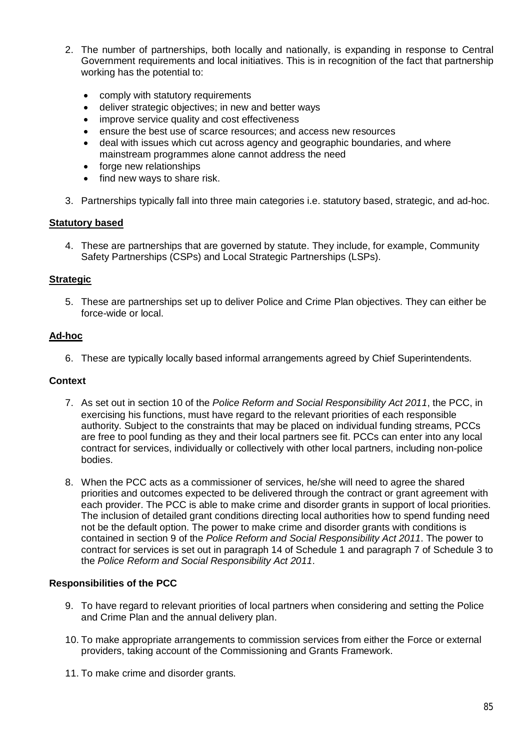2. The number of partnerships, both locally and nationally, is expanding in response to Central Government requirements and local initiatives. This is in recognition of the fact that partnership working has the potential to:

   - comply with statutory requirements
   - deliver strategic objectives; in new and better ways
   - improve service quality and cost effectiveness
   - ensure the best use of scarce resources; and access new resources
   - deal with issues which cut across agency and geographic boundaries, and where mainstream programmes alone cannot address the need
   - forge new relationships
   - find new ways to share risk.

3. Partnerships typically fall into three main categories i.e. statutory based, strategic, and ad-hoc.

**Statutory based**

4. These are partnerships that are governed by statute. They include, for example, Community Safety Partnerships (CSPs) and Local Strategic Partnerships (LSPs).

**Strategic**

5. These are partnerships set up to deliver Police and Crime Plan objectives. They can either be force-wide or local.

**Ad-hoc**

6. These are typically locally based informal arrangements agreed by Chief Superintendents.

**Context**

7. As set out in section 10 of the *Police Reform and Social Responsibility Act 2011*, the PCC, in exercising his functions, must have regard to the relevant priorities of each responsible authority. Subject to the constraints that may be placed on individual funding streams, PCCs are free to pool funding as they and their local partners see fit. PCCs can enter into any local contract for services, individually or collectively with other local partners, including non-police bodies.

8. When the PCC acts as a commissioner of services, he/she will need to agree the shared priorities and outcomes expected to be delivered through the contract or grant agreement with each provider. The PCC is able to make crime and disorder grants in support of local priorities. The inclusion of detailed grant conditions directing local authorities how to spend funding need not be the default option. The power to make crime and disorder grants with conditions is contained in section 9 of the *Police Reform and Social Responsibility Act 2011*. The power to contract for services is set out in paragraph 14 of Schedule 1 and paragraph 7 of Schedule 3 to the *Police Reform and Social Responsibility Act 2011*.

**Responsibilities of the PCC**

9. To have regard to relevant priorities of local partners when considering and setting the Police and Crime Plan and the annual delivery plan.

10. To make appropriate arrangements to commission services from either the Force or external providers, taking account of the Commissioning and Grants Framework.

11. To make crime and disorder grants.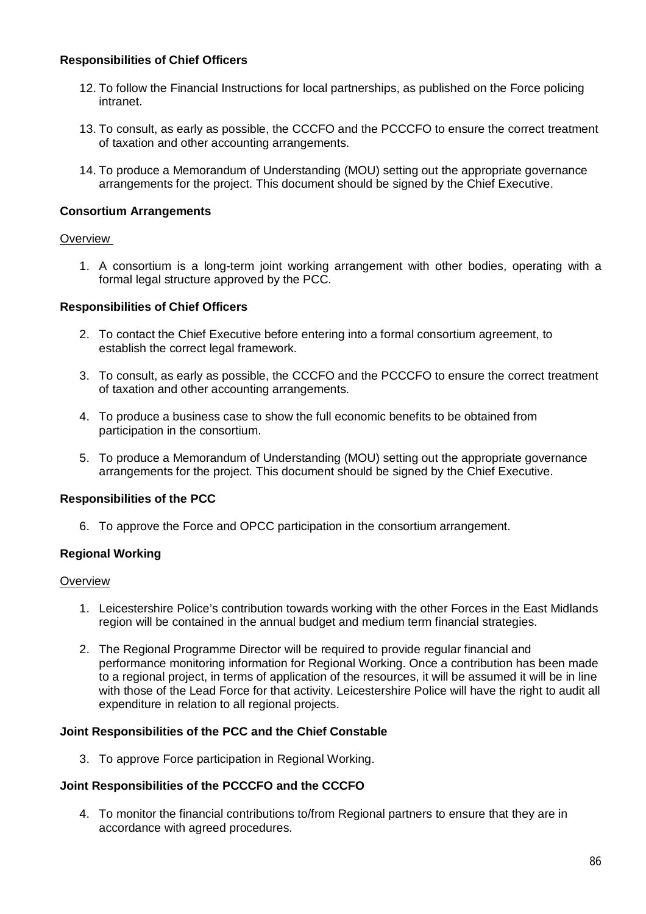**Responsibilities of Chief Officers**

12. To follow the Financial Instructions for local partnerships, as published on the Force policing intranet.

13. To consult, as early as possible, the CCCFO and the PCCCFO to ensure the correct treatment of taxation and other accounting arrangements.

14. To produce a Memorandum of Understanding (MOU) setting out the appropriate governance arrangements for the project. This document should be signed by the Chief Executive.

**Consortium Arrangements**

Overview

1. A consortium is a long-term joint working arrangement with other bodies, operating with a formal legal structure approved by the PCC.

**Responsibilities of Chief Officers**

2. To contact the Chief Executive before entering into a formal consortium agreement, to establish the correct legal framework.

3. To consult, as early as possible, the CCCFO and the PCCCFO to ensure the correct treatment of taxation and other accounting arrangements.

4. To produce a business case to show the full economic benefits to be obtained from participation in the consortium.

5. To produce a Memorandum of Understanding (MOU) setting out the appropriate governance arrangements for the project. This document should be signed by the Chief Executive.

**Responsibilities of the PCC**

6. To approve the Force and OPCC participation in the consortium arrangement.

**Regional Working**

Overview

1. Leicestershire Police's contribution towards working with the other Forces in the East Midlands region will be contained in the annual budget and medium term financial strategies.

2. The Regional Programme Director will be required to provide regular financial and performance monitoring information for Regional Working. Once a contribution has been made to a regional project, in terms of application of the resources, it will be assumed it will be in line with those of the Lead Force for that activity. Leicestershire Police will have the right to audit all expenditure in relation to all regional projects.

**Joint Responsibilities of the PCC and the Chief Constable**

3. To approve Force participation in Regional Working.

**Joint Responsibilities of the PCCCFO and the CCCFO**

4. To monitor the financial contributions to/from Regional partners to ensure that they are in accordance with agreed procedures.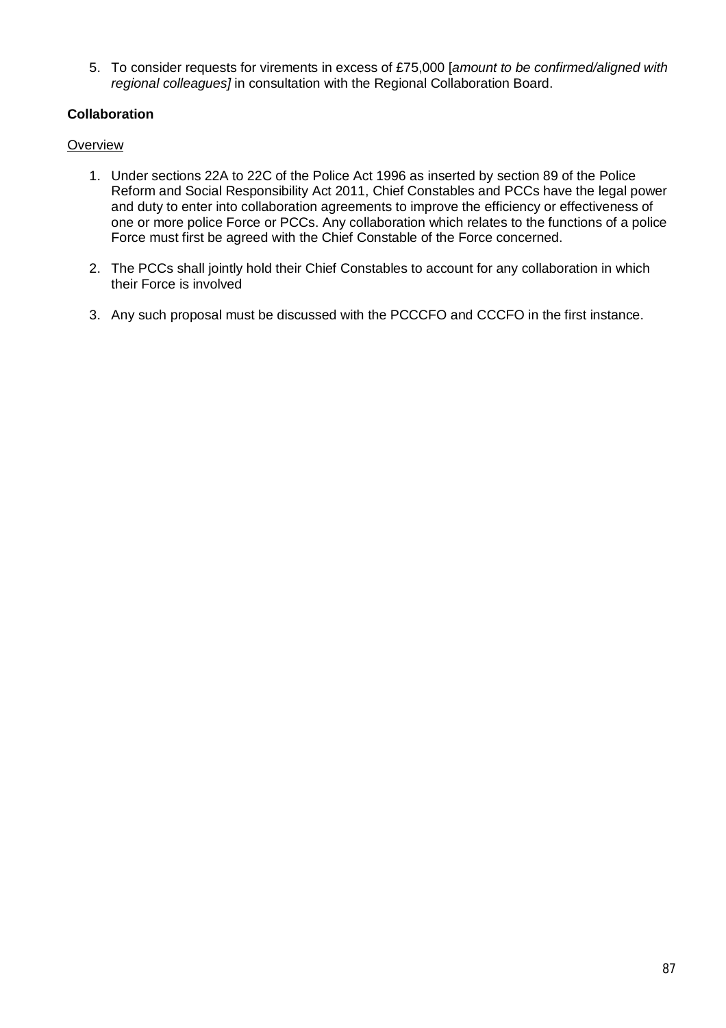5. To consider requests for virements in excess of £75,000 [*amount to be confirmed/aligned with regional colleagues]* in consultation with the Regional Collaboration Board.

**Collaboration**

<u>Overview</u>

1. Under sections 22A to 22C of the Police Act 1996 as inserted by section 89 of the Police Reform and Social Responsibility Act 2011, Chief Constables and PCCs have the legal power and duty to enter into collaboration agreements to improve the efficiency or effectiveness of one or more police Force or PCCs. Any collaboration which relates to the functions of a police Force must first be agreed with the Chief Constable of the Force concerned.

2. The PCCs shall jointly hold their Chief Constables to account for any collaboration in which their Force is involved

3. Any such proposal must be discussed with the PCCCFO and CCCFO in the first instance.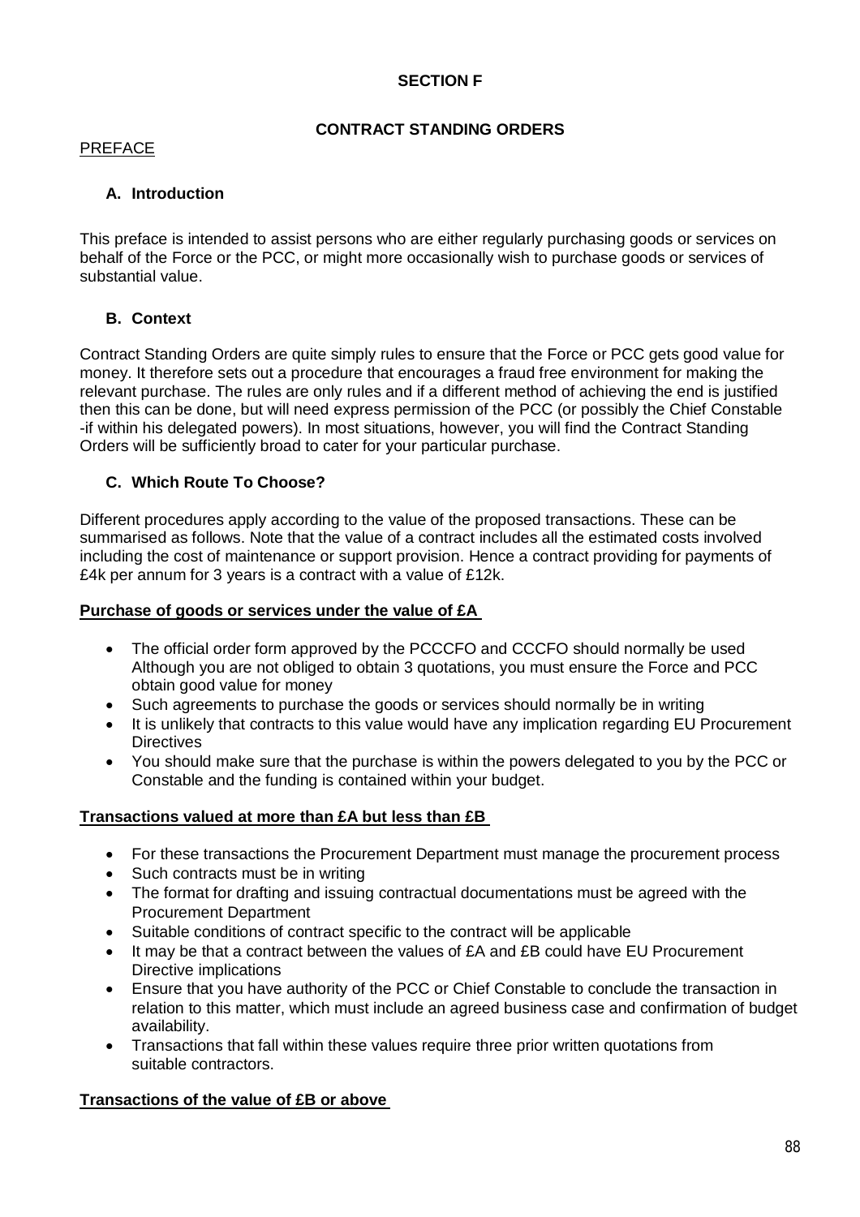**SECTION F**

**CONTRACT STANDING ORDERS**

PREFACE

### A. Introduction

This preface is intended to assist persons who are either regularly purchasing goods or services on behalf of the Force or the PCC, or might more occasionally wish to purchase goods or services of substantial value.

### B. Context

Contract Standing Orders are quite simply rules to ensure that the Force or PCC gets good value for money. It therefore sets out a procedure that encourages a fraud free environment for making the relevant purchase. The rules are only rules and if a different method of achieving the end is justified then this can be done, but will need express permission of the PCC (or possibly the Chief Constable -if within his delegated powers). In most situations, however, you will find the Contract Standing Orders will be sufficiently broad to cater for your particular purchase.

### C. Which Route To Choose?

Different procedures apply according to the value of the proposed transactions. These can be summarised as follows. Note that the value of a contract includes all the estimated costs involved including the cost of maintenance or support provision. Hence a contract providing for payments of £4k per annum for 3 years is a contract with a value of £12k.

**Purchase of goods or services under the value of £A**

- The official order form approved by the PCCCFO and CCCFO should normally be used Although you are not obliged to obtain 3 quotations, you must ensure the Force and PCC obtain good value for money
- Such agreements to purchase the goods or services should normally be in writing
- It is unlikely that contracts to this value would have any implication regarding EU Procurement Directives
- You should make sure that the purchase is within the powers delegated to you by the PCC or Constable and the funding is contained within your budget.

**Transactions valued at more than £A but less than £B**

- For these transactions the Procurement Department must manage the procurement process
- Such contracts must be in writing
- The format for drafting and issuing contractual documentations must be agreed with the Procurement Department
- Suitable conditions of contract specific to the contract will be applicable
- It may be that a contract between the values of £A and £B could have EU Procurement Directive implications
- Ensure that you have authority of the PCC or Chief Constable to conclude the transaction in relation to this matter, which must include an agreed business case and confirmation of budget availability.
- Transactions that fall within these values require three prior written quotations from suitable contractors.

**Transactions of the value of £B or above**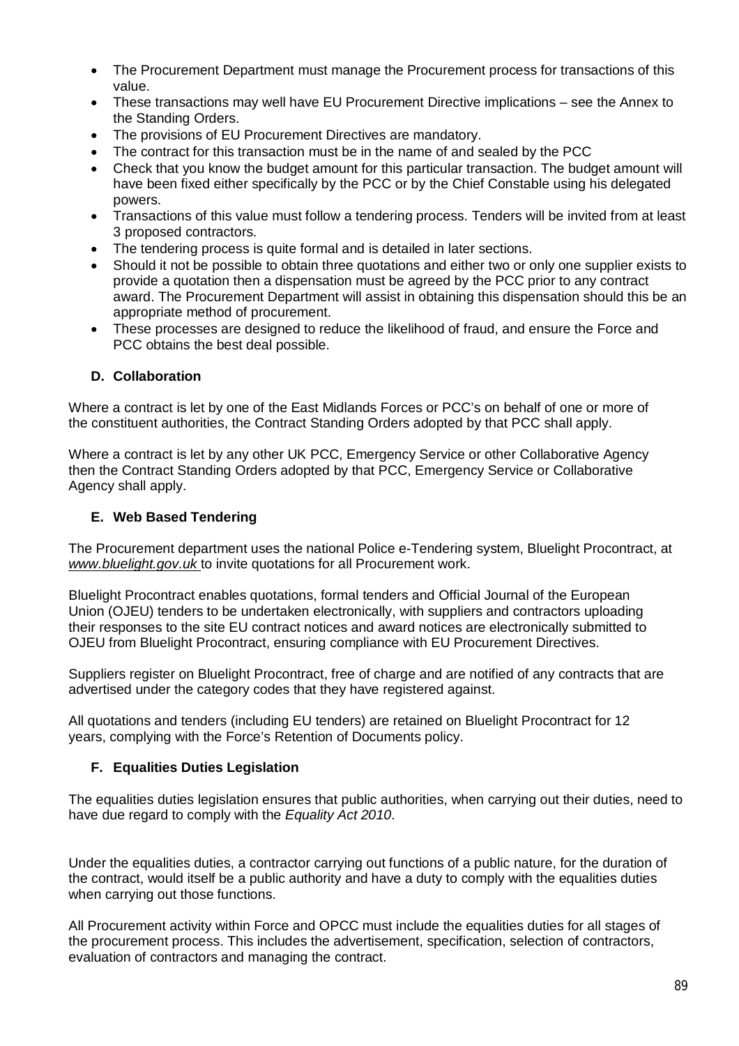- The Procurement Department must manage the Procurement process for transactions of this value.
- These transactions may well have EU Procurement Directive implications – see the Annex to the Standing Orders.
- The provisions of EU Procurement Directives are mandatory.
- The contract for this transaction must be in the name of and sealed by the PCC
- Check that you know the budget amount for this particular transaction. The budget amount will have been fixed either specifically by the PCC or by the Chief Constable using his delegated powers.
- Transactions of this value must follow a tendering process. Tenders will be invited from at least 3 proposed contractors.
- The tendering process is quite formal and is detailed in later sections.
- Should it not be possible to obtain three quotations and either two or only one supplier exists to provide a quotation then a dispensation must be agreed by the PCC prior to any contract award. The Procurement Department will assist in obtaining this dispensation should this be an appropriate method of procurement.
- These processes are designed to reduce the likelihood of fraud, and ensure the Force and PCC obtains the best deal possible.

### D. Collaboration

Where a contract is let by one of the East Midlands Forces or PCC's on behalf of one or more of the constituent authorities, the Contract Standing Orders adopted by that PCC shall apply.

Where a contract is let by any other UK PCC, Emergency Service or other Collaborative Agency then the Contract Standing Orders adopted by that PCC, Emergency Service or Collaborative Agency shall apply.

### E. Web Based Tendering

The Procurement department uses the national Police e-Tendering system, Bluelight Procontract, at *www.bluelight.gov.uk* to invite quotations for all Procurement work.

Bluelight Procontract enables quotations, formal tenders and Official Journal of the European Union (OJEU) tenders to be undertaken electronically, with suppliers and contractors uploading their responses to the site EU contract notices and award notices are electronically submitted to OJEU from Bluelight Procontract, ensuring compliance with EU Procurement Directives.

Suppliers register on Bluelight Procontract, free of charge and are notified of any contracts that are advertised under the category codes that they have registered against.

All quotations and tenders (including EU tenders) are retained on Bluelight Procontract for 12 years, complying with the Force's Retention of Documents policy.

### F. Equalities Duties Legislation

The equalities duties legislation ensures that public authorities, when carrying out their duties, need to have due regard to comply with the *Equality Act 2010*.

Under the equalities duties, a contractor carrying out functions of a public nature, for the duration of the contract, would itself be a public authority and have a duty to comply with the equalities duties when carrying out those functions.

All Procurement activity within Force and OPCC must include the equalities duties for all stages of the procurement process. This includes the advertisement, specification, selection of contractors, evaluation of contractors and managing the contract.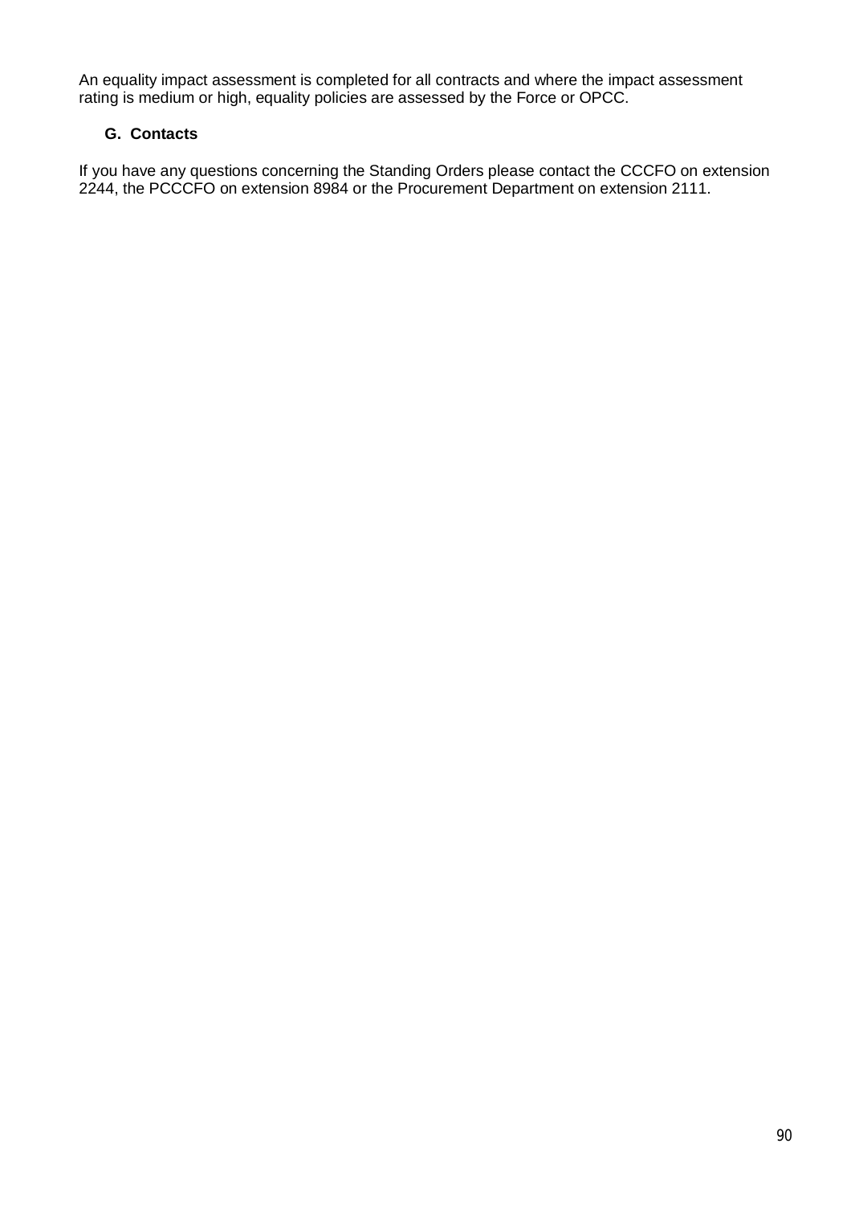An equality impact assessment is completed for all contracts and where the impact assessment rating is medium or high, equality policies are assessed by the Force or OPCC.

### G. Contacts

If you have any questions concerning the Standing Orders please contact the CCCFO on extension 2244, the PCCCFO on extension 8984 or the Procurement Department on extension 2111.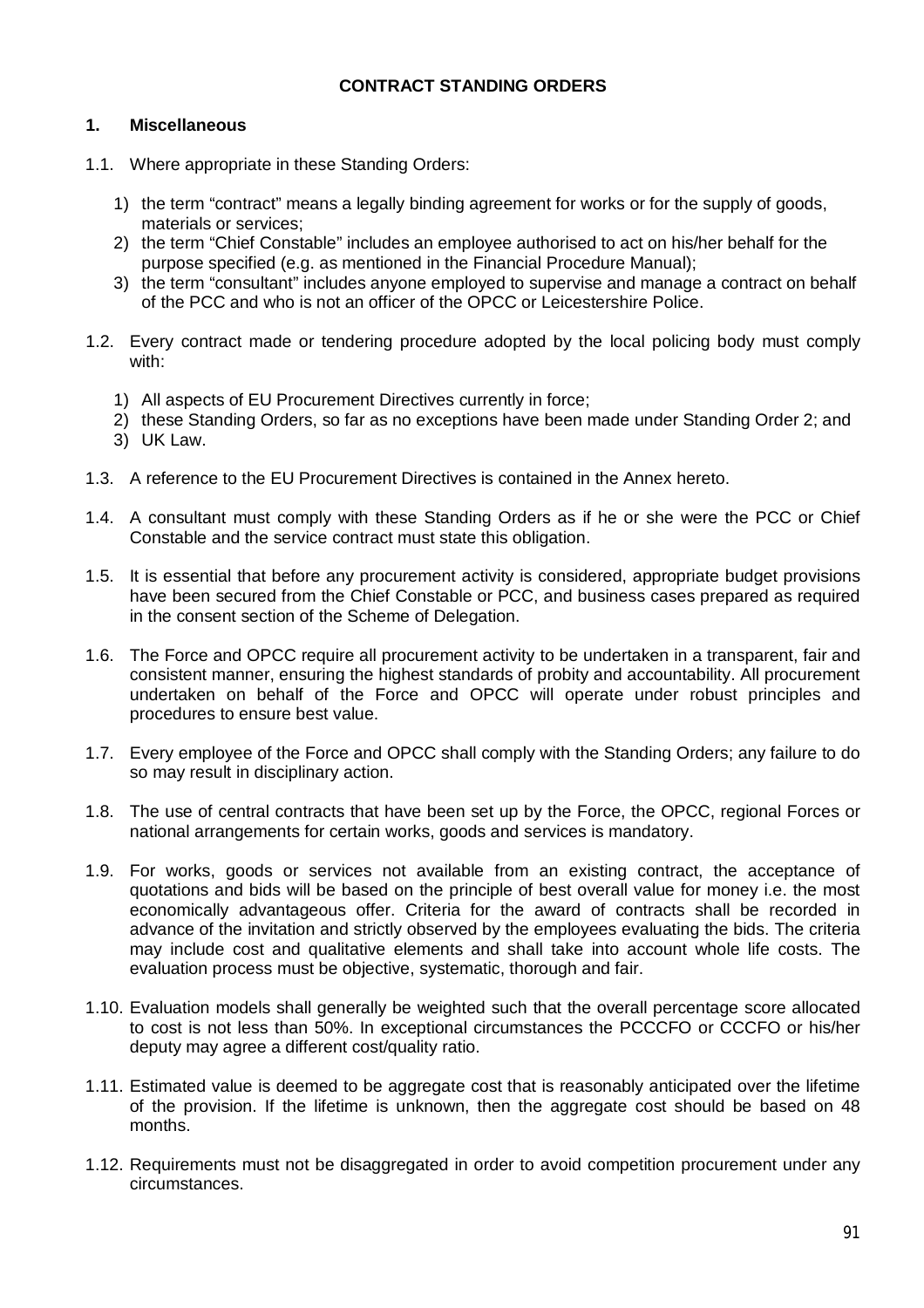# CONTRACT STANDING ORDERS

## 1. Miscellaneous

1.1. Where appropriate in these Standing Orders:

1) the term "contract" means a legally binding agreement for works or for the supply of goods, materials or services;
2) the term "Chief Constable" includes an employee authorised to act on his/her behalf for the purpose specified (e.g. as mentioned in the Financial Procedure Manual);
3) the term "consultant" includes anyone employed to supervise and manage a contract on behalf of the PCC and who is not an officer of the OPCC or Leicestershire Police.

1.2. Every contract made or tendering procedure adopted by the local policing body must comply with:

1) All aspects of EU Procurement Directives currently in force;
2) these Standing Orders, so far as no exceptions have been made under Standing Order 2; and
3) UK Law.

1.3. A reference to the EU Procurement Directives is contained in the Annex hereto.

1.4. A consultant must comply with these Standing Orders as if he or she were the PCC or Chief Constable and the service contract must state this obligation.

1.5. It is essential that before any procurement activity is considered, appropriate budget provisions have been secured from the Chief Constable or PCC, and business cases prepared as required in the consent section of the Scheme of Delegation.

1.6. The Force and OPCC require all procurement activity to be undertaken in a transparent, fair and consistent manner, ensuring the highest standards of probity and accountability. All procurement undertaken on behalf of the Force and OPCC will operate under robust principles and procedures to ensure best value.

1.7. Every employee of the Force and OPCC shall comply with the Standing Orders; any failure to do so may result in disciplinary action.

1.8. The use of central contracts that have been set up by the Force, the OPCC, regional Forces or national arrangements for certain works, goods and services is mandatory.

1.9. For works, goods or services not available from an existing contract, the acceptance of quotations and bids will be based on the principle of best overall value for money i.e. the most economically advantageous offer. Criteria for the award of contracts shall be recorded in advance of the invitation and strictly observed by the employees evaluating the bids. The criteria may include cost and qualitative elements and shall take into account whole life costs. The evaluation process must be objective, systematic, thorough and fair.

1.10. Evaluation models shall generally be weighted such that the overall percentage score allocated to cost is not less than 50%. In exceptional circumstances the PCCCFO or CCCFO or his/her deputy may agree a different cost/quality ratio.

1.11. Estimated value is deemed to be aggregate cost that is reasonably anticipated over the lifetime of the provision. If the lifetime is unknown, then the aggregate cost should be based on 48 months.

1.12. Requirements must not be disaggregated in order to avoid competition procurement under any circumstances.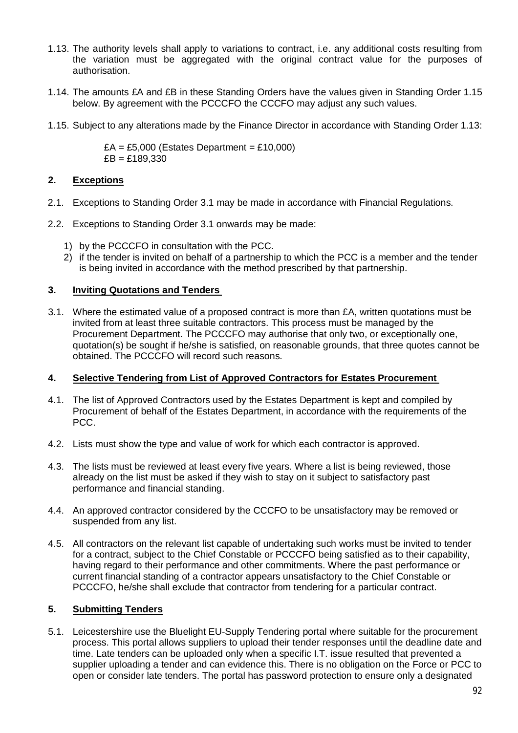1.13. The authority levels shall apply to variations to contract, i.e. any additional costs resulting from the variation must be aggregated with the original contract value for the purposes of authorisation.

1.14. The amounts £A and £B in these Standing Orders have the values given in Standing Order 1.15 below. By agreement with the PCCCFO the CCCFO may adjust any such values.

1.15. Subject to any alterations made by the Finance Director in accordance with Standing Order 1.13:

£A = £5,000 (Estates Department = £10,000)
£B = £189,330

## 2. Exceptions

2.1. Exceptions to Standing Order 3.1 may be made in accordance with Financial Regulations.

2.2. Exceptions to Standing Order 3.1 onwards may be made:

1) by the PCCCFO in consultation with the PCC.
2) if the tender is invited on behalf of a partnership to which the PCC is a member and the tender is being invited in accordance with the method prescribed by that partnership.

## 3. Inviting Quotations and Tenders

3.1. Where the estimated value of a proposed contract is more than £A, written quotations must be invited from at least three suitable contractors. This process must be managed by the Procurement Department. The PCCCFO may authorise that only two, or exceptionally one, quotation(s) be sought if he/she is satisfied, on reasonable grounds, that three quotes cannot be obtained. The PCCCFO will record such reasons.

## 4. Selective Tendering from List of Approved Contractors for Estates Procurement

4.1. The list of Approved Contractors used by the Estates Department is kept and compiled by Procurement of behalf of the Estates Department, in accordance with the requirements of the PCC.

4.2. Lists must show the type and value of work for which each contractor is approved.

4.3. The lists must be reviewed at least every five years. Where a list is being reviewed, those already on the list must be asked if they wish to stay on it subject to satisfactory past performance and financial standing.

4.4. An approved contractor considered by the CCCFO to be unsatisfactory may be removed or suspended from any list.

4.5. All contractors on the relevant list capable of undertaking such works must be invited to tender for a contract, subject to the Chief Constable or PCCCFO being satisfied as to their capability, having regard to their performance and other commitments. Where the past performance or current financial standing of a contractor appears unsatisfactory to the Chief Constable or PCCCFO, he/she shall exclude that contractor from tendering for a particular contract.

## 5. Submitting Tenders

5.1. Leicestershire use the Bluelight EU-Supply Tendering portal where suitable for the procurement process. This portal allows suppliers to upload their tender responses until the deadline date and time. Late tenders can be uploaded only when a specific I.T. issue resulted that prevented a supplier uploading a tender and can evidence this. There is no obligation on the Force or PCC to open or consider late tenders. The portal has password protection to ensure only a designated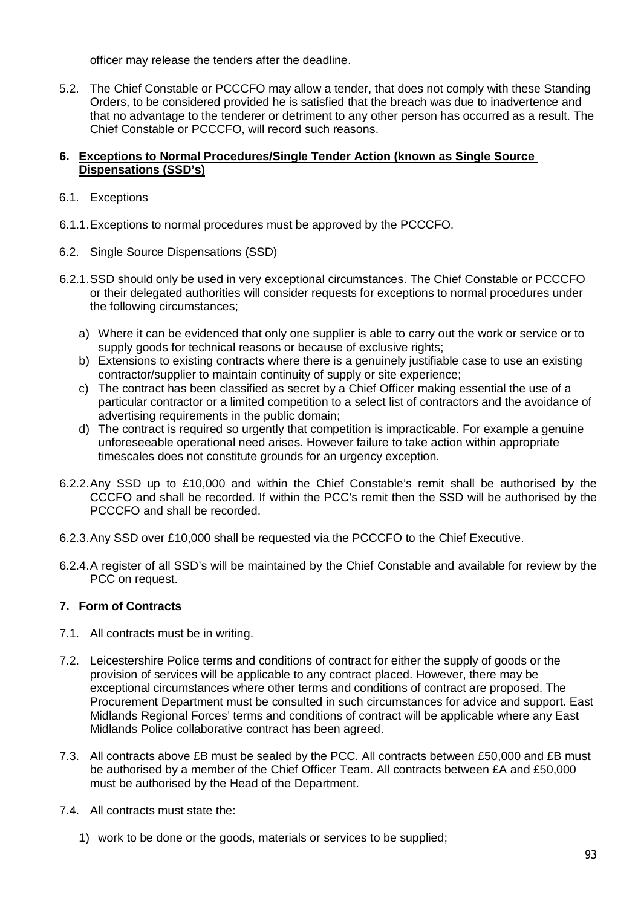officer may release the tenders after the deadline.

5.2. The Chief Constable or PCCCFO may allow a tender, that does not comply with these Standing Orders, to be considered provided he is satisfied that the breach was due to inadvertence and that no advantage to the tenderer or detriment to any other person has occurred as a result. The Chief Constable or PCCCFO, will record such reasons.

## 6. Exceptions to Normal Procedures/Single Tender Action (known as Single Source Dispensations (SSD's)

6.1. Exceptions

6.1.1. Exceptions to normal procedures must be approved by the PCCCFO.

6.2. Single Source Dispensations (SSD)

6.2.1. SSD should only be used in very exceptional circumstances. The Chief Constable or PCCCFO or their delegated authorities will consider requests for exceptions to normal procedures under the following circumstances;

a) Where it can be evidenced that only one supplier is able to carry out the work or service or to supply goods for technical reasons or because of exclusive rights;
b) Extensions to existing contracts where there is a genuinely justifiable case to use an existing contractor/supplier to maintain continuity of supply or site experience;
c) The contract has been classified as secret by a Chief Officer making essential the use of a particular contractor or a limited competition to a select list of contractors and the avoidance of advertising requirements in the public domain;
d) The contract is required so urgently that competition is impracticable. For example a genuine unforeseeable operational need arises. However failure to take action within appropriate timescales does not constitute grounds for an urgency exception.

6.2.2. Any SSD up to £10,000 and within the Chief Constable's remit shall be authorised by the CCCFO and shall be recorded. If within the PCC's remit then the SSD will be authorised by the PCCCFO and shall be recorded.

6.2.3. Any SSD over £10,000 shall be requested via the PCCCFO to the Chief Executive.

6.2.4. A register of all SSD's will be maintained by the Chief Constable and available for review by the PCC on request.

## 7. Form of Contracts

7.1. All contracts must be in writing.

7.2. Leicestershire Police terms and conditions of contract for either the supply of goods or the provision of services will be applicable to any contract placed. However, there may be exceptional circumstances where other terms and conditions of contract are proposed. The Procurement Department must be consulted in such circumstances for advice and support. East Midlands Regional Forces' terms and conditions of contract will be applicable where any East Midlands Police collaborative contract has been agreed.

7.3. All contracts above £B must be sealed by the PCC. All contracts between £50,000 and £B must be authorised by a member of the Chief Officer Team. All contracts between £A and £50,000 must be authorised by the Head of the Department.

7.4. All contracts must state the:

1) work to be done or the goods, materials or services to be supplied;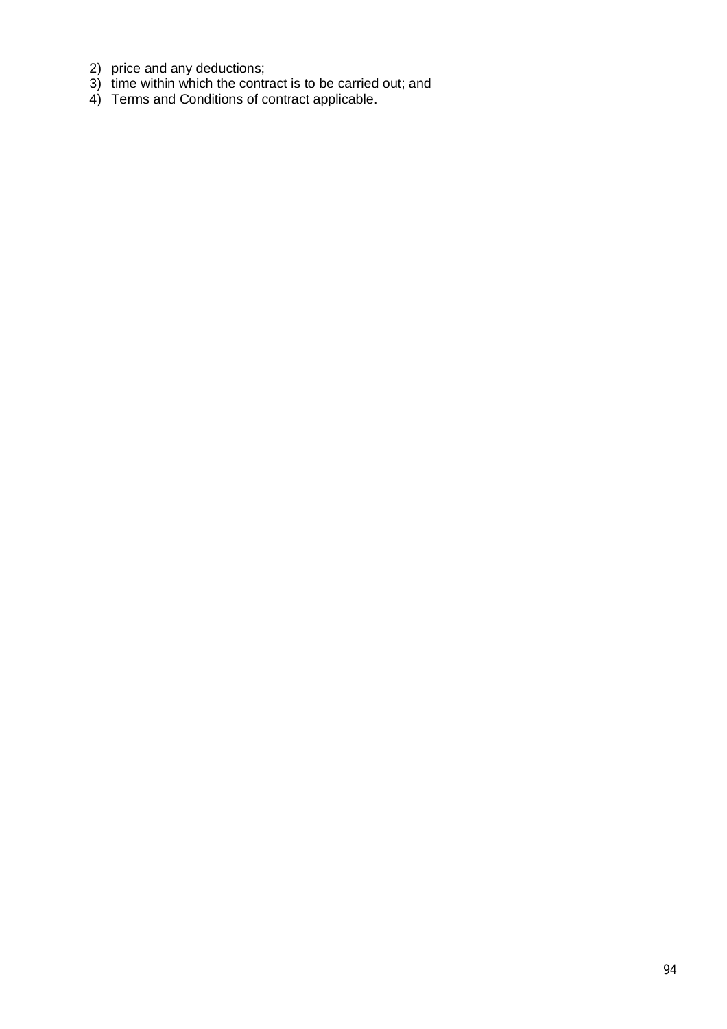2) price and any deductions;
3) time within which the contract is to be carried out; and
4) Terms and Conditions of contract applicable.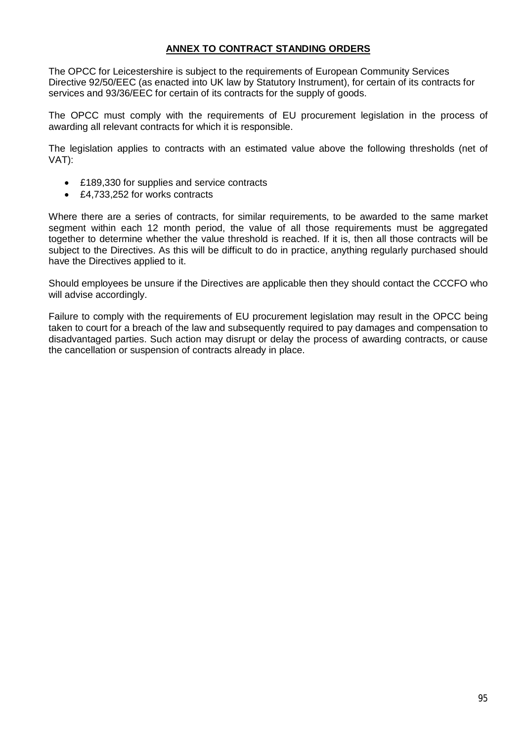**ANNEX TO CONTRACT STANDING ORDERS**

The OPCC for Leicestershire is subject to the requirements of European Community Services Directive 92/50/EEC (as enacted into UK law by Statutory Instrument), for certain of its contracts for services and 93/36/EEC for certain of its contracts for the supply of goods.

The OPCC must comply with the requirements of EU procurement legislation in the process of awarding all relevant contracts for which it is responsible.

The legislation applies to contracts with an estimated value above the following thresholds (net of VAT):

- £189,330 for supplies and service contracts
- £4,733,252 for works contracts

Where there are a series of contracts, for similar requirements, to be awarded to the same market segment within each 12 month period, the value of all those requirements must be aggregated together to determine whether the value threshold is reached. If it is, then all those contracts will be subject to the Directives. As this will be difficult to do in practice, anything regularly purchased should have the Directives applied to it.

Should employees be unsure if the Directives are applicable then they should contact the CCCFO who will advise accordingly.

Failure to comply with the requirements of EU procurement legislation may result in the OPCC being taken to court for a breach of the law and subsequently required to pay damages and compensation to disadvantaged parties. Such action may disrupt or delay the process of awarding contracts, or cause the cancellation or suspension of contracts already in place.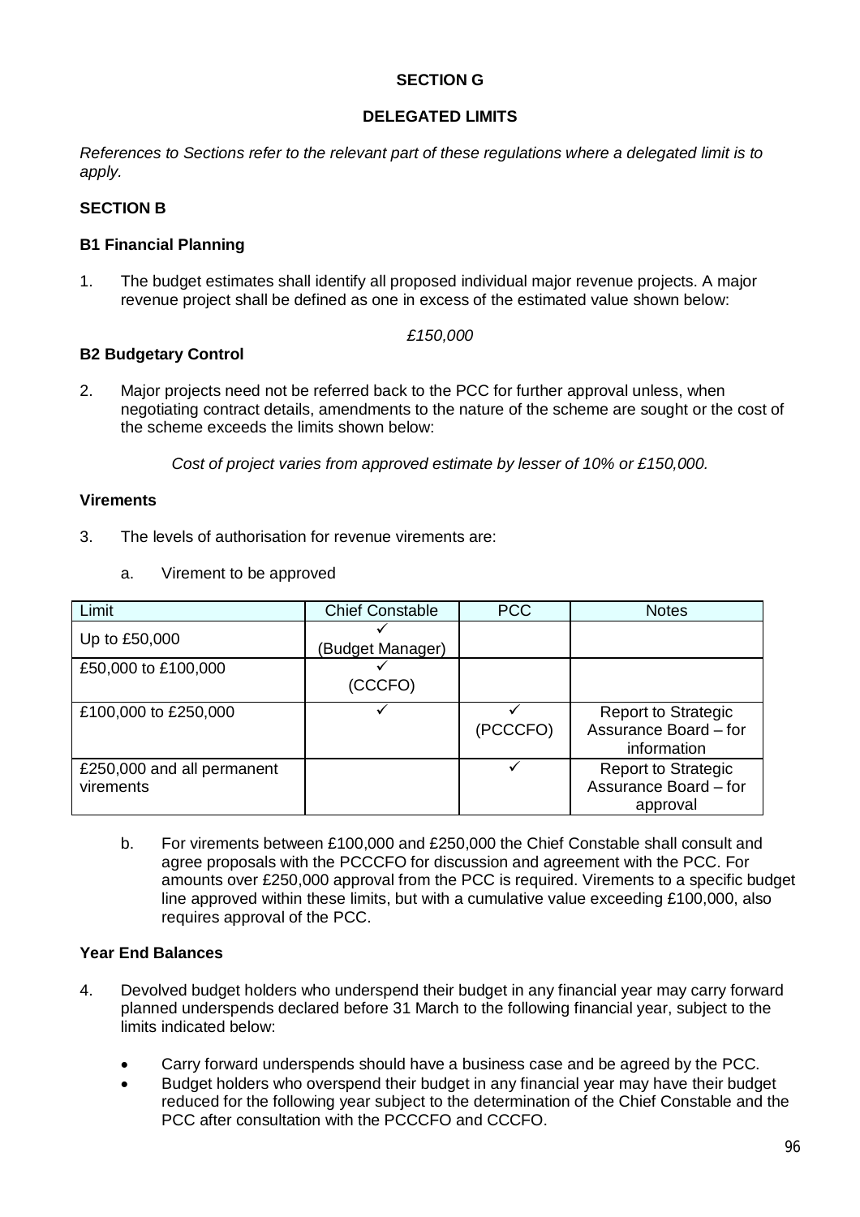## SECTION G

## DELEGATED LIMITS

*References to Sections refer to the relevant part of these regulations where a delegated limit is to apply.*

### SECTION B

**B1 Financial Planning**

1. The budget estimates shall identify all proposed individual major revenue projects. A major revenue project shall be defined as one in excess of the estimated value shown below:

*£150,000*

**B2 Budgetary Control**

2. Major projects need not be referred back to the PCC for further approval unless, when negotiating contract details, amendments to the nature of the scheme are sought or the cost of the scheme exceeds the limits shown below:

*Cost of project varies from approved estimate by lesser of 10% or £150,000.*

**Virements**

3. The levels of authorisation for revenue virements are:

   a. Virement to be approved

| Limit | Chief Constable | PCC | Notes |
|---|---|---|---|
| Up to £50,000 | ✓ (Budget Manager) | | |
| £50,000 to £100,000 | ✓ (CCCFO) | | |
| £100,000 to £250,000 | ✓ | ✓ (PCCCFO) | Report to Strategic Assurance Board – for information |
| £250,000 and all permanent virements | | ✓ | Report to Strategic Assurance Board – for approval |

   b. For virements between £100,000 and £250,000 the Chief Constable shall consult and agree proposals with the PCCCFO for discussion and agreement with the PCC. For amounts over £250,000 approval from the PCC is required. Virements to a specific budget line approved within these limits, but with a cumulative value exceeding £100,000, also requires approval of the PCC.

**Year End Balances**

4. Devolved budget holders who underspend their budget in any financial year may carry forward planned underspends declared before 31 March to the following financial year, subject to the limits indicated below:

   - Carry forward underspends should have a business case and be agreed by the PCC.
   - Budget holders who overspend their budget in any financial year may have their budget reduced for the following year subject to the determination of the Chief Constable and the PCC after consultation with the PCCCFO and CCCFO.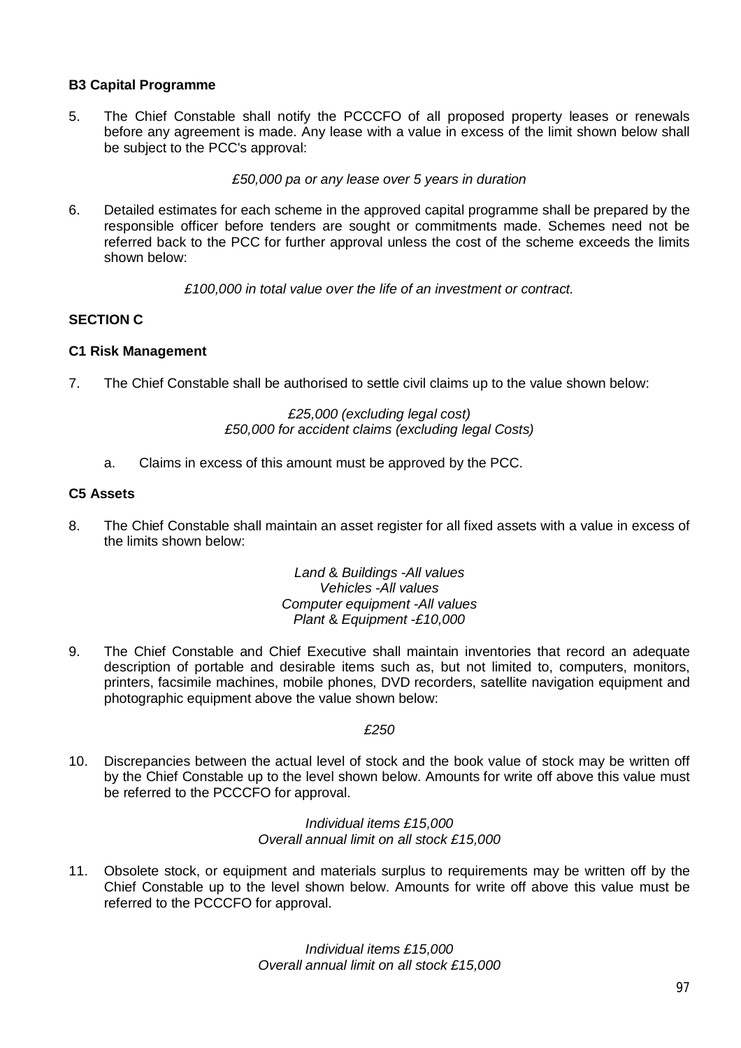### B3 Capital Programme

5. The Chief Constable shall notify the PCCCFO of all proposed property leases or renewals before any agreement is made. Any lease with a value in excess of the limit shown below shall be subject to the PCC's approval:

*£50,000 pa or any lease over 5 years in duration*

6. Detailed estimates for each scheme in the approved capital programme shall be prepared by the responsible officer before tenders are sought or commitments made. Schemes need not be referred back to the PCC for further approval unless the cost of the scheme exceeds the limits shown below:

*£100,000 in total value over the life of an investment or contract.*

## SECTION C

### C1 Risk Management

7. The Chief Constable shall be authorised to settle civil claims up to the value shown below:

*£25,000 (excluding legal cost)*
*£50,000 for accident claims (excluding legal Costs)*

   a. Claims in excess of this amount must be approved by the PCC.

### C5 Assets

8. The Chief Constable shall maintain an asset register for all fixed assets with a value in excess of the limits shown below:

*Land & Buildings -All values*
*Vehicles -All values*
*Computer equipment -All values*
*Plant & Equipment -£10,000*

9. The Chief Constable and Chief Executive shall maintain inventories that record an adequate description of portable and desirable items such as, but not limited to, computers, monitors, printers, facsimile machines, mobile phones, DVD recorders, satellite navigation equipment and photographic equipment above the value shown below:

*£250*

10. Discrepancies between the actual level of stock and the book value of stock may be written off by the Chief Constable up to the level shown below. Amounts for write off above this value must be referred to the PCCCFO for approval.

*Individual items £15,000*
*Overall annual limit on all stock £15,000*

11. Obsolete stock, or equipment and materials surplus to requirements may be written off by the Chief Constable up to the level shown below. Amounts for write off above this value must be referred to the PCCCFO for approval.

*Individual items £15,000*
*Overall annual limit on all stock £15,000*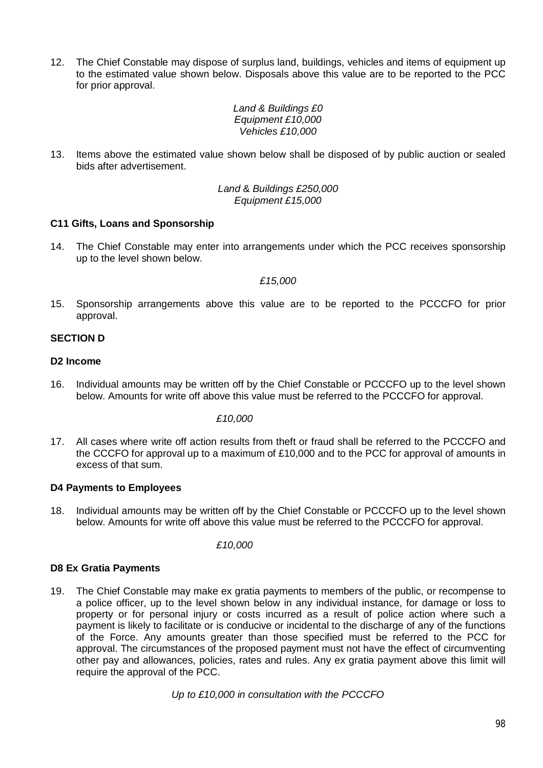12. The Chief Constable may dispose of surplus land, buildings, vehicles and items of equipment up to the estimated value shown below. Disposals above this value are to be reported to the PCC for prior approval.

*Land & Buildings £0*
*Equipment £10,000*
*Vehicles £10,000*

13. Items above the estimated value shown below shall be disposed of by public auction or sealed bids after advertisement.

*Land & Buildings £250,000*
*Equipment £15,000*

**C11 Gifts, Loans and Sponsorship**

14. The Chief Constable may enter into arrangements under which the PCC receives sponsorship up to the level shown below.

*£15,000*

15. Sponsorship arrangements above this value are to be reported to the PCCCFO for prior approval.

**SECTION D**

**D2 Income**

16. Individual amounts may be written off by the Chief Constable or PCCCFO up to the level shown below. Amounts for write off above this value must be referred to the PCCCFO for approval.

*£10,000*

17. All cases where write off action results from theft or fraud shall be referred to the PCCCFO and the CCCFO for approval up to a maximum of £10,000 and to the PCC for approval of amounts in excess of that sum.

**D4 Payments to Employees**

18. Individual amounts may be written off by the Chief Constable or PCCCFO up to the level shown below. Amounts for write off above this value must be referred to the PCCCFO for approval.

*£10,000*

**D8 Ex Gratia Payments**

19. The Chief Constable may make ex gratia payments to members of the public, or recompense to a police officer, up to the level shown below in any individual instance, for damage or loss to property or for personal injury or costs incurred as a result of police action where such a payment is likely to facilitate or is conducive or incidental to the discharge of any of the functions of the Force. Any amounts greater than those specified must be referred to the PCC for approval. The circumstances of the proposed payment must not have the effect of circumventing other pay and allowances, policies, rates and rules. Any ex gratia payment above this limit will require the approval of the PCC.

*Up to £10,000 in consultation with the PCCCFO*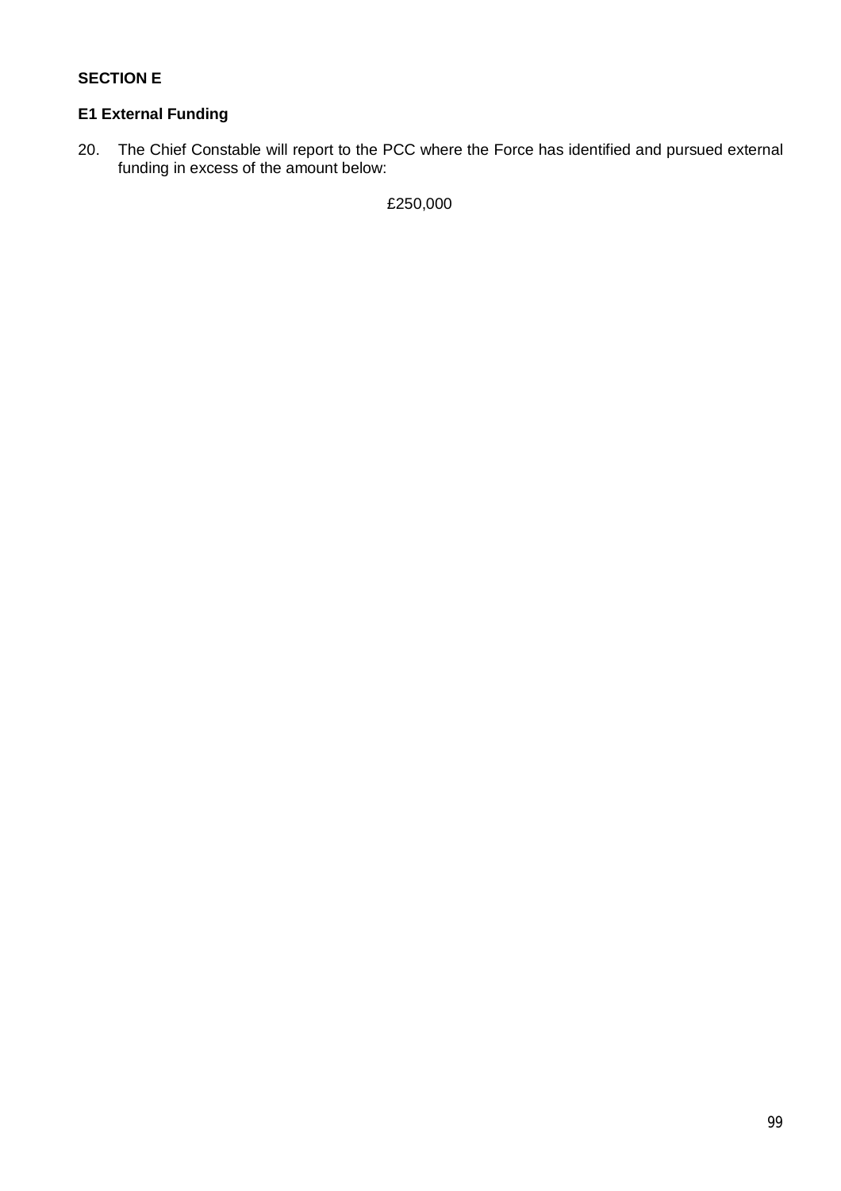**SECTION E**

**E1 External Funding**

20. The Chief Constable will report to the PCC where the Force has identified and pursued external funding in excess of the amount below:

£250,000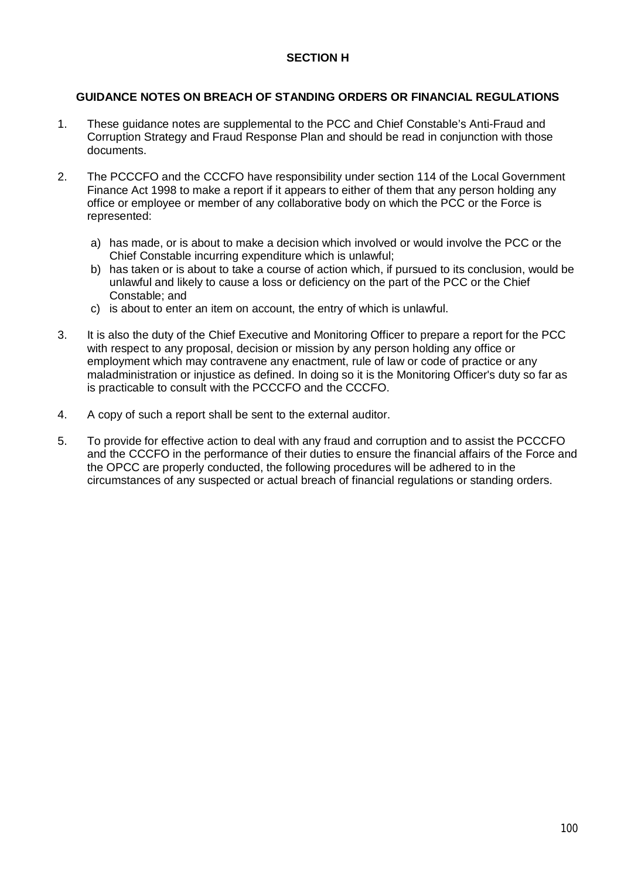## SECTION H

### GUIDANCE NOTES ON BREACH OF STANDING ORDERS OR FINANCIAL REGULATIONS

1. These guidance notes are supplemental to the PCC and Chief Constable's Anti-Fraud and Corruption Strategy and Fraud Response Plan and should be read in conjunction with those documents.

2. The PCCCFO and the CCCFO have responsibility under section 114 of the Local Government Finance Act 1998 to make a report if it appears to either of them that any person holding any office or employee or member of any collaborative body on which the PCC or the Force is represented:

   a) has made, or is about to make a decision which involved or would involve the PCC or the Chief Constable incurring expenditure which is unlawful;
   b) has taken or is about to take a course of action which, if pursued to its conclusion, would be unlawful and likely to cause a loss or deficiency on the part of the PCC or the Chief Constable; and
   c) is about to enter an item on account, the entry of which is unlawful.

3. It is also the duty of the Chief Executive and Monitoring Officer to prepare a report for the PCC with respect to any proposal, decision or mission by any person holding any office or employment which may contravene any enactment, rule of law or code of practice or any maladministration or injustice as defined. In doing so it is the Monitoring Officer's duty so far as is practicable to consult with the PCCCFO and the CCCFO.

4. A copy of such a report shall be sent to the external auditor.

5. To provide for effective action to deal with any fraud and corruption and to assist the PCCCFO and the CCCFO in the performance of their duties to ensure the financial affairs of the Force and the OPCC are properly conducted, the following procedures will be adhered to in the circumstances of any suspected or actual breach of financial regulations or standing orders.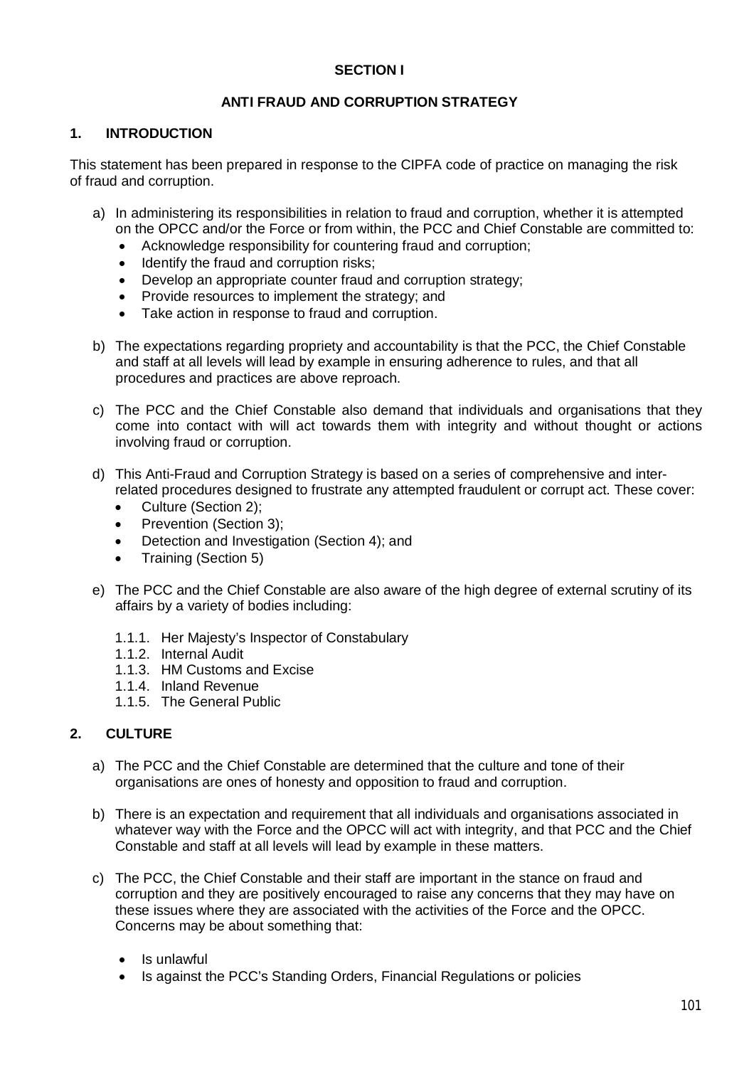**SECTION I**

**ANTI FRAUD AND CORRUPTION STRATEGY**

## 1. INTRODUCTION

This statement has been prepared in response to the CIPFA code of practice on managing the risk of fraud and corruption.

a) In administering its responsibilities in relation to fraud and corruption, whether it is attempted on the OPCC and/or the Force or from within, the PCC and Chief Constable are committed to:
   - Acknowledge responsibility for countering fraud and corruption;
   - Identify the fraud and corruption risks;
   - Develop an appropriate counter fraud and corruption strategy;
   - Provide resources to implement the strategy; and
   - Take action in response to fraud and corruption.

b) The expectations regarding propriety and accountability is that the PCC, the Chief Constable and staff at all levels will lead by example in ensuring adherence to rules, and that all procedures and practices are above reproach.

c) The PCC and the Chief Constable also demand that individuals and organisations that they come into contact with will act towards them with integrity and without thought or actions involving fraud or corruption.

d) This Anti-Fraud and Corruption Strategy is based on a series of comprehensive and inter-related procedures designed to frustrate any attempted fraudulent or corrupt act. These cover:
   - Culture (Section 2);
   - Prevention (Section 3);
   - Detection and Investigation (Section 4); and
   - Training (Section 5)

e) The PCC and the Chief Constable are also aware of the high degree of external scrutiny of its affairs by a variety of bodies including:

   1.1.1. Her Majesty's Inspector of Constabulary
   1.1.2. Internal Audit
   1.1.3. HM Customs and Excise
   1.1.4. Inland Revenue
   1.1.5. The General Public

## 2. CULTURE

a) The PCC and the Chief Constable are determined that the culture and tone of their organisations are ones of honesty and opposition to fraud and corruption.

b) There is an expectation and requirement that all individuals and organisations associated in whatever way with the Force and the OPCC will act with integrity, and that PCC and the Chief Constable and staff at all levels will lead by example in these matters.

c) The PCC, the Chief Constable and their staff are important in the stance on fraud and corruption and they are positively encouraged to raise any concerns that they may have on these issues where they are associated with the activities of the Force and the OPCC. Concerns may be about something that:

   - Is unlawful
   - Is against the PCC's Standing Orders, Financial Regulations or policies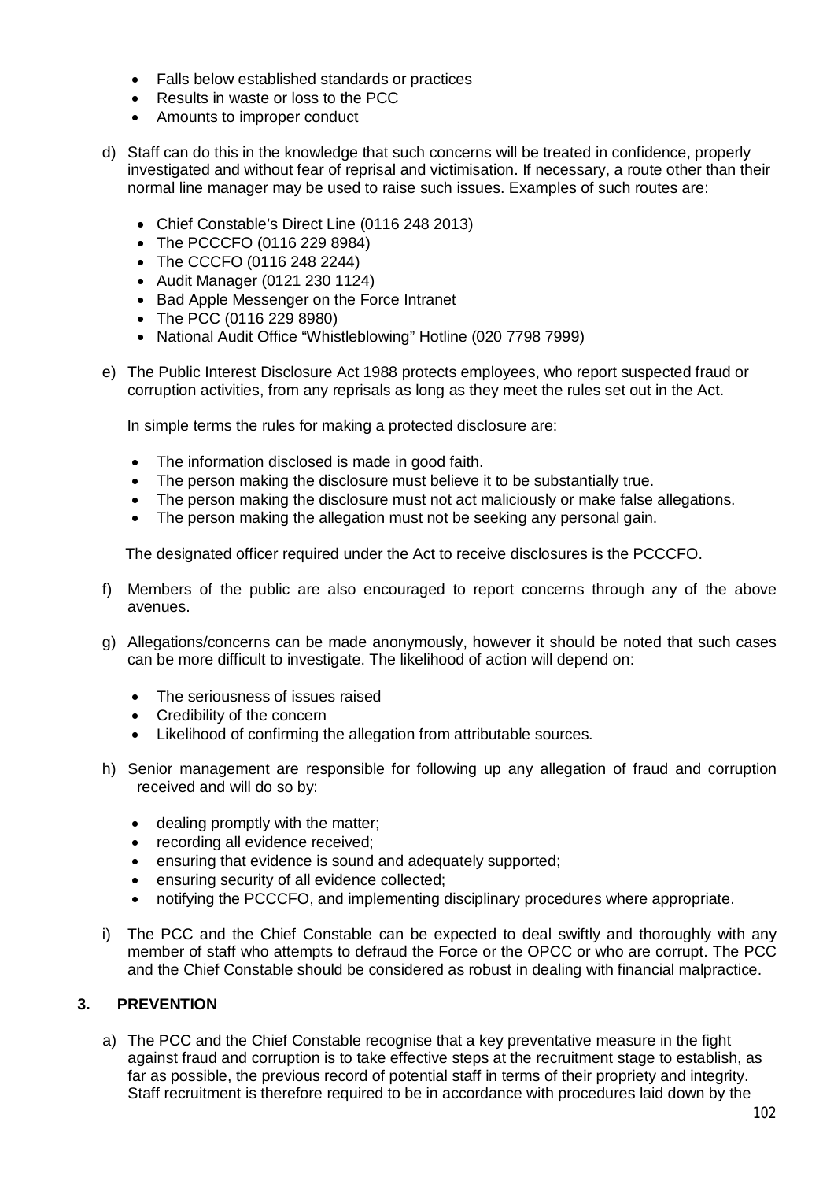- Falls below established standards or practices
- Results in waste or loss to the PCC
- Amounts to improper conduct

d) Staff can do this in the knowledge that such concerns will be treated in confidence, properly investigated and without fear of reprisal and victimisation. If necessary, a route other than their normal line manager may be used to raise such issues. Examples of such routes are:

   - Chief Constable's Direct Line (0116 248 2013)
   - The PCCCFO (0116 229 8984)
   - The CCCFO (0116 248 2244)
   - Audit Manager (0121 230 1124)
   - Bad Apple Messenger on the Force Intranet
   - The PCC (0116 229 8980)
   - National Audit Office "Whistleblowing" Hotline (020 7798 7999)

e) The Public Interest Disclosure Act 1988 protects employees, who report suspected fraud or corruption activities, from any reprisals as long as they meet the rules set out in the Act.

   In simple terms the rules for making a protected disclosure are:

   - The information disclosed is made in good faith.
   - The person making the disclosure must believe it to be substantially true.
   - The person making the disclosure must not act maliciously or make false allegations.
   - The person making the allegation must not be seeking any personal gain.

   The designated officer required under the Act to receive disclosures is the PCCCFO.

f) Members of the public are also encouraged to report concerns through any of the above avenues.

g) Allegations/concerns can be made anonymously, however it should be noted that such cases can be more difficult to investigate. The likelihood of action will depend on:

   - The seriousness of issues raised
   - Credibility of the concern
   - Likelihood of confirming the allegation from attributable sources.

h) Senior management are responsible for following up any allegation of fraud and corruption received and will do so by:

   - dealing promptly with the matter;
   - recording all evidence received;
   - ensuring that evidence is sound and adequately supported;
   - ensuring security of all evidence collected;
   - notifying the PCCCFO, and implementing disciplinary procedures where appropriate.

i) The PCC and the Chief Constable can be expected to deal swiftly and thoroughly with any member of staff who attempts to defraud the Force or the OPCC or who are corrupt. The PCC and the Chief Constable should be considered as robust in dealing with financial malpractice.

## 3. PREVENTION

a) The PCC and the Chief Constable recognise that a key preventative measure in the fight against fraud and corruption is to take effective steps at the recruitment stage to establish, as far as possible, the previous record of potential staff in terms of their propriety and integrity. Staff recruitment is therefore required to be in accordance with procedures laid down by the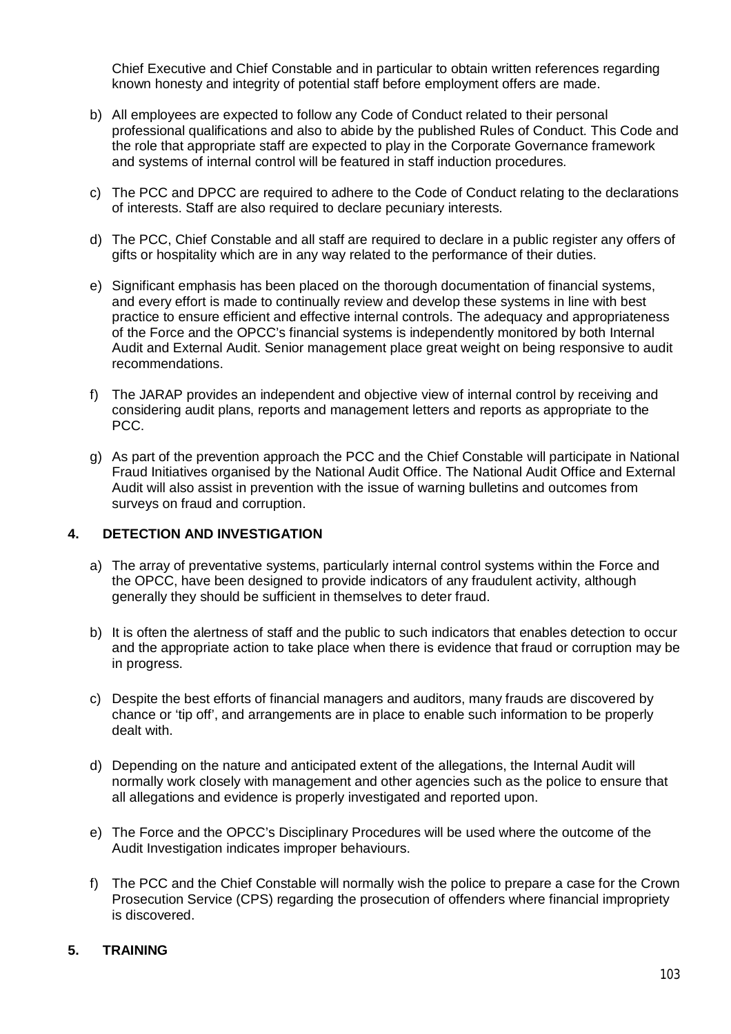Chief Executive and Chief Constable and in particular to obtain written references regarding known honesty and integrity of potential staff before employment offers are made.

b) All employees are expected to follow any Code of Conduct related to their personal professional qualifications and also to abide by the published Rules of Conduct. This Code and the role that appropriate staff are expected to play in the Corporate Governance framework and systems of internal control will be featured in staff induction procedures.

c) The PCC and DPCC are required to adhere to the Code of Conduct relating to the declarations of interests. Staff are also required to declare pecuniary interests.

d) The PCC, Chief Constable and all staff are required to declare in a public register any offers of gifts or hospitality which are in any way related to the performance of their duties.

e) Significant emphasis has been placed on the thorough documentation of financial systems, and every effort is made to continually review and develop these systems in line with best practice to ensure efficient and effective internal controls. The adequacy and appropriateness of the Force and the OPCC's financial systems is independently monitored by both Internal Audit and External Audit. Senior management place great weight on being responsive to audit recommendations.

f) The JARAP provides an independent and objective view of internal control by receiving and considering audit plans, reports and management letters and reports as appropriate to the PCC.

g) As part of the prevention approach the PCC and the Chief Constable will participate in National Fraud Initiatives organised by the National Audit Office. The National Audit Office and External Audit will also assist in prevention with the issue of warning bulletins and outcomes from surveys on fraud and corruption.

## 4. DETECTION AND INVESTIGATION

a) The array of preventative systems, particularly internal control systems within the Force and the OPCC, have been designed to provide indicators of any fraudulent activity, although generally they should be sufficient in themselves to deter fraud.

b) It is often the alertness of staff and the public to such indicators that enables detection to occur and the appropriate action to take place when there is evidence that fraud or corruption may be in progress.

c) Despite the best efforts of financial managers and auditors, many frauds are discovered by chance or 'tip off', and arrangements are in place to enable such information to be properly dealt with.

d) Depending on the nature and anticipated extent of the allegations, the Internal Audit will normally work closely with management and other agencies such as the police to ensure that all allegations and evidence is properly investigated and reported upon.

e) The Force and the OPCC's Disciplinary Procedures will be used where the outcome of the Audit Investigation indicates improper behaviours.

f) The PCC and the Chief Constable will normally wish the police to prepare a case for the Crown Prosecution Service (CPS) regarding the prosecution of offenders where financial impropriety is discovered.

## 5. TRAINING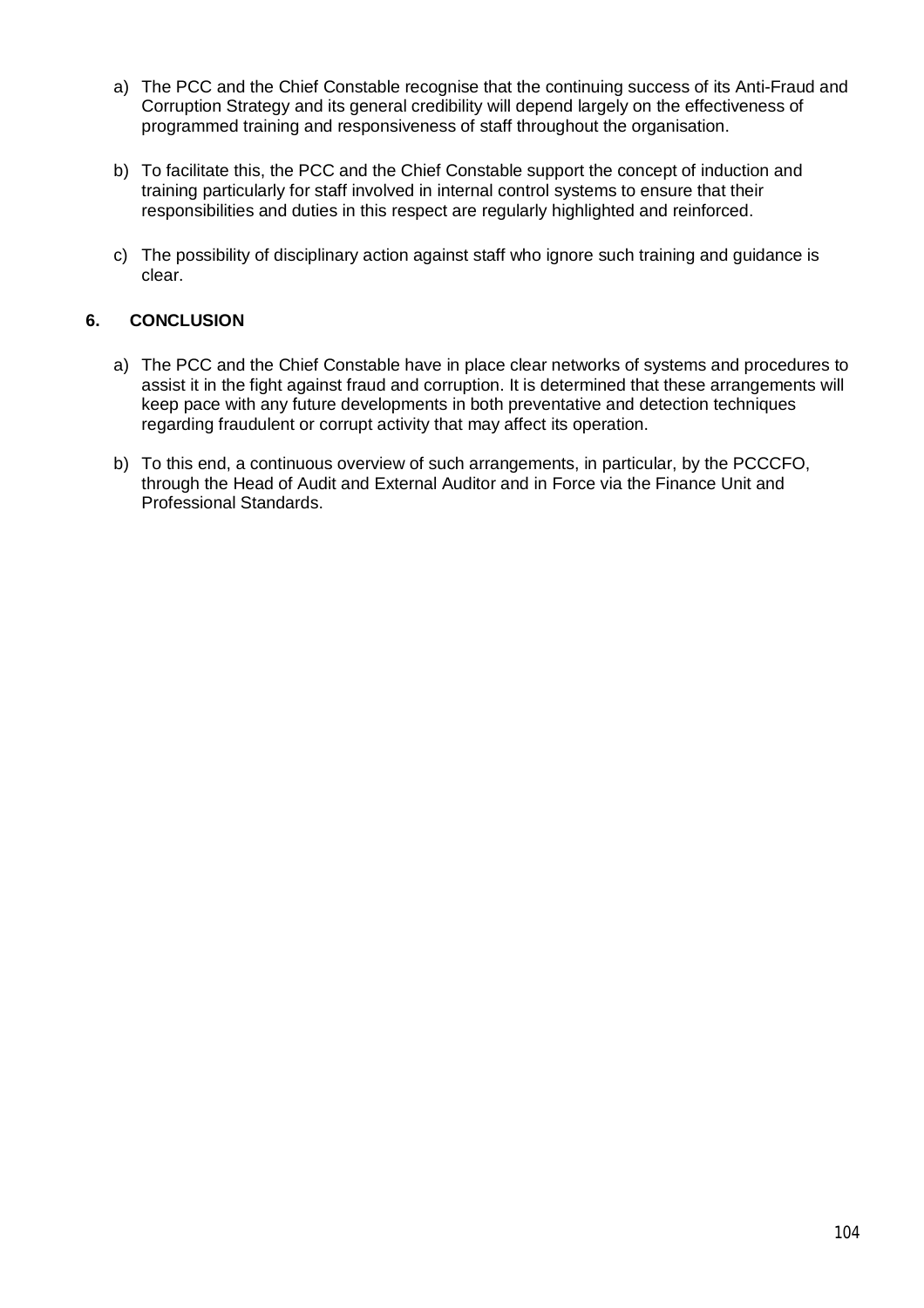a) The PCC and the Chief Constable recognise that the continuing success of its Anti-Fraud and Corruption Strategy and its general credibility will depend largely on the effectiveness of programmed training and responsiveness of staff throughout the organisation.

b) To facilitate this, the PCC and the Chief Constable support the concept of induction and training particularly for staff involved in internal control systems to ensure that their responsibilities and duties in this respect are regularly highlighted and reinforced.

c) The possibility of disciplinary action against staff who ignore such training and guidance is clear.

## 6. CONCLUSION

a) The PCC and the Chief Constable have in place clear networks of systems and procedures to assist it in the fight against fraud and corruption. It is determined that these arrangements will keep pace with any future developments in both preventative and detection techniques regarding fraudulent or corrupt activity that may affect its operation.

b) To this end, a continuous overview of such arrangements, in particular, by the PCCCFO, through the Head of Audit and External Auditor and in Force via the Finance Unit and Professional Standards.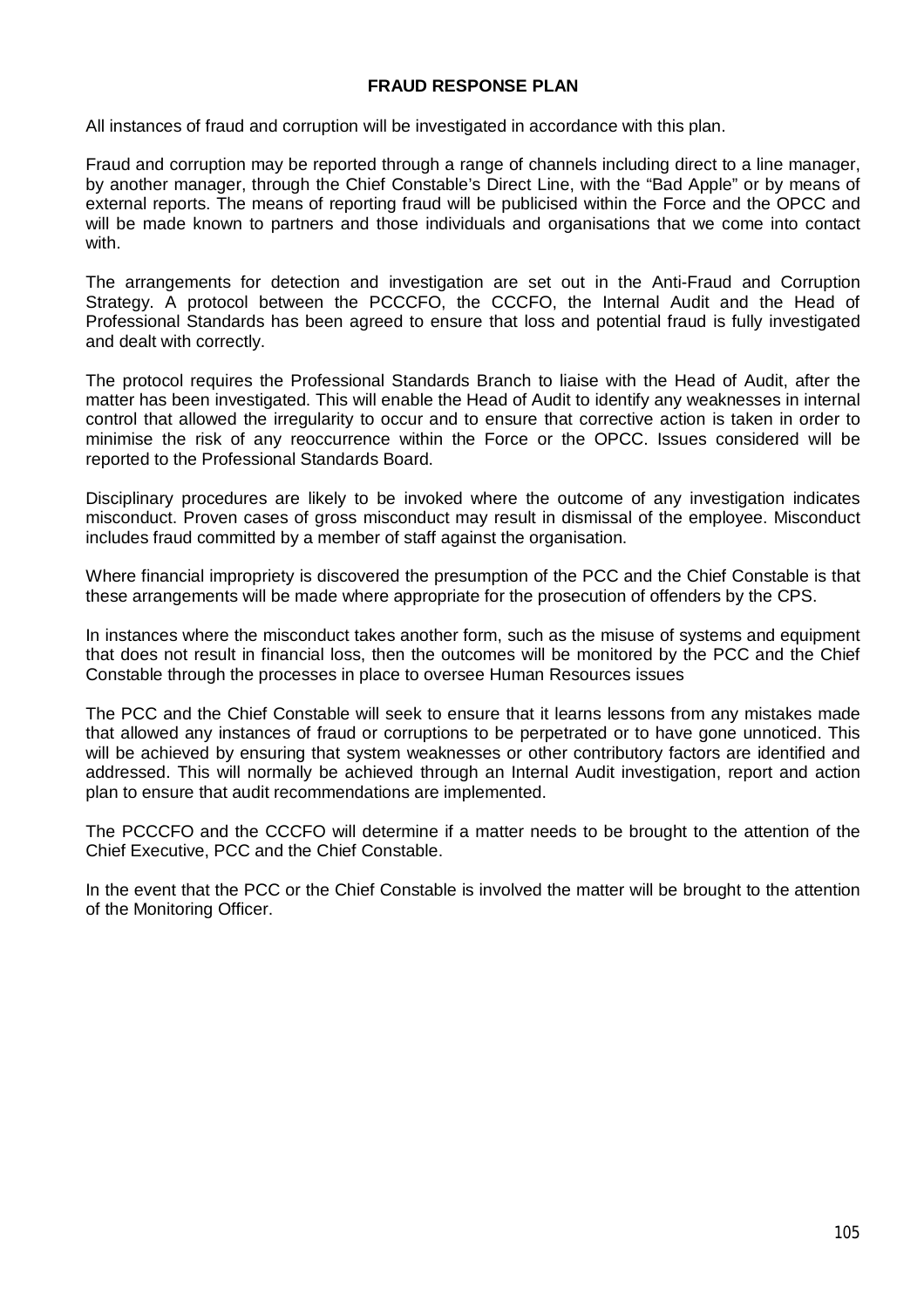## FRAUD RESPONSE PLAN

All instances of fraud and corruption will be investigated in accordance with this plan.

Fraud and corruption may be reported through a range of channels including direct to a line manager, by another manager, through the Chief Constable's Direct Line, with the "Bad Apple" or by means of external reports. The means of reporting fraud will be publicised within the Force and the OPCC and will be made known to partners and those individuals and organisations that we come into contact with.

The arrangements for detection and investigation are set out in the Anti-Fraud and Corruption Strategy. A protocol between the PCCCFO, the CCCFO, the Internal Audit and the Head of Professional Standards has been agreed to ensure that loss and potential fraud is fully investigated and dealt with correctly.

The protocol requires the Professional Standards Branch to liaise with the Head of Audit, after the matter has been investigated. This will enable the Head of Audit to identify any weaknesses in internal control that allowed the irregularity to occur and to ensure that corrective action is taken in order to minimise the risk of any reoccurrence within the Force or the OPCC. Issues considered will be reported to the Professional Standards Board.

Disciplinary procedures are likely to be invoked where the outcome of any investigation indicates misconduct. Proven cases of gross misconduct may result in dismissal of the employee. Misconduct includes fraud committed by a member of staff against the organisation.

Where financial impropriety is discovered the presumption of the PCC and the Chief Constable is that these arrangements will be made where appropriate for the prosecution of offenders by the CPS.

In instances where the misconduct takes another form, such as the misuse of systems and equipment that does not result in financial loss, then the outcomes will be monitored by the PCC and the Chief Constable through the processes in place to oversee Human Resources issues

The PCC and the Chief Constable will seek to ensure that it learns lessons from any mistakes made that allowed any instances of fraud or corruptions to be perpetrated or to have gone unnoticed. This will be achieved by ensuring that system weaknesses or other contributory factors are identified and addressed. This will normally be achieved through an Internal Audit investigation, report and action plan to ensure that audit recommendations are implemented.

The PCCCFO and the CCCFO will determine if a matter needs to be brought to the attention of the Chief Executive, PCC and the Chief Constable.

In the event that the PCC or the Chief Constable is involved the matter will be brought to the attention of the Monitoring Officer.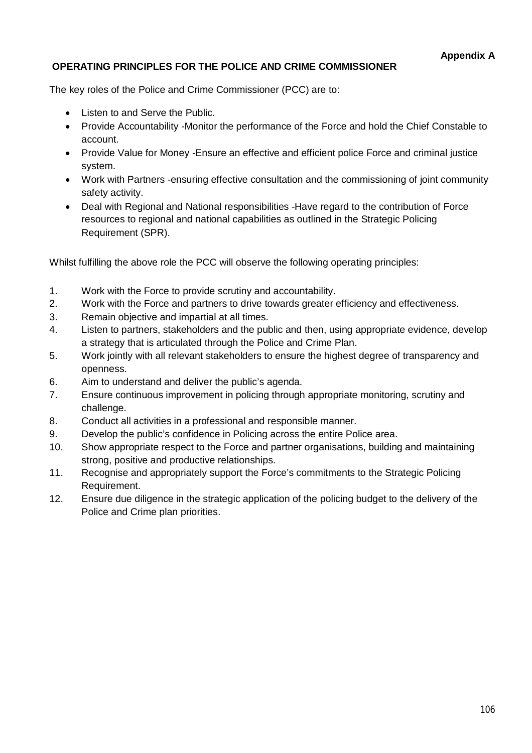**Appendix A**

## OPERATING PRINCIPLES FOR THE POLICE AND CRIME COMMISSIONER

The key roles of the Police and Crime Commissioner (PCC) are to:

- Listen to and Serve the Public.
- Provide Accountability -Monitor the performance of the Force and hold the Chief Constable to account.
- Provide Value for Money -Ensure an effective and efficient police Force and criminal justice system.
- Work with Partners -ensuring effective consultation and the commissioning of joint community safety activity.
- Deal with Regional and National responsibilities -Have regard to the contribution of Force resources to regional and national capabilities as outlined in the Strategic Policing Requirement (SPR).

Whilst fulfilling the above role the PCC will observe the following operating principles:

1. Work with the Force to provide scrutiny and accountability.
2. Work with the Force and partners to drive towards greater efficiency and effectiveness.
3. Remain objective and impartial at all times.
4. Listen to partners, stakeholders and the public and then, using appropriate evidence, develop a strategy that is articulated through the Police and Crime Plan.
5. Work jointly with all relevant stakeholders to ensure the highest degree of transparency and openness.
6. Aim to understand and deliver the public's agenda.
7. Ensure continuous improvement in policing through appropriate monitoring, scrutiny and challenge.
8. Conduct all activities in a professional and responsible manner.
9. Develop the public's confidence in Policing across the entire Police area.
10. Show appropriate respect to the Force and partner organisations, building and maintaining strong, positive and productive relationships.
11. Recognise and appropriately support the Force's commitments to the Strategic Policing Requirement.
12. Ensure due diligence in the strategic application of the policing budget to the delivery of the Police and Crime plan priorities.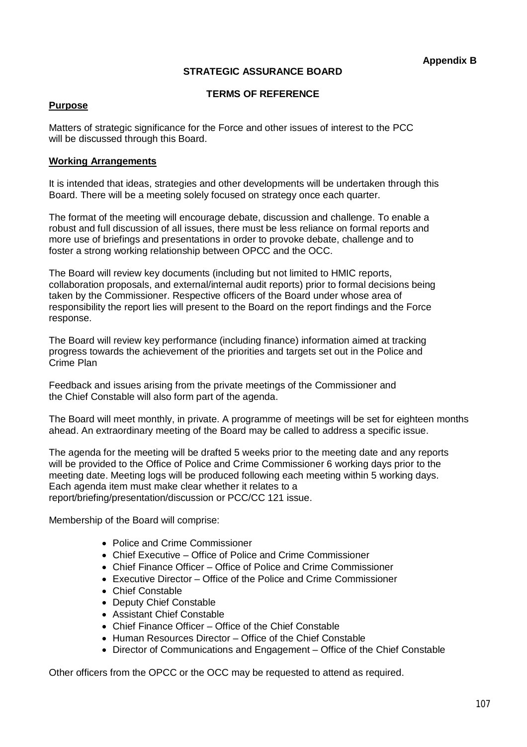**Appendix B**

**STRATEGIC ASSURANCE BOARD**

**TERMS OF REFERENCE**

**Purpose**

Matters of strategic significance for the Force and other issues of interest to the PCC will be discussed through this Board.

**Working Arrangements**

It is intended that ideas, strategies and other developments will be undertaken through this Board. There will be a meeting solely focused on strategy once each quarter.

The format of the meeting will encourage debate, discussion and challenge. To enable a robust and full discussion of all issues, there must be less reliance on formal reports and more use of briefings and presentations in order to provoke debate, challenge and to foster a strong working relationship between OPCC and the OCC.

The Board will review key documents (including but not limited to HMIC reports, collaboration proposals, and external/internal audit reports) prior to formal decisions being taken by the Commissioner. Respective officers of the Board under whose area of responsibility the report lies will present to the Board on the report findings and the Force response.

The Board will review key performance (including finance) information aimed at tracking progress towards the achievement of the priorities and targets set out in the Police and Crime Plan

Feedback and issues arising from the private meetings of the Commissioner and the Chief Constable will also form part of the agenda.

The Board will meet monthly, in private. A programme of meetings will be set for eighteen months ahead. An extraordinary meeting of the Board may be called to address a specific issue.

The agenda for the meeting will be drafted 5 weeks prior to the meeting date and any reports will be provided to the Office of Police and Crime Commissioner 6 working days prior to the meeting date. Meeting logs will be produced following each meeting within 5 working days. Each agenda item must make clear whether it relates to a report/briefing/presentation/discussion or PCC/CC 121 issue.

Membership of the Board will comprise:

- Police and Crime Commissioner
- Chief Executive – Office of Police and Crime Commissioner
- Chief Finance Officer – Office of Police and Crime Commissioner
- Executive Director – Office of the Police and Crime Commissioner
- Chief Constable
- Deputy Chief Constable
- Assistant Chief Constable
- Chief Finance Officer – Office of the Chief Constable
- Human Resources Director – Office of the Chief Constable
- Director of Communications and Engagement – Office of the Chief Constable

Other officers from the OPCC or the OCC may be requested to attend as required.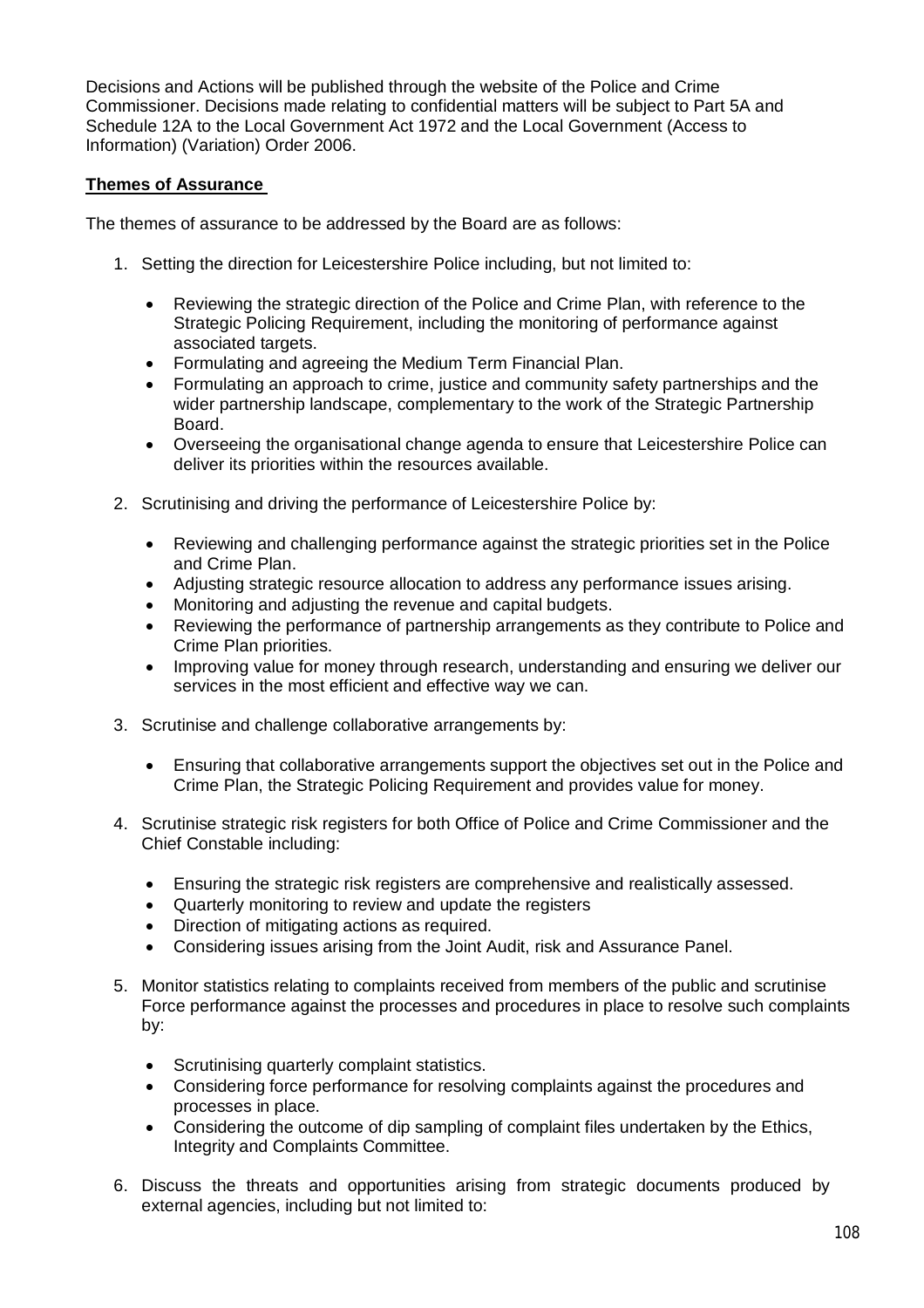Decisions and Actions will be published through the website of the Police and Crime Commissioner. Decisions made relating to confidential matters will be subject to Part 5A and Schedule 12A to the Local Government Act 1972 and the Local Government (Access to Information) (Variation) Order 2006.

**Themes of Assurance**

The themes of assurance to be addressed by the Board are as follows:

1. Setting the direction for Leicestershire Police including, but not limited to:

   - Reviewing the strategic direction of the Police and Crime Plan, with reference to the Strategic Policing Requirement, including the monitoring of performance against associated targets.
   - Formulating and agreeing the Medium Term Financial Plan.
   - Formulating an approach to crime, justice and community safety partnerships and the wider partnership landscape, complementary to the work of the Strategic Partnership Board.
   - Overseeing the organisational change agenda to ensure that Leicestershire Police can deliver its priorities within the resources available.

2. Scrutinising and driving the performance of Leicestershire Police by:

   - Reviewing and challenging performance against the strategic priorities set in the Police and Crime Plan.
   - Adjusting strategic resource allocation to address any performance issues arising.
   - Monitoring and adjusting the revenue and capital budgets.
   - Reviewing the performance of partnership arrangements as they contribute to Police and Crime Plan priorities.
   - Improving value for money through research, understanding and ensuring we deliver our services in the most efficient and effective way we can.

3. Scrutinise and challenge collaborative arrangements by:

   - Ensuring that collaborative arrangements support the objectives set out in the Police and Crime Plan, the Strategic Policing Requirement and provides value for money.

4. Scrutinise strategic risk registers for both Office of Police and Crime Commissioner and the Chief Constable including:

   - Ensuring the strategic risk registers are comprehensive and realistically assessed.
   - Quarterly monitoring to review and update the registers
   - Direction of mitigating actions as required.
   - Considering issues arising from the Joint Audit, risk and Assurance Panel.

5. Monitor statistics relating to complaints received from members of the public and scrutinise Force performance against the processes and procedures in place to resolve such complaints by:

   - Scrutinising quarterly complaint statistics.
   - Considering force performance for resolving complaints against the procedures and processes in place.
   - Considering the outcome of dip sampling of complaint files undertaken by the Ethics, Integrity and Complaints Committee.

6. Discuss the threats and opportunities arising from strategic documents produced by external agencies, including but not limited to: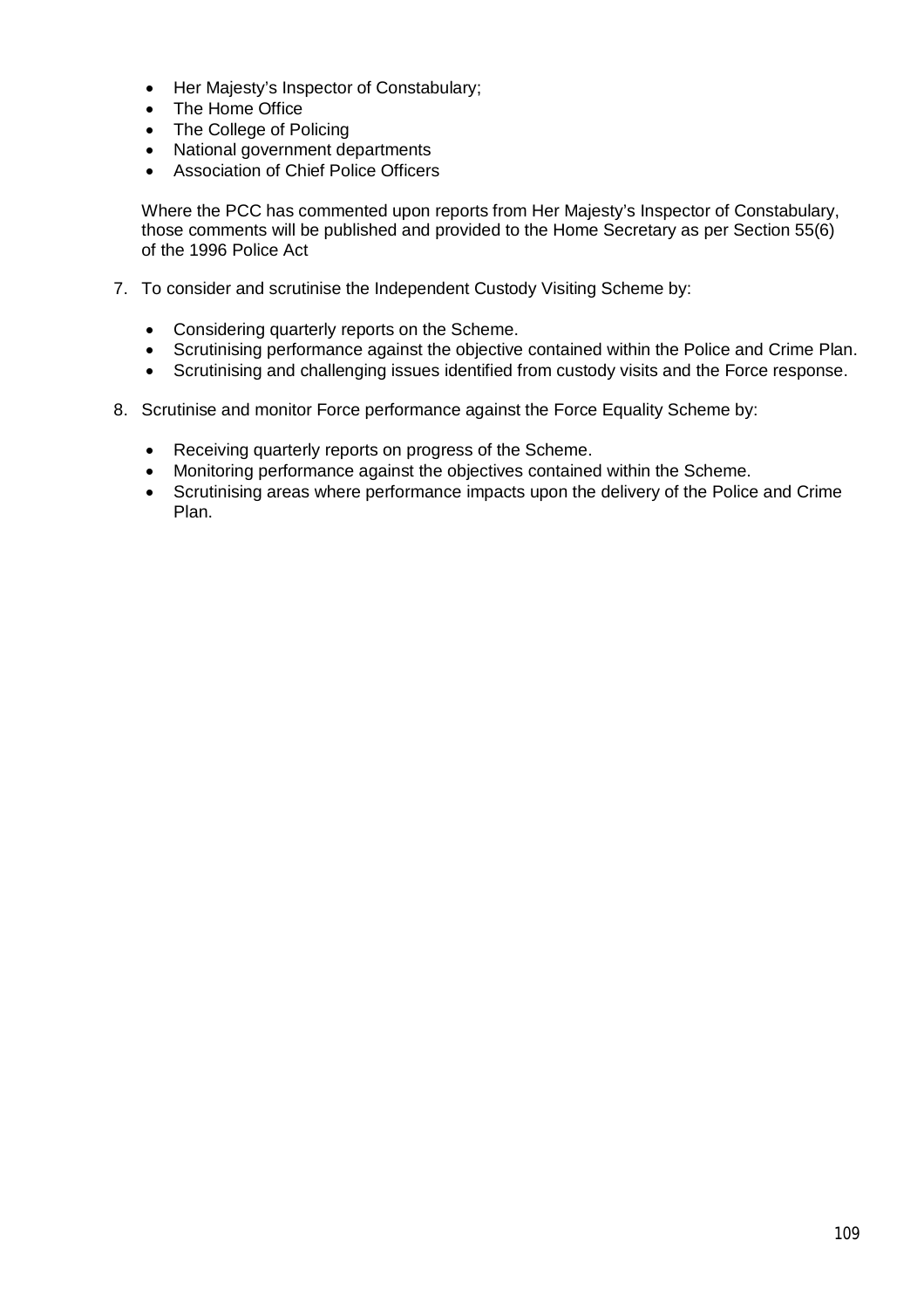- Her Majesty's Inspector of Constabulary;
- The Home Office
- The College of Policing
- National government departments
- Association of Chief Police Officers

Where the PCC has commented upon reports from Her Majesty's Inspector of Constabulary, those comments will be published and provided to the Home Secretary as per Section 55(6) of the 1996 Police Act

7. To consider and scrutinise the Independent Custody Visiting Scheme by:

    - Considering quarterly reports on the Scheme.
    - Scrutinising performance against the objective contained within the Police and Crime Plan.
    - Scrutinising and challenging issues identified from custody visits and the Force response.

8. Scrutinise and monitor Force performance against the Force Equality Scheme by:

    - Receiving quarterly reports on progress of the Scheme.
    - Monitoring performance against the objectives contained within the Scheme.
    - Scrutinising areas where performance impacts upon the delivery of the Police and Crime Plan.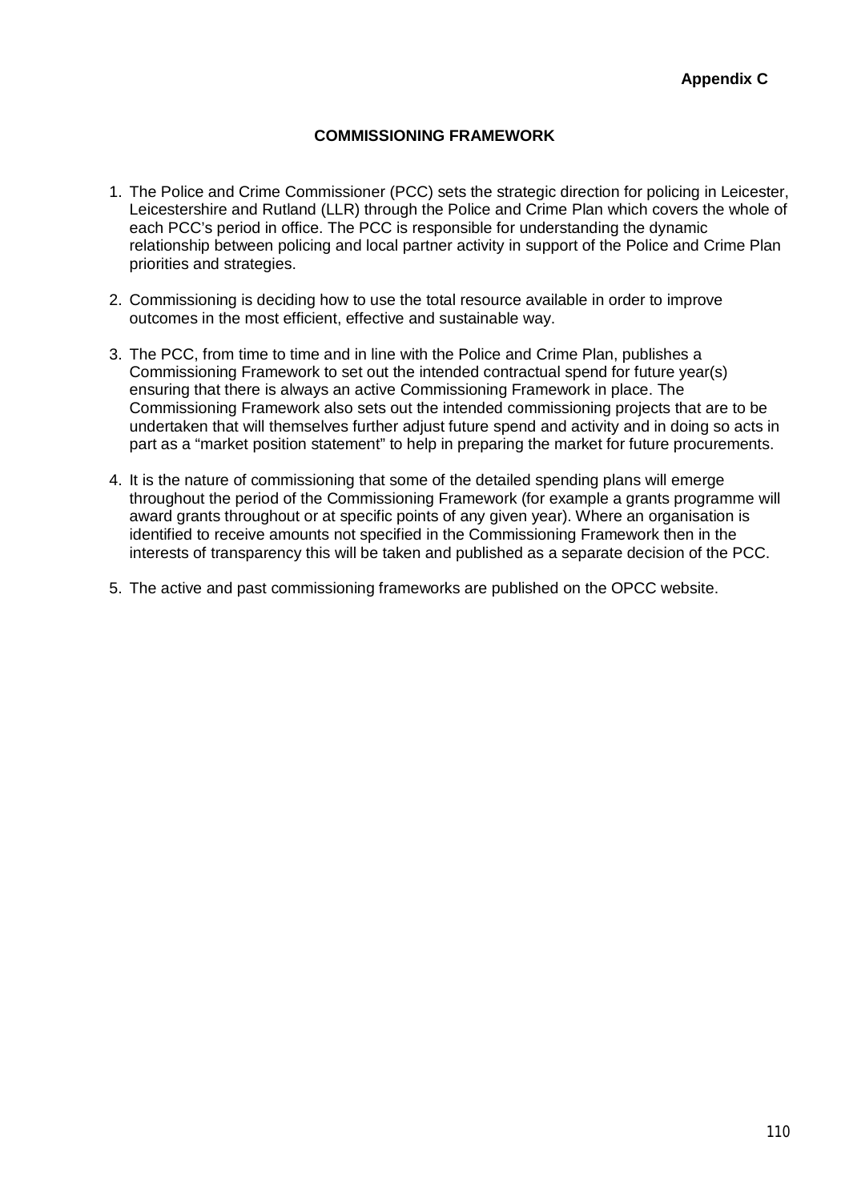**Appendix C**

## COMMISSIONING FRAMEWORK

1. The Police and Crime Commissioner (PCC) sets the strategic direction for policing in Leicester, Leicestershire and Rutland (LLR) through the Police and Crime Plan which covers the whole of each PCC's period in office. The PCC is responsible for understanding the dynamic relationship between policing and local partner activity in support of the Police and Crime Plan priorities and strategies.

2. Commissioning is deciding how to use the total resource available in order to improve outcomes in the most efficient, effective and sustainable way.

3. The PCC, from time to time and in line with the Police and Crime Plan, publishes a Commissioning Framework to set out the intended contractual spend for future year(s) ensuring that there is always an active Commissioning Framework in place. The Commissioning Framework also sets out the intended commissioning projects that are to be undertaken that will themselves further adjust future spend and activity and in doing so acts in part as a "market position statement" to help in preparing the market for future procurements.

4. It is the nature of commissioning that some of the detailed spending plans will emerge throughout the period of the Commissioning Framework (for example a grants programme will award grants throughout or at specific points of any given year). Where an organisation is identified to receive amounts not specified in the Commissioning Framework then in the interests of transparency this will be taken and published as a separate decision of the PCC.

5. The active and past commissioning frameworks are published on the OPCC website.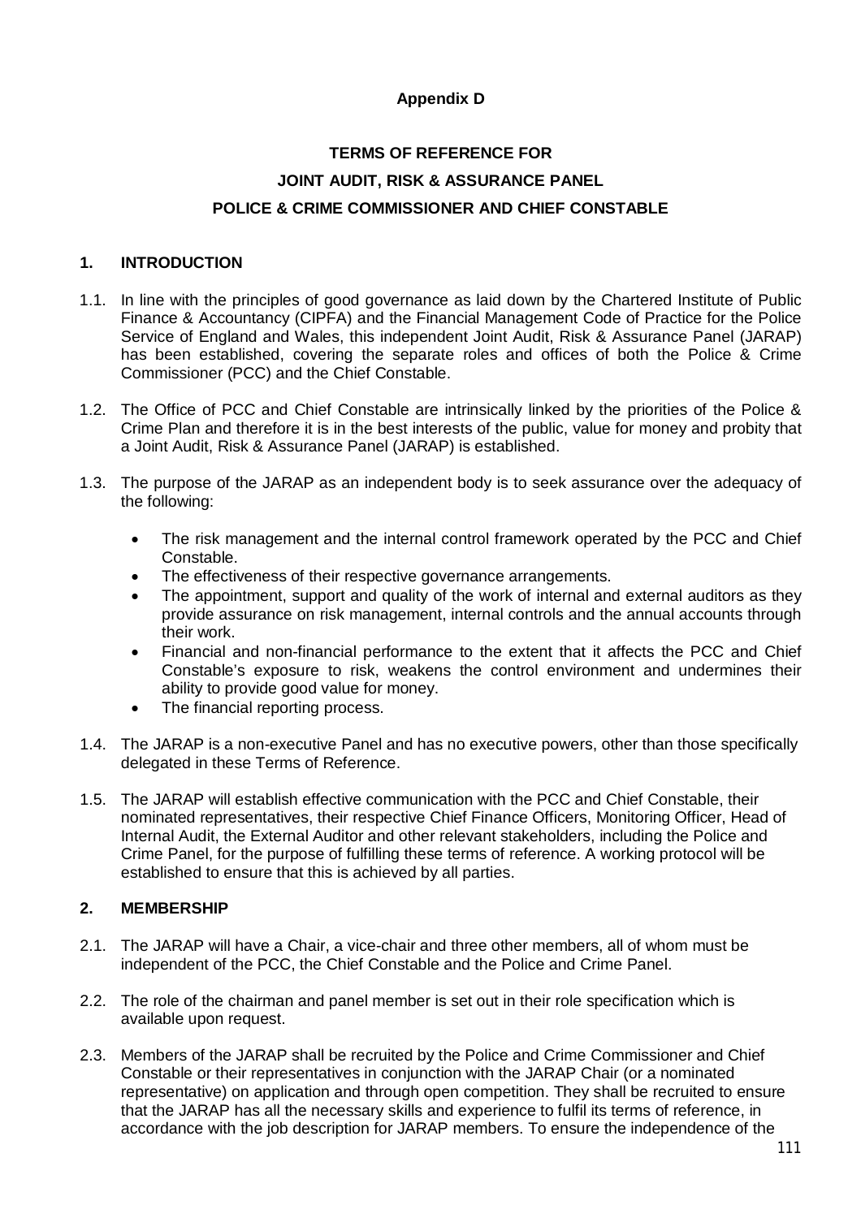**Appendix D**

# TERMS OF REFERENCE FOR JOINT AUDIT, RISK & ASSURANCE PANEL POLICE & CRIME COMMISSIONER AND CHIEF CONSTABLE

## 1. INTRODUCTION

1.1. In line with the principles of good governance as laid down by the Chartered Institute of Public Finance & Accountancy (CIPFA) and the Financial Management Code of Practice for the Police Service of England and Wales, this independent Joint Audit, Risk & Assurance Panel (JARAP) has been established, covering the separate roles and offices of both the Police & Crime Commissioner (PCC) and the Chief Constable.

1.2. The Office of PCC and Chief Constable are intrinsically linked by the priorities of the Police & Crime Plan and therefore it is in the best interests of the public, value for money and probity that a Joint Audit, Risk & Assurance Panel (JARAP) is established.

1.3. The purpose of the JARAP as an independent body is to seek assurance over the adequacy of the following:

- The risk management and the internal control framework operated by the PCC and Chief Constable.
- The effectiveness of their respective governance arrangements.
- The appointment, support and quality of the work of internal and external auditors as they provide assurance on risk management, internal controls and the annual accounts through their work.
- Financial and non-financial performance to the extent that it affects the PCC and Chief Constable's exposure to risk, weakens the control environment and undermines their ability to provide good value for money.
- The financial reporting process.

1.4. The JARAP is a non-executive Panel and has no executive powers, other than those specifically delegated in these Terms of Reference.

1.5. The JARAP will establish effective communication with the PCC and Chief Constable, their nominated representatives, their respective Chief Finance Officers, Monitoring Officer, Head of Internal Audit, the External Auditor and other relevant stakeholders, including the Police and Crime Panel, for the purpose of fulfilling these terms of reference. A working protocol will be established to ensure that this is achieved by all parties.

## 2. MEMBERSHIP

2.1. The JARAP will have a Chair, a vice-chair and three other members, all of whom must be independent of the PCC, the Chief Constable and the Police and Crime Panel.

2.2. The role of the chairman and panel member is set out in their role specification which is available upon request.

2.3. Members of the JARAP shall be recruited by the Police and Crime Commissioner and Chief Constable or their representatives in conjunction with the JARAP Chair (or a nominated representative) on application and through open competition. They shall be recruited to ensure that the JARAP has all the necessary skills and experience to fulfil its terms of reference, in accordance with the job description for JARAP members. To ensure the independence of the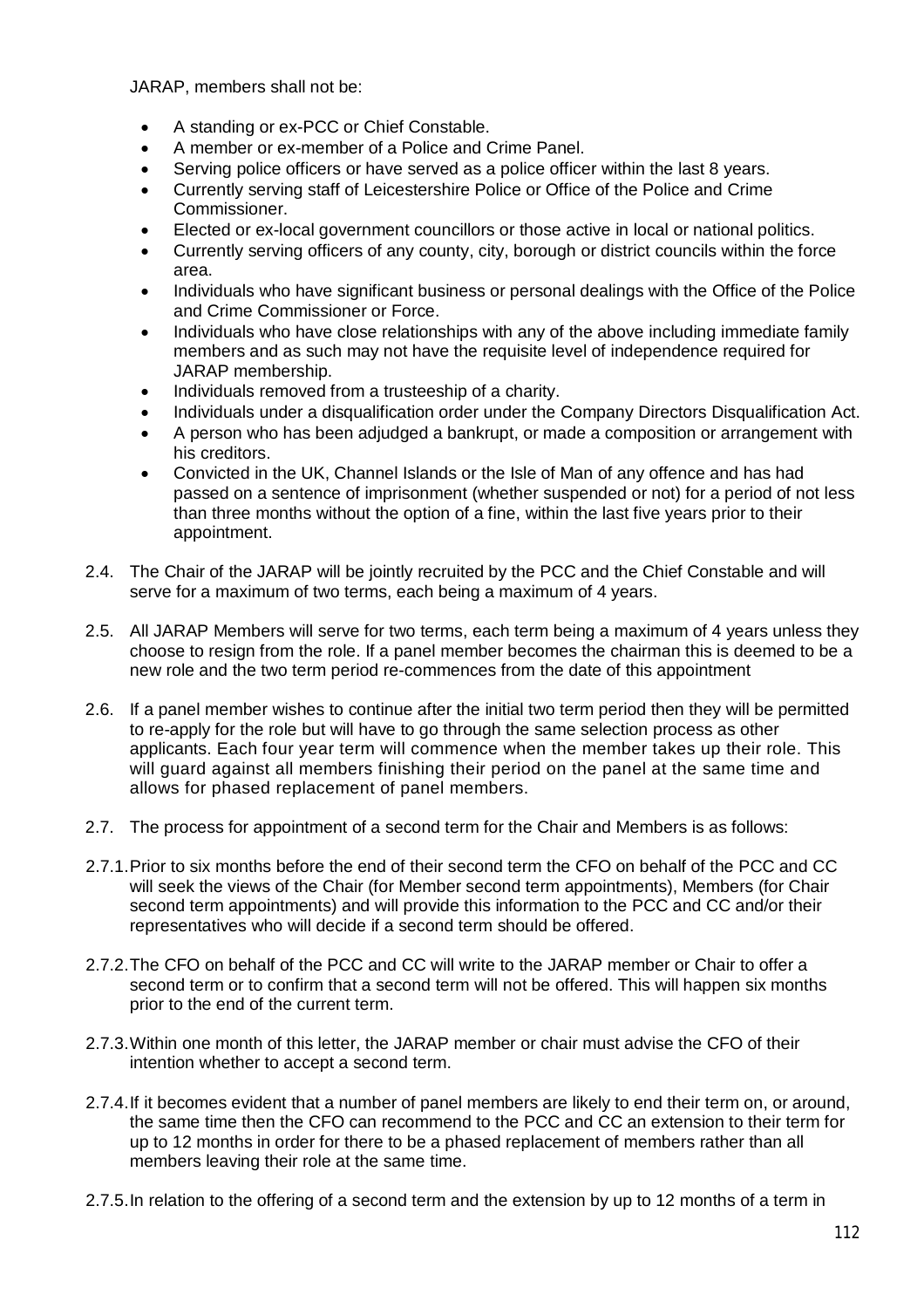JARAP, members shall not be:

- A standing or ex-PCC or Chief Constable.
- A member or ex-member of a Police and Crime Panel.
- Serving police officers or have served as a police officer within the last 8 years.
- Currently serving staff of Leicestershire Police or Office of the Police and Crime Commissioner.
- Elected or ex-local government councillors or those active in local or national politics.
- Currently serving officers of any county, city, borough or district councils within the force area.
- Individuals who have significant business or personal dealings with the Office of the Police and Crime Commissioner or Force.
- Individuals who have close relationships with any of the above including immediate family members and as such may not have the requisite level of independence required for JARAP membership.
- Individuals removed from a trusteeship of a charity.
- Individuals under a disqualification order under the Company Directors Disqualification Act.
- A person who has been adjudged a bankrupt, or made a composition or arrangement with his creditors.
- Convicted in the UK, Channel Islands or the Isle of Man of any offence and has had passed on a sentence of imprisonment (whether suspended or not) for a period of not less than three months without the option of a fine, within the last five years prior to their appointment.

2.4. The Chair of the JARAP will be jointly recruited by the PCC and the Chief Constable and will serve for a maximum of two terms, each being a maximum of 4 years.

2.5. All JARAP Members will serve for two terms, each term being a maximum of 4 years unless they choose to resign from the role. If a panel member becomes the chairman this is deemed to be a new role and the two term period re-commences from the date of this appointment

2.6. If a panel member wishes to continue after the initial two term period then they will be permitted to re-apply for the role but will have to go through the same selection process as other applicants. Each four year term will commence when the member takes up their role. This will guard against all members finishing their period on the panel at the same time and allows for phased replacement of panel members.

2.7. The process for appointment of a second term for the Chair and Members is as follows:

2.7.1. Prior to six months before the end of their second term the CFO on behalf of the PCC and CC will seek the views of the Chair (for Member second term appointments), Members (for Chair second term appointments) and will provide this information to the PCC and CC and/or their representatives who will decide if a second term should be offered.

2.7.2. The CFO on behalf of the PCC and CC will write to the JARAP member or Chair to offer a second term or to confirm that a second term will not be offered. This will happen six months prior to the end of the current term.

2.7.3. Within one month of this letter, the JARAP member or chair must advise the CFO of their intention whether to accept a second term.

2.7.4. If it becomes evident that a number of panel members are likely to end their term on, or around, the same time then the CFO can recommend to the PCC and CC an extension to their term for up to 12 months in order for there to be a phased replacement of members rather than all members leaving their role at the same time.

2.7.5. In relation to the offering of a second term and the extension by up to 12 months of a term in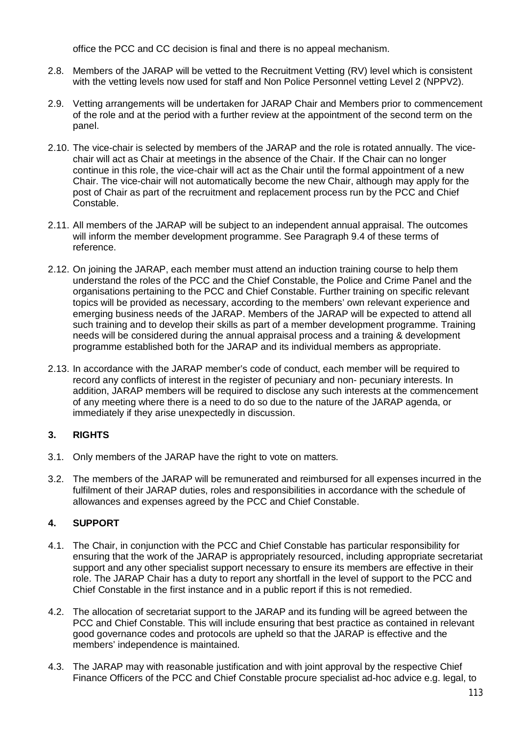office the PCC and CC decision is final and there is no appeal mechanism.

2.8. Members of the JARAP will be vetted to the Recruitment Vetting (RV) level which is consistent with the vetting levels now used for staff and Non Police Personnel vetting Level 2 (NPPV2).

2.9. Vetting arrangements will be undertaken for JARAP Chair and Members prior to commencement of the role and at the period with a further review at the appointment of the second term on the panel.

2.10. The vice-chair is selected by members of the JARAP and the role is rotated annually. The vice-chair will act as Chair at meetings in the absence of the Chair. If the Chair can no longer continue in this role, the vice-chair will act as the Chair until the formal appointment of a new Chair. The vice-chair will not automatically become the new Chair, although may apply for the post of Chair as part of the recruitment and replacement process run by the PCC and Chief Constable.

2.11. All members of the JARAP will be subject to an independent annual appraisal. The outcomes will inform the member development programme. See Paragraph 9.4 of these terms of reference.

2.12. On joining the JARAP, each member must attend an induction training course to help them understand the roles of the PCC and the Chief Constable, the Police and Crime Panel and the organisations pertaining to the PCC and Chief Constable. Further training on specific relevant topics will be provided as necessary, according to the members' own relevant experience and emerging business needs of the JARAP. Members of the JARAP will be expected to attend all such training and to develop their skills as part of a member development programme. Training needs will be considered during the annual appraisal process and a training & development programme established both for the JARAP and its individual members as appropriate.

2.13. In accordance with the JARAP member's code of conduct, each member will be required to record any conflicts of interest in the register of pecuniary and non- pecuniary interests. In addition, JARAP members will be required to disclose any such interests at the commencement of any meeting where there is a need to do so due to the nature of the JARAP agenda, or immediately if they arise unexpectedly in discussion.

## 3. RIGHTS

3.1. Only members of the JARAP have the right to vote on matters.

3.2. The members of the JARAP will be remunerated and reimbursed for all expenses incurred in the fulfilment of their JARAP duties, roles and responsibilities in accordance with the schedule of allowances and expenses agreed by the PCC and Chief Constable.

## 4. SUPPORT

4.1. The Chair, in conjunction with the PCC and Chief Constable has particular responsibility for ensuring that the work of the JARAP is appropriately resourced, including appropriate secretariat support and any other specialist support necessary to ensure its members are effective in their role. The JARAP Chair has a duty to report any shortfall in the level of support to the PCC and Chief Constable in the first instance and in a public report if this is not remedied.

4.2. The allocation of secretariat support to the JARAP and its funding will be agreed between the PCC and Chief Constable. This will include ensuring that best practice as contained in relevant good governance codes and protocols are upheld so that the JARAP is effective and the members' independence is maintained.

4.3. The JARAP may with reasonable justification and with joint approval by the respective Chief Finance Officers of the PCC and Chief Constable procure specialist ad-hoc advice e.g. legal, to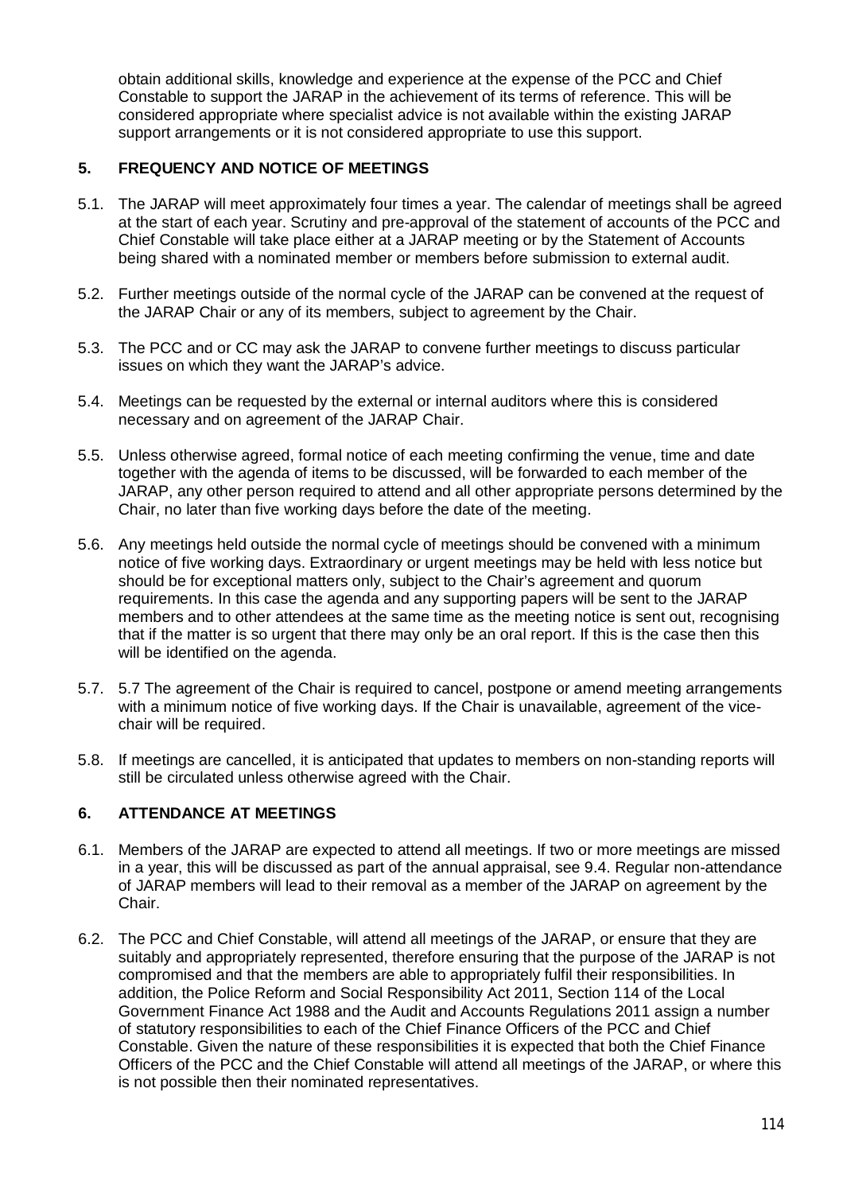obtain additional skills, knowledge and experience at the expense of the PCC and Chief Constable to support the JARAP in the achievement of its terms of reference. This will be considered appropriate where specialist advice is not available within the existing JARAP support arrangements or it is not considered appropriate to use this support.

## 5. FREQUENCY AND NOTICE OF MEETINGS

5.1. The JARAP will meet approximately four times a year. The calendar of meetings shall be agreed at the start of each year. Scrutiny and pre-approval of the statement of accounts of the PCC and Chief Constable will take place either at a JARAP meeting or by the Statement of Accounts being shared with a nominated member or members before submission to external audit.

5.2. Further meetings outside of the normal cycle of the JARAP can be convened at the request of the JARAP Chair or any of its members, subject to agreement by the Chair.

5.3. The PCC and or CC may ask the JARAP to convene further meetings to discuss particular issues on which they want the JARAP's advice.

5.4. Meetings can be requested by the external or internal auditors where this is considered necessary and on agreement of the JARAP Chair.

5.5. Unless otherwise agreed, formal notice of each meeting confirming the venue, time and date together with the agenda of items to be discussed, will be forwarded to each member of the JARAP, any other person required to attend and all other appropriate persons determined by the Chair, no later than five working days before the date of the meeting.

5.6. Any meetings held outside the normal cycle of meetings should be convened with a minimum notice of five working days. Extraordinary or urgent meetings may be held with less notice but should be for exceptional matters only, subject to the Chair's agreement and quorum requirements. In this case the agenda and any supporting papers will be sent to the JARAP members and to other attendees at the same time as the meeting notice is sent out, recognising that if the matter is so urgent that there may only be an oral report. If this is the case then this will be identified on the agenda.

5.7. 5.7 The agreement of the Chair is required to cancel, postpone or amend meeting arrangements with a minimum notice of five working days. If the Chair is unavailable, agreement of the vice-chair will be required.

5.8. If meetings are cancelled, it is anticipated that updates to members on non-standing reports will still be circulated unless otherwise agreed with the Chair.

## 6. ATTENDANCE AT MEETINGS

6.1. Members of the JARAP are expected to attend all meetings. If two or more meetings are missed in a year, this will be discussed as part of the annual appraisal, see 9.4. Regular non-attendance of JARAP members will lead to their removal as a member of the JARAP on agreement by the Chair.

6.2. The PCC and Chief Constable, will attend all meetings of the JARAP, or ensure that they are suitably and appropriately represented, therefore ensuring that the purpose of the JARAP is not compromised and that the members are able to appropriately fulfil their responsibilities. In addition, the Police Reform and Social Responsibility Act 2011, Section 114 of the Local Government Finance Act 1988 and the Audit and Accounts Regulations 2011 assign a number of statutory responsibilities to each of the Chief Finance Officers of the PCC and Chief Constable. Given the nature of these responsibilities it is expected that both the Chief Finance Officers of the PCC and the Chief Constable will attend all meetings of the JARAP, or where this is not possible then their nominated representatives.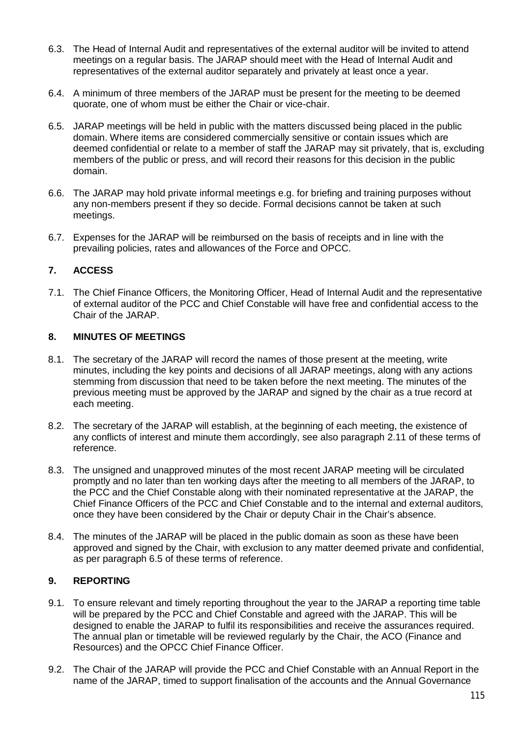6.3. The Head of Internal Audit and representatives of the external auditor will be invited to attend meetings on a regular basis. The JARAP should meet with the Head of Internal Audit and representatives of the external auditor separately and privately at least once a year.

6.4. A minimum of three members of the JARAP must be present for the meeting to be deemed quorate, one of whom must be either the Chair or vice-chair.

6.5. JARAP meetings will be held in public with the matters discussed being placed in the public domain. Where items are considered commercially sensitive or contain issues which are deemed confidential or relate to a member of staff the JARAP may sit privately, that is, excluding members of the public or press, and will record their reasons for this decision in the public domain.

6.6. The JARAP may hold private informal meetings e.g. for briefing and training purposes without any non-members present if they so decide. Formal decisions cannot be taken at such meetings.

6.7. Expenses for the JARAP will be reimbursed on the basis of receipts and in line with the prevailing policies, rates and allowances of the Force and OPCC.

## 7. ACCESS

7.1. The Chief Finance Officers, the Monitoring Officer, Head of Internal Audit and the representative of external auditor of the PCC and Chief Constable will have free and confidential access to the Chair of the JARAP.

## 8. MINUTES OF MEETINGS

8.1. The secretary of the JARAP will record the names of those present at the meeting, write minutes, including the key points and decisions of all JARAP meetings, along with any actions stemming from discussion that need to be taken before the next meeting. The minutes of the previous meeting must be approved by the JARAP and signed by the chair as a true record at each meeting.

8.2. The secretary of the JARAP will establish, at the beginning of each meeting, the existence of any conflicts of interest and minute them accordingly, see also paragraph 2.11 of these terms of reference.

8.3. The unsigned and unapproved minutes of the most recent JARAP meeting will be circulated promptly and no later than ten working days after the meeting to all members of the JARAP, to the PCC and the Chief Constable along with their nominated representative at the JARAP, the Chief Finance Officers of the PCC and Chief Constable and to the internal and external auditors, once they have been considered by the Chair or deputy Chair in the Chair's absence.

8.4. The minutes of the JARAP will be placed in the public domain as soon as these have been approved and signed by the Chair, with exclusion to any matter deemed private and confidential, as per paragraph 6.5 of these terms of reference.

## 9. REPORTING

9.1. To ensure relevant and timely reporting throughout the year to the JARAP a reporting time table will be prepared by the PCC and Chief Constable and agreed with the JARAP. This will be designed to enable the JARAP to fulfil its responsibilities and receive the assurances required. The annual plan or timetable will be reviewed regularly by the Chair, the ACO (Finance and Resources) and the OPCC Chief Finance Officer.

9.2. The Chair of the JARAP will provide the PCC and Chief Constable with an Annual Report in the name of the JARAP, timed to support finalisation of the accounts and the Annual Governance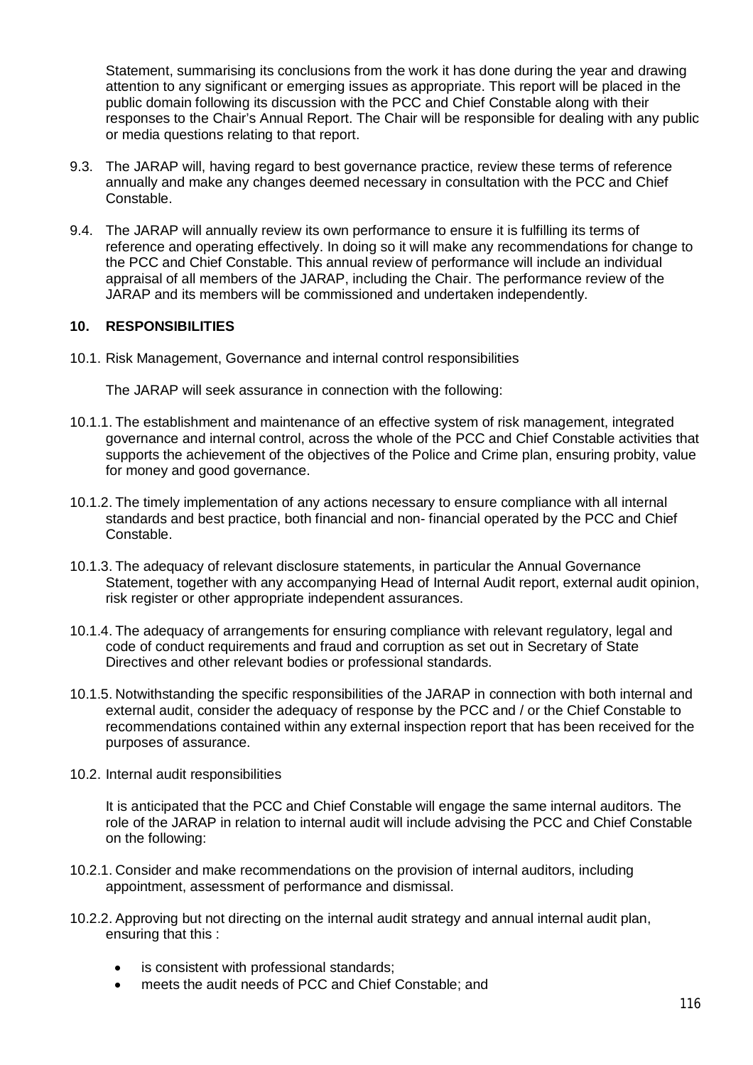Statement, summarising its conclusions from the work it has done during the year and drawing attention to any significant or emerging issues as appropriate. This report will be placed in the public domain following its discussion with the PCC and Chief Constable along with their responses to the Chair's Annual Report. The Chair will be responsible for dealing with any public or media questions relating to that report.

9.3. The JARAP will, having regard to best governance practice, review these terms of reference annually and make any changes deemed necessary in consultation with the PCC and Chief Constable.

9.4. The JARAP will annually review its own performance to ensure it is fulfilling its terms of reference and operating effectively. In doing so it will make any recommendations for change to the PCC and Chief Constable. This annual review of performance will include an individual appraisal of all members of the JARAP, including the Chair. The performance review of the JARAP and its members will be commissioned and undertaken independently.

## 10. RESPONSIBILITIES

10.1. Risk Management, Governance and internal control responsibilities

The JARAP will seek assurance in connection with the following:

10.1.1. The establishment and maintenance of an effective system of risk management, integrated governance and internal control, across the whole of the PCC and Chief Constable activities that supports the achievement of the objectives of the Police and Crime plan, ensuring probity, value for money and good governance.

10.1.2. The timely implementation of any actions necessary to ensure compliance with all internal standards and best practice, both financial and non- financial operated by the PCC and Chief Constable.

10.1.3. The adequacy of relevant disclosure statements, in particular the Annual Governance Statement, together with any accompanying Head of Internal Audit report, external audit opinion, risk register or other appropriate independent assurances.

10.1.4. The adequacy of arrangements for ensuring compliance with relevant regulatory, legal and code of conduct requirements and fraud and corruption as set out in Secretary of State Directives and other relevant bodies or professional standards.

10.1.5. Notwithstanding the specific responsibilities of the JARAP in connection with both internal and external audit, consider the adequacy of response by the PCC and / or the Chief Constable to recommendations contained within any external inspection report that has been received for the purposes of assurance.

10.2. Internal audit responsibilities

It is anticipated that the PCC and Chief Constable will engage the same internal auditors. The role of the JARAP in relation to internal audit will include advising the PCC and Chief Constable on the following:

10.2.1. Consider and make recommendations on the provision of internal auditors, including appointment, assessment of performance and dismissal.

10.2.2. Approving but not directing on the internal audit strategy and annual internal audit plan, ensuring that this :

- is consistent with professional standards;
- meets the audit needs of PCC and Chief Constable; and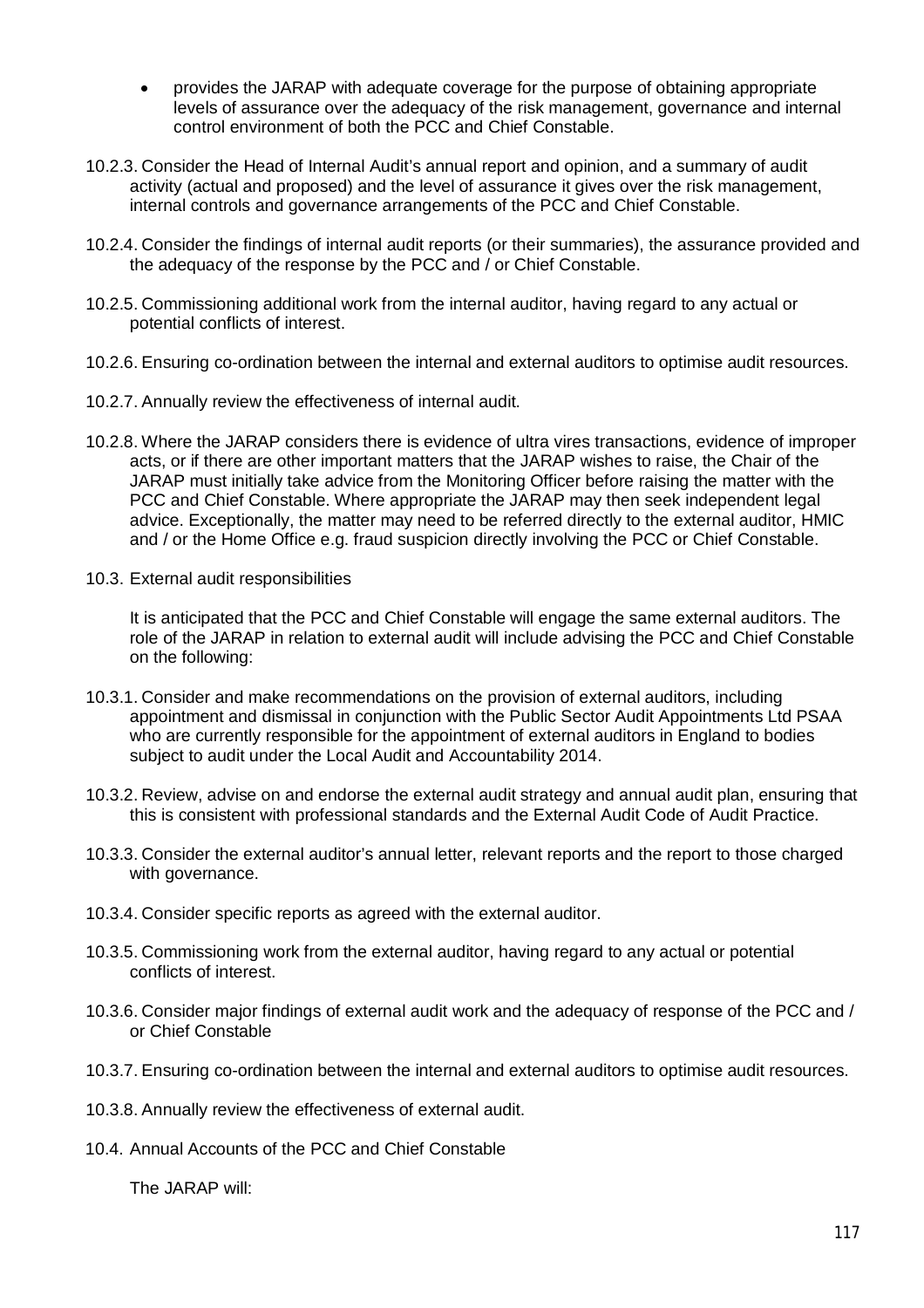- provides the JARAP with adequate coverage for the purpose of obtaining appropriate levels of assurance over the adequacy of the risk management, governance and internal control environment of both the PCC and Chief Constable.

10.2.3. Consider the Head of Internal Audit's annual report and opinion, and a summary of audit activity (actual and proposed) and the level of assurance it gives over the risk management, internal controls and governance arrangements of the PCC and Chief Constable.

10.2.4. Consider the findings of internal audit reports (or their summaries), the assurance provided and the adequacy of the response by the PCC and / or Chief Constable.

10.2.5. Commissioning additional work from the internal auditor, having regard to any actual or potential conflicts of interest.

10.2.6. Ensuring co-ordination between the internal and external auditors to optimise audit resources.

10.2.7. Annually review the effectiveness of internal audit.

10.2.8. Where the JARAP considers there is evidence of ultra vires transactions, evidence of improper acts, or if there are other important matters that the JARAP wishes to raise, the Chair of the JARAP must initially take advice from the Monitoring Officer before raising the matter with the PCC and Chief Constable. Where appropriate the JARAP may then seek independent legal advice. Exceptionally, the matter may need to be referred directly to the external auditor, HMIC and / or the Home Office e.g. fraud suspicion directly involving the PCC or Chief Constable.

10.3. External audit responsibilities

It is anticipated that the PCC and Chief Constable will engage the same external auditors. The role of the JARAP in relation to external audit will include advising the PCC and Chief Constable on the following:

10.3.1. Consider and make recommendations on the provision of external auditors, including appointment and dismissal in conjunction with the Public Sector Audit Appointments Ltd PSAA who are currently responsible for the appointment of external auditors in England to bodies subject to audit under the Local Audit and Accountability 2014.

10.3.2. Review, advise on and endorse the external audit strategy and annual audit plan, ensuring that this is consistent with professional standards and the External Audit Code of Audit Practice.

10.3.3. Consider the external auditor's annual letter, relevant reports and the report to those charged with governance.

10.3.4. Consider specific reports as agreed with the external auditor.

10.3.5. Commissioning work from the external auditor, having regard to any actual or potential conflicts of interest.

10.3.6. Consider major findings of external audit work and the adequacy of response of the PCC and / or Chief Constable

10.3.7. Ensuring co-ordination between the internal and external auditors to optimise audit resources.

10.3.8. Annually review the effectiveness of external audit.

10.4. Annual Accounts of the PCC and Chief Constable

The JARAP will: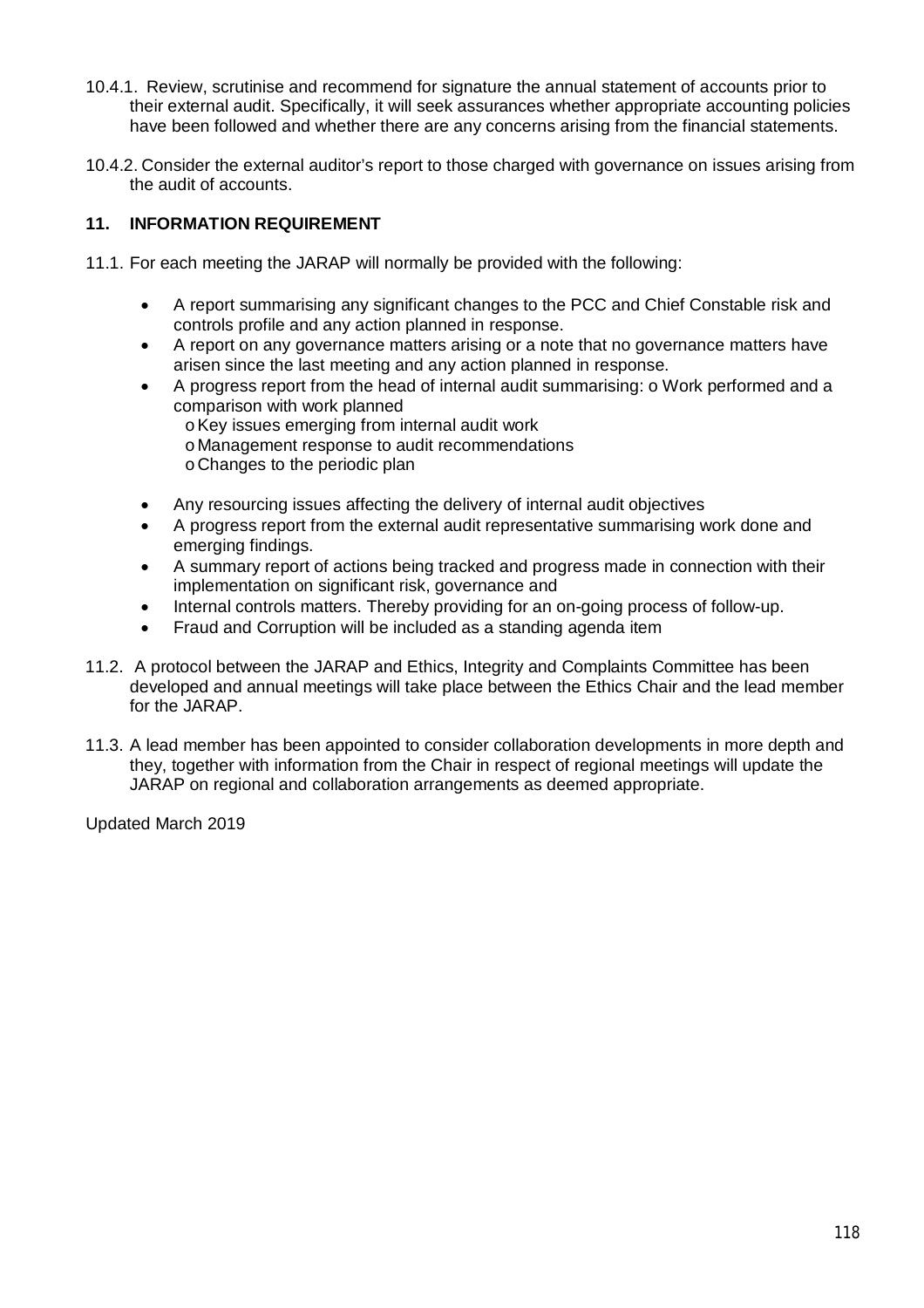10.4.1. Review, scrutinise and recommend for signature the annual statement of accounts prior to their external audit. Specifically, it will seek assurances whether appropriate accounting policies have been followed and whether there are any concerns arising from the financial statements.

10.4.2. Consider the external auditor's report to those charged with governance on issues arising from the audit of accounts.

## 11. INFORMATION REQUIREMENT

11.1. For each meeting the JARAP will normally be provided with the following:

- A report summarising any significant changes to the PCC and Chief Constable risk and controls profile and any action planned in response.
- A report on any governance matters arising or a note that no governance matters have arisen since the last meeting and any action planned in response.
- A progress report from the head of internal audit summarising: o Work performed and a comparison with work planned
  - Key issues emerging from internal audit work
  - Management response to audit recommendations
  - Changes to the periodic plan
- Any resourcing issues affecting the delivery of internal audit objectives
- A progress report from the external audit representative summarising work done and emerging findings.
- A summary report of actions being tracked and progress made in connection with their implementation on significant risk, governance and
- Internal controls matters. Thereby providing for an on-going process of follow-up.
- Fraud and Corruption will be included as a standing agenda item

11.2. A protocol between the JARAP and Ethics, Integrity and Complaints Committee has been developed and annual meetings will take place between the Ethics Chair and the lead member for the JARAP.

11.3. A lead member has been appointed to consider collaboration developments in more depth and they, together with information from the Chair in respect of regional meetings will update the JARAP on regional and collaboration arrangements as deemed appropriate.

Updated March 2019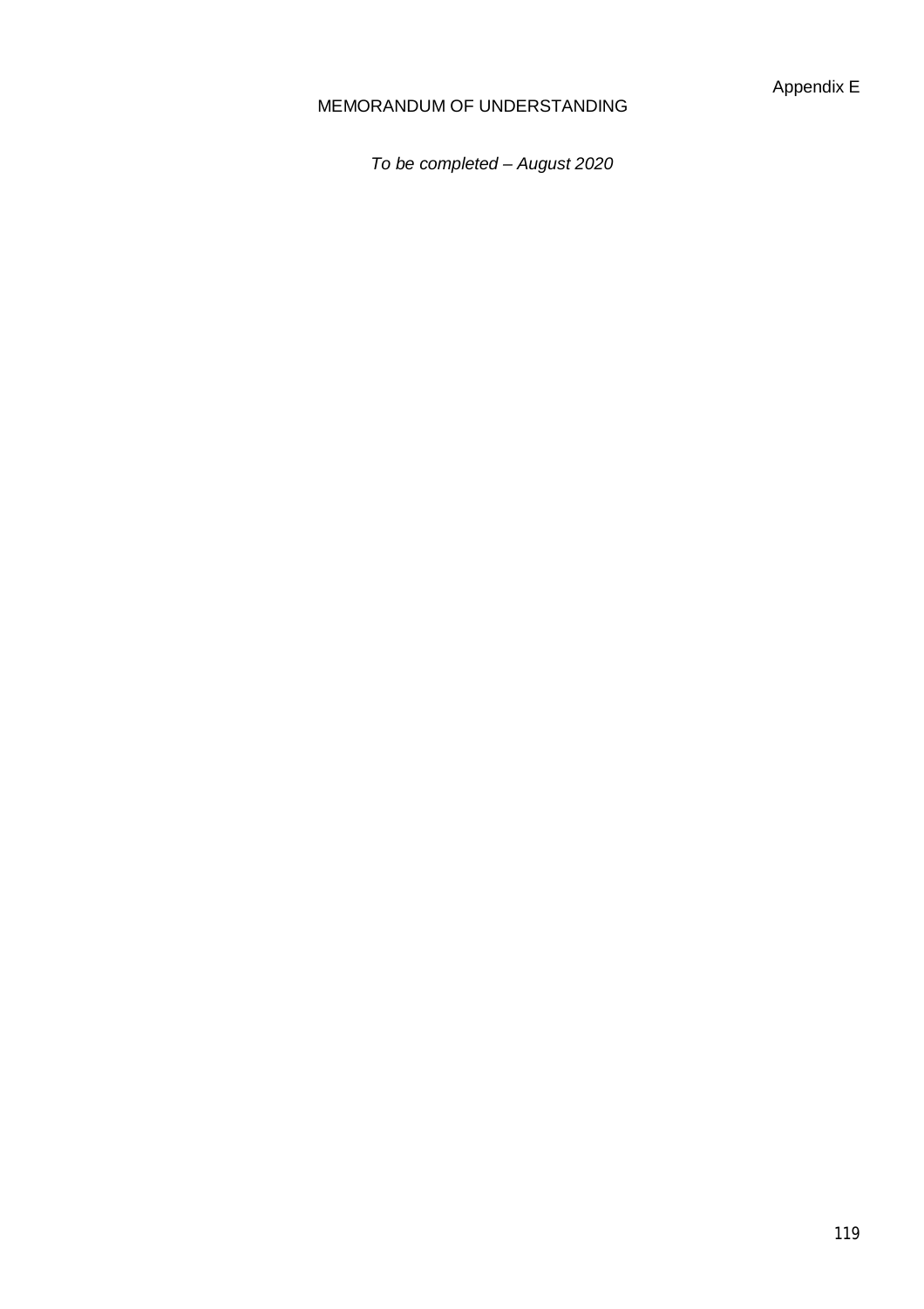Appendix E

# MEMORANDUM OF UNDERSTANDING

*To be completed – August 2020*